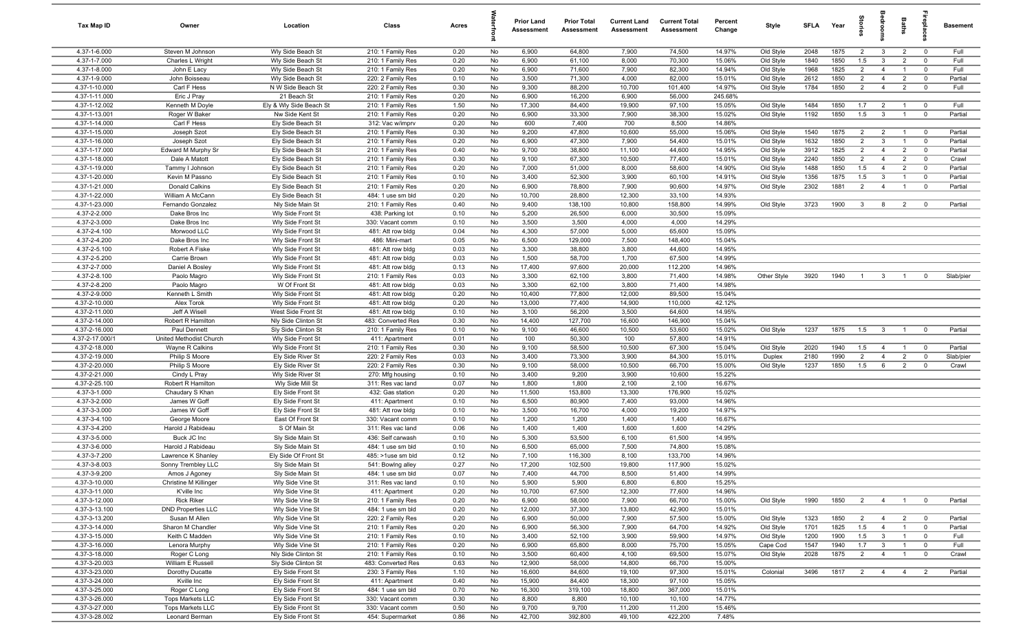| Tax Map ID | Owner | Location | Class | Acres | Waterfront | Prior Land Assessment | Prior Total Assessment | Current Land Assessment | Current Total Assessment | Percent Change | Style | SFLA | Year | Stories | Bedrooms | Baths | Fireplaces | Basement |
|---|---|---|---|---|---|---|---|---|---|---|---|---|---|---|---|---|---|---|
| 4.37-1-6.000 | Steven M Johnson | Wly Side Beach St | 210: 1 Family Res | 0.20 | No | 6,900 | 64,800 | 7,900 | 74,500 | 14.97% | Old Style | 2048 | 1875 | 2 | 3 | 2 | 0 | Full |
| 4.37-1-7.000 | Charles L Wright | Wly Side Beach St | 210: 1 Family Res | 0.20 | No | 6,900 | 61,100 | 8,000 | 70,300 | 15.06% | Old Style | 1840 | 1850 | 1.5 | 3 | 2 | 0 | Full |
| 4.37-1-8.000 | John E Lacy | Wly Side Beach St | 210: 1 Family Res | 0.20 | No | 6,900 | 71,600 | 7,900 | 82,300 | 14.94% | Old Style | 1968 | 1825 | 2 | 4 | 1 | 0 | Full |
| 4.37-1-9.000 | John Boisseau | Wly Side Beach St | 220: 2 Family Res | 0.10 | No | 3,500 | 71,300 | 4,000 | 82,000 | 15.01% | Old Style | 2612 | 1850 | 2 | 4 | 2 | 0 | Partial |
| 4.37-1-10.000 | Carl F Hess | N W Side Beach St | 220: 2 Family Res | 0.30 | No | 9,300 | 88,200 | 10,700 | 101,400 | 14.97% | Old Style | 1784 | 1850 | 2 | 4 | 2 | 0 | Full |
| 4.37-1-11.000 | Eric J Pray | 21 Beach St | 210: 1 Family Res | 0.20 | No | 6,900 | 16,200 | 6,900 | 56,000 | 245.68% | | | | | | | | |
| 4.37-1-12.002 | Kenneth M Doyle | Ely & Wly Side Beach St | 210: 1 Family Res | 1.50 | No | 17,300 | 84,400 | 19,900 | 97,100 | 15.05% | Old Style | 1484 | 1850 | 1.7 | 2 | 1 | 0 | Full |
| 4.37-1-13.001 | Roger W Baker | Nw Side Kent St | 210: 1 Family Res | 0.20 | No | 6,900 | 33,300 | 7,900 | 38,300 | 15.02% | Old Style | 1192 | 1850 | 1.5 | 3 | 1 | 0 | Partial |
| 4.37-1-14.000 | Carl F Hess | Ely Side Beach St | 312: Vac w/imprv | 0.20 | No | 600 | 7,400 | 700 | 8,500 | 14.86% | | | | | | | | |
| 4.37-1-15.000 | Joseph Szot | Ely Side Beach St | 210: 1 Family Res | 0.30 | No | 9,200 | 47,800 | 10,600 | 55,000 | 15.06% | Old Style | 1540 | 1875 | 2 | 2 | 1 | 0 | Partial |
| 4.37-1-16.000 | Joseph Szot | Ely Side Beach St | 210: 1 Family Res | 0.20 | No | 6,900 | 47,300 | 7,900 | 54,400 | 15.01% | Old Style | 1632 | 1850 | 2 | 3 | 1 | 0 | Partial |
| 4.37-1-17.000 | Edward M Murphy Sr | Ely Side Beach St | 210: 1 Family Res | 0.40 | No | 9,700 | 38,800 | 11,100 | 44,600 | 14.95% | Old Style | 3912 | 1825 | 2 | 4 | 2 | 0 | Partial |
| 4.37-1-18.000 | Dale A Matott | Ely Side Beach St | 210: 1 Family Res | 0.30 | No | 9,100 | 67,300 | 10,500 | 77,400 | 15.01% | Old Style | 2240 | 1850 | 2 | 4 | 2 | 0 | Crawl |
| 4.37-1-19.000 | Tammy I Johnson | Ely Side Beach St | 210: 1 Family Res | 0.20 | No | 7,000 | 51,000 | 8,000 | 58,600 | 14.90% | Old Style | 1488 | 1850 | 1.5 | 4 | 2 | 0 | Partial |
| 4.37-1-20.000 | Kevin M Passno | Ely Side Beach St | 210: 1 Family Res | 0.10 | No | 3,400 | 52,300 | 3,900 | 60,100 | 14.91% | Old Style | 1356 | 1875 | 1.5 | 3 | 1 | 0 | Partial |
| 4.37-1-21.000 | Donald Calkins | Ely Side Beach St | 210: 1 Family Res | 0.20 | No | 6,900 | 78,800 | 7,900 | 90,600 | 14.97% | Old Style | 2302 | 1881 | 2 | 4 | 1 | 0 | Partial |
| 4.37-1-22.000 | William A McCann | Ely Side Beach St | 484: 1 use sm bld | 0.20 | No | 10,700 | 28,800 | 12,300 | 33,100 | 14.93% | | | | | | | | |
| 4.37-1-23.000 | Fernando Gonzalez | Nly Side Main St | 210: 1 Family Res | 0.40 | No | 9,400 | 138,100 | 10,800 | 158,800 | 14.99% | Old Style | 3723 | 1900 | 3 | 8 | 2 | 0 | Partial |
| 4.37-2-2.000 | Dake Bros Inc | Wly Side Front St | 438: Parking lot | 0.10 | No | 5,200 | 26,500 | 6,000 | 30,500 | 15.09% | | | | | | | | |
| 4.37-2-3.000 | Dake Bros Inc | Wly Side Front St | 330: Vacant comm | 0.10 | No | 3,500 | 3,500 | 4,000 | 4,000 | 14.29% | | | | | | | | |
| 4.37-2-4.100 | Morwood LLC | Wly Side Front St | 481: Att row bldg | 0.04 | No | 4,300 | 57,000 | 5,000 | 65,600 | 15.09% | | | | | | | | |
| 4.37-2-4.200 | Dake Bros Inc | Wly Side Front St | 486: Mini-mart | 0.05 | No | 6,500 | 129,000 | 7,500 | 148,400 | 15.04% | | | | | | | | |
| 4.37-2-5.100 | Robert A Fiske | Wly Side Front St | 481: Att row bldg | 0.03 | No | 3,300 | 38,800 | 3,800 | 44,600 | 14.95% | | | | | | | | |
| 4.37-2-5.200 | Carrie Brown | Wly Side Front St | 481: Att row bldg | 0.03 | No | 1,500 | 58,700 | 1,700 | 67,500 | 14.99% | | | | | | | | |
| 4.37-2-7.000 | Daniel A Bosley | Wly Side Front St | 481: Att row bldg | 0.13 | No | 17,400 | 97,600 | 20,000 | 112,200 | 14.96% | | | | | | | | |
| 4.37-2-8.100 | Paolo Magro | Wly Side Front St | 210: 1 Family Res | 0.03 | No | 3,300 | 62,100 | 3,800 | 71,400 | 14.98% | Other Style | 3920 | 1940 | 1 | 3 | 1 | 0 | Slab/pier |
| 4.37-2-8.200 | Paolo Magro | W Of Front St | 481: Att row bldg | 0.03 | No | 3,300 | 62,100 | 3,800 | 71,400 | 14.98% | | | | | | | | |
| 4.37-2-9.000 | Kenneth L Smith | Wly Side Front St | 481: Att row bldg | 0.20 | No | 10,400 | 77,800 | 12,000 | 89,500 | 15.04% | | | | | | | | |
| 4.37-2-10.000 | Alex Torok | Wly Side Front St | 481: Att row bldg | 0.20 | No | 13,000 | 77,400 | 14,900 | 110,000 | 42.12% | | | | | | | | |
| 4.37-2-11.000 | Jeff A Wisell | West Side Front St | 481: Att row bldg | 0.10 | No | 3,100 | 56,200 | 3,500 | 64,600 | 14.95% | | | | | | | | |
| 4.37-2-14.000 | Robert R Hamilton | Nly Side Clinton St | 483: Converted Res | 0.30 | No | 14,400 | 127,700 | 16,600 | 146,900 | 15.04% | | | | | | | | |
| 4.37-2-16.000 | Paul Dennett | Sly Side Clinton St | 210: 1 Family Res | 0.10 | No | 9,100 | 46,600 | 10,500 | 53,600 | 15.02% | Old Style | 1237 | 1875 | 1.5 | 3 | 1 | 0 | Partial |
| 4.37-2-17.000/1 | United Methodist Church | Wly Side Front St | 411: Apartment | 0.01 | No | 100 | 50,300 | 100 | 57,800 | 14.91% | | | | | | | | |
| 4.37-2-18.000 | Wayne R Calkins | Wly Side Front St | 210: 1 Family Res | 0.30 | No | 9,100 | 58,500 | 10,500 | 67,300 | 15.04% | Old Style | 2020 | 1940 | 1.5 | 4 | 1 | 0 | Partial |
| 4.37-2-19.000 | Philip S Moore | Ely Side River St | 220: 2 Family Res | 0.03 | No | 3,400 | 73,300 | 3,900 | 84,300 | 15.01% | Duplex | 2180 | 1990 | 2 | 4 | 2 | 0 | Slab/pier |
| 4.37-2-20.000 | Philip S Moore | Ely Side River St | 220: 2 Family Res | 0.30 | No | 9,100 | 58,000 | 10,500 | 66,700 | 15.00% | Old Style | 1237 | 1850 | 1.5 | 6 | 2 | 0 | Crawl |
| 4.37-2-21.000 | Cindy L Pray | Wly Side River St | 270: Mfg housing | 0.10 | No | 3,400 | 9,200 | 3,900 | 10,600 | 15.22% | | | | | | | | |
| 4.37-2-25.100 | Robert R Hamilton | Wly Side Mill St | 311: Res vac land | 0.07 | No | 1,800 | 1,800 | 2,100 | 2,100 | 16.67% | | | | | | | | |
| 4.37-3-1.000 | Chaudary S Khan | Ely Side Front St | 432: Gas station | 0.20 | No | 11,500 | 153,800 | 13,300 | 176,900 | 15.02% | | | | | | | | |
| 4.37-3-2.000 | James W Goff | Ely Side Front St | 411: Apartment | 0.10 | No | 6,500 | 80,900 | 7,400 | 93,000 | 14.96% | | | | | | | | |
| 4.37-3-3.000 | James W Goff | Ely Side Front St | 481: Att row bldg | 0.10 | No | 3,500 | 16,700 | 4,000 | 19,200 | 14.97% | | | | | | | | |
| 4.37-3-4.100 | George Moore | East Of Front St | 330: Vacant comm | 0.10 | No | 1,200 | 1,200 | 1,400 | 1,400 | 16.67% | | | | | | | | |
| 4.37-3-4.200 | Harold J Rabideau | S Of Main St | 311: Res vac land | 0.06 | No | 1,400 | 1,400 | 1,600 | 1,600 | 14.29% | | | | | | | | |
| 4.37-3-5.000 | Buck JC Inc | Sly Side Main St | 436: Self carwash | 0.10 | No | 5,300 | 53,500 | 6,100 | 61,500 | 14.95% | | | | | | | | |
| 4.37-3-6.000 | Harold J Rabideau | Sly Side Main St | 484: 1 use sm bld | 0.10 | No | 6,500 | 65,000 | 7,500 | 74,800 | 15.08% | | | | | | | | |
| 4.37-3-7.200 | Lawrence K Shanley | Ely Side Of Front St | 485: >1use sm bld | 0.12 | No | 7,100 | 116,300 | 8,100 | 133,700 | 14.96% | | | | | | | | |
| 4.37-3-8.003 | Sonny Trembley LLC | Sly Side Main St | 541: Bowlng alley | 0.27 | No | 17,200 | 102,500 | 19,800 | 117,900 | 15.02% | | | | | | | | |
| 4.37-3-9.200 | Amos J Agoney | Sly Side Main St | 484: 1 use sm bld | 0.07 | No | 7,400 | 44,700 | 8,500 | 51,400 | 14.99% | | | | | | | | |
| 4.37-3-10.000 | Christine M Killinger | Wly Side Vine St | 311: Res vac land | 0.10 | No | 5,900 | 5,900 | 6,800 | 6,800 | 15.25% | | | | | | | | |
| 4.37-3-11.000 | K'ville Inc | Wly Side Vine St | 411: Apartment | 0.20 | No | 10,700 | 67,500 | 12,300 | 77,600 | 14.96% | | | | | | | | |
| 4.37-3-12.000 | Rick Riker | Wly Side Vine St | 210: 1 Family Res | 0.20 | No | 6,900 | 58,000 | 7,900 | 66,700 | 15.00% | Old Style | 1990 | 1850 | 2 | 4 | 1 | 0 | Partial |
| 4.37-3-13.100 | DND Properties LLC | Wly Side Vine St | 484: 1 use sm bld | 0.20 | No | 12,000 | 37,300 | 13,800 | 42,900 | 15.01% | | | | | | | | |
| 4.37-3-13.200 | Susan M Allen | Wly Side Vine St | 220: 2 Family Res | 0.20 | No | 6,900 | 50,000 | 7,900 | 57,500 | 15.00% | Old Style | 1323 | 1850 | 2 | 4 | 2 | 0 | Partial |
| 4.37-3-14.000 | Sharon M Chandler | Wly Side Vine St | 210: 1 Family Res | 0.20 | No | 6,900 | 56,300 | 7,900 | 64,700 | 14.92% | Old Style | 1701 | 1825 | 1.5 | 4 | 1 | 0 | Partial |
| 4.37-3-15.000 | Keith C Madden | Wly Side Vine St | 210: 1 Family Res | 0.10 | No | 3,400 | 52,100 | 3,900 | 59,900 | 14.97% | Old Style | 1200 | 1900 | 1.5 | 3 | 1 | 0 | Full |
| 4.37-3-16.000 | Lenora Murphy | Wly Side Vine St | 210: 1 Family Res | 0.20 | No | 6,900 | 65,800 | 8,000 | 75,700 | 15.05% | Cape Cod | 1547 | 1940 | 1.7 | 3 | 1 | 0 | Full |
| 4.37-3-18.000 | Roger C Long | Nly Side Clinton St | 210: 1 Family Res | 0.10 | No | 3,500 | 60,400 | 4,100 | 69,500 | 15.07% | Old Style | 2028 | 1875 | 2 | 4 | 1 | 0 | Crawl |
| 4.37-3-20.003 | William E Russell | Sly Side Clinton St | 483: Converted Res | 0.63 | No | 12,900 | 58,000 | 14,800 | 66,700 | 15.00% | | | | | | | | |
| 4.37-3-23.000 | Dorothy Ducatte | Ely Side Front St | 230: 3 Family Res | 1.10 | No | 16,600 | 84,600 | 19,100 | 97,300 | 15.01% | Colonial | 3496 | 1817 | 2 | 4 | 4 | 2 | Partial |
| 4.37-3-24.000 | Kville Inc | Ely Side Front St | 411: Apartment | 0.40 | No | 15,900 | 84,400 | 18,300 | 97,100 | 15.05% | | | | | | | | |
| 4.37-3-25.000 | Roger C Long | Ely Side Front St | 484: 1 use sm bld | 0.70 | No | 16,300 | 319,100 | 18,800 | 367,000 | 15.01% | | | | | | | | |
| 4.37-3-26.000 | Tops Markets LLC | Ely Side Front St | 330: Vacant comm | 0.30 | No | 8,800 | 8,800 | 10,100 | 10,100 | 14.77% | | | | | | | | |
| 4.37-3-27.000 | Tops Markets LLC | Ely Side Front St | 330: Vacant comm | 0.50 | No | 9,700 | 9,700 | 11,200 | 11,200 | 15.46% | | | | | | | | |
| 4.37-3-28.002 | Leonard Berman | Ely Side Front St | 454: Supermarket | 0.86 | No | 42,700 | 392,800 | 49,100 | 422,200 | 7.48% | | | | | | | | |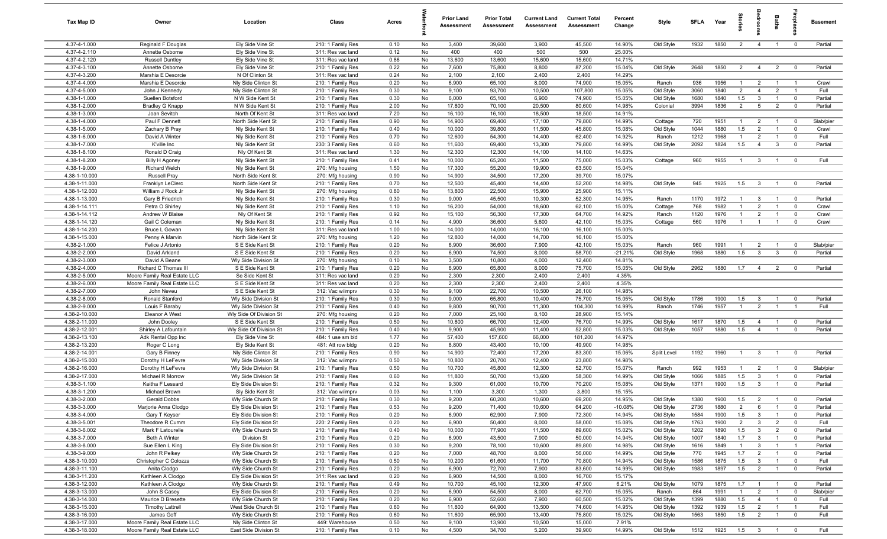| Tax Map ID | Owner | Location | Class | Acres | Waterfront | Prior Land Assessment | Prior Total Assessment | Current Land Assessment | Current Total Assessment | Percent Change | Style | SFLA | Year | Stories | Bedrooms | Baths | Fireplaces | Basement |
|---|---|---|---|---|---|---|---|---|---|---|---|---|---|---|---|---|---|---|
| 4.37-4-1.000 | Reginald F Douglas | Ely Side Vine St | 210: 1 Family Res | 0.10 | No | 3,400 | 39,600 | 3,900 | 45,500 | 14.90% | Old Style | 1932 | 1850 | 2 | 4 | 1 | 0 | Partial |
| 4.37-4-2.110 | Annette Osborne | Ely Side Vine St | 311: Res vac land | 0.12 | No | 400 | 400 | 500 | 500 | 25.00% | | | | | | | | |
| 4.37-4-2.120 | Russell Duntley | Ely Side Vine St | 311: Res vac land | 0.86 | No | 13,600 | 13,600 | 15,600 | 15,600 | 14.71% | | | | | | | | |
| 4.37-4-3.100 | Annette Osborne | Ely Side Vine St | 210: 1 Family Res | 0.22 | No | 7,600 | 75,800 | 8,800 | 87,200 | 15.04% | Old Style | 2648 | 1850 | 2 | 4 | 2 | 0 | Partial |
| 4.37-4-3.200 | Marshia E Desorcie | N Of Clinton St | 311: Res vac land | 0.24 | No | 2,100 | 2,100 | 2,400 | 2,400 | 14.29% | | | | | | | | |
| 4.37-4-4.000 | Marshia E Desorcie | Nly Side Clinton St | 210: 1 Family Res | 0.20 | No | 6,900 | 65,100 | 8,000 | 74,900 | 15.05% | Ranch | 936 | 1956 | 1 | 2 | 1 | 1 | Crawl |
| 4.37-4-5.000 | John J Kennedy | Nly Side Clinton St | 210: 1 Family Res | 0.30 | No | 9,100 | 93,700 | 10,500 | 107,800 | 15.05% | Old Style | 3060 | 1840 | 2 | 4 | 2 | 1 | Full |
| 4.38-1-1.000 | Suellen Botsford | N W Side Kent St | 210: 1 Family Res | 0.30 | No | 6,000 | 65,100 | 6,900 | 74,900 | 15.05% | Old Style | 1680 | 1840 | 1.5 | 3 | 1 | 0 | Partial |
| 4.38-1-2.000 | Bradley G Knapp | N W Side Kent St | 210: 1 Family Res | 2.00 | No | 17,800 | 70,100 | 20,500 | 80,600 | 14.98% | Colonial | 3994 | 1836 | 2 | 5 | 2 | 0 | Partial |
| 4.38-1-3.000 | Joan Sevitch | North Of Kent St | 311: Res vac land | 7.20 | No | 16,100 | 16,100 | 18,500 | 18,500 | 14.91% | | | | | | | | |
| 4.38-1-4.000 | Paul F Dennett | North Side Kent St | 210: 1 Family Res | 0.90 | No | 14,900 | 69,400 | 17,100 | 79,800 | 14.99% | Cottage | 720 | 1951 | 1 | 2 | 1 | 0 | Slab/pier |
| 4.38-1-5.000 | Zachary B Pray | Nly Side Kent St | 210: 1 Family Res | 0.40 | No | 10,000 | 39,800 | 11,500 | 45,800 | 15.08% | Old Style | 1044 | 1880 | 1.5 | 2 | 1 | 0 | Crawl |
| 4.38-1-6.000 | David A Winter | Nly Side Kent St | 210: 1 Family Res | 0.70 | No | 12,600 | 54,300 | 14,400 | 62,400 | 14.92% | Ranch | 1212 | 1968 | 1 | 2 | 1 | 0 | Full |
| 4.38-1-7.000 | K'ville Inc | Nly Side Kent St | 230: 3 Family Res | 0.60 | No | 11,600 | 69,400 | 13,300 | 79,800 | 14.99% | Old Style | 2092 | 1824 | 1.5 | 4 | 3 | 0 | Partial |
| 4.38-1-8.100 | Ronald D Craig | Nly Of Kent St | 311: Res vac land | 1.30 | No | 12,300 | 12,300 | 14,100 | 14,100 | 14.63% | | | | | | | | |
| 4.38-1-8.200 | Billy H Agoney | Nly Side Kent St | 210: 1 Family Res | 0.41 | No | 10,000 | 65,200 | 11,500 | 75,000 | 15.03% | Cottage | 960 | 1955 | 1 | 3 | 1 | 0 | Full |
| 4.38-1-9.000 | Richard Welch | Nly Side Kent St | 270: Mfg housing | 1.50 | No | 17,300 | 55,200 | 19,900 | 63,500 | 15.04% | | | | | | | | |
| 4.38-1-10.000 | Russell Pray | North Side Kent St | 270: Mfg housing | 0.90 | No | 14,900 | 34,500 | 17,200 | 39,700 | 15.07% | | | | | | | | |
| 4.38-1-11.000 | Franklyn LeClerc | North Side Kent St | 210: 1 Family Res | 0.70 | No | 12,500 | 45,400 | 14,400 | 52,200 | 14.98% | Old Style | 945 | 1925 | 1.5 | 3 | 1 | 0 | Partial |
| 4.38-1-12.000 | William J Rock Jr | Nly Side Kent St | 270: Mfg housing | 0.80 | No | 13,800 | 22,500 | 15,900 | 25,900 | 15.11% | | | | | | | | |
| 4.38-1-13.000 | Gary B Friedrich | Nly Side Kent St | 210: 1 Family Res | 0.30 | No | 9,000 | 45,500 | 10,300 | 52,300 | 14.95% | Ranch | 1170 | 1972 | 1 | 3 | 1 | 0 | Partial |
| 4.38-1-14.111 | Petra O Shirley | Nly Side Kent St | 210: 1 Family Res | 1.10 | No | 16,200 | 54,000 | 18,600 | 62,100 | 15.00% | Cottage | 768 | 1982 | 1 | 2 | 1 | 0 | Crawl |
| 4.38-1-14.112 | Andrew W Blaise | Nly Of Kent St | 210: 1 Family Res | 0.92 | No | 15,100 | 56,300 | 17,300 | 64,700 | 14.92% | Ranch | 1120 | 1976 | 1 | 2 | 1 | 0 | Crawl |
| 4.38-1-14.120 | Gail C Coleman | Nly Side Kent St | 210: 1 Family Res | 0.14 | No | 4,900 | 36,600 | 5,600 | 42,100 | 15.03% | Cottage | 560 | 1976 | 1 | 1 | 1 | 0 | Crawl |
| 4.38-1-14.200 | Bruce L Gowan | Nly Side Kent St | 311: Res vac land | 1.00 | No | 14,000 | 14,000 | 16,100 | 16,100 | 15.00% | | | | | | | | |
| 4.38-1-15.000 | Penny A Marvin | North Side Kent St | 270: Mfg housing | 1.20 | No | 12,800 | 14,000 | 14,700 | 16,100 | 15.00% | | | | | | | | |
| 4.38-2-1.000 | Felice J Artonio | S E Side Kent St | 210: 1 Family Res | 0.20 | No | 6,900 | 36,600 | 7,900 | 42,100 | 15.03% | Ranch | 960 | 1991 | 1 | 2 | 1 | 0 | Slab/pier |
| 4.38-2-2.000 | David Arkland | S E Side Kent St | 210: 1 Family Res | 0.20 | No | 6,900 | 74,500 | 8,000 | 58,700 | -21.21% | Old Style | 1968 | 1880 | 1.5 | 3 | 3 | 0 | Partial |
| 4.38-2-3.000 | David A Beane | Wly Side Division St | 270: Mfg housing | 0.10 | No | 3,500 | 10,800 | 4,000 | 12,400 | 14.81% | | | | | | | | |
| 4.38-2-4.000 | Richard C Thomas III | S E Side Kent St | 210: 1 Family Res | 0.20 | No | 6,900 | 65,800 | 8,000 | 75,700 | 15.05% | Old Style | 2962 | 1880 | 1.7 | 4 | 2 | 0 | Partial |
| 4.38-2-5.000 | Moore Family Real Estate LLC | Se Side Kent St | 311: Res vac land | 0.20 | No | 2,300 | 2,300 | 2,400 | 2,400 | 4.35% | | | | | | | | |
| 4.38-2-6.000 | Moore Family Real Estate LLC | S E Side Kent St | 311: Res vac land | 0.20 | No | 2,300 | 2,300 | 2,400 | 2,400 | 4.35% | | | | | | | | |
| 4.38-2-7.000 | John Neveu | S E Side Kent St | 312: Vac w/imprv | 0.30 | No | 9,100 | 22,700 | 10,500 | 26,100 | 14.98% | | | | | | | | |
| 4.38-2-8.000 | Ronald Stanford | Wly Side Division St | 210: 1 Family Res | 0.30 | No | 9,000 | 65,800 | 10,400 | 75,700 | 15.05% | Old Style | 1786 | 1900 | 1.5 | 3 | 1 | 0 | Partial |
| 4.38-2-9.000 | Louis F Baraby | Wly Side Division St | 210: 1 Family Res | 0.40 | No | 9,800 | 90,700 | 11,300 | 104,300 | 14.99% | Ranch | 1746 | 1957 | 1 | 2 | 1 | 1 | Full |
| 4.38-2-10.000 | Eleanor A West | Wly Side Of Division St | 270: Mfg housing | 0.20 | No | 7,000 | 25,100 | 8,100 | 28,900 | 15.14% | | | | | | | | |
| 4.38-2-11.000 | John Dooley | S E Side Kent St | 210: 1 Family Res | 0.50 | No | 10,800 | 66,700 | 12,400 | 76,700 | 14.99% | Old Style | 1617 | 1870 | 1.5 | 4 | 1 | 0 | Partial |
| 4.38-2-12.001 | Shirley A Lafountain | Wly Side Of Division St | 210: 1 Family Res | 0.40 | No | 9,900 | 45,900 | 11,400 | 52,800 | 15.03% | Old Style | 1057 | 1880 | 1.5 | 4 | 1 | 0 | Partial |
| 4.38-2-13.100 | Adk Rental Opp Inc | Ely Side Vine St | 484: 1 use sm bld | 1.77 | No | 57,400 | 157,600 | 66,000 | 181,200 | 14.97% | | | | | | | | |
| 4.38-2-13.200 | Roger C Long | Ely Side Kent St | 481: Att row bldg | 0.20 | No | 8,800 | 43,400 | 10,100 | 49,900 | 14.98% | | | | | | | | |
| 4.38-2-14.001 | Gary B Finney | Nly Side Clinton St | 210: 1 Family Res | 0.90 | No | 14,900 | 72,400 | 17,200 | 83,300 | 15.06% | Split Level | 1192 | 1960 | 1 | 3 | 1 | 0 | Partial |
| 4.38-2-15.000 | Dorothy H LeFevre | Wly Side Division St | 312: Vac w/imprv | 0.50 | No | 10,800 | 20,700 | 12,400 | 23,800 | 14.98% | | | | | | | | |
| 4.38-2-16.000 | Dorothy H LeFevre | Wly Side Division St | 210: 1 Family Res | 0.50 | No | 10,700 | 45,800 | 12,300 | 52,700 | 15.07% | Ranch | 992 | 1953 | 1 | 2 | 1 | 0 | Slab/pier |
| 4.38-2-17.000 | Michael R Morrow | Wly Side Division St | 210: 1 Family Res | 0.60 | No | 11,800 | 50,700 | 13,600 | 58,300 | 14.99% | Old Style | 1066 | 1885 | 1.5 | 3 | 1 | 0 | Partial |
| 4.38-3-1.100 | Keitha F Lessard | Ely Side Division St | 210: 1 Family Res | 0.32 | No | 9,300 | 61,000 | 10,700 | 70,200 | 15.08% | Old Style | 1371 | 1900 | 1.5 | 3 | 1 | 0 | Partial |
| 4.38-3-1.200 | Michael Brown | Sly Side Kent St | 312: Vac w/imprv | 0.03 | No | 1,100 | 3,300 | 1,300 | 3,800 | 15.15% | | | | | | | | |
| 4.38-3-2.000 | Gerald Dobbs | Wly Side Church St | 210: 1 Family Res | 0.30 | No | 9,200 | 60,200 | 10,600 | 69,200 | 14.95% | Old Style | 1380 | 1900 | 1.5 | 2 | 1 | 0 | Partial |
| 4.38-3-3.000 | Marjorie Anna Clodgo | Ely Side Division St | 210: 1 Family Res | 0.53 | No | 9,200 | 71,400 | 10,600 | 64,200 | -10.08% | Old Style | 2736 | 1880 | 2 | 6 | 1 | 0 | Partial |
| 4.38-3-4.000 | Gary T Keyser | Ely Side Division St | 210: 1 Family Res | 0.20 | No | 6,900 | 62,900 | 7,900 | 72,300 | 14.94% | Old Style | 1584 | 1900 | 1.5 | 3 | 1 | 0 | Partial |
| 4.38-3-5.001 | Theodore R Cumm | Ely Side Division St | 220: 2 Family Res | 0.20 | No | 6,900 | 50,400 | 8,000 | 58,000 | 15.08% | Old Style | 1763 | 1900 | 2 | 3 | 2 | 0 | Full |
| 4.38-3-6.002 | Mark F Latourelle | Wly Side Church St | 210: 1 Family Res | 0.40 | No | 10,000 | 77,900 | 11,500 | 89,600 | 15.02% | Old Style | 1202 | 1890 | 1.5 | 3 | 2 | 0 | Partial |
| 4.38-3-7.000 | Beth A Winter | Division St | 210: 1 Family Res | 0.20 | No | 6,900 | 43,500 | 7,900 | 50,000 | 14.94% | Old Style | 1007 | 1840 | 1.7 | 3 | 1 | 0 | Partial |
| 4.38-3-8.000 | Sue Ellen L King | Ely Side Division St | 210: 1 Family Res | 0.30 | No | 9,200 | 78,100 | 10,600 | 89,800 | 14.98% | Old Style | 1616 | 1849 | 1 | 3 | 1 | 1 | Partial |
| 4.38-3-9.000 | John R Pelkey | Wly Side Church St | 210: 1 Family Res | 0.20 | No | 7,000 | 48,700 | 8,000 | 56,000 | 14.99% | Old Style | 770 | 1945 | 1.7 | 2 | 1 | 0 | Partial |
| 4.38-3-10.000 | Christopher C Colozza | Wly Side Church St | 210: 1 Family Res | 0.50 | No | 10,200 | 61,600 | 11,700 | 70,800 | 14.94% | Old Style | 1586 | 1875 | 1.5 | 3 | 1 | 0 | Full |
| 4.38-3-11.100 | Anita Clodgo | Wly Side Church St | 210: 1 Family Res | 0.20 | No | 6,900 | 72,700 | 7,900 | 83,600 | 14.99% | Old Style | 1983 | 1897 | 1.5 | 2 | 1 | 0 | Partial |
| 4.38-3-11.200 | Kathleen A Clodgo | Ely Side Division St | 311: Res vac land | 0.20 | No | 6,900 | 14,500 | 8,000 | 16,700 | 15.17% | | | | | | | | |
| 4.38-3-12.000 | Kathleen A Clodgo | Wly Side Church St | 210: 1 Family Res | 0.49 | No | 10,700 | 45,100 | 12,300 | 47,900 | 6.21% | Old Style | 1079 | 1875 | 1.7 | 1 | 1 | 0 | Partial |
| 4.38-3-13.000 | John S Casey | Ely Side Division St | 210: 1 Family Res | 0.20 | No | 6,900 | 54,500 | 8,000 | 62,700 | 15.05% | Ranch | 864 | 1991 | 1 | 2 | 1 | 0 | Slab/pier |
| 4.38-3-14.000 | Maurice D Bresette | Wly Side Church St | 210: 1 Family Res | 0.20 | No | 6,900 | 52,600 | 7,900 | 60,500 | 15.02% | Old Style | 1399 | 1880 | 1.5 | 4 | 1 | 0 | Full |
| 4.38-3-15.000 | Timothy Lattrell | West Side Church St | 210: 1 Family Res | 0.60 | No | 11,800 | 64,900 | 13,500 | 74,600 | 14.95% | Old Style | 1392 | 1939 | 1.5 | 2 | 1 | 1 | Full |
| 4.38-3-16.000 | James Goff | Wly Side Church St | 210: 1 Family Res | 0.60 | No | 11,600 | 65,900 | 13,400 | 75,800 | 15.02% | Old Style | 1563 | 1850 | 1.5 | 2 | 1 | 0 | Full |
| 4.38-3-17.000 | Moore Family Real Estate LLC | Nly Side Clinton St | 449: Warehouse | 0.50 | No | 9,100 | 13,900 | 10,500 | 15,000 | 7.91% | | | | | | | | |
| 4.38-3-18.000 | Moore Family Real Estate LLC | East Side Division St | 210: 1 Family Res | 0.10 | No | 4,500 | 34,700 | 5,200 | 39,900 | 14.99% | Old Style | 1512 | 1925 | 1.5 | 3 | 1 | 0 | Full |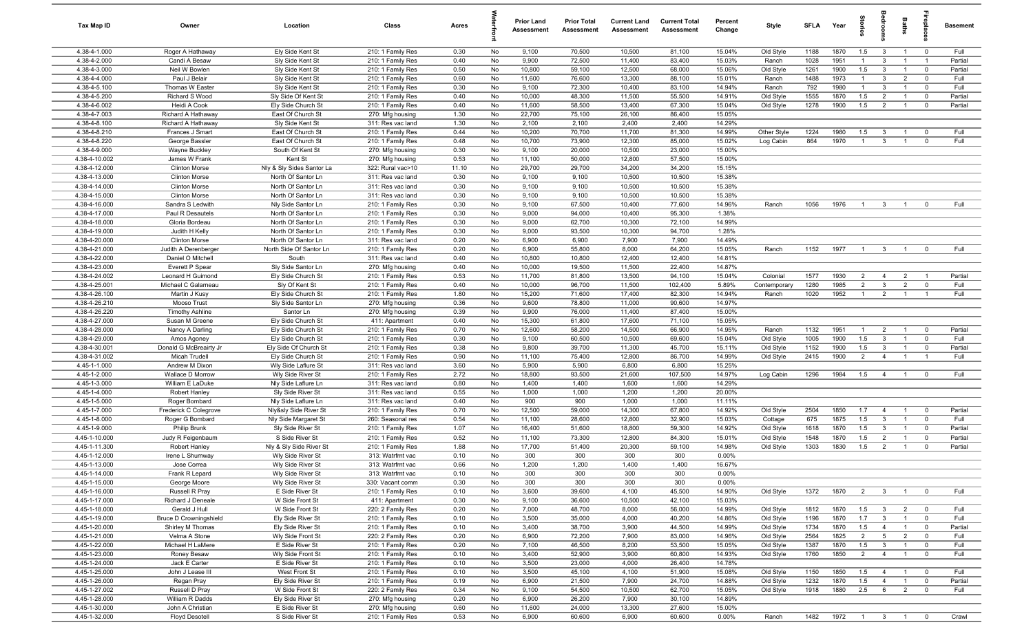| Tax Map ID | Owner | Location | Class | Acres | Waterfront | Prior Land Assessment | Prior Total Assessment | Current Land Assessment | Current Total Assessment | Percent Change | Style | SFLA | Year | Stories | Bedrooms | Baths | Fireplaces | Basement |
|---|---|---|---|---|---|---|---|---|---|---|---|---|---|---|---|---|---|---|
| 4.38-4-1.000 | Roger A Hathaway | Ely Side Kent St | 210: 1 Family Res | 0.30 | No | 9,100 | 70,500 | 10,500 | 81,100 | 15.04% | Old Style | 1188 | 1870 | 1.5 | 3 | 1 | 0 | Full |
| 4.38-4-2.000 | Candi A Besaw | Sly Side Kent St | 210: 1 Family Res | 0.40 | No | 9,900 | 72,500 | 11,400 | 83,400 | 15.03% | Ranch | 1028 | 1951 | 1 | 3 | 1 | 1 | Partial |
| 4.38-4-3.000 | Neil W Bowlen | Sly Side Kent St | 210: 1 Family Res | 0.50 | No | 10,800 | 59,100 | 12,500 | 68,000 | 15.06% | Old Style | 1261 | 1900 | 1.5 | 3 | 1 | 0 | Partial |
| 4.38-4-4.000 | Paul J Belair | Sly Side Kent St | 210: 1 Family Res | 0.60 | No | 11,600 | 76,600 | 13,300 | 88,100 | 15.01% | Ranch | 1488 | 1973 | 1 | 3 | 2 | 0 | Full |
| 4.38-4-5.100 | Thomas W Easter | Sly Side Kent St | 210: 1 Family Res | 0.30 | No | 9,100 | 72,300 | 10,400 | 83,100 | 14.94% | Ranch | 792 | 1980 | 1 | 3 | 1 | 0 | Full |
| 4.38-4-5.200 | Richard S Wood | Sly Side Of Kent St | 210: 1 Family Res | 0.40 | No | 10,000 | 48,300 | 11,500 | 55,500 | 14.91% | Old Style | 1555 | 1870 | 1.5 | 2 | 1 | 0 | Partial |
| 4.38-4-6.002 | Heidi A Cook | Ely Side Church St | 210: 1 Family Res | 0.40 | No | 11,600 | 58,500 | 13,400 | 67,300 | 15.04% | Old Style | 1278 | 1900 | 1.5 | 2 | 1 | 0 | Partial |
| 4.38-4-7.003 | Richard A Hathaway | East Of Church St | 270: Mfg housing | 1.30 | No | 22,700 | 75,100 | 26,100 | 86,400 | 15.05% | | | | | | | | |
| 4.38-4-8.100 | Richard A Hathaway | Sly Side Kent St | 311: Res vac land | 1.30 | No | 2,100 | 2,100 | 2,400 | 2,400 | 14.29% | | | | | | | | |
| 4.38-4-8.210 | Frances J Smart | East Of Church St | 210: 1 Family Res | 0.44 | No | 10,200 | 70,700 | 11,700 | 81,300 | 14.99% | Other Style | 1224 | 1980 | 1.5 | 3 | 1 | 0 | Full |
| 4.38-4-8.220 | George Bassler | East Of Church St | 210: 1 Family Res | 0.48 | No | 10,700 | 73,900 | 12,300 | 85,000 | 15.02% | Log Cabin | 864 | 1970 | 1 | 3 | 1 | 0 | Full |
| 4.38-4-9.000 | Wayne Buckley | South Of Kent St | 270: Mfg housing | 0.30 | No | 9,100 | 20,000 | 10,500 | 23,000 | 15.00% | | | | | | | | |
| 4.38-4-10.002 | James W Frank | Kent St | 270: Mfg housing | 0.53 | No | 11,100 | 50,000 | 12,800 | 57,500 | 15.00% | | | | | | | | |
| 4.38-4-12.000 | Clinton Morse | Nly & Sly Sides Santor La | 322: Rural vac>10 | 11.10 | No | 29,700 | 29,700 | 34,200 | 34,200 | 15.15% | | | | | | | | |
| 4.38-4-13.000 | Clinton Morse | North Of Santor Ln | 311: Res vac land | 0.30 | No | 9,100 | 9,100 | 10,500 | 10,500 | 15.38% | | | | | | | | |
| 4.38-4-14.000 | Clinton Morse | North Of Santor Ln | 311: Res vac land | 0.30 | No | 9,100 | 9,100 | 10,500 | 10,500 | 15.38% | | | | | | | | |
| 4.38-4-15.000 | Clinton Morse | North Of Santor Ln | 311: Res vac land | 0.30 | No | 9,100 | 9,100 | 10,500 | 10,500 | 15.38% | | | | | | | | |
| 4.38-4-16.000 | Sandra S Ledwith | Nly Side Santor Ln | 210: 1 Family Res | 0.30 | No | 9,100 | 67,500 | 10,400 | 77,600 | 14.96% | Ranch | 1056 | 1976 | 1 | 3 | 1 | 0 | Full |
| 4.38-4-17.000 | Paul R Desautels | North Of Santor Ln | 210: 1 Family Res | 0.30 | No | 9,000 | 94,000 | 10,400 | 95,300 | 1.38% | | | | | | | | |
| 4.38-4-18.000 | Gloria Bordeau | North Of Santor Ln | 210: 1 Family Res | 0.30 | No | 9,000 | 62,700 | 10,300 | 72,100 | 14.99% | | | | | | | | |
| 4.38-4-19.000 | Judith H Kelly | North Of Santor Ln | 210: 1 Family Res | 0.30 | No | 9,000 | 93,500 | 10,300 | 94,700 | 1.28% | | | | | | | | |
| 4.38-4-20.000 | Clinton Morse | North Of Santor Ln | 311: Res vac land | 0.20 | No | 6,900 | 6,900 | 7,900 | 7,900 | 14.49% | | | | | | | | |
| 4.38-4-21.000 | Judith A Derenberger | North Side Of Santor Ln | 210: 1 Family Res | 0.20 | No | 6,900 | 55,800 | 8,000 | 64,200 | 15.05% | Ranch | 1152 | 1977 | 1 | 3 | 1 | 0 | Full |
| 4.38-4-22.000 | Daniel O Mitchell | South | 311: Res vac land | 0.40 | No | 10,800 | 10,800 | 12,400 | 12,400 | 14.81% | | | | | | | | |
| 4.38-4-23.000 | Everett P Spear | Sly Side Santor Ln | 270: Mfg housing | 0.40 | No | 10,000 | 19,500 | 11,500 | 22,400 | 14.87% | | | | | | | | |
| 4.38-4-24.002 | Leonard H Guimond | Ely Side Church St | 210: 1 Family Res | 0.53 | No | 11,700 | 81,800 | 13,500 | 94,100 | 15.04% | Colonial | 1577 | 1930 | 2 | 4 | 2 | 1 | Partial |
| 4.38-4-25.001 | Michael C Galarneau | Sly Of Kent St | 210: 1 Family Res | 0.40 | No | 10,000 | 96,700 | 11,500 | 102,400 | 5.89% | Contemporary | 1280 | 1985 | 2 | 3 | 2 | 0 | Full |
| 4.38-4-26.100 | Martin J Kusy | Ely Side Church St | 210: 1 Family Res | 1.80 | No | 15,200 | 71,600 | 17,400 | 82,300 | 14.94% | Ranch | 1020 | 1952 | 1 | 2 | 1 | 1 | Full |
| 4.38-4-26.210 | Mooso Trust | Sly Side Santor Ln | 270: Mfg housing | 0.36 | No | 9,600 | 78,800 | 11,000 | 90,600 | 14.97% | | | | | | | | |
| 4.38-4-26.220 | Timothy Ashline | Santor Ln | 270: Mfg housing | 0.39 | No | 9,900 | 76,000 | 11,400 | 87,400 | 15.00% | | | | | | | | |
| 4.38-4-27.000 | Susan M Greene | Ely Side Church St | 411: Apartment | 0.40 | No | 15,300 | 61,800 | 17,600 | 71,100 | 15.05% | | | | | | | | |
| 4.38-4-28.000 | Nancy A Darling | Ely Side Church St | 210: 1 Family Res | 0.70 | No | 12,600 | 58,200 | 14,500 | 66,900 | 14.95% | Ranch | 1132 | 1951 | 1 | 2 | 1 | 0 | Partial |
| 4.38-4-29.000 | Amos Agoney | Ely Side Church St | 210: 1 Family Res | 0.30 | No | 9,100 | 60,500 | 10,500 | 69,600 | 15.04% | Old Style | 1005 | 1900 | 1.5 | 3 | 1 | 0 | Full |
| 4.38-4-30.001 | Donald G McBreairty Jr | Ely Side Of Church St | 210: 1 Family Res | 0.38 | No | 9,800 | 39,700 | 11,300 | 45,700 | 15.11% | Old Style | 1152 | 1900 | 1.5 | 3 | 1 | 0 | Partial |
| 4.38-4-31.002 | Micah Trudell | Ely Side Church St | 210: 1 Family Res | 0.90 | No | 11,100 | 75,400 | 12,800 | 86,700 | 14.99% | Old Style | 2415 | 1900 | 2 | 4 | 1 | 1 | Full |
| 4.45-1-1.000 | Andrew M Dixon | Wly Side Laflure St | 311: Res vac land | 3.60 | No | 5,900 | 5,900 | 6,800 | 6,800 | 15.25% | | | | | | | | |
| 4.45-1-2.000 | Wallace D Morrow | Wly Side River St | 210: 1 Family Res | 2.72 | No | 18,800 | 93,500 | 21,600 | 107,500 | 14.97% | Log Cabin | 1296 | 1984 | 1.5 | 4 | 1 | 0 | Full |
| 4.45-1-3.000 | William E LaDuke | Nly Side Laflure Ln | 311: Res vac land | 0.80 | No | 1,400 | 1,400 | 1,600 | 1,600 | 14.29% | | | | | | | | |
| 4.45-1-4.000 | Robert Hanley | Sly Side River St | 311: Res vac land | 0.55 | No | 1,000 | 1,000 | 1,200 | 1,200 | 20.00% | | | | | | | | |
| 4.45-1-5.000 | Roger Bombard | Nly Side Laflure Ln | 311: Res vac land | 0.40 | No | 900 | 900 | 1,000 | 1,000 | 11.11% | | | | | | | | |
| 4.45-1-7.000 | Frederick C Colegrove | Nly&sly Side River St | 210: 1 Family Res | 0.70 | No | 12,500 | 59,000 | 14,300 | 67,800 | 14.92% | Old Style | 2504 | 1850 | 1.7 | 4 | 1 | 0 | Partial |
| 4.45-1-8.000 | Roger G Bombard | Nly Side Margaret St | 260: Seasonal res | 0.54 | No | 11,100 | 28,600 | 12,800 | 32,900 | 15.03% | Cottage | 675 | 1875 | 1.5 | 3 | 1 | 0 | Full |
| 4.45-1-9.000 | Philip Brunk | Sly Side River St | 210: 1 Family Res | 1.07 | No | 16,400 | 51,600 | 18,800 | 59,300 | 14.92% | Old Style | 1618 | 1870 | 1.5 | 3 | 1 | 0 | Partial |
| 4.45-1-10.000 | Judy R Feigenbaum | S Side River St | 210: 1 Family Res | 0.52 | No | 11,100 | 73,300 | 12,800 | 84,300 | 15.01% | Old Style | 1548 | 1870 | 1.5 | 2 | 1 | 0 | Partial |
| 4.45-1-11.300 | Robert Hanley | Nly & Sly Side River St | 210: 1 Family Res | 1.88 | No | 17,700 | 51,400 | 20,300 | 59,100 | 14.98% | Old Style | 1303 | 1830 | 1.5 | 2 | 1 | 0 | Partial |
| 4.45-1-12.000 | Irene L Shumway | Wly Side River St | 313: Watrfrnt vac | 0.10 | No | 300 | 300 | 300 | 300 | 0.00% | | | | | | | | |
| 4.45-1-13.000 | Jose Correa | Wly Side River St | 313: Watrfrnt vac | 0.66 | No | 1,200 | 1,200 | 1,400 | 1,400 | 16.67% | | | | | | | | |
| 4.45-1-14.000 | Frank R Lepard | Wly Side River St | 313: Watrfrnt vac | 0.10 | No | 300 | 300 | 300 | 300 | 0.00% | | | | | | | | |
| 4.45-1-15.000 | George Moore | Wly Side River St | 330: Vacant comm | 0.30 | No | 300 | 300 | 300 | 300 | 0.00% | | | | | | | | |
| 4.45-1-16.000 | Russell R Pray | E Side River St | 210: 1 Family Res | 0.10 | No | 3,600 | 39,600 | 4,100 | 45,500 | 14.90% | Old Style | 1372 | 1870 | 2 | 3 | 1 | 0 | Full |
| 4.45-1-17.000 | Richard J Deneale | W Side Front St | 411: Apartment | 0.30 | No | 9,100 | 36,600 | 10,500 | 42,100 | 15.03% | | | | | | | | |
| 4.45-1-18.000 | Gerald J Hull | W Side Front St | 220: 2 Family Res | 0.20 | No | 7,000 | 48,700 | 8,000 | 56,000 | 14.99% | Old Style | 1812 | 1870 | 1.5 | 3 | 2 | 0 | Full |
| 4.45-1-19.000 | Bruce D Crowningshield | Ely Side River St | 210: 1 Family Res | 0.10 | No | 3,500 | 35,000 | 4,000 | 40,200 | 14.86% | Old Style | 1196 | 1870 | 1.7 | 3 | 1 | 0 | Full |
| 4.45-1-20.000 | Shirley M Thomas | Ely Side River St | 210: 1 Family Res | 0.10 | No | 3,400 | 38,700 | 3,900 | 44,500 | 14.99% | Old Style | 1734 | 1870 | 1.5 | 4 | 1 | 0 | Partial |
| 4.45-1-21.000 | Velma A Stone | Wly Side Front St | 220: 2 Family Res | 0.20 | No | 6,900 | 72,200 | 7,900 | 83,000 | 14.96% | Old Style | 2564 | 1825 | 2 | 5 | 2 | 0 | Full |
| 4.45-1-22.000 | Michael H LaMere | E Side River St | 210: 1 Family Res | 0.20 | No | 7,100 | 46,500 | 8,200 | 53,500 | 15.05% | Old Style | 1387 | 1870 | 1.5 | 3 | 1 | 0 | Full |
| 4.45-1-23.000 | Roney Besaw | Wly Side Front St | 210: 1 Family Res | 0.10 | No | 3,400 | 52,900 | 3,900 | 60,800 | 14.93% | Old Style | 1760 | 1850 | 2 | 4 | 1 | 0 | Full |
| 4.45-1-24.000 | Jack E Carter | E Side River St | 210: 1 Family Res | 0.10 | No | 3,500 | 23,000 | 4,000 | 26,400 | 14.78% | | | | | | | | |
| 4.45-1-25.000 | John J Lease III | West Front St | 210: 1 Family Res | 0.10 | No | 3,500 | 45,100 | 4,100 | 51,900 | 15.08% | Old Style | 1150 | 1850 | 1.5 | 4 | 1 | 0 | Full |
| 4.45-1-26.000 | Regan Pray | Ely Side River St | 210: 1 Family Res | 0.19 | No | 6,900 | 21,500 | 7,900 | 24,700 | 14.88% | Old Style | 1232 | 1870 | 1.5 | 4 | 1 | 0 | Partial |
| 4.45-1-27.002 | Russell D Pray | W Side Front St | 220: 2 Family Res | 0.34 | No | 9,100 | 54,500 | 10,500 | 62,700 | 15.05% | Old Style | 1918 | 1880 | 2.5 | 6 | 2 | 0 | Full |
| 4.45-1-28.000 | William R Dadds | Ely Side River St | 270: Mfg housing | 0.20 | No | 6,900 | 26,200 | 7,900 | 30,100 | 14.89% | | | | | | | | |
| 4.45-1-30.000 | John A Christian | E Side River St | 270: Mfg housing | 0.60 | No | 11,600 | 24,000 | 13,300 | 27,600 | 15.00% | | | | | | | | |
| 4.45-1-32.000 | Floyd Desotell | S Side River St | 210: 1 Family Res | 0.53 | No | 6,900 | 60,600 | 6,900 | 60,600 | 0.00% | Ranch | 1482 | 1972 | 1 | 3 | 1 | 0 | Crawl |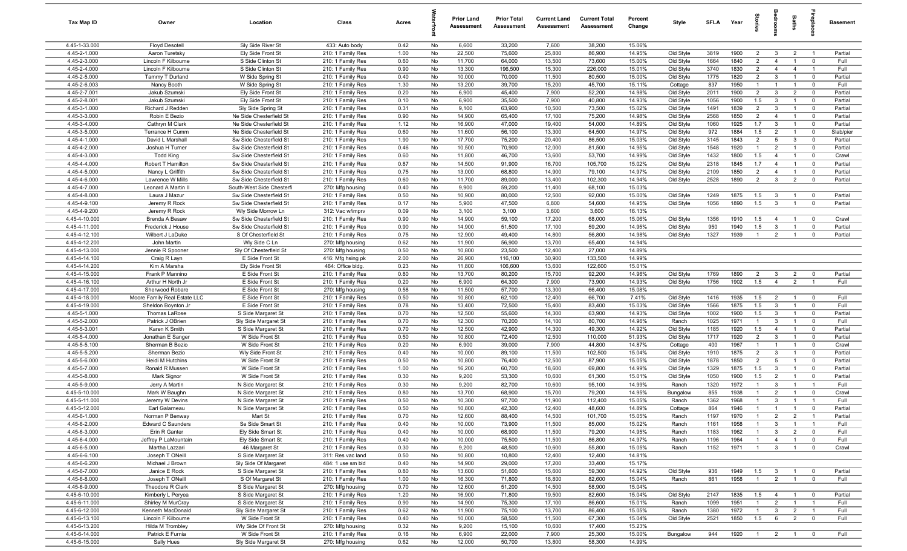| Tax Map ID | Owner | Location | Class | Acres | Waterfront | Prior Land Assessment | Prior Total Assessment | Current Land Assessment | Current Total Assessment | Percent Change | Style | SFLA | Year | Stories | Bedrooms | Baths | Fireplaces | Basement |
|---|---|---|---|---|---|---|---|---|---|---|---|---|---|---|---|---|---|---|
| 4.45-1-33.000 | Floyd Desotell | Sly Side River St | 433: Auto body | 0.42 | No | 6,600 | 33,200 | 7,600 | 38,200 | 15.06% | | | | | | | | |
| 4.45-2-1.000 | Aaron Turetsky | Ely Side Front St | 210: 1 Family Res | 1.00 | No | 22,500 | 75,600 | 25,800 | 86,900 | 14.95% | Old Style | 3819 | 1900 | 2 | 3 | 2 | 1 | Partial |
| 4.45-2-3.000 | Lincoln F Kilbourne | S Side Clinton St | 210: 1 Family Res | 0.60 | No | 11,700 | 64,000 | 13,500 | 73,600 | 15.00% | Old Style | 1664 | 1840 | 2 | 4 | 1 | 0 | Full |
| 4.45-2-4.000 | Lincoln F Kilbourne | S Side Clinton St | 210: 1 Family Res | 0.90 | No | 13,300 | 196,500 | 15,300 | 226,000 | 15.01% | Old Style | 3740 | 1830 | 2 | 4 | 4 | 1 | Full |
| 4.45-2-5.000 | Tammy T Durland | W Side Spring St | 210: 1 Family Res | 0.40 | No | 10,000 | 70,000 | 11,500 | 80,500 | 15.00% | Old Style | 1775 | 1820 | 2 | 3 | 1 | 0 | Partial |
| 4.45-2-6.003 | Nancy Booth | W Side Spring St | 210: 1 Family Res | 1.30 | No | 13,200 | 39,700 | 15,200 | 45,700 | 15.11% | Cottage | 837 | 1950 | 1 | 1 | 1 | 0 | Full |
| 4.45-2-7.001 | Jakub Szumski | Ely Side Front St | 210: 1 Family Res | 0.20 | No | 6,900 | 45,400 | 7,900 | 52,200 | 14.98% | Old Style | 2011 | 1900 | 2 | 3 | 2 | 0 | Partial |
| 4.45-2-8.001 | Jakub Szumski | Ely Side Front St | 210: 1 Family Res | 0.10 | No | 6,900 | 35,500 | 7,900 | 40,800 | 14.93% | Old Style | 1056 | 1900 | 1.5 | 3 | 1 | 0 | Partial |
| 4.45-3-1.000 | Richard J Redden | Sly Side Spring St | 210: 1 Family Res | 0.31 | No | 9,100 | 63,900 | 10,500 | 73,500 | 15.02% | Old Style | 1491 | 1839 | 2 | 3 | 1 | 0 | Partial |
| 4.45-3-3.000 | Robin E Bezio | Ne Side Chesterfield St | 210: 1 Family Res | 0.90 | No | 14,900 | 65,400 | 17,100 | 75,200 | 14.98% | Old Style | 2568 | 1850 | 2 | 4 | 1 | 0 | Partial |
| 4.45-3-4.000 | Cathryn M Clark | Ne Side Chesterfield St | 210: 1 Family Res | 1.12 | No | 16,900 | 47,000 | 19,400 | 54,000 | 14.89% | Old Style | 1060 | 1925 | 1.7 | 3 | 1 | 0 | Partial |
| 4.45-3-5.000 | Terrance H Cumm | Ne Side Chesterfield St | 210: 1 Family Res | 0.60 | No | 11,600 | 56,100 | 13,300 | 64,500 | 14.97% | Old Style | 972 | 1884 | 1.5 | 2 | 1 | 0 | Slab/pier |
| 4.45-4-1.000 | David L Marshall | Sw Side Chesterfield St | 210: 1 Family Res | 1.90 | No | 17,700 | 75,200 | 20,400 | 86,500 | 15.03% | Old Style | 3145 | 1843 | 2 | 5 | 3 | 0 | Partial |
| 4.45-4-2.000 | Joshua H Turner | Sw Side Chesterfield St | 210: 1 Family Res | 0.46 | No | 10,500 | 70,900 | 12,000 | 81,500 | 14.95% | Old Style | 1548 | 1920 | 1 | 2 | 1 | 0 | Partial |
| 4.45-4-3.000 | Todd King | Sw Side Chesterfield St | 210: 1 Family Res | 0.60 | No | 11,800 | 46,700 | 13,600 | 53,700 | 14.99% | Old Style | 1432 | 1800 | 1.5 | 4 | 1 | 0 | Crawl |
| 4.45-4-4.000 | Robert T Hamilton | Sw Side Chesterfield St | 210: 1 Family Res | 0.87 | No | 14,500 | 91,900 | 16,700 | 105,700 | 15.02% | Old Style | 2318 | 1845 | 1.7 | 4 | 1 | 0 | Partial |
| 4.45-4-5.000 | Nancy L Griffith | Sw Side Chesterfield St | 210: 1 Family Res | 0.75 | No | 13,000 | 68,800 | 14,900 | 79,100 | 14.97% | Old Style | 2109 | 1850 | 2 | 4 | 1 | 0 | Partial |
| 4.45-4-6.000 | Lawrence W Mills | Sw Side Chesterfield St | 210: 1 Family Res | 0.60 | No | 11,700 | 89,000 | 13,400 | 102,300 | 14.94% | Old Style | 2528 | 1890 | 2 | 3 | 2 | 0 | Partial |
| 4.45-4-7.000 | Leonard A Martin II | South-West Side Chesterfi | 270: Mfg housing | 0.40 | No | 9,900 | 59,200 | 11,400 | 68,100 | 15.03% | | | | | | | | |
| 4.45-4-8.000 | Laura J Mazur | Sw Side Chesterfield St | 210: 1 Family Res | 0.50 | No | 10,900 | 80,000 | 12,500 | 92,000 | 15.00% | Old Style | 1249 | 1875 | 1.5 | 3 | 1 | 0 | Partial |
| 4.45-4-9.100 | Jeremy R Rock | Sw Side Chesterfield St | 210: 1 Family Res | 0.17 | No | 5,900 | 47,500 | 6,800 | 54,600 | 14.95% | Old Style | 1056 | 1890 | 1.5 | 3 | 1 | 0 | Partial |
| 4.45-4-9.200 | Jeremy R Rock | Wly Side Morrow Ln | 312: Vac w/imprv | 0.09 | No | 3,100 | 3,100 | 3,600 | 3,600 | 16.13% | | | | | | | | |
| 4.45-4-10.000 | Brenda A Besaw | Sw Side Chesterfield St | 210: 1 Family Res | 0.90 | No | 14,900 | 59,100 | 17,200 | 68,000 | 15.06% | Old Style | 1356 | 1910 | 1.5 | 4 | 1 | 0 | Crawl |
| 4.45-4-11.000 | Frederick J House | Sw Side Chesterfield St | 210: 1 Family Res | 0.90 | No | 14,900 | 51,500 | 17,100 | 59,200 | 14.95% | Old Style | 950 | 1940 | 1.5 | 3 | 1 | 0 | Partial |
| 4.45-4-12.100 | Wilbert J LaDuke | S Of Chesterfield St | 210: 1 Family Res | 0.75 | No | 12,900 | 49,400 | 14,800 | 56,800 | 14.98% | Old Style | 1327 | 1939 | 1 | 2 | 1 | 0 | Partial |
| 4.45-4-12.200 | John Martin | Wly Side C Ln | 270: Mfg housing | 0.62 | No | 11,900 | 56,900 | 13,700 | 65,400 | 14.94% | | | | | | | | |
| 4.45-4-13.000 | Jennie R Spooner | Sly Of Chesterfield St | 270: Mfg housing | 0.50 | No | 10,800 | 23,500 | 12,400 | 27,000 | 14.89% | | | | | | | | |
| 4.45-4-14.100 | Craig R Layn | E Side Front St | 416: Mfg hsing pk | 2.00 | No | 26,900 | 116,100 | 30,900 | 133,500 | 14.99% | | | | | | | | |
| 4.45-4-14.200 | Kim A Marsha | Ely Side Front St | 464: Office bldg. | 0.23 | No | 11,800 | 106,600 | 13,600 | 122,600 | 15.01% | | | | | | | | |
| 4.45-4-15.000 | Frank P Mannino | E Side Front St | 210: 1 Family Res | 0.80 | No | 13,700 | 80,200 | 15,700 | 92,200 | 14.96% | Old Style | 1769 | 1890 | 2 | 3 | 2 | 0 | Partial |
| 4.45-4-16.100 | Arthur H North Jr | E Side Front St | 210: 1 Family Res | 0.20 | No | 6,900 | 64,300 | 7,900 | 73,900 | 14.93% | Old Style | 1756 | 1902 | 1.5 | 4 | 2 | 1 | Full |
| 4.45-4-17.000 | Sherwood Robare | E Side Front St | 270: Mfg housing | 0.58 | No | 11,500 | 57,700 | 13,300 | 66,400 | 15.08% | | | | | | | | |
| 4.45-4-18.000 | Moore Family Real Estate LLC | E Side Front St | 210: 1 Family Res | 0.50 | No | 10,800 | 62,100 | 12,400 | 66,700 | 7.41% | Old Style | 1416 | 1935 | 1.5 | 2 | 1 | 0 | Full |
| 4.45-4-19.000 | Sheldon Boynton Jr | E Side Front St | 210: 1 Family Res | 0.78 | No | 13,400 | 72,500 | 15,400 | 83,400 | 15.03% | Old Style | 1566 | 1875 | 1.5 | 3 | 1 | 0 | Full |
| 4.45-5-1.000 | Thomas LaRose | S Side Margaret St | 210: 1 Family Res | 0.70 | No | 12,500 | 55,600 | 14,300 | 63,900 | 14.93% | Old Style | 1002 | 1900 | 1.5 | 3 | 1 | 0 | Partial |
| 4.45-5-2.000 | Patrick J OBrien | Sly Side Margaret St | 210: 1 Family Res | 0.70 | No | 12,300 | 70,200 | 14,100 | 80,700 | 14.96% | Ranch | 1025 | 1971 | 1 | 3 | 1 | 0 | Full |
| 4.45-5-3.001 | Karen K Smith | S Side Margaret St | 210: 1 Family Res | 0.70 | No | 12,500 | 42,900 | 14,300 | 49,300 | 14.92% | Old Style | 1185 | 1920 | 1.5 | 4 | 1 | 0 | Partial |
| 4.45-5-4.000 | Jonathan E Sanger | W Side Front St | 210: 1 Family Res | 0.50 | No | 10,800 | 72,400 | 12,500 | 110,000 | 51.93% | Old Style | 1717 | 1920 | 2 | 3 | 1 | 0 | Partial |
| 4.45-5-5.100 | Sherman B Bezio | W Side Front St | 210: 1 Family Res | 0.20 | No | 6,900 | 39,000 | 7,900 | 44,800 | 14.87% | Cottage | 400 | 1967 | 1 | 1 | 1 | 0 | Crawl |
| 4.45-5-5.200 | Sherman Bezio | Wly Side Front St | 210: 1 Family Res | 0.40 | No | 10,000 | 89,100 | 11,500 | 102,500 | 15.04% | Old Style | 1910 | 1875 | 2 | 3 | 1 | 0 | Partial |
| 4.45-5-6.000 | Heidi M Hutchins | W Side Front St | 210: 1 Family Res | 0.50 | No | 10,800 | 76,400 | 12,500 | 87,900 | 15.05% | Old Style | 1878 | 1850 | 2 | 5 | 1 | 0 | Partial |
| 4.45-5-7.000 | Ronald R Mussen | W Side Front St | 210: 1 Family Res | 1.00 | No | 16,200 | 60,700 | 18,600 | 69,800 | 14.99% | Old Style | 1329 | 1875 | 1.5 | 3 | 1 | 0 | Partial |
| 4.45-5-8.000 | Mark Signor | W Side Front St | 210: 1 Family Res | 0.30 | No | 9,200 | 53,300 | 10,600 | 61,300 | 15.01% | Old Style | 1050 | 1900 | 1.5 | 2 | 1 | 0 | Partial |
| 4.45-5-9.000 | Jerry A Martin | N Side Margaret St | 210: 1 Family Res | 0.30 | No | 9,200 | 82,700 | 10,600 | 95,100 | 14.99% | Ranch | 1320 | 1972 | 1 | 3 | 1 | 1 | Full |
| 4.45-5-10.000 | Mark W Baughn | N Side Margaret St | 210: 1 Family Res | 0.80 | No | 13,700 | 68,900 | 15,700 | 79,200 | 14.95% | Bungalow | 855 | 1938 | 1 | 2 | 1 | 0 | Crawl |
| 4.45-5-11.000 | Jeremy W Devins | N Side Margaret St | 210: 1 Family Res | 0.50 | No | 10,300 | 97,700 | 11,900 | 112,400 | 15.05% | Ranch | 1362 | 1968 | 1 | 3 | 1 | 1 | Full |
| 4.45-5-12.000 | Earl Galarneau | N Side Margaret St | 210: 1 Family Res | 0.50 | No | 10,800 | 42,300 | 12,400 | 48,600 | 14.89% | Cottage | 864 | 1946 | 1 | 1 | 1 | 0 | Partial |
| 4.45-6-1.000 | Norman P Benway | Mart St | 210: 1 Family Res | 0.70 | No | 12,600 | 88,400 | 14,500 | 101,700 | 15.05% | Ranch | 1197 | 1970 | 1 | 2 | 2 | 1 | Partial |
| 4.45-6-2.000 | Edward C Saunders | Se Side Smart St | 210: 1 Family Res | 0.40 | No | 10,000 | 73,900 | 11,500 | 85,000 | 15.02% | Ranch | 1161 | 1958 | 1 | 3 | 1 | 1 | Full |
| 4.45-6-3.000 | Erin R Ganter | Ely Side Smart St | 210: 1 Family Res | 0.40 | No | 10,000 | 68,900 | 11,500 | 79,200 | 14.95% | Ranch | 1183 | 1962 | 1 | 3 | 2 | 0 | Full |
| 4.45-6-4.000 | Jeffrey P LaMountain | Ely Side Smart St | 210: 1 Family Res | 0.40 | No | 10,000 | 75,500 | 11,500 | 86,800 | 14.97% | Ranch | 1196 | 1964 | 1 | 4 | 1 | 0 | Full |
| 4.45-6-5.000 | Martha Lazzari | 46 Margaret St | 210: 1 Family Res | 0.30 | No | 9,200 | 48,500 | 10,600 | 55,800 | 15.05% | Ranch | 1152 | 1971 | 1 | 3 | 1 | 0 | Crawl |
| 4.45-6-6.100 | Joseph T ONeill | S Side Margaret St | 311: Res vac land | 0.50 | No | 10,800 | 10,800 | 12,400 | 12,400 | 14.81% | | | | | | | | |
| 4.45-6-6.200 | Michael J Brown | Sly Side Of Margaret | 484: 1 use sm bld | 0.40 | No | 14,900 | 29,000 | 17,200 | 33,400 | 15.17% | | | | | | | | |
| 4.45-6-7.000 | Janice E Rock | S Side Margaret St | 210: 1 Family Res | 0.80 | No | 13,600 | 51,600 | 15,600 | 59,300 | 14.92% | Old Style | 936 | 1949 | 1.5 | 3 | 1 | 0 | Partial |
| 4.45-6-8.000 | Joseph T ONeill | S Of Margaret St | 210: 1 Family Res | 1.00 | No | 16,300 | 71,800 | 18,800 | 82,600 | 15.04% | Ranch | 861 | 1958 | 1 | 2 | 1 | 0 | Full |
| 4.45-6-9.000 | Theodore R Clark | S Side Margaret St | 270: Mfg housing | 0.70 | No | 12,600 | 51,200 | 14,500 | 58,900 | 15.04% | | | | | | | | |
| 4.45-6-10.000 | Kimberly L Peryea | S Side Margaret St | 210: 1 Family Res | 1.20 | No | 16,900 | 71,800 | 19,500 | 82,600 | 15.04% | Old Style | 2147 | 1835 | 1.5 | 4 | 1 | 0 | Partial |
| 4.45-6-11.000 | Shirley M MurCray | S Side Margaret St | 210: 1 Family Res | 0.90 | No | 14,900 | 75,300 | 17,100 | 86,600 | 15.01% | Ranch | 1099 | 1951 | 1 | 2 | 1 | 1 | Full |
| 4.45-6-12.000 | Kenneth MacDonald | Sly Side Margaret St | 210: 1 Family Res | 0.62 | No | 11,900 | 75,100 | 13,700 | 86,400 | 15.05% | Ranch | 1380 | 1972 | 1 | 3 | 2 | 1 | Full |
| 4.45-6-13.100 | Lincoln F Kilbourne | W Side Front St | 210: 1 Family Res | 0.40 | No | 10,000 | 58,500 | 11,500 | 67,300 | 15.04% | Old Style | 2521 | 1850 | 1.5 | 6 | 2 | 0 | Full |
| 4.45-6-13.200 | Hilda M Trombley | Wly Side Of Front St | 270: Mfg housing | 0.32 | No | 9,200 | 15,100 | 10,600 | 17,400 | 15.23% | | | | | | | | |
| 4.45-6-14.000 | Patrick E Furnia | W Side Front St | 210: 1 Family Res | 0.16 | No | 6,900 | 22,000 | 7,900 | 25,300 | 15.00% | Bungalow | 944 | 1920 | 1 | 2 | 1 | 0 | Full |
| 4.45-6-15.000 | Sally Hues | Sly Side Margaret St | 270: Mfg housing | 0.62 | No | 12,000 | 50,700 | 13,800 | 58,300 | 14.99% | | | | | | | | |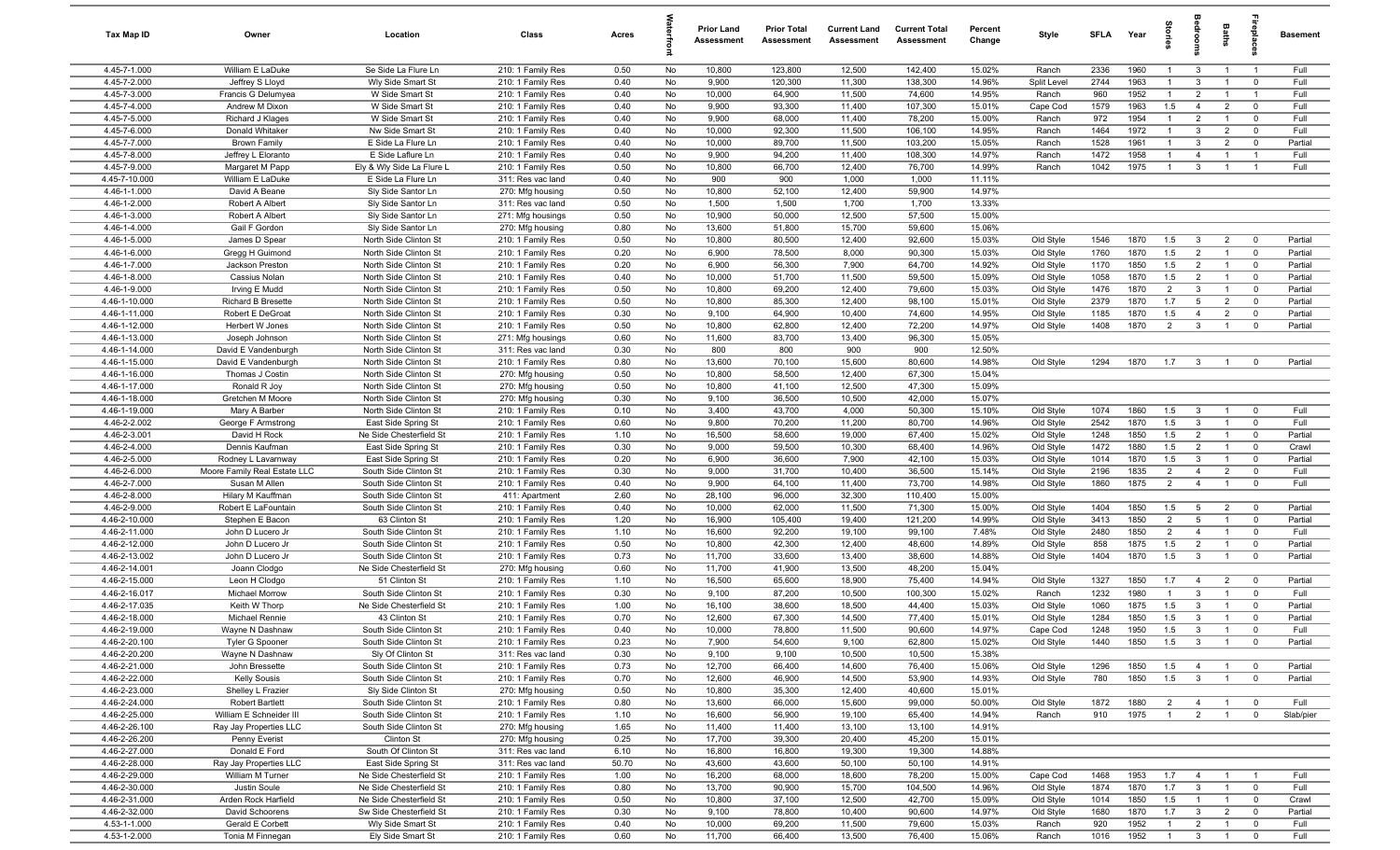| Tax Map ID | Owner | Location | Class | Acres | Waterfront | Prior Land Assessment | Prior Total Assessment | Current Land Assessment | Current Total Assessment | Percent Change | Style | SFLA | Year | Stories | Bedrooms | Baths | Fireplaces | Basement |
|---|---|---|---|---|---|---|---|---|---|---|---|---|---|---|---|---|---|---|
| 4.45-7-1.000 | William E LaDuke | Se Side La Flure Ln | 210: 1 Family Res | 0.50 | No | 10,800 | 123,800 | 12,500 | 142,400 | 15.02% | Ranch | 2336 | 1960 | 1 | 3 | 1 | 1 | Full |
| 4.45-7-2.000 | Jeffrey S Lloyd | Wly Side Smart St | 210: 1 Family Res | 0.40 | No | 9,900 | 120,300 | 11,300 | 138,300 | 14.96% | Split Level | 2744 | 1963 | 1 | 3 | 1 | 0 | Full |
| 4.45-7-3.000 | Francis G Delumyea | W Side Smart St | 210: 1 Family Res | 0.40 | No | 10,000 | 64,900 | 11,500 | 74,600 | 14.95% | Ranch | 960 | 1952 | 1 | 2 | 1 | 1 | Full |
| 4.45-7-4.000 | Andrew M Dixon | W Side Smart St | 210: 1 Family Res | 0.40 | No | 9,900 | 93,300 | 11,400 | 107,300 | 15.01% | Cape Cod | 1579 | 1963 | 1.5 | 4 | 2 | 0 | Full |
| 4.45-7-5.000 | Richard J Klages | W Side Smart St | 210: 1 Family Res | 0.40 | No | 9,900 | 68,000 | 11,400 | 78,200 | 15.00% | Ranch | 972 | 1954 | 1 | 2 | 1 | 0 | Full |
| 4.45-7-6.000 | Donald Whitaker | Nw Side Smart St | 210: 1 Family Res | 0.40 | No | 10,000 | 92,300 | 11,500 | 106,100 | 14.95% | Ranch | 1464 | 1972 | 1 | 3 | 2 | 0 | Full |
| 4.45-7-7.000 | Brown Family | E Side La Flure Ln | 210: 1 Family Res | 0.40 | No | 10,000 | 89,700 | 11,500 | 103,200 | 15.05% | Ranch | 1528 | 1961 | 1 | 3 | 2 | 0 | Partial |
| 4.45-7-8.000 | Jeffrey L Eloranto | E Side Laflure Ln | 210: 1 Family Res | 0.40 | No | 9,900 | 94,200 | 11,400 | 108,300 | 14.97% | Ranch | 1472 | 1958 | 1 | 4 | 1 | 1 | Full |
| 4.45-7-9.000 | Margaret M Papp | Ely & Wly Side La Flure L | 210: 1 Family Res | 0.50 | No | 10,800 | 66,700 | 12,400 | 76,700 | 14.99% | Ranch | 1042 | 1975 | 1 | 3 | 1 | 1 | Full |
| 4.45-7-10.000 | William E LaDuke | E Side La Flure Ln | 311: Res vac land | 0.40 | No | 900 | 900 | 1,000 | 1,000 | 11.11% | | | | | | | | |
| 4.46-1-1.000 | David A Beane | Sly Side Santor Ln | 270: Mfg housing | 0.50 | No | 10,800 | 52,100 | 12,400 | 59,900 | 14.97% | | | | | | | | |
| 4.46-1-2.000 | Robert A Albert | Sly Side Santor Ln | 311: Res vac land | 0.50 | No | 1,500 | 1,500 | 1,700 | 1,700 | 13.33% | | | | | | | | |
| 4.46-1-3.000 | Robert A Albert | Sly Side Santor Ln | 271: Mfg housings | 0.50 | No | 10,900 | 50,000 | 12,500 | 57,500 | 15.00% | | | | | | | | |
| 4.46-1-4.000 | Gail F Gordon | Sly Side Santor Ln | 270: Mfg housing | 0.80 | No | 13,600 | 51,800 | 15,700 | 59,600 | 15.06% | | | | | | | | |
| 4.46-1-5.000 | James D Spear | North Side Clinton St | 210: 1 Family Res | 0.50 | No | 10,800 | 80,500 | 12,400 | 92,600 | 15.03% | Old Style | 1546 | 1870 | 1.5 | 3 | 2 | 0 | Partial |
| 4.46-1-6.000 | Gregg H Guimond | North Side Clinton St | 210: 1 Family Res | 0.20 | No | 6,900 | 78,500 | 8,000 | 90,300 | 15.03% | Old Style | 1760 | 1870 | 1.5 | 2 | 1 | 0 | Partial |
| 4.46-1-7.000 | Jackson Preston | North Side Clinton St | 210: 1 Family Res | 0.20 | No | 6,900 | 56,300 | 7,900 | 64,700 | 14.92% | Old Style | 1170 | 1850 | 1.5 | 2 | 1 | 0 | Partial |
| 4.46-1-8.000 | Cassius Nolan | North Side Clinton St | 210: 1 Family Res | 0.40 | No | 10,000 | 51,700 | 11,500 | 59,500 | 15.09% | Old Style | 1058 | 1870 | 1.5 | 2 | 1 | 0 | Partial |
| 4.46-1-9.000 | Irving E Mudd | North Side Clinton St | 210: 1 Family Res | 0.50 | No | 10,800 | 69,200 | 12,400 | 79,600 | 15.03% | Old Style | 1476 | 1870 | 2 | 3 | 1 | 0 | Partial |
| 4.46-1-10.000 | Richard B Bresette | North Side Clinton St | 210: 1 Family Res | 0.50 | No | 10,800 | 85,300 | 12,400 | 98,100 | 15.01% | Old Style | 2379 | 1870 | 1.7 | 5 | 2 | 0 | Partial |
| 4.46-1-11.000 | Robert E DeGroat | North Side Clinton St | 210: 1 Family Res | 0.30 | No | 9,100 | 64,900 | 10,400 | 74,600 | 14.95% | Old Style | 1185 | 1870 | 1.5 | 4 | 2 | 0 | Partial |
| 4.46-1-12.000 | Herbert W Jones | North Side Clinton St | 210: 1 Family Res | 0.50 | No | 10,800 | 62,800 | 12,400 | 72,200 | 14.97% | Old Style | 1408 | 1870 | 2 | 3 | 1 | 0 | Partial |
| 4.46-1-13.000 | Joseph Johnson | North Side Clinton St | 271: Mfg housings | 0.60 | No | 11,600 | 83,700 | 13,400 | 96,300 | 15.05% | | | | | | | | |
| 4.46-1-14.000 | David E Vandenburgh | North Side Clinton St | 311: Res vac land | 0.30 | No | 800 | 800 | 900 | 900 | 12.50% | | | | | | | | |
| 4.46-1-15.000 | David E Vandenburgh | North Side Clinton St | 210: 1 Family Res | 0.80 | No | 13,600 | 70,100 | 15,600 | 80,600 | 14.98% | Old Style | 1294 | 1870 | 1.7 | 3 | 1 | 0 | Partial |
| 4.46-1-16.000 | Thomas J Costin | North Side Clinton St | 270: Mfg housing | 0.50 | No | 10,800 | 58,500 | 12,400 | 67,300 | 15.04% | | | | | | | | |
| 4.46-1-17.000 | Ronald R Joy | North Side Clinton St | 270: Mfg housing | 0.50 | No | 10,800 | 41,100 | 12,500 | 47,300 | 15.09% | | | | | | | | |
| 4.46-1-18.000 | Gretchen M Moore | North Side Clinton St | 270: Mfg housing | 0.30 | No | 9,100 | 36,500 | 10,500 | 42,000 | 15.07% | | | | | | | | |
| 4.46-1-19.000 | Mary A Barber | North Side Clinton St | 210: 1 Family Res | 0.10 | No | 3,400 | 43,700 | 4,000 | 50,300 | 15.10% | Old Style | 1074 | 1860 | 1.5 | 3 | 1 | 0 | Full |
| 4.46-2-2.002 | George F Armstrong | East Side Spring St | 210: 1 Family Res | 0.60 | No | 9,800 | 70,200 | 11,200 | 80,700 | 14.96% | Old Style | 2542 | 1870 | 1.5 | 3 | 1 | 0 | Full |
| 4.46-2-3.001 | David H Rock | Ne Side Chesterfield St | 210: 1 Family Res | 1.10 | No | 16,500 | 58,600 | 19,000 | 67,400 | 15.02% | Old Style | 1248 | 1850 | 1.5 | 2 | 1 | 0 | Partial |
| 4.46-2-4.000 | Dennis Kaufman | East Side Spring St | 210: 1 Family Res | 0.30 | No | 9,000 | 59,500 | 10,300 | 68,400 | 14.96% | Old Style | 1472 | 1880 | 1.5 | 2 | 1 | 0 | Crawl |
| 4.46-2-5.000 | Rodney L Lavarnway | East Side Spring St | 210: 1 Family Res | 0.20 | No | 6,900 | 36,600 | 7,900 | 42,100 | 15.03% | Old Style | 1014 | 1870 | 1.5 | 3 | 1 | 0 | Partial |
| 4.46-2-6.000 | Moore Family Real Estate LLC | South Side Clinton St | 210: 1 Family Res | 0.30 | No | 9,000 | 31,700 | 10,400 | 36,500 | 15.14% | Old Style | 2196 | 1835 | 2 | 4 | 2 | 0 | Full |
| 4.46-2-7.000 | Susan M Allen | South Side Clinton St | 210: 1 Family Res | 0.40 | No | 9,900 | 64,100 | 11,400 | 73,700 | 14.98% | Old Style | 1860 | 1875 | 2 | 4 | 1 | 0 | Full |
| 4.46-2-8.000 | Hilary M Kauffman | South Side Clinton St | 411: Apartment | 2.60 | No | 28,100 | 96,000 | 32,300 | 110,400 | 15.00% | | | | | | | | |
| 4.46-2-9.000 | Robert E LaFountain | South Side Clinton St | 210: 1 Family Res | 0.40 | No | 10,000 | 62,000 | 11,500 | 71,300 | 15.00% | Old Style | 1404 | 1850 | 1.5 | 5 | 2 | 0 | Partial |
| 4.46-2-10.000 | Stephen E Bacon | 63 Clinton St | 210: 1 Family Res | 1.20 | No | 16,900 | 105,400 | 19,400 | 121,200 | 14.99% | Old Style | 3413 | 1850 | 2 | 5 | 1 | 0 | Partial |
| 4.46-2-11.000 | John D Lucero Jr | South Side Clinton St | 210: 1 Family Res | 1.10 | No | 16,600 | 92,200 | 19,100 | 99,100 | 7.48% | Old Style | 2480 | 1850 | 2 | 4 | 1 | 0 | Full |
| 4.46-2-12.000 | John D Lucero Jr | South Side Clinton St | 210: 1 Family Res | 0.50 | No | 10,800 | 42,300 | 12,400 | 48,600 | 14.89% | Old Style | 858 | 1875 | 1.5 | 2 | 1 | 0 | Partial |
| 4.46-2-13.002 | John D Lucero Jr | South Side Clinton St | 210: 1 Family Res | 0.73 | No | 11,700 | 33,600 | 13,400 | 38,600 | 14.88% | Old Style | 1404 | 1870 | 1.5 | 3 | 1 | 0 | Partial |
| 4.46-2-14.001 | Joann Clodgo | Ne Side Chesterfield St | 270: Mfg housing | 0.60 | No | 11,700 | 41,900 | 13,500 | 48,200 | 15.04% | | | | | | | | |
| 4.46-2-15.000 | Leon H Clodgo | 51 Clinton St | 210: 1 Family Res | 1.10 | No | 16,500 | 65,600 | 18,900 | 75,400 | 14.94% | Old Style | 1327 | 1850 | 1.7 | 4 | 2 | 0 | Partial |
| 4.46-2-16.017 | Michael Morrow | South Side Clinton St | 210: 1 Family Res | 0.30 | No | 9,100 | 87,200 | 10,500 | 100,300 | 15.02% | Ranch | 1232 | 1980 | 1 | 3 | 1 | 0 | Full |
| 4.46-2-17.035 | Keith W Thorp | Ne Side Chesterfield St | 210: 1 Family Res | 1.00 | No | 16,100 | 38,600 | 18,500 | 44,400 | 15.03% | Old Style | 1060 | 1875 | 1.5 | 3 | 1 | 0 | Partial |
| 4.46-2-18.000 | Michael Rennie | 43 Clinton St | 210: 1 Family Res | 0.70 | No | 12,600 | 67,300 | 14,500 | 77,400 | 15.01% | Old Style | 1284 | 1850 | 1.5 | 3 | 1 | 0 | Partial |
| 4.46-2-19.000 | Wayne N Dashnaw | South Side Clinton St | 210: 1 Family Res | 0.40 | No | 10,000 | 78,800 | 11,500 | 90,600 | 14.97% | Cape Cod | 1248 | 1950 | 1.5 | 3 | 1 | 0 | Full |
| 4.46-2-20.100 | Tyler G Spooner | South Side Clinton St | 210: 1 Family Res | 0.23 | No | 7,900 | 54,600 | 9,100 | 62,800 | 15.02% | Old Style | 1440 | 1850 | 1.5 | 3 | 1 | 0 | Partial |
| 4.46-2-20.200 | Wayne N Dashnaw | Sly Of Clinton St | 311: Res vac land | 0.30 | No | 9,100 | 9,100 | 10,500 | 10,500 | 15.38% | | | | | | | | |
| 4.46-2-21.000 | John Bressette | South Side Clinton St | 210: 1 Family Res | 0.73 | No | 12,700 | 66,400 | 14,600 | 76,400 | 15.06% | Old Style | 1296 | 1850 | 1.5 | 4 | 1 | 0 | Partial |
| 4.46-2-22.000 | Kelly Sousis | South Side Clinton St | 210: 1 Family Res | 0.70 | No | 12,600 | 46,900 | 14,500 | 53,900 | 14.93% | Old Style | 780 | 1850 | 1.5 | 3 | 1 | 0 | Partial |
| 4.46-2-23.000 | Shelley L Frazier | Sly Side Clinton St | 270: Mfg housing | 0.50 | No | 10,800 | 35,300 | 12,400 | 40,600 | 15.01% | | | | | | | | |
| 4.46-2-24.000 | Robert Bartlett | South Side Clinton St | 210: 1 Family Res | 0.80 | No | 13,600 | 66,000 | 15,600 | 99,000 | 50.00% | Old Style | 1872 | 1880 | 2 | 4 | 1 | 0 | Full |
| 4.46-2-25.000 | William E Schneider III | South Side Clinton St | 210: 1 Family Res | 1.10 | No | 16,600 | 56,900 | 19,100 | 65,400 | 14.94% | Ranch | 910 | 1975 | 1 | 2 | 1 | 0 | Slab/pier |
| 4.46-2-26.100 | Ray Jay Properties LLC | South Side Clinton St | 270: Mfg housing | 1.65 | No | 11,400 | 11,400 | 13,100 | 13,100 | 14.91% | | | | | | | | |
| 4.46-2-26.200 | Penny Everist | Clinton St | 270: Mfg housing | 0.25 | No | 17,700 | 39,300 | 20,400 | 45,200 | 15.01% | | | | | | | | |
| 4.46-2-27.000 | Donald E Ford | South Of Clinton St | 311: Res vac land | 6.10 | No | 16,800 | 16,800 | 19,300 | 19,300 | 14.88% | | | | | | | | |
| 4.46-2-28.000 | Ray Jay Properties LLC | East Side Spring St | 311: Res vac land | 50.70 | No | 43,600 | 43,600 | 50,100 | 50,100 | 14.91% | | | | | | | | |
| 4.46-2-29.000 | William M Turner | Ne Side Chesterfield St | 210: 1 Family Res | 1.00 | No | 16,200 | 68,000 | 18,600 | 78,200 | 15.00% | Cape Cod | 1468 | 1953 | 1.7 | 4 | 1 | 1 | Full |
| 4.46-2-30.000 | Justin Soule | Ne Side Chesterfield St | 210: 1 Family Res | 0.80 | No | 13,700 | 90,900 | 15,700 | 104,500 | 14.96% | Old Style | 1874 | 1870 | 1.7 | 3 | 1 | 0 | Full |
| 4.46-2-31.000 | Arden Rock Harfield | Ne Side Chesterfield St | 210: 1 Family Res | 0.50 | No | 10,800 | 37,100 | 12,500 | 42,700 | 15.09% | Old Style | 1014 | 1850 | 1.5 | 1 | 1 | 0 | Crawl |
| 4.46-2-32.000 | David Schoorens | Sw Side Chesterfield St | 210: 1 Family Res | 0.30 | No | 9,100 | 78,800 | 10,400 | 90,600 | 14.97% | Old Style | 1680 | 1870 | 1.7 | 3 | 2 | 0 | Partial |
| 4.53-1-1.000 | Gerald E Corbett | Wly Side Smart St | 210: 1 Family Res | 0.40 | No | 10,000 | 69,200 | 11,500 | 79,600 | 15.03% | Ranch | 920 | 1952 | 1 | 2 | 1 | 0 | Full |
| 4.53-1-2.000 | Tonia M Finnegan | Ely Side Smart St | 210: 1 Family Res | 0.60 | No | 11,700 | 66,400 | 13,500 | 76,400 | 15.06% | Ranch | 1016 | 1952 | 1 | 3 | 1 | 0 | Full |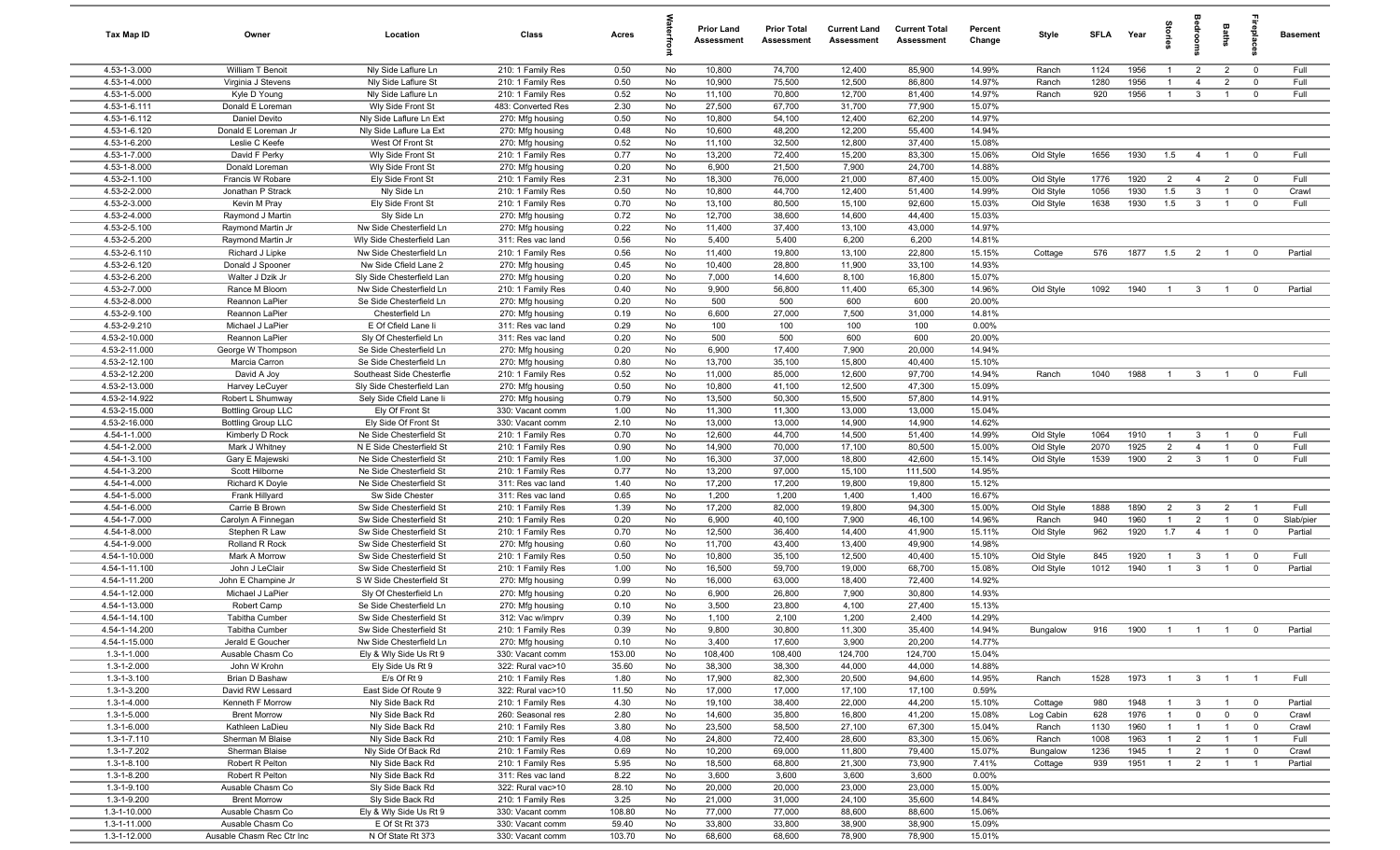| Tax Map ID | Owner | Location | Class | Acres | Waterfront | Prior Land Assessment | Prior Total Assessment | Current Land Assessment | Current Total Assessment | Percent Change | Style | SFLA | Year | Stories | Bedrooms | Baths | Fireplaces | Basement |
|---|---|---|---|---|---|---|---|---|---|---|---|---|---|---|---|---|---|---|
| 4.53-1-3.000 | William T Benoit | Nly Side Laflure Ln | 210: 1 Family Res | 0.50 | No | 10,800 | 74,700 | 12,400 | 85,900 | 14.99% | Ranch | 1124 | 1956 | 1 | 2 | 2 | 0 | Full |
| 4.53-1-4.000 | Virginia J Stevens | Nly Side Laflure St | 210: 1 Family Res | 0.50 | No | 10,900 | 75,500 | 12,500 | 86,800 | 14.97% | Ranch | 1280 | 1956 | 1 | 4 | 2 | 0 | Full |
| 4.53-1-5.000 | Kyle D Young | Nly Side Laflure Ln | 210: 1 Family Res | 0.52 | No | 11,100 | 70,800 | 12,700 | 81,400 | 14.97% | Ranch | 920 | 1956 | 1 | 3 | 1 | 0 | Full |
| 4.53-1-6.111 | Donald E Loreman | Wly Side Front St | 483: Converted Res | 2.30 | No | 27,500 | 67,700 | 31,700 | 77,900 | 15.07% | | | | | | | | |
| 4.53-1-6.112 | Daniel Devito | Nly Side Laflure Ln Ext | 270: Mfg housing | 0.50 | No | 10,800 | 54,100 | 12,400 | 62,200 | 14.97% | | | | | | | | |
| 4.53-1-6.120 | Donald E Loreman Jr | Nly Side Laflure La Ext | 270: Mfg housing | 0.48 | No | 10,600 | 48,200 | 12,200 | 55,400 | 14.94% | | | | | | | | |
| 4.53-1-6.200 | Leslie C Keefe | West Of Front St | 270: Mfg housing | 0.52 | No | 11,100 | 32,500 | 12,800 | 37,400 | 15.08% | | | | | | | | |
| 4.53-1-7.000 | David F Perky | Wly Side Front St | 210: 1 Family Res | 0.77 | No | 13,200 | 72,400 | 15,200 | 83,300 | 15.06% | Old Style | 1656 | 1930 | 1.5 | 4 | 1 | 0 | Full |
| 4.53-1-8.000 | Donald Loreman | Wly Side Front St | 270: Mfg housing | 0.20 | No | 6,900 | 21,500 | 7,900 | 24,700 | 14.88% | | | | | | | | |
| 4.53-2-1.100 | Francis W Robare | Ely Side Front St | 210: 1 Family Res | 2.31 | No | 18,300 | 76,000 | 21,000 | 87,400 | 15.00% | Old Style | 1776 | 1920 | 2 | 4 | 2 | 0 | Full |
| 4.53-2-2.000 | Jonathan P Strack | Nly Side Ln | 210: 1 Family Res | 0.50 | No | 10,800 | 44,700 | 12,400 | 51,400 | 14.99% | Old Style | 1056 | 1930 | 1.5 | 3 | 1 | 0 | Crawl |
| 4.53-2-3.000 | Kevin M Pray | Ely Side Front St | 210: 1 Family Res | 0.70 | No | 13,100 | 80,500 | 15,100 | 92,600 | 15.03% | Old Style | 1638 | 1930 | 1.5 | 3 | 1 | 0 | Full |
| 4.53-2-4.000 | Raymond J Martin | Sly Side Ln | 270: Mfg housing | 0.72 | No | 12,700 | 38,600 | 14,600 | 44,400 | 15.03% | | | | | | | | |
| 4.53-2-5.100 | Raymond Martin Jr | Nw Side Chesterfield Ln | 270: Mfg housing | 0.22 | No | 11,400 | 37,400 | 13,100 | 43,000 | 14.97% | | | | | | | | |
| 4.53-2-5.200 | Raymond Martin Jr | Wly Side Chesterfield Lan | 311: Res vac land | 0.56 | No | 5,400 | 5,400 | 6,200 | 6,200 | 14.81% | | | | | | | | |
| 4.53-2-6.110 | Richard J Lipke | Nw Side Chesterfield Ln | 210: 1 Family Res | 0.56 | No | 11,400 | 19,800 | 13,100 | 22,800 | 15.15% | Cottage | 576 | 1877 | 1.5 | 2 | 1 | 0 | Partial |
| 4.53-2-6.120 | Donald J Spooner | Nw Side Cfield Lane 2 | 270: Mfg housing | 0.45 | No | 10,400 | 28,800 | 11,900 | 33,100 | 14.93% | | | | | | | | |
| 4.53-2-6.200 | Walter J Dzik Jr | Sly Side Chesterfield Lan | 270: Mfg housing | 0.20 | No | 7,000 | 14,600 | 8,100 | 16,800 | 15.07% | | | | | | | | |
| 4.53-2-7.000 | Rance M Bloom | Nw Side Chesterfield Ln | 210: 1 Family Res | 0.40 | No | 9,900 | 56,800 | 11,400 | 65,300 | 14.96% | Old Style | 1092 | 1940 | 1 | 3 | 1 | 0 | Partial |
| 4.53-2-8.000 | Reannon LaPier | Se Side Chesterfield Ln | 270: Mfg housing | 0.20 | No | 500 | 500 | 600 | 600 | 20.00% | | | | | | | | |
| 4.53-2-9.100 | Reannon LaPier | Chesterfield Ln | 270: Mfg housing | 0.19 | No | 6,600 | 27,000 | 7,500 | 31,000 | 14.81% | | | | | | | | |
| 4.53-2-9.210 | Michael J LaPier | E Of Cfield Lane Ii | 311: Res vac land | 0.29 | No | 100 | 100 | 100 | 100 | 0.00% | | | | | | | | |
| 4.53-2-10.000 | Reannon LaPier | Sly Of Chesterfield Ln | 311: Res vac land | 0.20 | No | 500 | 500 | 600 | 600 | 20.00% | | | | | | | | |
| 4.53-2-11.000 | George W Thompson | Se Side Chesterfield Ln | 270: Mfg housing | 0.20 | No | 6,900 | 17,400 | 7,900 | 20,000 | 14.94% | | | | | | | | |
| 4.53-2-12.100 | Marcia Carron | Se Side Chesterfield Ln | 270: Mfg housing | 0.80 | No | 13,700 | 35,100 | 15,800 | 40,400 | 15.10% | | | | | | | | |
| 4.53-2-12.200 | David A Joy | Southeast Side Chesterfie | 210: 1 Family Res | 0.52 | No | 11,000 | 85,000 | 12,600 | 97,700 | 14.94% | Ranch | 1040 | 1988 | 1 | 3 | 1 | 0 | Full |
| 4.53-2-13.000 | Harvey LeCuyer | Sly Side Chesterfield Lan | 270: Mfg housing | 0.50 | No | 10,800 | 41,100 | 12,500 | 47,300 | 15.09% | | | | | | | | |
| 4.53-2-14.922 | Robert L Shumway | Sely Side Cfield Lane Ii | 270: Mfg housing | 0.79 | No | 13,500 | 50,300 | 15,500 | 57,800 | 14.91% | | | | | | | | |
| 4.53-2-15.000 | Bottling Group LLC | Ely Of Front St | 330: Vacant comm | 1.00 | No | 11,300 | 11,300 | 13,000 | 13,000 | 15.04% | | | | | | | | |
| 4.53-2-16.000 | Bottling Group LLC | Ely Side Of Front St | 330: Vacant comm | 2.10 | No | 13,000 | 13,000 | 14,900 | 14,900 | 14.62% | | | | | | | | |
| 4.54-1-1.000 | Kimberly D Rock | Ne Side Chesterfield St | 210: 1 Family Res | 0.70 | No | 12,600 | 44,700 | 14,500 | 51,400 | 14.99% | Old Style | 1064 | 1910 | 1 | 3 | 1 | 0 | Full |
| 4.54-1-2.000 | Mark J Whitney | N E Side Chesterfield St | 210: 1 Family Res | 0.90 | No | 14,900 | 70,000 | 17,100 | 80,500 | 15.00% | Old Style | 2070 | 1925 | 2 | 4 | 1 | 0 | Full |
| 4.54-1-3.100 | Gary E Majewski | Ne Side Chesterfield St | 210: 1 Family Res | 1.00 | No | 16,300 | 37,000 | 18,800 | 42,600 | 15.14% | Old Style | 1539 | 1900 | 2 | 3 | 1 | 0 | Full |
| 4.54-1-3.200 | Scott Hilborne | Ne Side Chesterfield St | 210: 1 Family Res | 0.77 | No | 13,200 | 97,000 | 15,100 | 111,500 | 14.95% | | | | | | | | |
| 4.54-1-4.000 | Richard K Doyle | Ne Side Chesterfield St | 311: Res vac land | 1.40 | No | 17,200 | 17,200 | 19,800 | 19,800 | 15.12% | | | | | | | | |
| 4.54-1-5.000 | Frank Hillyard | Sw Side Chester | 311: Res vac land | 0.65 | No | 1,200 | 1,200 | 1,400 | 1,400 | 16.67% | | | | | | | | |
| 4.54-1-6.000 | Carrie B Brown | Sw Side Chesterfield St | 210: 1 Family Res | 1.39 | No | 17,200 | 82,000 | 19,800 | 94,300 | 15.00% | Old Style | 1888 | 1890 | 2 | 3 | 2 | 1 | Full |
| 4.54-1-7.000 | Carolyn A Finnegan | Sw Side Chesterfield St | 210: 1 Family Res | 0.20 | No | 6,900 | 40,100 | 7,900 | 46,100 | 14.96% | Ranch | 940 | 1960 | 1 | 2 | 1 | 0 | Slab/pier |
| 4.54-1-8.000 | Stephen R Law | Sw Side Chesterfield St | 210: 1 Family Res | 0.70 | No | 12,500 | 36,400 | 14,400 | 41,900 | 15.11% | Old Style | 962 | 1920 | 1.7 | 4 | 1 | 0 | Partial |
| 4.54-1-9.000 | Rolland R Rock | Sw Side Chesterfield St | 270: Mfg housing | 0.60 | No | 11,700 | 43,400 | 13,400 | 49,900 | 14.98% | | | | | | | | |
| 4.54-1-10.000 | Mark A Morrow | Sw Side Chesterfield St | 210: 1 Family Res | 0.50 | No | 10,800 | 35,100 | 12,500 | 40,400 | 15.10% | Old Style | 845 | 1920 | 1 | 3 | 1 | 0 | Full |
| 4.54-1-11.100 | John J LeClair | Sw Side Chesterfield St | 210: 1 Family Res | 1.00 | No | 16,500 | 59,700 | 19,000 | 68,700 | 15.08% | Old Style | 1012 | 1940 | 1 | 3 | 1 | 0 | Partial |
| 4.54-1-11.200 | John E Champine Jr | S W Side Chesterfield St | 270: Mfg housing | 0.99 | No | 16,000 | 63,000 | 18,400 | 72,400 | 14.92% | | | | | | | | |
| 4.54-1-12.000 | Michael J LaPier | Sly Of Chesterfield Ln | 270: Mfg housing | 0.20 | No | 6,900 | 26,800 | 7,900 | 30,800 | 14.93% | | | | | | | | |
| 4.54-1-13.000 | Robert Camp | Se Side Chesterfield Ln | 270: Mfg housing | 0.10 | No | 3,500 | 23,800 | 4,100 | 27,400 | 15.13% | | | | | | | | |
| 4.54-1-14.100 | Tabitha Cumber | Sw Side Chesterfield St | 312: Vac w/imprv | 0.39 | No | 1,100 | 2,100 | 1,200 | 2,400 | 14.29% | | | | | | | | |
| 4.54-1-14.200 | Tabitha Cumber | Sw Side Chesterfield St | 210: 1 Family Res | 0.39 | No | 9,800 | 30,800 | 11,300 | 35,400 | 14.94% | Bungalow | 916 | 1900 | 1 | 1 | 1 | 0 | Partial |
| 4.54-1-15.000 | Jerald E Goucher | Nw Side Chesterfield Ln | 270: Mfg housing | 0.10 | No | 3,400 | 17,600 | 3,900 | 20,200 | 14.77% | | | | | | | | |
| 1.3-1-1.000 | Ausable Chasm Co | Ely & Wly Side Us Rt 9 | 330: Vacant comm | 153.00 | No | 108,400 | 108,400 | 124,700 | 124,700 | 15.04% | | | | | | | | |
| 1.3-1-2.000 | John W Krohn | Ely Side Us Rt 9 | 322: Rural vac>10 | 35.60 | No | 38,300 | 38,300 | 44,000 | 44,000 | 14.88% | | | | | | | | |
| 1.3-1-3.100 | Brian D Bashaw | E/s Of Rt 9 | 210: 1 Family Res | 1.80 | No | 17,900 | 82,300 | 20,500 | 94,600 | 14.95% | Ranch | 1528 | 1973 | 1 | 3 | 1 | 1 | Full |
| 1.3-1-3.200 | David RW Lessard | East Side Of Route 9 | 322: Rural vac>10 | 11.50 | No | 17,000 | 17,000 | 17,100 | 17,100 | 0.59% | | | | | | | | |
| 1.3-1-4.000 | Kenneth F Morrow | Nly Side Back Rd | 210: 1 Family Res | 4.30 | No | 19,100 | 38,400 | 22,000 | 44,200 | 15.10% | Cottage | 980 | 1948 | 1 | 3 | 1 | 0 | Partial |
| 1.3-1-5.000 | Brent Morrow | Nly Side Back Rd | 260: Seasonal res | 2.80 | No | 14,600 | 35,800 | 16,800 | 41,200 | 15.08% | Log Cabin | 628 | 1976 | 1 | 0 | 0 | 0 | Crawl |
| 1.3-1-6.000 | Kathleen LaDieu | Nly Side Back Rd | 210: 1 Family Res | 3.80 | No | 23,500 | 58,500 | 27,100 | 67,300 | 15.04% | Ranch | 1130 | 1960 | 1 | 1 | 1 | 0 | Crawl |
| 1.3-1-7.110 | Sherman M Blaise | Nly Side Back Rd | 210: 1 Family Res | 4.08 | No | 24,800 | 72,400 | 28,600 | 83,300 | 15.06% | Ranch | 1008 | 1963 | 1 | 2 | 1 | 1 | Full |
| 1.3-1-7.202 | Sherman Blaise | Nly Side Of Back Rd | 210: 1 Family Res | 0.69 | No | 10,200 | 69,000 | 11,800 | 79,400 | 15.07% | Bungalow | 1236 | 1945 | 1 | 2 | 1 | 0 | Crawl |
| 1.3-1-8.100 | Robert R Pelton | Nly Side Back Rd | 210: 1 Family Res | 5.95 | No | 18,500 | 68,800 | 21,300 | 73,900 | 7.41% | Cottage | 939 | 1951 | 1 | 2 | 1 | 1 | Partial |
| 1.3-1-8.200 | Robert R Pelton | Nly Side Back Rd | 311: Res vac land | 8.22 | No | 3,600 | 3,600 | 3,600 | 3,600 | 0.00% | | | | | | | | |
| 1.3-1-9.100 | Ausable Chasm Co | Sly Side Back Rd | 322: Rural vac>10 | 28.10 | No | 20,000 | 20,000 | 23,000 | 23,000 | 15.00% | | | | | | | | |
| 1.3-1-9.200 | Brent Morrow | Sly Side Back Rd | 210: 1 Family Res | 3.25 | No | 21,000 | 31,000 | 24,100 | 35,600 | 14.84% | | | | | | | | |
| 1.3-1-10.000 | Ausable Chasm Co | Ely & Wly Side Us Rt 9 | 330: Vacant comm | 108.80 | No | 77,000 | 77,000 | 88,600 | 88,600 | 15.06% | | | | | | | | |
| 1.3-1-11.000 | Ausable Chasm Co | E Of St Rt 373 | 330: Vacant comm | 59.40 | No | 33,800 | 33,800 | 38,900 | 38,900 | 15.09% | | | | | | | | |
| 1.3-1-12.000 | Ausable Chasm Rec Ctr Inc | N Of State Rt 373 | 330: Vacant comm | 103.70 | No | 68,600 | 68,600 | 78,900 | 78,900 | 15.01% | | | | | | | | |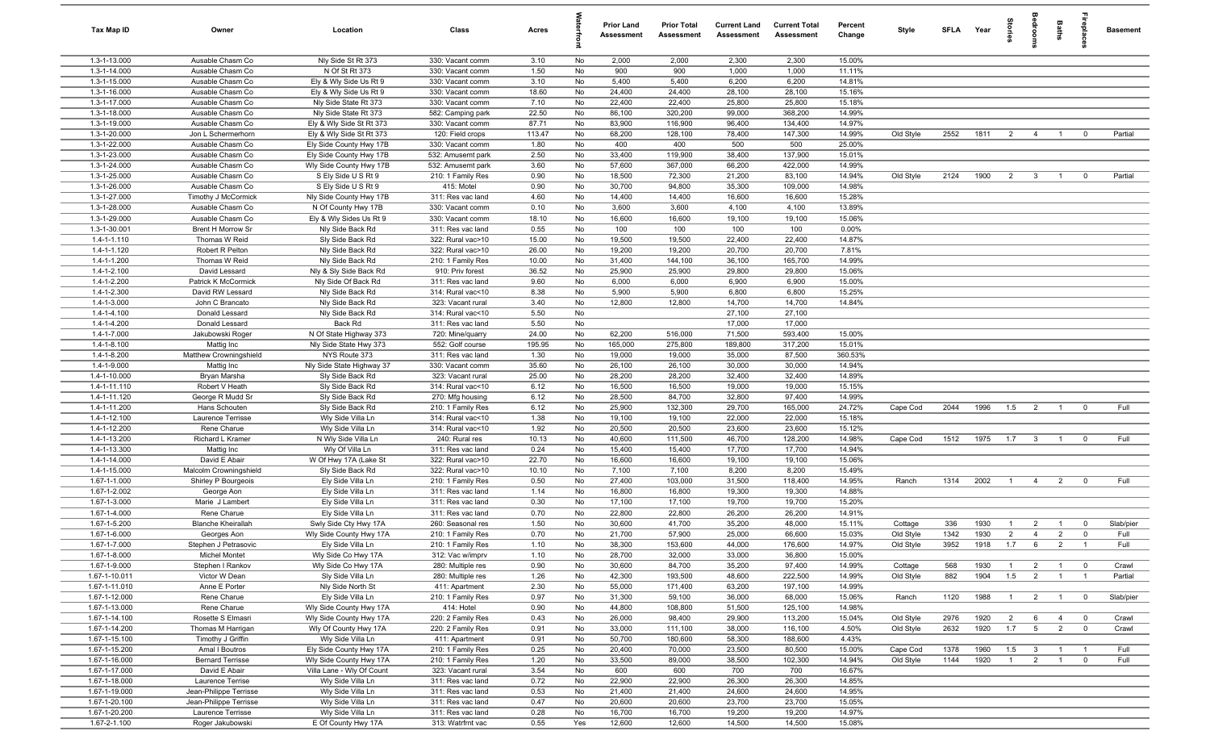| Tax Map ID | Owner | Location | Class | Acres | Waterfront | Prior Land Assessment | Prior Total Assessment | Current Land Assessment | Current Total Assessment | Percent Change | Style | SFLA | Year | Stories | Bedrooms | Baths | Fireplaces | Basement |
|---|---|---|---|---|---|---|---|---|---|---|---|---|---|---|---|---|---|---|
| 1.3-1-13.000 | Ausable Chasm Co | Nly Side St Rt 373 | 330: Vacant comm | 3.10 | No | 2,000 | 2,000 | 2,300 | 2,300 | 15.00% | | | | | | | | |
| 1.3-1-14.000 | Ausable Chasm Co | N Of St Rt 373 | 330: Vacant comm | 1.50 | No | 900 | 900 | 1,000 | 1,000 | 11.11% | | | | | | | | |
| 1.3-1-15.000 | Ausable Chasm Co | Ely & Wly Side Us Rt 9 | 330: Vacant comm | 3.10 | No | 5,400 | 5,400 | 6,200 | 6,200 | 14.81% | | | | | | | | |
| 1.3-1-16.000 | Ausable Chasm Co | Ely & Wly Side Us Rt 9 | 330: Vacant comm | 18.60 | No | 24,400 | 24,400 | 28,100 | 28,100 | 15.16% | | | | | | | | |
| 1.3-1-17.000 | Ausable Chasm Co | Nly Side State Rt 373 | 330: Vacant comm | 7.10 | No | 22,400 | 22,400 | 25,800 | 25,800 | 15.18% | | | | | | | | |
| 1.3-1-18.000 | Ausable Chasm Co | Nly Side State Rt 373 | 582: Camping park | 22.50 | No | 86,100 | 320,200 | 99,000 | 368,200 | 14.99% | | | | | | | | |
| 1.3-1-19.000 | Ausable Chasm Co | Ely & Wly Side St Rt 373 | 330: Vacant comm | 87.71 | No | 83,900 | 116,900 | 96,400 | 134,400 | 14.97% | | | | | | | | |
| 1.3-1-20.000 | Jon L Schermerhorn | Ely & Wly Side St Rt 373 | 120: Field crops | 113.47 | No | 68,200 | 128,100 | 78,400 | 147,300 | 14.99% | Old Style | 2552 | 1811 | 2 | 4 | 1 | 0 | Partial |
| 1.3-1-22.000 | Ausable Chasm Co | Ely Side County Hwy 17B | 330: Vacant comm | 1.80 | No | 400 | 400 | 500 | 500 | 25.00% | | | | | | | | |
| 1.3-1-23.000 | Ausable Chasm Co | Ely Side County Hwy 17B | 532: Amusemt park | 2.50 | No | 33,400 | 119,900 | 38,400 | 137,900 | 15.01% | | | | | | | | |
| 1.3-1-24.000 | Ausable Chasm Co | Wly Side County Hwy 17B | 532: Amusemt park | 3.60 | No | 57,600 | 367,000 | 66,200 | 422,000 | 14.99% | | | | | | | | |
| 1.3-1-25.000 | Ausable Chasm Co | S Ely Side U S Rt 9 | 210: 1 Family Res | 0.90 | No | 18,500 | 72,300 | 21,200 | 83,100 | 14.94% | Old Style | 2124 | 1900 | 2 | 3 | 1 | 0 | Partial |
| 1.3-1-26.000 | Ausable Chasm Co | S Ely Side U S Rt 9 | 415: Motel | 0.90 | No | 30,700 | 94,800 | 35,300 | 109,000 | 14.98% | | | | | | | | |
| 1.3-1-27.000 | Timothy J McCormick | Nly Side County Hwy 17B | 311: Res vac land | 4.60 | No | 14,400 | 14,400 | 16,600 | 16,600 | 15.28% | | | | | | | | |
| 1.3-1-28.000 | Ausable Chasm Co | N Of County Hwy 17B | 330: Vacant comm | 0.10 | No | 3,600 | 3,600 | 4,100 | 4,100 | 13.89% | | | | | | | | |
| 1.3-1-29.000 | Ausable Chasm Co | Ely & Wly Sides Us Rt 9 | 330: Vacant comm | 18.10 | No | 16,600 | 16,600 | 19,100 | 19,100 | 15.06% | | | | | | | | |
| 1.3-1-30.001 | Brent H Morrow Sr | Nly Side Back Rd | 311: Res vac land | 0.55 | No | 100 | 100 | 100 | 100 | 0.00% | | | | | | | | |
| 1.4-1-1.110 | Thomas W Reid | Sly Side Back Rd | 322: Rural vac>10 | 15.00 | No | 19,500 | 19,500 | 22,400 | 22,400 | 14.87% | | | | | | | | |
| 1.4-1-1.120 | Robert R Pelton | Nly Side Back Rd | 322: Rural vac>10 | 26.00 | No | 19,200 | 19,200 | 20,700 | 20,700 | 7.81% | | | | | | | | |
| 1.4-1-1.200 | Thomas W Reid | Nly Side Back Rd | 210: 1 Family Res | 10.00 | No | 31,400 | 144,100 | 36,100 | 165,700 | 14.99% | | | | | | | | |
| 1.4-1-2.100 | David Lessard | Nly & Sly Side Back Rd | 910: Priv forest | 36.52 | No | 25,900 | 25,900 | 29,800 | 29,800 | 15.06% | | | | | | | | |
| 1.4-1-2.200 | Patrick K McCormick | Nly Side Of Back Rd | 311: Res vac land | 9.60 | No | 6,000 | 6,000 | 6,900 | 6,900 | 15.00% | | | | | | | | |
| 1.4-1-2.300 | David RW Lessard | Nly Side Back Rd | 314: Rural vac<10 | 8.38 | No | 5,900 | 5,900 | 6,800 | 6,800 | 15.25% | | | | | | | | |
| 1.4-1-3.000 | John C Brancato | Nly Side Back Rd | 323: Vacant rural | 3.40 | No | 12,800 | 12,800 | 14,700 | 14,700 | 14.84% | | | | | | | | |
| 1.4-1-4.100 | Donald Lessard | Nly Side Back Rd | 314: Rural vac<10 | 5.50 | No | | | 27,100 | 27,100 | | | | | | | | | |
| 1.4-1-4.200 | Donald Lessard | Back Rd | 311: Res vac land | 5.50 | No | | | 17,000 | 17,000 | | | | | | | | | |
| 1.4-1-7.000 | Jakubowski Roger | N Of State Highway 373 | 720: Mine/quarry | 24.00 | No | 62,200 | 516,000 | 71,500 | 593,400 | 15.00% | | | | | | | | |
| 1.4-1-8.100 | Mattig Inc | Nly Side State Hwy 373 | 552: Golf course | 195.95 | No | 165,000 | 275,800 | 189,800 | 317,200 | 15.01% | | | | | | | | |
| 1.4-1-8.200 | Matthew Crowningshield | NYS Route 373 | 311: Res vac land | 1.30 | No | 19,000 | 19,000 | 35,000 | 87,500 | 360.53% | | | | | | | | |
| 1.4-1-9.000 | Mattig Inc | Nly Side State Highway 37 | 330: Vacant comm | 35.60 | No | 26,100 | 26,100 | 30,000 | 30,000 | 14.94% | | | | | | | | |
| 1.4-1-10.000 | Bryan Marsha | Sly Side Back Rd | 323: Vacant rural | 25.00 | No | 28,200 | 28,200 | 32,400 | 32,400 | 14.89% | | | | | | | | |
| 1.4-1-11.110 | Robert V Heath | Sly Side Back Rd | 314: Rural vac<10 | 6.12 | No | 16,500 | 16,500 | 19,000 | 19,000 | 15.15% | | | | | | | | |
| 1.4-1-11.120 | George R Mudd Sr | Sly Side Back Rd | 270: Mfg housing | 6.12 | No | 28,500 | 84,700 | 32,800 | 97,400 | 14.99% | | | | | | | | |
| 1.4-1-11.200 | Hans Schouten | Sly Side Back Rd | 210: 1 Family Res | 6.12 | No | 25,900 | 132,300 | 29,700 | 165,000 | 24.72% | Cape Cod | 2044 | 1996 | 1.5 | 2 | 1 | 0 | Full |
| 1.4-1-12.100 | Laurence Terrisse | Wly Side Villa Ln | 314: Rural vac<10 | 1.38 | No | 19,100 | 19,100 | 22,000 | 22,000 | 15.18% | | | | | | | | |
| 1.4-1-12.200 | Rene Charue | Wly Side Villa Ln | 314: Rural vac<10 | 1.92 | No | 20,500 | 20,500 | 23,600 | 23,600 | 15.12% | | | | | | | | |
| 1.4-1-13.200 | Richard L Kramer | N Wly Side Villa Ln | 240: Rural res | 10.13 | No | 40,600 | 111,500 | 46,700 | 128,200 | 14.98% | Cape Cod | 1512 | 1975 | 1.7 | 3 | 1 | 0 | Full |
| 1.4-1-13.300 | Mattig Inc | Wly Of Villa Ln | 311: Res vac land | 0.24 | No | 15,400 | 15,400 | 17,700 | 17,700 | 14.94% | | | | | | | | |
| 1.4-1-14.000 | David E Abair | W Of Hwy 17A (Lake St | 322: Rural vac>10 | 22.70 | No | 16,600 | 16,600 | 19,100 | 19,100 | 15.06% | | | | | | | | |
| 1.4-1-15.000 | Malcolm Crowningshield | Sly Side Back Rd | 322: Rural vac>10 | 10.10 | No | 7,100 | 7,100 | 8,200 | 8,200 | 15.49% | | | | | | | | |
| 1.67-1-1.000 | Shirley P Bourgeois | Ely Side Villa Ln | 210: 1 Family Res | 0.50 | No | 27,400 | 103,000 | 31,500 | 118,400 | 14.95% | Ranch | 1314 | 2002 | 1 | 4 | 2 | 0 | Full |
| 1.67-1-2.002 | George Aon | Ely Side Villa Ln | 311: Res vac land | 1.14 | No | 16,800 | 16,800 | 19,300 | 19,300 | 14.88% | | | | | | | | |
| 1.67-1-3.000 | Marie J Lambert | Ely Side Villa Ln | 311: Res vac land | 0.30 | No | 17,100 | 17,100 | 19,700 | 19,700 | 15.20% | | | | | | | | |
| 1.67-1-4.000 | Rene Charue | Ely Side Villa Ln | 311: Res vac land | 0.70 | No | 22,800 | 22,800 | 26,200 | 26,200 | 14.91% | | | | | | | | |
| 1.67-1-5.200 | Blanche Kheirallah | Swly Side Cty Hwy 17A | 260: Seasonal res | 1.50 | No | 30,600 | 41,700 | 35,200 | 48,000 | 15.11% | Cottage | 336 | 1930 | 1 | 2 | 1 | 0 | Slab/pier |
| 1.67-1-6.000 | Georges Aon | Wly Side County Hwy 17A | 210: 1 Family Res | 0.70 | No | 21,700 | 57,900 | 25,000 | 66,600 | 15.03% | Old Style | 1342 | 1930 | 2 | 4 | 2 | 0 | Full |
| 1.67-1-7.000 | Stephen J Petrasovic | Ely Side Villa Ln | 210: 1 Family Res | 1.10 | No | 38,300 | 153,600 | 44,000 | 176,600 | 14.97% | Old Style | 3952 | 1918 | 1.7 | 6 | 2 | 1 | Full |
| 1.67-1-8.000 | Michel Montet | Wly Side Co Hwy 17A | 312: Vac w/imprv | 1.10 | No | 28,700 | 32,000 | 33,000 | 36,800 | 15.00% | | | | | | | | |
| 1.67-1-9.000 | Stephen I Rankov | Wly Side Co Hwy 17A | 280: Multiple res | 0.90 | No | 30,600 | 84,700 | 35,200 | 97,400 | 14.99% | Cottage | 568 | 1930 | 1 | 2 | 1 | 0 | Crawl |
| 1.67-1-10.011 | Victor W Dean | Sly Side Villa Ln | 280: Multiple res | 1.26 | No | 42,300 | 193,500 | 48,600 | 222,500 | 14.99% | Old Style | 882 | 1904 | 1.5 | 2 | 1 | 1 | Partial |
| 1.67-1-11.010 | Anne E Porter | Nly Side North St | 411: Apartment | 2.30 | No | 55,000 | 171,400 | 63,200 | 197,100 | 14.99% | | | | | | | | |
| 1.67-1-12.000 | Rene Charue | Ely Side Villa Ln | 210: 1 Family Res | 0.97 | No | 31,300 | 59,100 | 36,000 | 68,000 | 15.06% | Ranch | 1120 | 1988 | 1 | 2 | 1 | 0 | Slab/pier |
| 1.67-1-13.000 | Rene Charue | Wly Side County Hwy 17A | 414: Hotel | 0.90 | No | 44,800 | 108,800 | 51,500 | 125,100 | 14.98% | | | | | | | | |
| 1.67-1-14.100 | Rosette S Elmasri | Wly Side County Hwy 17A | 220: 2 Family Res | 0.43 | No | 26,000 | 98,400 | 29,900 | 113,200 | 15.04% | Old Style | 2976 | 1920 | 2 | 6 | 4 | 0 | Crawl |
| 1.67-1-14.200 | Thomas M Harrigan | Wly Of County Hwy 17A | 220: 2 Family Res | 0.91 | No | 33,000 | 111,100 | 38,000 | 116,100 | 4.50% | Old Style | 2632 | 1920 | 1.7 | 5 | 2 | 0 | Crawl |
| 1.67-1-15.100 | Timothy J Griffin | Wly Side Villa Ln | 411: Apartment | 0.91 | No | 50,700 | 180,600 | 58,300 | 188,600 | 4.43% | | | | | | | | |
| 1.67-1-15.200 | Amal I Boutros | Ely Side County Hwy 17A | 210: 1 Family Res | 0.25 | No | 20,400 | 70,000 | 23,500 | 80,500 | 15.00% | Cape Cod | 1378 | 1960 | 1.5 | 3 | 1 | 1 | Full |
| 1.67-1-16.000 | Bernard Terrisse | Wly Side County Hwy 17A | 210: 1 Family Res | 1.20 | No | 33,500 | 89,000 | 38,500 | 102,300 | 14.94% | Old Style | 1144 | 1920 | 1 | 2 | 1 | 0 | Full |
| 1.67-1-17.000 | David E Abair | Villa Lane - Wly Of Count | 323: Vacant rural | 3.54 | No | 600 | 600 | 700 | 700 | 16.67% | | | | | | | | |
| 1.67-1-18.000 | Laurence Terrise | Wly Side Villa Ln | 311: Res vac land | 0.72 | No | 22,900 | 22,900 | 26,300 | 26,300 | 14.85% | | | | | | | | |
| 1.67-1-19.000 | Jean-Philippe Terrisse | Wly Side Villa Ln | 311: Res vac land | 0.53 | No | 21,400 | 21,400 | 24,600 | 24,600 | 14.95% | | | | | | | | |
| 1.67-1-20.100 | Jean-Philippe Terrisse | Wly Side Villa Ln | 311: Res vac land | 0.47 | No | 20,600 | 20,600 | 23,700 | 23,700 | 15.05% | | | | | | | | |
| 1.67-1-20.200 | Laurence Terrisse | Wly Side Villa Ln | 311: Res vac land | 0.28 | No | 16,700 | 16,700 | 19,200 | 19,200 | 14.97% | | | | | | | | |
| 1.67-2-1.100 | Roger Jakubowski | E Of County Hwy 17A | 313: Watrfrnt vac | 0.55 | Yes | 12,600 | 12,600 | 14,500 | 14,500 | 15.08% | | | | | | | | |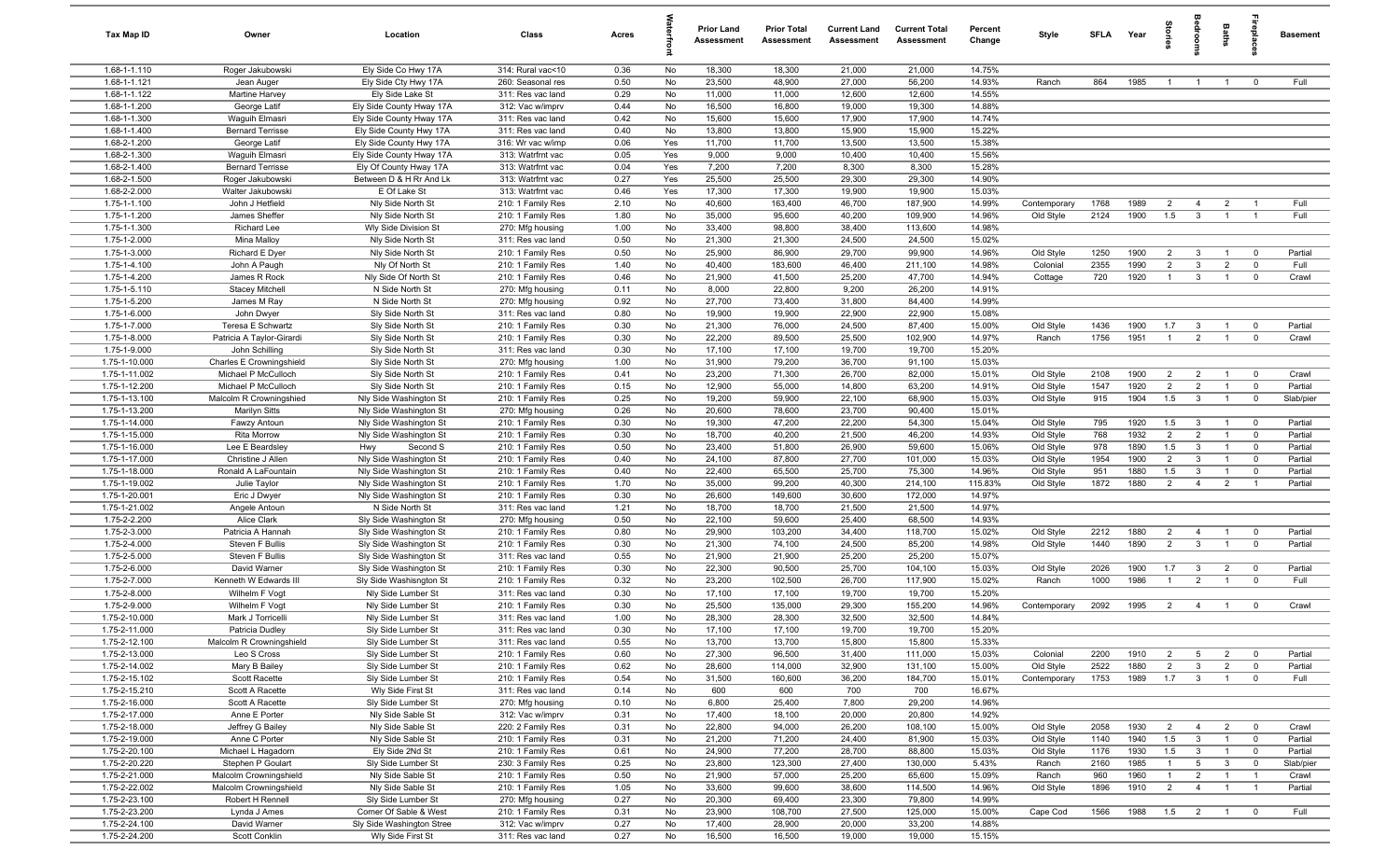| Tax Map ID | Owner | Location | Class | Acres | Waterfront | Prior Land Assessment | Prior Total Assessment | Current Land Assessment | Current Total Assessment | Percent Change | Style | SFLA | Year | Stories | Bedrooms | Baths | Fireplaces | Basement |
|---|---|---|---|---|---|---|---|---|---|---|---|---|---|---|---|---|---|---|
| 1.68-1-1.110 | Roger Jakubowski | Ely Side Co Hwy 17A | 314: Rural vac<10 | 0.36 | No | 18,300 | 18,300 | 21,000 | 21,000 | 14.75% | | | | | | | | |
| 1.68-1-1.121 | Jean Auger | Ely Side Cty Hwy 17A | 260: Seasonal res | 0.50 | No | 23,500 | 48,900 | 27,000 | 56,200 | 14.93% | Ranch | 864 | 1985 | 1 | 1 | 1 | 0 | Full |
| 1.68-1-1.122 | Martine Harvey | Ely Side Lake St | 311: Res vac land | 0.29 | No | 11,000 | 11,000 | 12,600 | 12,600 | 14.55% | | | | | | | | |
| 1.68-1-1.200 | George Latif | Ely Side County Hway 17A | 312: Vac w/imprv | 0.44 | No | 16,500 | 16,800 | 19,000 | 19,300 | 14.88% | | | | | | | | |
| 1.68-1-1.300 | Waguih Elmasri | Ely Side County Hway 17A | 311: Res vac land | 0.42 | No | 15,600 | 15,600 | 17,900 | 17,900 | 14.74% | | | | | | | | |
| 1.68-1-1.400 | Bernard Terrisse | Ely Side County Hwy 17A | 311: Res vac land | 0.40 | No | 13,800 | 13,800 | 15,900 | 15,900 | 15.22% | | | | | | | | |
| 1.68-2-1.200 | George Latif | Ely Side County Hwy 17A | 316: Wr vac w/imp | 0.06 | Yes | 11,700 | 11,700 | 13,500 | 13,500 | 15.38% | | | | | | | | |
| 1.68-2-1.300 | Waguih Elmasri | Ely Side County Hway 17A | 313: Watrfrnt vac | 0.05 | Yes | 9,000 | 9,000 | 10,400 | 10,400 | 15.56% | | | | | | | | |
| 1.68-2-1.400 | Bernard Terrisse | Ely Of County Hway 17A | 313: Watrfrnt vac | 0.04 | Yes | 7,200 | 7,200 | 8,300 | 8,300 | 15.28% | | | | | | | | |
| 1.68-2-1.500 | Roger Jakubowski | Between D & H Rr And Lk | 313: Watrfrnt vac | 0.27 | Yes | 25,500 | 25,500 | 29,300 | 29,300 | 14.90% | | | | | | | | |
| 1.68-2-2.000 | Walter Jakubowski | E Of Lake St | 313: Watrfrnt vac | 0.46 | Yes | 17,300 | 17,300 | 19,900 | 19,900 | 15.03% | | | | | | | | |
| 1.75-1-1.100 | John J Hetfield | Nly Side North St | 210: 1 Family Res | 2.10 | No | 40,600 | 163,400 | 46,700 | 187,900 | 14.99% | Contemporary | 1768 | 1989 | 2 | 4 | 2 | 1 | Full |
| 1.75-1-1.200 | James Sheffer | Nly Side North St | 210: 1 Family Res | 1.80 | No | 35,000 | 95,600 | 40,200 | 109,900 | 14.96% | Old Style | 2124 | 1900 | 1.5 | 3 | 1 | 1 | Full |
| 1.75-1-1.300 | Richard Lee | Wly Side Division St | 270: Mfg housing | 1.00 | No | 33,400 | 98,800 | 38,400 | 113,600 | 14.98% | | | | | | | | |
| 1.75-1-2.000 | Mina Malloy | Nly Side North St | 311: Res vac land | 0.50 | No | 21,300 | 21,300 | 24,500 | 24,500 | 15.02% | | | | | | | | |
| 1.75-1-3.000 | Richard E Dyer | Nly Side North St | 210: 1 Family Res | 0.50 | No | 25,900 | 86,900 | 29,700 | 99,900 | 14.96% | Old Style | 1250 | 1900 | 2 | 3 | 1 | 0 | Partial |
| 1.75-1-4.100 | John A Paugh | Nly Of North St | 210: 1 Family Res | 1.40 | No | 40,400 | 183,600 | 46,400 | 211,100 | 14.98% | Colonial | 2355 | 1990 | 2 | 3 | 2 | 0 | Full |
| 1.75-1-4.200 | James R Rock | Nly Side Of North St | 210: 1 Family Res | 0.46 | No | 21,900 | 41,500 | 25,200 | 47,700 | 14.94% | Cottage | 720 | 1920 | 1 | 3 | 1 | 0 | Crawl |
| 1.75-1-5.110 | Stacey Mitchell | N Side North St | 270: Mfg housing | 0.11 | No | 8,000 | 22,800 | 9,200 | 26,200 | 14.91% | | | | | | | | |
| 1.75-1-5.200 | James M Ray | N Side North St | 270: Mfg housing | 0.92 | No | 27,700 | 73,400 | 31,800 | 84,400 | 14.99% | | | | | | | | |
| 1.75-1-6.000 | John Dwyer | Sly Side North St | 311: Res vac land | 0.80 | No | 19,900 | 19,900 | 22,900 | 22,900 | 15.08% | | | | | | | | |
| 1.75-1-7.000 | Teresa E Schwartz | Sly Side North St | 210: 1 Family Res | 0.30 | No | 21,300 | 76,000 | 24,500 | 87,400 | 15.00% | Old Style | 1436 | 1900 | 1.7 | 3 | 1 | 0 | Partial |
| 1.75-1-8.000 | Patricia A Taylor-Girardi | Sly Side North St | 210: 1 Family Res | 0.30 | No | 22,200 | 89,500 | 25,500 | 102,900 | 14.97% | Ranch | 1756 | 1951 | 1 | 2 | 1 | 0 | Crawl |
| 1.75-1-9.000 | John Schilling | Sly Side North St | 311: Res vac land | 0.30 | No | 17,100 | 17,100 | 19,700 | 19,700 | 15.20% | | | | | | | | |
| 1.75-1-10.000 | Charles E Crowningshield | Sly Side North St | 270: Mfg housing | 1.00 | No | 31,900 | 79,200 | 36,700 | 91,100 | 15.03% | | | | | | | | |
| 1.75-1-11.002 | Michael P McCulloch | Sly Side North St | 210: 1 Family Res | 0.41 | No | 23,200 | 71,300 | 26,700 | 82,000 | 15.01% | Old Style | 2108 | 1900 | 2 | 2 | 1 | 0 | Crawl |
| 1.75-1-12.200 | Michael P McCulloch | Sly Side North St | 210: 1 Family Res | 0.15 | No | 12,900 | 55,000 | 14,800 | 63,200 | 14.91% | Old Style | 1547 | 1920 | 2 | 2 | 1 | 0 | Partial |
| 1.75-1-13.100 | Malcolm R Crowningshield | Nly Side Washington St | 210: 1 Family Res | 0.25 | No | 19,200 | 59,900 | 22,100 | 68,900 | 15.03% | Old Style | 915 | 1904 | 1.5 | 3 | 1 | 0 | Slab/pier |
| 1.75-1-13.200 | Marilyn Sitts | Nly Side Washington St | 270: Mfg housing | 0.26 | No | 20,600 | 78,600 | 23,700 | 90,400 | 15.01% | | | | | | | | |
| 1.75-1-14.000 | Fawzy Antoun | Nly Side Washington St | 210: 1 Family Res | 0.30 | No | 19,300 | 47,200 | 22,200 | 54,300 | 15.04% | Old Style | 795 | 1920 | 1.5 | 3 | 1 | 0 | Partial |
| 1.75-1-15.000 | Rita Morrow | Nly Side Washington St | 210: 1 Family Res | 0.30 | No | 18,700 | 40,200 | 21,500 | 46,200 | 14.93% | Old Style | 768 | 1932 | 2 | 2 | 1 | 0 | Partial |
| 1.75-1-16.000 | Lee E Beardsley | Hwy Second S | 210: 1 Family Res | 0.50 | No | 23,400 | 51,800 | 26,900 | 59,600 | 15.06% | Old Style | 978 | 1890 | 1.5 | 3 | 1 | 0 | Partial |
| 1.75-1-17.000 | Christine J Allen | Nly Side Washington St | 210: 1 Family Res | 0.40 | No | 24,100 | 87,800 | 27,700 | 101,000 | 15.03% | Old Style | 1954 | 1900 | 2 | 3 | 1 | 0 | Partial |
| 1.75-1-18.000 | Ronald A LaFountain | Nly Side Washington St | 210: 1 Family Res | 0.40 | No | 22,400 | 65,500 | 25,700 | 75,300 | 14.96% | Old Style | 951 | 1880 | 1.5 | 3 | 1 | 0 | Partial |
| 1.75-1-19.002 | Julie Taylor | Nly Side Washington St | 210: 1 Family Res | 1.70 | No | 35,000 | 99,200 | 40,300 | 214,100 | 115.83% | Old Style | 1872 | 1880 | 2 | 4 | 2 | 1 | Partial |
| 1.75-1-20.001 | Eric J Dwyer | Nly Side Washington St | 210: 1 Family Res | 0.30 | No | 26,600 | 149,600 | 30,600 | 172,000 | 14.97% | | | | | | | | |
| 1.75-1-21.002 | Angele Antoun | N Side North St | 311: Res vac land | 1.21 | No | 18,700 | 18,700 | 21,500 | 21,500 | 14.97% | | | | | | | | |
| 1.75-2-2.200 | Alice Clark | Sly Side Washington St | 270: Mfg housing | 0.50 | No | 22,100 | 59,600 | 25,400 | 68,500 | 14.93% | | | | | | | | |
| 1.75-2-3.000 | Patricia A Hannah | Sly Side Washington St | 210: 1 Family Res | 0.80 | No | 29,900 | 103,200 | 34,400 | 118,700 | 15.02% | Old Style | 2212 | 1880 | 2 | 4 | 1 | 0 | Partial |
| 1.75-2-4.000 | Steven F Bullis | Sly Side Washington St | 210: 1 Family Res | 0.30 | No | 21,300 | 74,100 | 24,500 | 85,200 | 14.98% | Old Style | 1440 | 1890 | 2 | 3 | 1 | 0 | Partial |
| 1.75-2-5.000 | Steven F Bullis | Sly Side Washington St | 311: Res vac land | 0.55 | No | 21,900 | 21,900 | 25,200 | 25,200 | 15.07% | | | | | | | | |
| 1.75-2-6.000 | David Warner | Sly Side Washington St | 210: 1 Family Res | 0.30 | No | 22,300 | 90,500 | 25,700 | 104,100 | 15.03% | Old Style | 2026 | 1900 | 1.7 | 3 | 2 | 0 | Partial |
| 1.75-2-7.000 | Kenneth W Edwards III | Sly Side Washisngton St | 210: 1 Family Res | 0.32 | No | 23,200 | 102,500 | 26,700 | 117,900 | 15.02% | Ranch | 1000 | 1986 | 1 | 2 | 1 | 0 | Full |
| 1.75-2-8.000 | Wilhelm F Vogt | Nly Side Lumber St | 311: Res vac land | 0.30 | No | 17,100 | 17,100 | 19,700 | 19,700 | 15.20% | | | | | | | | |
| 1.75-2-9.000 | Wilhelm F Vogt | Nly Side Lumber St | 210: 1 Family Res | 0.30 | No | 25,500 | 135,000 | 29,300 | 155,200 | 14.96% | Contemporary | 2092 | 1995 | 2 | 4 | 1 | 0 | Crawl |
| 1.75-2-10.000 | Mark J Torricelli | Nly Side Lumber St | 311: Res vac land | 1.00 | No | 28,300 | 28,300 | 32,500 | 32,500 | 14.84% | | | | | | | | |
| 1.75-2-11.000 | Patricia Dudley | Sly Side Lumber St | 311: Res vac land | 0.30 | No | 17,100 | 17,100 | 19,700 | 19,700 | 15.20% | | | | | | | | |
| 1.75-2-12.100 | Malcolm R Crowningshield | Sly Side Lumber St | 311: Res vac land | 0.55 | No | 13,700 | 13,700 | 15,800 | 15,800 | 15.33% | | | | | | | | |
| 1.75-2-13.000 | Leo S Cross | Sly Side Lumber St | 210: 1 Family Res | 0.60 | No | 27,300 | 96,500 | 31,400 | 111,000 | 15.03% | Colonial | 2200 | 1910 | 2 | 5 | 2 | 0 | Partial |
| 1.75-2-14.002 | Mary B Bailey | Sly Side Lumber St | 210: 1 Family Res | 0.62 | No | 28,600 | 114,000 | 32,900 | 131,100 | 15.00% | Old Style | 2522 | 1880 | 2 | 3 | 2 | 0 | Partial |
| 1.75-2-15.102 | Scott Racette | Sly Side Lumber St | 210: 1 Family Res | 0.54 | No | 31,500 | 160,600 | 36,200 | 184,700 | 15.01% | Contemporary | 1753 | 1989 | 1.7 | 3 | 1 | 0 | Full |
| 1.75-2-15.210 | Scott A Racette | Wly Side First St | 311: Res vac land | 0.14 | No | 600 | 600 | 700 | 700 | 16.67% | | | | | | | | |
| 1.75-2-16.000 | Scott A Racette | Sly Side Lumber St | 270: Mfg housing | 0.10 | No | 6,800 | 25,400 | 7,800 | 29,200 | 14.96% | | | | | | | | |
| 1.75-2-17.000 | Anne E Porter | Nly Side Sable St | 312: Vac w/imprv | 0.31 | No | 17,400 | 18,100 | 20,000 | 20,800 | 14.92% | | | | | | | | |
| 1.75-2-18.000 | Jeffrey G Bailey | Nly Side Sable St | 220: 2 Family Res | 0.31 | No | 22,800 | 94,000 | 26,200 | 108,100 | 15.00% | Old Style | 2058 | 1930 | 2 | 4 | 2 | 0 | Crawl |
| 1.75-2-19.000 | Anne C Porter | Nly Side Sable St | 210: 1 Family Res | 0.31 | No | 21,200 | 71,200 | 24,400 | 81,900 | 15.03% | Old Style | 1140 | 1940 | 1.5 | 3 | 1 | 0 | Partial |
| 1.75-2-20.100 | Michael L Hagadorn | Ely Side 2Nd St | 210: 1 Family Res | 0.61 | No | 24,900 | 77,200 | 28,700 | 88,800 | 15.03% | Old Style | 1176 | 1930 | 1.5 | 3 | 1 | 0 | Partial |
| 1.75-2-20.220 | Stephen P Goulart | Sly Side Lumber St | 230: 3 Family Res | 0.25 | No | 23,800 | 123,300 | 27,400 | 130,000 | 5.43% | Ranch | 2160 | 1985 | 1 | 5 | 3 | 0 | Slab/pier |
| 1.75-2-21.000 | Malcolm Crowningshield | Nly Side Sable St | 210: 1 Family Res | 0.50 | No | 21,900 | 57,000 | 25,200 | 65,600 | 15.09% | Ranch | 960 | 1960 | 1 | 2 | 1 | 1 | Crawl |
| 1.75-2-22.002 | Malcolm Crowningshield | Nly Side Sable St | 210: 1 Family Res | 1.05 | No | 33,600 | 99,600 | 38,600 | 114,500 | 14.96% | Old Style | 1896 | 1910 | 2 | 4 | 1 | 1 | Partial |
| 1.75-2-23.100 | Robert H Rennell | Sly Side Lumber St | 270: Mfg housing | 0.27 | No | 20,300 | 69,400 | 23,300 | 79,800 | 14.99% | | | | | | | | |
| 1.75-2-23.200 | Lynda J Ames | Corner Of Sable & West | 210: 1 Family Res | 0.31 | No | 23,900 | 108,700 | 27,500 | 125,000 | 15.00% | Cape Cod | 1566 | 1988 | 1.5 | 2 | 1 | 0 | Full |
| 1.75-2-24.100 | David Warner | Sly Side Washington Stree | 312: Vac w/imprv | 0.27 | No | 17,400 | 28,900 | 20,000 | 33,200 | 14.88% | | | | | | | | |
| 1.75-2-24.200 | Scott Conklin | Wly Side First St | 311: Res vac land | 0.27 | No | 16,500 | 16,500 | 19,000 | 19,000 | 15.15% | | | | | | | | |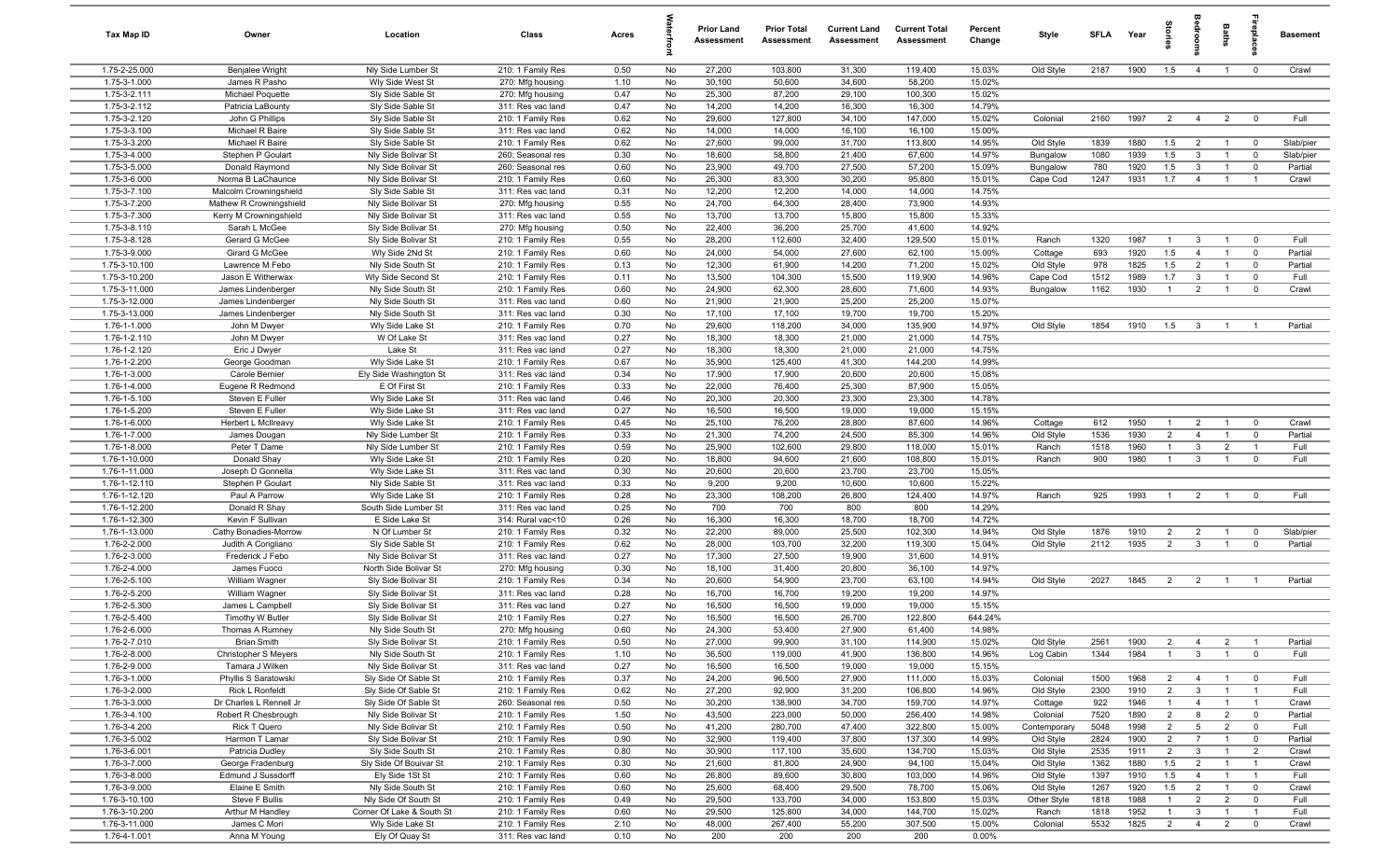| Tax Map ID | Owner | Location | Class | Acres | Waterfront | Prior Land Assessment | Prior Total Assessment | Current Land Assessment | Current Total Assessment | Percent Change | Style | SFLA | Year | Stories | Bedrooms | Baths | Fireplaces | Basement |
|---|---|---|---|---|---|---|---|---|---|---|---|---|---|---|---|---|---|---|
| 1.75-2-25.000 | Benjalee Wright | Nly Side Lumber St | 210: 1 Family Res | 0.50 | No | 27,200 | 103,800 | 31,300 | 119,400 | 15.03% | Old Style | 2187 | 1900 | 1.5 | 4 | 1 | 0 | Crawl |
| 1.75-3-1.000 | James R Pasho | Wly Side West St | 270: Mfg housing | 1.10 | No | 30,100 | 50,600 | 34,600 | 58,200 | 15.02% | | | | | | | | |
| 1.75-3-2.111 | Michael Poquette | Sly Side Sable St | 270: Mfg housing | 0.47 | No | 25,300 | 87,200 | 29,100 | 100,300 | 15.02% | | | | | | | | |
| 1.75-3-2.112 | Patricia LaBounty | Sly Side Sable St | 311: Res vac land | 0.47 | No | 14,200 | 14,200 | 16,300 | 16,300 | 14.79% | | | | | | | | |
| 1.75-3-2.120 | John G Phillips | Sly Side Sable St | 210: 1 Family Res | 0.62 | No | 29,600 | 127,800 | 34,100 | 147,000 | 15.02% | Colonial | 2160 | 1997 | 2 | 4 | 2 | 0 | Full |
| 1.75-3-3.100 | Michael R Baire | Sly Side Sable St | 311: Res vac land | 0.62 | No | 14,000 | 14,000 | 16,100 | 16,100 | 15.00% | | | | | | | | |
| 1.75-3-3.200 | Michael R Baire | Sly Side Sable St | 210: 1 Family Res | 0.62 | No | 27,600 | 99,000 | 31,700 | 113,800 | 14.95% | Old Style | 1839 | 1880 | 1.5 | 2 | 1 | 0 | Slab/pier |
| 1.75-3-4.000 | Stephen P Goulart | Nly Side Bolivar St | 260: Seasonal res | 0.30 | No | 18,600 | 58,800 | 21,400 | 67,600 | 14.97% | Bungalow | 1080 | 1939 | 1.5 | 3 | 1 | 0 | Slab/pier |
| 1.75-3-5.000 | Donald Raymond | Nly Side Bolivar St | 260: Seasonal res | 0.60 | No | 23,900 | 49,700 | 27,500 | 57,200 | 15.09% | Bungalow | 780 | 1920 | 1.5 | 3 | 1 | 0 | Partial |
| 1.75-3-6.000 | Norma B LaChaunce | Nly Side Bolivar St | 210: 1 Family Res | 0.60 | No | 26,300 | 83,300 | 30,200 | 95,800 | 15.01% | Cape Cod | 1247 | 1931 | 1.7 | 4 | 1 | 1 | Crawl |
| 1.75-3-7.100 | Malcolm Crowningshield | Sly Side Sable St | 311: Res vac land | 0.31 | No | 12,200 | 12,200 | 14,000 | 14,000 | 14.75% | | | | | | | | |
| 1.75-3-7.200 | Mathew R Crowningshield | Nly Side Bolivar St | 270: Mfg housing | 0.55 | No | 24,700 | 64,300 | 28,400 | 73,900 | 14.93% | | | | | | | | |
| 1.75-3-7.300 | Kerry M Crowningshield | Nly Side Bolivar St | 311: Res vac land | 0.55 | No | 13,700 | 13,700 | 15,800 | 15,800 | 15.33% | | | | | | | | |
| 1.75-3-8.110 | Sarah L McGee | Sly Side Bolivar St | 270: Mfg housing | 0.50 | No | 22,400 | 36,200 | 25,700 | 41,600 | 14.92% | | | | | | | | |
| 1.75-3-8.128 | Gerard G McGee | Sly Side Bolivar St | 210: 1 Family Res | 0.55 | No | 28,200 | 112,600 | 32,400 | 129,500 | 15.01% | Ranch | 1320 | 1987 | 1 | 3 | 1 | 0 | Full |
| 1.75-3-9.000 | Girard G McGee | Wly Side 2Nd St | 210: 1 Family Res | 0.60 | No | 24,000 | 54,000 | 27,600 | 62,100 | 15.00% | Cottage | 693 | 1920 | 1.5 | 4 | 1 | 0 | Partial |
| 1.75-3-10.100 | Lawrence M Febo | Nly Side South St | 210: 1 Family Res | 0.13 | No | 12,300 | 61,900 | 14,200 | 71,200 | 15.02% | Old Style | 978 | 1825 | 1.5 | 2 | 1 | 0 | Partial |
| 1.75-3-10.200 | Jason E Witherwax | Wly Side Second St | 210: 1 Family Res | 0.11 | No | 13,500 | 104,300 | 15,500 | 119,900 | 14.96% | Cape Cod | 1512 | 1989 | 1.7 | 3 | 1 | 0 | Full |
| 1.75-3-11.000 | James Lindenberger | Nly Side South St | 210: 1 Family Res | 0.60 | No | 24,900 | 62,300 | 28,600 | 71,600 | 14.93% | Bungalow | 1162 | 1930 | 1 | 2 | 1 | 0 | Crawl |
| 1.75-3-12.000 | James Lindenberger | Nly Side South St | 311: Res vac land | 0.60 | No | 21,900 | 21,900 | 25,200 | 25,200 | 15.07% | | | | | | | | |
| 1.75-3-13.000 | James Lindenberger | Nly Side South St | 311: Res vac land | 0.30 | No | 17,100 | 17,100 | 19,700 | 19,700 | 15.20% | | | | | | | | |
| 1.76-1-1.000 | John M Dwyer | Wly Side Lake St | 210: 1 Family Res | 0.70 | No | 29,600 | 118,200 | 34,000 | 135,900 | 14.97% | Old Style | 1854 | 1910 | 1.5 | 3 | 1 | 1 | Partial |
| 1.76-1-2.110 | John M Dwyer | W Of Lake St | 311: Res vac land | 0.27 | No | 18,300 | 18,300 | 21,000 | 21,000 | 14.75% | | | | | | | | |
| 1.76-1-2.120 | Eric J Dwyer | Lake St | 311: Res vac land | 0.27 | No | 18,300 | 18,300 | 21,000 | 21,000 | 14.75% | | | | | | | | |
| 1.76-1-2.200 | George Goodman | Wly Side Lake St | 210: 1 Family Res | 0.67 | No | 35,900 | 125,400 | 41,300 | 144,200 | 14.99% | | | | | | | | |
| 1.76-1-3.000 | Carole Bernier | Ely Side Washington St | 311: Res vac land | 0.34 | No | 17,900 | 17,900 | 20,600 | 20,600 | 15.08% | | | | | | | | |
| 1.76-1-4.000 | Eugene R Redmond | E Of First St | 210: 1 Family Res | 0.33 | No | 22,000 | 76,400 | 25,300 | 87,900 | 15.05% | | | | | | | | |
| 1.76-1-5.100 | Steven E Fuller | Wly Side Lake St | 311: Res vac land | 0.46 | No | 20,300 | 20,300 | 23,300 | 23,300 | 14.78% | | | | | | | | |
| 1.76-1-5.200 | Steven E Fuller | Wly Side Lake St | 311: Res vac land | 0.27 | No | 16,500 | 16,500 | 19,000 | 19,000 | 15.15% | | | | | | | | |
| 1.76-1-6.000 | Herbert L McIlreavy | Wly Side Lake St | 210: 1 Family Res | 0.45 | No | 25,100 | 76,200 | 28,800 | 87,600 | 14.96% | Cottage | 612 | 1950 | 1 | 2 | 1 | 0 | Crawl |
| 1.76-1-7.000 | James Dougan | Nly Side Lumber St | 210: 1 Family Res | 0.33 | No | 21,300 | 74,200 | 24,500 | 85,300 | 14.96% | Old Style | 1536 | 1930 | 2 | 4 | 1 | 0 | Partial |
| 1.76-1-8.000 | Peter T Dame | Nly Side Lumber St | 210: 1 Family Res | 0.59 | No | 25,900 | 102,600 | 29,800 | 118,000 | 15.01% | Ranch | 1518 | 1960 | 1 | 3 | 2 | 1 | Full |
| 1.76-1-10.000 | Donald Shay | Wly Side Lake St | 210: 1 Family Res | 0.20 | No | 18,800 | 94,600 | 21,600 | 108,800 | 15.01% | Ranch | 900 | 1980 | 1 | 3 | 1 | 0 | Full |
| 1.76-1-11.000 | Joseph D Gonnella | Wly Side Lake St | 311: Res vac land | 0.30 | No | 20,600 | 20,600 | 23,700 | 23,700 | 15.05% | | | | | | | | |
| 1.76-1-12.110 | Stephen P Goulart | Nly Side Sable St | 311: Res vac land | 0.33 | No | 9,200 | 9,200 | 10,600 | 10,600 | 15.22% | | | | | | | | |
| 1.76-1-12.120 | Paul A Parrow | Wly Side Lake St | 210: 1 Family Res | 0.28 | No | 23,300 | 108,200 | 26,800 | 124,400 | 14.97% | Ranch | 925 | 1993 | 1 | 2 | 1 | 0 | Full |
| 1.76-1-12.200 | Donald R Shay | South Side Lumber St | 311: Res vac land | 0.25 | No | 700 | 700 | 800 | 800 | 14.29% | | | | | | | | |
| 1.76-1-12.300 | Kevin F Sullivan | E Side Lake St | 314: Rural vac<10 | 0.26 | No | 16,300 | 16,300 | 18,700 | 18,700 | 14.72% | | | | | | | | |
| 1.76-1-13.000 | Cathy Bonadies-Morrow | N Of Lumber St | 210: 1 Family Res | 0.32 | No | 22,200 | 89,000 | 25,500 | 102,300 | 14.94% | Old Style | 1876 | 1910 | 2 | 2 | 1 | 0 | Slab/pier |
| 1.76-2-2.000 | Judith A Corigliano | Sly Side Sable St | 210: 1 Family Res | 0.62 | No | 28,000 | 103,700 | 32,200 | 119,300 | 15.04% | Old Style | 2112 | 1935 | 2 | 3 | 1 | 0 | Partial |
| 1.76-2-3.000 | Frederick J Febo | Nly Side Bolivar St | 311: Res vac land | 0.27 | No | 17,300 | 27,500 | 19,900 | 31,600 | 14.91% | | | | | | | | |
| 1.76-2-4.000 | James Fuoco | North Side Bolivar St | 270: Mfg housing | 0.30 | No | 18,100 | 31,400 | 20,800 | 36,100 | 14.97% | | | | | | | | |
| 1.76-2-5.100 | William Wagner | Sly Side Bolivar St | 210: 1 Family Res | 0.34 | No | 20,600 | 54,900 | 23,700 | 63,100 | 14.94% | Old Style | 2027 | 1845 | 2 | 2 | 1 | 1 | Partial |
| 1.76-2-5.200 | William Wagner | Sly Side Bolivar St | 311: Res vac land | 0.28 | No | 16,700 | 16,700 | 19,200 | 19,200 | 14.97% | | | | | | | | |
| 1.76-2-5.300 | James L Campbell | Sly Side Bolivar St | 311: Res vac land | 0.27 | No | 16,500 | 16,500 | 19,000 | 19,000 | 15.15% | | | | | | | | |
| 1.76-2-5.400 | Timothy W Butler | Sly Side Bolivar St | 210: 1 Family Res | 0.27 | No | 16,500 | 16,500 | 26,700 | 122,800 | 644.24% | | | | | | | | |
| 1.76-2-6.000 | Thomas A Rumney | Nly Side South St | 270: Mfg housing | 0.60 | No | 24,300 | 53,400 | 27,900 | 61,400 | 14.98% | | | | | | | | |
| 1.76-2-7.010 | Brian Smith | Sly Side Bolivar St | 210: 1 Family Res | 0.50 | No | 27,000 | 99,900 | 31,100 | 114,900 | 15.02% | Old Style | 2561 | 1900 | 2 | 4 | 2 | 1 | Partial |
| 1.76-2-8.000 | Christopher S Meyers | Nly Side South St | 210: 1 Family Res | 1.10 | No | 36,500 | 119,000 | 41,900 | 136,800 | 14.96% | Log Cabin | 1344 | 1984 | 1 | 3 | 1 | 0 | Full |
| 1.76-2-9.000 | Tamara J Wilken | Nly Side Bolivar St | 311: Res vac land | 0.27 | No | 16,500 | 16,500 | 19,000 | 19,000 | 15.15% | | | | | | | | |
| 1.76-3-1.000 | Phyllis S Saratowski | Sly Side Of Sable St | 210: 1 Family Res | 0.37 | No | 24,200 | 96,500 | 27,900 | 111,000 | 15.03% | Colonial | 1500 | 1968 | 2 | 4 | 1 | 0 | Full |
| 1.76-3-2.000 | Rick L Ronfeldt | Sly Side Of Sable St | 210: 1 Family Res | 0.62 | No | 27,200 | 92,900 | 31,200 | 106,800 | 14.96% | Old Style | 2300 | 1910 | 2 | 3 | 1 | 1 | Full |
| 1.76-3-3.000 | Dr Charles L Rennell Jr | Sly Side Of Sable St | 260: Seasonal res | 0.50 | No | 30,200 | 138,900 | 34,700 | 159,700 | 14.97% | Cottage | 922 | 1946 | 1 | 4 | 1 | 1 | Crawl |
| 1.76-3-4.100 | Robert R Chesbrough | Nly Side Bolivar St | 210: 1 Family Res | 1.50 | No | 43,500 | 223,000 | 50,000 | 256,400 | 14.98% | Colonial | 7520 | 1890 | 2 | 8 | 2 | 0 | Partial |
| 1.76-3-4.200 | Rick T Quero | Nly Side Bolivar St | 210: 1 Family Res | 0.50 | No | 41,200 | 280,700 | 47,400 | 322,800 | 15.00% | Contemporary | 5048 | 1998 | 2 | 5 | 2 | 0 | Full |
| 1.76-3-5.002 | Harmon T Lamar | Sly Side Bolivar St | 210: 1 Family Res | 0.90 | No | 32,900 | 119,400 | 37,800 | 137,300 | 14.99% | Old Style | 2824 | 1900 | 2 | 7 | 1 | 0 | Partial |
| 1.76-3-6.001 | Patricia Dudley | Sly Side South St | 210: 1 Family Res | 0.80 | No | 30,900 | 117,100 | 35,600 | 134,700 | 15.03% | Old Style | 2535 | 1911 | 2 | 3 | 1 | 2 | Crawl |
| 1.76-3-7.000 | George Fradenburg | Sly Side Of Bouivar St | 210: 1 Family Res | 0.30 | No | 21,600 | 81,800 | 24,900 | 94,100 | 15.04% | Old Style | 1362 | 1880 | 1.5 | 2 | 1 | 1 | Crawl |
| 1.76-3-8.000 | Edmund J Sussdorff | Ely Side 1St St | 210: 1 Family Res | 0.60 | No | 26,800 | 89,600 | 30,800 | 103,000 | 14.96% | Old Style | 1397 | 1910 | 1.5 | 4 | 1 | 1 | Full |
| 1.76-3-9.000 | Elaine E Smith | Nly Side South St | 210: 1 Family Res | 0.60 | No | 25,600 | 68,400 | 29,500 | 78,700 | 15.06% | Old Style | 1267 | 1920 | 1.5 | 2 | 1 | 0 | Crawl |
| 1.76-3-10.100 | Steve F Bullis | Nly Side Of South St | 210: 1 Family Res | 0.49 | No | 29,500 | 133,700 | 34,000 | 153,800 | 15.03% | Other Style | 1818 | 1988 | 1 | 2 | 2 | 0 | Full |
| 1.76-3-10.200 | Arthur M Handley | Corner Of Lake & South St | 210: 1 Family Res | 0.60 | No | 29,500 | 125,800 | 34,000 | 144,700 | 15.02% | Ranch | 1818 | 1952 | 1 | 3 | 1 | 1 | Full |
| 1.76-3-11.000 | James C Mori | Wly Side Lake St | 210: 1 Family Res | 2.10 | No | 48,000 | 267,400 | 55,200 | 307,500 | 15.00% | Colonial | 5532 | 1825 | 2 | 4 | 2 | 0 | Crawl |
| 1.76-4-1.001 | Anna M Young | Ely Of Quay St | 311: Res vac land | 0.10 | No | 200 | 200 | 200 | 200 | 0.00% | | | | | | | | |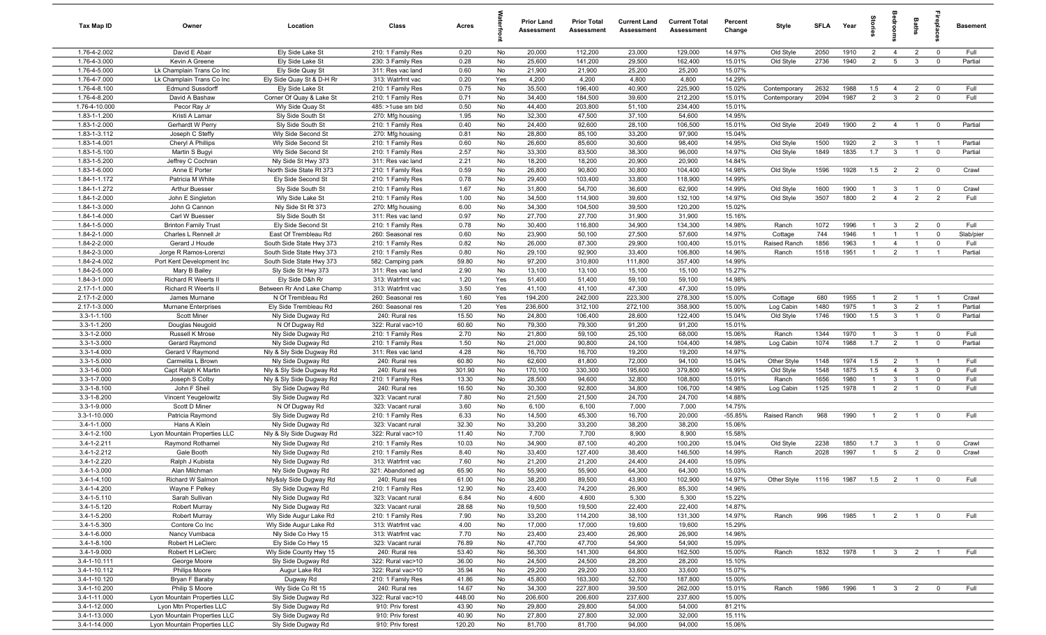| Tax Map ID | Owner | Location | Class | Acres | Waterfront | Prior Land Assessment | Prior Total Assessment | Current Land Assessment | Current Total Assessment | Percent Change | Style | SFLA | Year | Stories | Bedrooms | Baths | Fireplaces | Basement |
|---|---|---|---|---|---|---|---|---|---|---|---|---|---|---|---|---|---|---|
| 1.76-4-2.002 | David E Abair | Ely Side Lake St | 210: 1 Family Res | 0.20 | No | 20,000 | 112,200 | 23,000 | 129,000 | 14.97% | Old Style | 2050 | 1910 | 2 | 4 | 2 | 0 | Full |
| 1.76-4-3.000 | Kevin A Greene | Ely Side Lake St | 230: 3 Family Res | 0.28 | No | 25,600 | 141,200 | 29,500 | 162,400 | 15.01% | Old Style | 2736 | 1940 | 2 | 5 | 3 | 0 | Partial |
| 1.76-4-5.000 | Lk Champlain Trans Co Inc | Ely Side Quay St | 311: Res vac land | 0.60 | No | 21,900 | 21,900 | 25,200 | 25,200 | 15.07% | | | | | | | | |
| 1.76-4-7.000 | Lk Champlain Trans Co Inc | Ely Side Quay St & D-H Rr | 313: Watrfrnt vac | 0.20 | Yes | 4,200 | 4,200 | 4,800 | 4,800 | 14.29% | | | | | | | | |
| 1.76-4-8.100 | Edmund Sussdorff | Ely Side Lake St | 210: 1 Family Res | 0.75 | No | 35,500 | 196,400 | 40,900 | 225,900 | 15.02% | Contemporary | 2632 | 1988 | 1.5 | 4 | 2 | 0 | Full |
| 1.76-4-8.200 | David A Bashaw | Corner Of Quay & Lake St | 210: 1 Family Res | 0.71 | No | 34,400 | 184,500 | 39,600 | 212,200 | 15.01% | Contemporary | 2094 | 1987 | 2 | 3 | 2 | 0 | Full |
| 1.76-4-10.000 | Pecor Ray Jr | Wly Side Quay St | 485: >1use sm bld | 0.50 | No | 44,400 | 203,800 | 51,100 | 234,400 | 15.01% | | | | | | | | |
| 1.83-1-1.200 | Kristi A Lamar | Sly Side South St | 270: Mfg housing | 1.95 | No | 32,300 | 47,500 | 37,100 | 54,600 | 14.95% | | | | | | | | |
| 1.83-1-2.000 | Gerhardt W Perry | Sly Side South St | 210: 1 Family Res | 0.40 | No | 24,400 | 92,600 | 28,100 | 106,500 | 15.01% | Old Style | 2049 | 1900 | 2 | 4 | 1 | 0 | Partial |
| 1.83-1-3.112 | Joseph C Steffy | Wly Side Second St | 270: Mfg housing | 0.81 | No | 28,800 | 85,100 | 33,200 | 97,900 | 15.04% | | | | | | | | |
| 1.83-1-4.001 | Cheryl A Phillips | Wly Side Second St | 210: 1 Family Res | 0.60 | No | 26,600 | 85,600 | 30,600 | 98,400 | 14.95% | Old Style | 1500 | 1920 | 2 | 3 | 1 | 1 | Partial |
| 1.83-1-5.100 | Martin S Bugyi | Wly Side Second St | 210: 1 Family Res | 2.57 | No | 33,300 | 83,500 | 38,300 | 96,000 | 14.97% | Old Style | 1849 | 1835 | 1.7 | 3 | 1 | 0 | Partial |
| 1.83-1-5.200 | Jeffrey C Cochran | Nly Side St Hwy 373 | 311: Res vac land | 2.21 | No | 18,200 | 18,200 | 20,900 | 20,900 | 14.84% | | | | | | | | |
| 1.83-1-6.000 | Anne E Porter | North Side State Rt 373 | 210: 1 Family Res | 0.59 | No | 26,800 | 90,800 | 30,800 | 104,400 | 14.98% | Old Style | 1596 | 1928 | 1.5 | 2 | 2 | 0 | Crawl |
| 1.84-1-1.172 | Patricia M White | Ely Side Second St | 210: 1 Family Res | 0.78 | No | 29,400 | 103,400 | 33,800 | 118,900 | 14.99% | | | | | | | | |
| 1.84-1-1.272 | Arthur Buesser | Sly Side South St | 210: 1 Family Res | 1.67 | No | 31,800 | 54,700 | 36,600 | 62,900 | 14.99% | Old Style | 1600 | 1900 | 1 | 3 | 1 | 0 | Crawl |
| 1.84-1-2.000 | John E Singleton | Wly Side Lake St | 210: 1 Family Res | 1.00 | No | 34,500 | 114,900 | 39,600 | 132,100 | 14.97% | Old Style | 3507 | 1800 | 2 | 4 | 2 | 2 | Full |
| 1.84-1-3.000 | John G Cannon | Nly Side St Rt 373 | 270: Mfg housing | 6.00 | No | 34,300 | 104,500 | 39,500 | 120,200 | 15.02% | | | | | | | | |
| 1.84-1-4.000 | Carl W Buesser | Sly Side South St | 311: Res vac land | 0.97 | No | 27,700 | 27,700 | 31,900 | 31,900 | 15.16% | | | | | | | | |
| 1.84-1-5.000 | Brinton Family Trust | Ely Side Second St | 210: 1 Family Res | 0.78 | No | 30,400 | 116,800 | 34,900 | 134,300 | 14.98% | Ranch | 1072 | 1996 | 1 | 3 | 2 | 0 | Full |
| 1.84-2-1.000 | Charles L Rennell Jr | East Of Trembleau Rd | 260: Seasonal res | 0.60 | No | 23,900 | 50,100 | 27,500 | 57,600 | 14.97% | Cottage | 744 | 1946 | 1 | 1 | 1 | 0 | Slab/pier |
| 1.84-2-2.000 | Gerard J Houde | South Side State Hwy 373 | 210: 1 Family Res | 0.82 | No | 26,000 | 87,300 | 29,900 | 100,400 | 15.01% | Raised Ranch | 1856 | 1963 | 1 | 4 | 1 | 0 | Full |
| 1.84-2-3.000 | Jorge R Ramos-Lorenzi | South Side State Hwy 373 | 210: 1 Family Res | 0.80 | No | 29,100 | 92,900 | 33,400 | 106,800 | 14.96% | Ranch | 1518 | 1951 | 1 | 2 | 1 | 1 | Partial |
| 1.84-2-4.002 | Port Kent Development Inc | South Side State Hwy 373 | 582: Camping park | 59.80 | No | 97,200 | 310,800 | 111,800 | 357,400 | 14.99% | | | | | | | | |
| 1.84-2-5.000 | Mary B Bailey | Sly Side St Hwy 373 | 311: Res vac land | 2.90 | No | 13,100 | 13,100 | 15,100 | 15,100 | 15.27% | | | | | | | | |
| 1.84-3-1.000 | Richard R Weerts II | Ely Side D&h Rr | 313: Watrfrnt vac | 1.20 | Yes | 51,400 | 51,400 | 59,100 | 59,100 | 14.98% | | | | | | | | |
| 2.17-1-1.000 | Richard R Weerts II | Between Rr And Lake Champ | 313: Watrfrnt vac | 3.50 | Yes | 41,100 | 41,100 | 47,300 | 47,300 | 15.09% | | | | | | | | |
| 2.17-1-2.000 | James Murnane | N Of Trembleau Rd | 260: Seasonal res | 1.60 | Yes | 194,200 | 242,000 | 223,300 | 278,300 | 15.00% | Cottage | 680 | 1955 | 1 | 2 | 1 | 1 | Crawl |
| 2.17-1-3.000 | Murnane Enterprises | Ely Side Trembleau Rd | 260: Seasonal res | 1.20 | Yes | 236,600 | 312,100 | 272,100 | 358,900 | 15.00% | Log Cabin | 1480 | 1975 | 1 | 3 | 2 | 1 | Partial |
| 3.3-1-1.100 | Scott Miner | Nly Side Dugway Rd | 240: Rural res | 15.50 | No | 24,800 | 106,400 | 28,600 | 122,400 | 15.04% | Old Style | 1746 | 1900 | 1.5 | 3 | 1 | 0 | Partial |
| 3.3-1-1.200 | Douglas Neugold | N Of Dugway Rd | 322: Rural vac>10 | 60.60 | No | 79,300 | 79,300 | 91,200 | 91,200 | 15.01% | | | | | | | | |
| 3.3-1-2.000 | Russell K Mrose | Nly Side Dugway Rd | 210: 1 Family Res | 2.70 | No | 21,800 | 59,100 | 25,100 | 68,000 | 15.06% | Ranch | 1344 | 1970 | 1 | 3 | 1 | 0 | Full |
| 3.3-1-3.000 | Gerard Raymond | Nly Side Dugway Rd | 210: 1 Family Res | 1.50 | No | 21,000 | 90,800 | 24,100 | 104,400 | 14.98% | Log Cabin | 1074 | 1988 | 1.7 | 2 | 1 | 0 | Partial |
| 3.3-1-4.000 | Gerard V Raymond | Nly & Sly Side Dugway Rd | 311: Res vac land | 4.28 | No | 16,700 | 16,700 | 19,200 | 19,200 | 14.97% | | | | | | | | |
| 3.3-1-5.000 | Carmelita L Brown | Nly Side Dugway Rd | 240: Rural res | 60.80 | No | 62,600 | 81,800 | 72,000 | 94,100 | 15.04% | Other Style | 1148 | 1974 | 1.5 | 2 | 1 | 1 | Full |
| 3.3-1-6.000 | Capt Ralph K Martin | Nly & Sly Side Dugway Rd | 240: Rural res | 301.90 | No | 170,100 | 330,300 | 195,600 | 379,800 | 14.99% | Old Style | 1548 | 1875 | 1.5 | 4 | 3 | 0 | Full |
| 3.3-1-7.000 | Joseph S Colby | Nly & Sly Side Dugway Rd | 210: 1 Family Res | 13.30 | No | 28,500 | 94,600 | 32,800 | 108,800 | 15.01% | Ranch | 1656 | 1980 | 1 | 3 | 1 | 0 | Full |
| 3.3-1-8.100 | John F Sheil | Sly Side Dugway Rd | 240: Rural res | 16.50 | No | 30,300 | 92,800 | 34,800 | 106,700 | 14.98% | Log Cabin | 1125 | 1978 | 1 | 2 | 1 | 0 | Full |
| 3.3-1-8.200 | Vincent Yeugelowitz | Sly Side Dugway Rd | 323: Vacant rural | 7.80 | No | 21,500 | 21,500 | 24,700 | 24,700 | 14.88% | | | | | | | | |
| 3.3-1-9.000 | Scott D Miner | N Of Dugway Rd | 323: Vacant rural | 3.60 | No | 6,100 | 6,100 | 7,000 | 7,000 | 14.75% | | | | | | | | |
| 3.3-1-10.000 | Patricia Raymond | Sly Side Dugway Rd | 210: 1 Family Res | 6.33 | No | 14,500 | 45,300 | 16,700 | 20,000 | -55.85% | Raised Ranch | 968 | 1990 | 1 | 2 | 1 | 0 | Full |
| 3.4-1-1.000 | Hans A Klein | Nly Side Dugway Rd | 323: Vacant rural | 32.30 | No | 33,200 | 33,200 | 38,200 | 38,200 | 15.06% | | | | | | | | |
| 3.4-1-2.100 | Lyon Mountain Properties LLC | Nly & Sly Side Dugway Rd | 322: Rural vac>10 | 11.40 | No | 7,700 | 7,700 | 8,900 | 8,900 | 15.58% | | | | | | | | |
| 3.4-1-2.211 | Raymond Rothamel | Nly Side Dugway Rd | 210: 1 Family Res | 10.03 | No | 34,900 | 87,100 | 40,200 | 100,200 | 15.04% | Old Style | 2238 | 1850 | 1.7 | 3 | 1 | 0 | Crawl |
| 3.4-1-2.212 | Gale Booth | Nly Side Dugway Rd | 210: 1 Family Res | 8.40 | No | 33,400 | 127,400 | 38,400 | 146,500 | 14.99% | Ranch | 2028 | 1997 | 1 | 5 | 2 | 0 | Crawl |
| 3.4-1-2.220 | Ralph J Kubista | Nly Side Dugway Rd | 313: Watrfrnt vac | 7.60 | No | 21,200 | 21,200 | 24,400 | 24,400 | 15.09% | | | | | | | | |
| 3.4-1-3.000 | Alan Milchman | Nly Side Dugway Rd | 321: Abandoned ag | 65.90 | No | 55,900 | 55,900 | 64,300 | 64,300 | 15.03% | | | | | | | | |
| 3.4-1-4.100 | Richard W Salmon | Nly&sly Side Dugway Rd | 240: Rural res | 61.00 | No | 38,200 | 89,500 | 43,900 | 102,900 | 14.97% | Other Style | 1116 | 1987 | 1.5 | 2 | 1 | 0 | Full |
| 3.4-1-4.200 | Wayne F Pelkey | Sly Side Dugway Rd | 210: 1 Family Res | 12.90 | No | 23,400 | 74,200 | 26,900 | 85,300 | 14.96% | | | | | | | | |
| 3.4-1-5.110 | Sarah Sullivan | Nly Side Dugway Rd | 323: Vacant rural | 6.84 | No | 4,600 | 4,600 | 5,300 | 5,300 | 15.22% | | | | | | | | |
| 3.4-1-5.120 | Robert Murray | Nly Side Dugway Rd | 323: Vacant rural | 28.68 | No | 19,500 | 19,500 | 22,400 | 22,400 | 14.87% | | | | | | | | |
| 3.4-1-5.200 | Robert Murray | Wly Side Augur Lake Rd | 210: 1 Family Res | 7.90 | No | 33,200 | 114,200 | 38,100 | 131,300 | 14.97% | Ranch | 996 | 1985 | 1 | 2 | 1 | 0 | Full |
| 3.4-1-5.300 | Contore Co Inc | Wly Side Augur Lake Rd | 313: Watrfrnt vac | 4.00 | No | 17,000 | 17,000 | 19,600 | 19,600 | 15.29% | | | | | | | | |
| 3.4-1-6.000 | Nancy Vumbaca | Nly Side Co Hwy 15 | 313: Watrfrnt vac | 7.70 | No | 23,400 | 23,400 | 26,900 | 26,900 | 14.96% | | | | | | | | |
| 3.4-1-8.100 | Robert H LeClerc | Ely Side Co Hwy 15 | 323: Vacant rural | 76.89 | No | 47,700 | 47,700 | 54,900 | 54,900 | 15.09% | | | | | | | | |
| 3.4-1-9.000 | Robert H LeClerc | Wly Side County Hwy 15 | 240: Rural res | 53.40 | No | 56,300 | 141,300 | 64,800 | 162,500 | 15.00% | Ranch | 1832 | 1978 | 1 | 3 | 2 | 1 | Full |
| 3.4-1-10.111 | George Moore | Sly Side Dugway Rd | 322: Rural vac>10 | 36.00 | No | 24,500 | 24,500 | 28,200 | 28,200 | 15.10% | | | | | | | | |
| 3.4-1-10.112 | Philips Moore | Augur Lake Rd | 322: Rural vac>10 | 35.94 | No | 29,200 | 29,200 | 33,600 | 33,600 | 15.07% | | | | | | | | |
| 3.4-1-10.120 | Bryan F Baraby | Dugway Rd | 210: 1 Family Res | 41.86 | No | 45,800 | 163,300 | 52,700 | 187,800 | 15.00% | | | | | | | | |
| 3.4-1-10.200 | Philip S Moore | Wly Side Co Rt 15 | 240: Rural res | 14.67 | No | 34,300 | 227,800 | 39,500 | 262,000 | 15.01% | Ranch | 1986 | 1996 | 1 | 3 | 2 | 0 | Full |
| 3.4-1-11.000 | Lyon Mountain Properties LLC | Sly Side Dugway Rd | 322: Rural vac>10 | 448.00 | No | 206,600 | 206,600 | 237,600 | 237,600 | 15.00% | | | | | | | | |
| 3.4-1-12.000 | Lyon Mtn Properties LLC | Sly Side Dugway Rd | 910: Priv forest | 43.90 | No | 29,800 | 29,800 | 54,000 | 54,000 | 81.21% | | | | | | | | |
| 3.4-1-13.000 | Lyon Mountain Properties LLC | Sly Side Dugway Rd | 910: Priv forest | 40.90 | No | 27,800 | 27,800 | 32,000 | 32,000 | 15.11% | | | | | | | | |
| 3.4-1-14.000 | Lyon Mountain Properties LLC | Sly Side Dugway Rd | 910: Priv forest | 120.20 | No | 81,700 | 81,700 | 94,000 | 94,000 | 15.06% | | | | | | | | |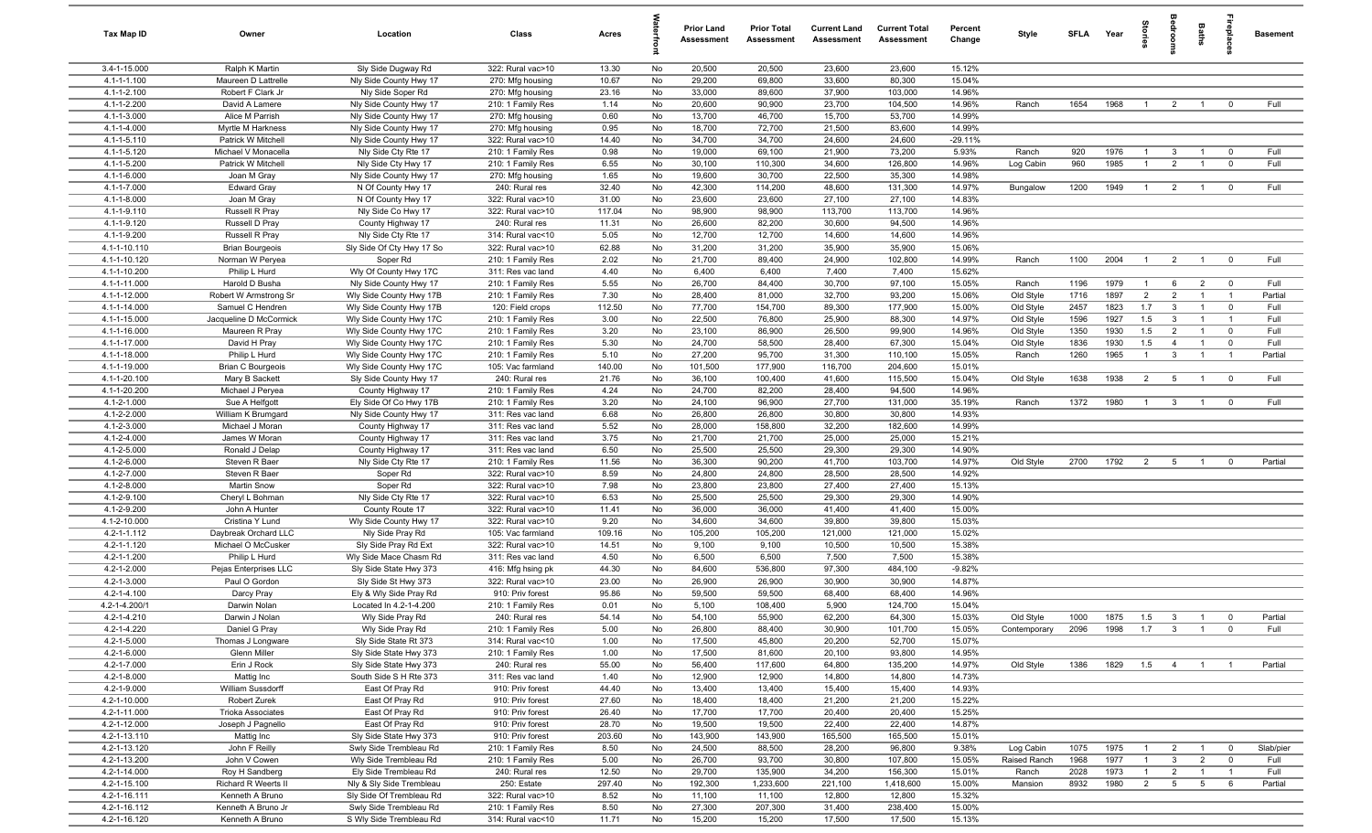| Tax Map ID | Owner | Location | Class | Acres | Waterfront | Prior Land Assessment | Prior Total Assessment | Current Land Assessment | Current Total Assessment | Percent Change | Style | SFLA | Year | Stories | Bedrooms | Baths | Fireplaces | Basement |
|---|---|---|---|---|---|---|---|---|---|---|---|---|---|---|---|---|---|---|
| 3.4-1-15.000 | Ralph K Martin | Sly Side Dugway Rd | 322: Rural vac>10 | 13.30 | No | 20,500 | 20,500 | 23,600 | 23,600 | 15.12% | | | | | | | | |
| 4.1-1-1.100 | Maureen D Lattrelle | Nly Side County Hwy 17 | 270: Mfg housing | 10.67 | No | 29,200 | 69,800 | 33,600 | 80,300 | 15.04% | | | | | | | | |
| 4.1-1-2.100 | Robert F Clark Jr | Nly Side Soper Rd | 270: Mfg housing | 23.16 | No | 33,000 | 89,600 | 37,900 | 103,000 | 14.96% | | | | | | | | |
| 4.1-1-2.200 | David A Lamere | Nly Side County Hwy 17 | 210: 1 Family Res | 1.14 | No | 20,600 | 90,900 | 23,700 | 104,500 | 14.96% | Ranch | 1654 | 1968 | 1 | 2 | 1 | 0 | Full |
| 4.1-1-3.000 | Alice M Parrish | Nly Side County Hwy 17 | 270: Mfg housing | 0.60 | No | 13,700 | 46,700 | 15,700 | 53,700 | 14.99% | | | | | | | | |
| 4.1-1-4.000 | Myrtle M Harkness | Nly Side County Hwy 17 | 270: Mfg housing | 0.95 | No | 18,700 | 72,700 | 21,500 | 83,600 | 14.99% | | | | | | | | |
| 4.1-1-5.110 | Patrick W Mitchell | Nly Side County Hwy 17 | 322: Rural vac>10 | 14.40 | No | 34,700 | 34,700 | 24,600 | 24,600 | -29.11% | | | | | | | | |
| 4.1-1-5.120 | Michael V Monacella | Nly Side Cty Rte 17 | 210: 1 Family Res | 0.98 | No | 19,000 | 69,100 | 21,900 | 73,200 | 5.93% | Ranch | 920 | 1976 | 1 | 3 | 1 | 0 | Full |
| 4.1-1-5.200 | Patrick W Mitchell | Nly Side Cty Hwy 17 | 210: 1 Family Res | 6.55 | No | 30,100 | 110,300 | 34,600 | 126,800 | 14.96% | Log Cabin | 960 | 1985 | 1 | 2 | 1 | 0 | Full |
| 4.1-1-6.000 | Joan M Gray | Nly Side County Hwy 17 | 270: Mfg housing | 1.65 | No | 19,600 | 30,700 | 22,500 | 35,300 | 14.98% | | | | | | | | |
| 4.1-1-7.000 | Edward Gray | N Of County Hwy 17 | 240: Rural res | 32.40 | No | 42,300 | 114,200 | 48,600 | 131,300 | 14.97% | Bungalow | 1200 | 1949 | 1 | 2 | 1 | 0 | Full |
| 4.1-1-8.000 | Joan M Gray | N Of County Hwy 17 | 322: Rural vac>10 | 31.00 | No | 23,600 | 23,600 | 27,100 | 27,100 | 14.83% | | | | | | | | |
| 4.1-1-9.110 | Russell R Pray | Nly Side Co Hwy 17 | 322: Rural vac>10 | 117.04 | No | 98,900 | 98,900 | 113,700 | 113,700 | 14.96% | | | | | | | | |
| 4.1-1-9.120 | Russell D Pray | County Highway 17 | 240: Rural res | 11.31 | No | 26,600 | 82,200 | 30,600 | 94,500 | 14.96% | | | | | | | | |
| 4.1-1-9.200 | Russell R Pray | Nly Side Cty Rte 17 | 314: Rural vac<10 | 5.05 | No | 12,700 | 12,700 | 14,600 | 14,600 | 14.96% | | | | | | | | |
| 4.1-1-10.110 | Brian Bourgeois | Sly Side Of Cty Hwy 17 So | 322: Rural vac>10 | 62.88 | No | 31,200 | 31,200 | 35,900 | 35,900 | 15.06% | | | | | | | | |
| 4.1-1-10.120 | Norman W Peryea | Soper Rd | 210: 1 Family Res | 2.02 | No | 21,700 | 89,400 | 24,900 | 102,800 | 14.99% | Ranch | 1100 | 2004 | 1 | 2 | 1 | 0 | Full |
| 4.1-1-10.200 | Philip L Hurd | Wly Of County Hwy 17C | 311: Res vac land | 4.40 | No | 6,400 | 6,400 | 7,400 | 7,400 | 15.62% | | | | | | | | |
| 4.1-1-11.000 | Harold D Busha | Nly Side County Hwy 17 | 210: 1 Family Res | 5.55 | No | 26,700 | 84,400 | 30,700 | 97,100 | 15.05% | Ranch | 1196 | 1979 | 1 | 6 | 2 | 0 | Full |
| 4.1-1-12.000 | Robert W Armstrong Sr | Wly Side County Hwy 17B | 210: 1 Family Res | 7.30 | No | 28,400 | 81,000 | 32,700 | 93,200 | 15.06% | Old Style | 1716 | 1897 | 2 | 2 | 1 | 1 | Partial |
| 4.1-1-14.000 | Samuel C Hendren | Wly Side County Hwy 17B | 120: Field crops | 112.50 | No | 77,700 | 154,700 | 89,300 | 177,900 | 15.00% | Old Style | 2457 | 1823 | 1.7 | 3 | 1 | 0 | Full |
| 4.1-1-15.000 | Jacqueline D McCormick | Wly Side County Hwy 17C | 210: 1 Family Res | 3.00 | No | 22,500 | 76,800 | 25,900 | 88,300 | 14.97% | Old Style | 1596 | 1927 | 1.5 | 3 | 1 | 1 | Full |
| 4.1-1-16.000 | Maureen R Pray | Wly Side County Hwy 17C | 210: 1 Family Res | 3.20 | No | 23,100 | 86,900 | 26,500 | 99,900 | 14.96% | Old Style | 1350 | 1930 | 1.5 | 2 | 1 | 0 | Full |
| 4.1-1-17.000 | David H Pray | Wly Side County Hwy 17C | 210: 1 Family Res | 5.30 | No | 24,700 | 58,500 | 28,400 | 67,300 | 15.04% | Old Style | 1836 | 1930 | 1.5 | 4 | 1 | 0 | Full |
| 4.1-1-18.000 | Philip L Hurd | Wly Side County Hwy 17C | 210: 1 Family Res | 5.10 | No | 27,200 | 95,700 | 31,300 | 110,100 | 15.05% | Ranch | 1260 | 1965 | 1 | 3 | 1 | 1 | Partial |
| 4.1-1-19.000 | Brian C Bourgeois | Wly Side County Hwy 17C | 105: Vac farmland | 140.00 | No | 101,500 | 177,900 | 116,700 | 204,600 | 15.01% | | | | | | | | |
| 4.1-1-20.100 | Mary B Sackett | Sly Side County Hwy 17 | 240: Rural res | 21.76 | No | 36,100 | 100,400 | 41,600 | 115,500 | 15.04% | Old Style | 1638 | 1938 | 2 | 5 | 1 | 0 | Full |
| 4.1-1-20.200 | Michael J Peryea | County Highway 17 | 210: 1 Family Res | 4.24 | No | 24,700 | 82,200 | 28,400 | 94,500 | 14.96% | | | | | | | | |
| 4.1-2-1.000 | Sue A Helfgott | Ely Side Of Co Hwy 17B | 210: 1 Family Res | 3.20 | No | 24,100 | 96,900 | 27,700 | 131,000 | 35.19% | Ranch | 1372 | 1980 | 1 | 3 | 1 | 0 | Full |
| 4.1-2-2.000 | William K Brumgard | Nly Side County Hwy 17 | 311: Res vac land | 6.68 | No | 26,800 | 26,800 | 30,800 | 30,800 | 14.93% | | | | | | | | |
| 4.1-2-3.000 | Michael J Moran | County Highway 17 | 311: Res vac land | 5.52 | No | 28,000 | 158,800 | 32,200 | 182,600 | 14.99% | | | | | | | | |
| 4.1-2-4.000 | James W Moran | County Highway 17 | 311: Res vac land | 3.75 | No | 21,700 | 21,700 | 25,000 | 25,000 | 15.21% | | | | | | | | |
| 4.1-2-5.000 | Ronald J Delap | County Highway 17 | 311: Res vac land | 6.50 | No | 25,500 | 25,500 | 29,300 | 29,300 | 14.90% | | | | | | | | |
| 4.1-2-6.000 | Steven R Baer | Nly Side Cty Rte 17 | 210: 1 Family Res | 11.56 | No | 36,300 | 90,200 | 41,700 | 103,700 | 14.97% | Old Style | 2700 | 1792 | 2 | 5 | 1 | 0 | Partial |
| 4.1-2-7.000 | Steven R Baer | Soper Rd | 322: Rural vac>10 | 8.59 | No | 24,800 | 24,800 | 28,500 | 28,500 | 14.92% | | | | | | | | |
| 4.1-2-8.000 | Martin Snow | Soper Rd | 322: Rural vac>10 | 7.98 | No | 23,800 | 23,800 | 27,400 | 27,400 | 15.13% | | | | | | | | |
| 4.1-2-9.100 | Cheryl L Bohman | Nly Side Cty Rte 17 | 322: Rural vac>10 | 6.53 | No | 25,500 | 25,500 | 29,300 | 29,300 | 14.90% | | | | | | | | |
| 4.1-2-9.200 | John A Hunter | County Route 17 | 322: Rural vac>10 | 11.41 | No | 36,000 | 36,000 | 41,400 | 41,400 | 15.00% | | | | | | | | |
| 4.1-2-10.000 | Cristina Y Lund | Wly Side County Hwy 17 | 322: Rural vac>10 | 9.20 | No | 34,600 | 34,600 | 39,800 | 39,800 | 15.03% | | | | | | | | |
| 4.2-1-1.112 | Daybreak Orchard LLC | Nly Side Pray Rd | 105: Vac farmland | 109.16 | No | 105,200 | 105,200 | 121,000 | 121,000 | 15.02% | | | | | | | | |
| 4.2-1-1.120 | Michael O McCusker | Sly Side Pray Rd Ext | 322: Rural vac>10 | 14.51 | No | 9,100 | 9,100 | 10,500 | 10,500 | 15.38% | | | | | | | | |
| 4.2-1-1.200 | Philip L Hurd | Wly Side Mace Chasm Rd | 311: Res vac land | 4.50 | No | 6,500 | 6,500 | 7,500 | 7,500 | 15.38% | | | | | | | | |
| 4.2-1-2.000 | Pejas Enterprises LLC | Sly Side State Hwy 373 | 416: Mfg hsing pk | 44.30 | No | 84,600 | 536,800 | 97,300 | 484,100 | -9.82% | | | | | | | | |
| 4.2-1-3.000 | Paul O Gordon | Sly Side St Hwy 373 | 322: Rural vac>10 | 23.00 | No | 26,900 | 26,900 | 30,900 | 30,900 | 14.87% | | | | | | | | |
| 4.2-1-4.100 | Darcy Pray | Ely & Wly Side Pray Rd | 910: Priv forest | 95.86 | No | 59,500 | 59,500 | 68,400 | 68,400 | 14.96% | | | | | | | | |
| 4.2-1-4.200/1 | Darwin Nolan | Located In 4.2-1-4.200 | 210: 1 Family Res | 0.01 | No | 5,100 | 108,400 | 5,900 | 124,700 | 15.04% | | | | | | | | |
| 4.2-1-4.210 | Darwin J Nolan | Wly Side Pray Rd | 240: Rural res | 54.14 | No | 54,100 | 55,900 | 62,200 | 64,300 | 15.03% | Old Style | 1000 | 1875 | 1.5 | 3 | 1 | 0 | Partial |
| 4.2-1-4.220 | Daniel G Pray | Wly Side Pray Rd | 210: 1 Family Res | 5.00 | No | 26,800 | 88,400 | 30,900 | 101,700 | 15.05% | Contemporary | 2096 | 1998 | 1.7 | 3 | 1 | 0 | Full |
| 4.2-1-5.000 | Thomas J Longware | Sly Side State Rt 373 | 314: Rural vac<10 | 1.00 | No | 17,500 | 45,800 | 20,200 | 52,700 | 15.07% | | | | | | | | |
| 4.2-1-6.000 | Glenn Miller | Sly Side State Hwy 373 | 210: 1 Family Res | 1.00 | No | 17,500 | 81,600 | 20,100 | 93,800 | 14.95% | | | | | | | | |
| 4.2-1-7.000 | Erin J Rock | Sly Side State Hwy 373 | 240: Rural res | 55.00 | No | 56,400 | 117,600 | 64,800 | 135,200 | 14.97% | Old Style | 1386 | 1829 | 1.5 | 4 | 1 | 1 | Partial |
| 4.2-1-8.000 | Mattig Inc | South Side S H Rte 373 | 311: Res vac land | 1.40 | No | 12,900 | 12,900 | 14,800 | 14,800 | 14.73% | | | | | | | | |
| 4.2-1-9.000 | William Sussdorff | East Of Pray Rd | 910: Priv forest | 44.40 | No | 13,400 | 13,400 | 15,400 | 15,400 | 14.93% | | | | | | | | |
| 4.2-1-10.000 | Robert Zurek | East Of Pray Rd | 910: Priv forest | 27.60 | No | 18,400 | 18,400 | 21,200 | 21,200 | 15.22% | | | | | | | | |
| 4.2-1-11.000 | Trioka Associates | East Of Pray Rd | 910: Priv forest | 26.40 | No | 17,700 | 17,700 | 20,400 | 20,400 | 15.25% | | | | | | | | |
| 4.2-1-12.000 | Joseph J Pagnello | East Of Pray Rd | 910: Priv forest | 28.70 | No | 19,500 | 19,500 | 22,400 | 22,400 | 14.87% | | | | | | | | |
| 4.2-1-13.110 | Mattig Inc | Sly Side State Hwy 373 | 910: Priv forest | 203.60 | No | 143,900 | 143,900 | 165,500 | 165,500 | 15.01% | | | | | | | | |
| 4.2-1-13.120 | John F Reilly | Swly Side Trembleau Rd | 210: 1 Family Res | 8.50 | No | 24,500 | 88,500 | 28,200 | 96,800 | 9.38% | Log Cabin | 1075 | 1975 | 1 | 2 | 1 | 0 | Slab/pier |
| 4.2-1-13.200 | John V Cowen | Wly Side Trembleau Rd | 210: 1 Family Res | 5.00 | No | 26,700 | 93,700 | 30,800 | 107,800 | 15.05% | Raised Ranch | 1968 | 1977 | 1 | 3 | 2 | 0 | Full |
| 4.2-1-14.000 | Roy H Sandberg | Ely Side Trembleau Rd | 240: Rural res | 12.50 | No | 29,700 | 135,900 | 34,200 | 156,300 | 15.01% | Ranch | 2028 | 1973 | 1 | 2 | 1 | 1 | Full |
| 4.2-1-15.100 | Richard R Weerts II | Nly & Sly Side Trembleau | 250: Estate | 297.40 | No | 192,300 | 1,233,600 | 221,100 | 1,418,600 | 15.00% | Mansion | 8932 | 1980 | 2 | 5 | 5 | 6 | Partial |
| 4.2-1-16.111 | Kenneth A Bruno | Sly Side Of Trembleau Rd | 322: Rural vac>10 | 8.52 | No | 11,100 | 11,100 | 12,800 | 12,800 | 15.32% | | | | | | | | |
| 4.2-1-16.112 | Kenneth A Bruno Jr | Swly Side Trembleau Rd | 210: 1 Family Res | 8.50 | No | 27,300 | 207,300 | 31,400 | 238,400 | 15.00% | | | | | | | | |
| 4.2-1-16.120 | Kenneth A Bruno | S Wly Side Trembleau Rd | 314: Rural vac<10 | 11.71 | No | 15,200 | 15,200 | 17,500 | 17,500 | 15.13% | | | | | | | | |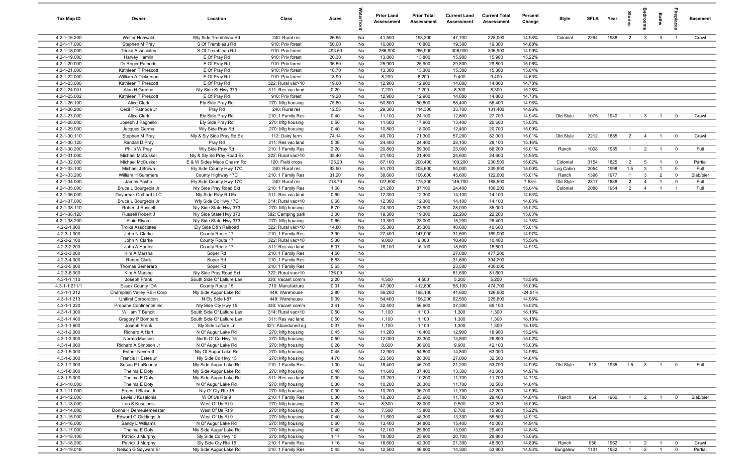| Tax Map ID | Owner | Location | Class | Acres | Waterfront | Prior Land Assessment | Prior Total Assessment | Current Land Assessment | Current Total Assessment | Percent Change | Style | SFLA | Year | Stories | Bedrooms | Baths | Fireplaces | Basement |
|---|---|---|---|---|---|---|---|---|---|---|---|---|---|---|---|---|---|---|
| 4.2-1-16.200 | Walter Hohwald | Wly Side Trembleau Rd | 240: Rural res | 26.55 | No | 41,500 | 198,300 | 47,700 | 228,000 | 14.98% | Colonial | 2264 | 1988 | 2 | 3 | 3 | 1 | Crawl |
| 4.2-1-17.000 | Stephen M Pray | S Of Trembleau Rd | 910: Priv forest | 50.00 | No | 16,800 | 16,800 | 19,300 | 19,300 | 14.88% | | | | | | | | |
| 4.2-1-18.000 | Trioka Associates | S Of Trembleau Rd | 910: Priv forest | 493.60 | No | 266,900 | 266,900 | 306,900 | 306,900 | 14.99% | | | | | | | | |
| 4.2-1-19.000 | Harvey Hamlin | E Of Pray Rd | 910: Priv forest | 20.30 | No | 13,800 | 13,800 | 15,900 | 15,900 | 15.22% | | | | | | | | |
| 4.2-1-20.000 | Dr Roger Patnode | E Of Pray Rd | 910: Priv forest | 36.50 | No | 25,900 | 25,900 | 29,800 | 29,800 | 15.06% | | | | | | | | |
| 4.2-1-21.000 | Kathleen T Prescott | E Of Pray Rd | 910: Priv forest | 18.70 | No | 13,300 | 13,300 | 15,300 | 15,300 | 15.04% | | | | | | | | |
| 4.2-1-22.000 | William A Dickerson | E Of Pray Rd | 910: Priv forest | 18.90 | No | 8,200 | 8,200 | 9,400 | 9,400 | 14.63% | | | | | | | | |
| 4.2-1-23.000 | Kathleen T Prescott | E Of Pray Rd | 322: Rural vac>10 | 19.00 | No | 12,900 | 12,900 | 14,800 | 14,800 | 14.73% | | | | | | | | |
| 4.2-1-24.001 | Alan H Greene | Nly Side St Hwy 373 | 311: Res vac land | 0.20 | No | 7,200 | 7,200 | 8,300 | 8,300 | 15.28% | | | | | | | | |
| 4.2-1-25.002 | Kathleen T Prescott | E Of Pray Rd | 910: Priv forest | 19.20 | No | 12,900 | 12,900 | 14,800 | 14,800 | 14.73% | | | | | | | | |
| 4.2-1-26.100 | Alice Clark | Ely Side Pray Rd | 270: Mfg housing | 75.80 | No | 50,800 | 50,800 | 58,400 | 58,400 | 14.96% | | | | | | | | |
| 4.2-1-26.200 | Cecil F Patnode Jr | Pray Rd | 240: Rural res | 12.55 | No | 29,300 | 114,300 | 33,700 | 131,400 | 14.96% | | | | | | | | |
| 4.2-1-27.000 | Alice Clark | Ely Side Pray Rd | 210: 1 Family Res | 0.40 | No | 11,100 | 24,100 | 12,800 | 27,700 | 14.94% | Old Style | 1075 | 1940 | 1 | 3 | 1 | 0 | Crawl |
| 4.2-1-28.000 | Joseph J Pagnello | Ely Side Pray Rd | 270: Mfg housing | 0.50 | No | 11,600 | 17,900 | 13,400 | 20,600 | 15.08% | | | | | | | | |
| 4.2-1-29.000 | Jacques Germa | Wly Side Pray Rd | 270: Mfg housing | 0.40 | No | 10,800 | 18,000 | 12,400 | 20,700 | 15.00% | | | | | | | | |
| 4.2-1-30.110 | Stephen M Pray | Nly & Sly Side Pray Rd Ex | 112: Dairy farm | 74.14 | No | 49,700 | 71,300 | 57,200 | 82,000 | 15.01% | Old Style | 2212 | 1885 | 2 | 4 | 1 | 0 | Crawl |
| 4.2-1-30.120 | Randall D Pray | Pray Rd | 311: Res vac land | 5.06 | No | 24,400 | 24,400 | 28,100 | 28,100 | 15.16% | | | | | | | | |
| 4.2-1-30.200 | Philip W Pray | Wly Side Pray Rd | 210: 1 Family Res | 2.20 | No | 20,800 | 59,300 | 23,900 | 68,200 | 15.01% | Ranch | 1008 | 1985 | 1 | 2 | 1 | 0 | Full |
| 4.2-1-31.000 | Michael McCusker | Nly & Sly Sd Pray Road Ex | 322: Rural vac>10 | 35.40 | No | 21,400 | 21,400 | 24,600 | 24,600 | 14.95% | | | | | | | | |
| 4.2-1-32.000 | Michael McCusker | E & W Sides Mace Chasm Rd | 120: Field crops | 125.20 | No | 87,100 | 200,400 | 100,200 | 230,500 | 15.02% | Colonial | 3154 | 1825 | 2 | 5 | 1 | 0 | Partial |
| 4.2-1-33.100 | Michael J Brown | Ely Side County Hwy 17C | 240: Rural res | 93.50 | No | 81,700 | 208,600 | 94,000 | 239,900 | 15.00% | Log Cabin | 2054 | 1998 | 1.5 | 3 | 1 | 0 | Full |
| 4.2-1-33.200 | William H Summers | County Highway 17C | 210: 1 Family Res | 31.20 | No | 39,600 | 106,600 | 45,600 | 122,600 | 15.01% | Ranch | 1396 | 1977 | 1 | 3 | 2 | 0 | Slab/pier |
| 4.2-1-34.000 | James Pasho | Ely Side County Hwy 17C | 240: Rural res | 218.70 | No | 127,600 | 175,300 | 146,700 | 188,500 | 7.53% | Old Style | 2317 | 1888 | 2 | 4 | 1 | 0 | Full |
| 4.2-1-35.000 | Bruce L Bourgeois Jr | Nly Side Pray Road Ext | 210: 1 Family Res | 1.60 | No | 21,200 | 87,100 | 24,400 | 100,200 | 15.04% | Colonial | 2088 | 1954 | 2 | 4 | 1 | 1 | Full |
| 4.2-1-36.000 | Daybreak Orchard LLC | Nly Side Pray Rd Ext | 311: Res vac land | 0.60 | No | 12,300 | 12,300 | 14,100 | 14,100 | 14.63% | | | | | | | | |
| 4.2-1-37.000 | Bruce L Bourgeois Jr | Wly Side Co Hwy 17C | 314: Rural vac<10 | 0.60 | No | 12,300 | 12,300 | 14,100 | 14,100 | 14.63% | | | | | | | | |
| 4.2-1-38.110 | Robert J Russell | Nly Side State Hwy 373 | 270: Mfg housing | 6.70 | No | 24,300 | 73,900 | 28,000 | 85,000 | 15.02% | | | | | | | | |
| 4.2-1-38.120 | Russell Robert J | Nly Side State Hwy 373 | 582: Camping park | 3.00 | No | 19,300 | 19,300 | 22,200 | 22,200 | 15.03% | | | | | | | | |
| 4.2-1-38.200 | Alain Rivard | Nly Side State Hwy 373 | 270: Mfg housing | 0.66 | No | 13,300 | 23,000 | 15,200 | 26,400 | 14.78% | | | | | | | | |
| 4.2-2-1.000 | Troika Associates | Ely Side D&h Railroad | 322: Rural vac>10 | 14.80 | No | 35,300 | 35,300 | 40,600 | 40,600 | 15.01% | | | | | | | | |
| 4.2-3-1.000 | John N Clarke | County Route 17 | 210: 1 Family Res | 3.90 | No | 27,400 | 147,000 | 31,500 | 169,000 | 14.97% | | | | | | | | |
| 4.2-3-2.100 | John N Clarke | County Route 17 | 322: Rural vac>10 | 5.30 | No | 9,000 | 9,000 | 10,400 | 10,400 | 15.56% | | | | | | | | |
| 4.2-3-2.200 | John A Hunter | County Route 17 | 311: Res vac land | 5.37 | No | 16,100 | 16,100 | 18,500 | 18,500 | 14.91% | | | | | | | | |
| 4.2-3-3.000 | Kim A Marsha | Soper Rd | 210: 1 Family Res | 4.50 | No | | | 27,000 | 477,200 | | | | | | | | | |
| 4.2-3-4.000 | Renee Clark | Soper Rd | 210: 1 Family Res | 6.83 | No | | | 31,600 | 394,200 | | | | | | | | | |
| 4.2-3-5.000 | Thomas Semeraro | Soper Rd | 210: 1 Family Res | 5.65 | No | | | 23,500 | 400,000 | | | | | | | | | |
| 4.2-3-6.000 | Kim A Marsha | Nly Side Pray Road Ext | 322: Rural vac>10 | 136.00 | No | | | 81,600 | 81,600 | | | | | | | | | |
| 4.3-1-1.110 | Joseph Frank | South Side Of Laflure Lan | 330: Vacant comm | 2.20 | No | 4,500 | 4,500 | 5,200 | 5,200 | 15.56% | | | | | | | | |
| 4.3-1-1.211/1 | Essex County IDA | County Route 15 | 710: Manufacture | 0.01 | No | 47,900 | 412,800 | 55,100 | 474,700 | 15.00% | | | | | | | | |
| 4.3-1-1.212 | Champlain Valley REH Corp | Nly Side Augur Lake Rd | 449: Warehouse | 2.80 | No | 36,200 | 168,100 | 41,600 | 126,900 | -24.51% | | | | | | | | |
| 4.3-1-1.213 | Unifirst Corporation | N Ely Side I-87 | 449: Warehouse | 9.09 | No | 54,400 | 196,200 | 62,500 | 225,600 | 14.98% | | | | | | | | |
| 4.3-1-1.220 | Propane Continental Inc | Nly Side Cty Hwy 15 | 330: Vacant comm | 3.41 | No | 32,400 | 56,600 | 37,300 | 65,100 | 15.02% | | | | | | | | |
| 4.3-1-1.300 | William T Benoit | South Side Of Laflure Lan | 314: Rural vac<10 | 0.50 | No | 1,100 | 1,100 | 1,300 | 1,300 | 18.18% | | | | | | | | |
| 4.3-1-1.400 | Gregory P Bombard | South Side Of Laflure Lan | 311: Res vac land | 0.50 | No | 1,100 | 1,100 | 1,300 | 1,300 | 18.18% | | | | | | | | |
| 4.3-1-1.500 | Joseph Frank | Sly Side Laflure Ln | 321: Abandoned ag | 0.37 | No | 1,100 | 1,100 | 1,300 | 1,300 | 18.18% | | | | | | | | |
| 4.3-1-2.000 | Richard A Hart | N Of Augur Lake Rd | 270: Mfg housing | 0.45 | No | 11,200 | 16,400 | 12,900 | 18,900 | 15.24% | | | | | | | | |
| 4.3-1-3.000 | Norma Mussen | North Of Co Hwy 15 | 270: Mfg housing | 0.50 | No | 12,000 | 23,300 | 13,800 | 26,800 | 15.02% | | | | | | | | |
| 4.3-1-4.000 | Richard A Simpson Jr | N Of Augur Lake Rd | 270: Mfg housing | 0.20 | No | 8,600 | 36,600 | 9,900 | 42,100 | 15.03% | | | | | | | | |
| 4.3-1-5.000 | Esther Neverett | Nly Of Augur Lake Rd | 270: Mfg housing | 0.45 | No | 12,900 | 54,800 | 14,800 | 63,000 | 14.96% | | | | | | | | |
| 4.3-1-6.000 | Francis H Estes Jr | Nly Side Co Hwy 15 | 270: Mfg housing | 4.70 | No | 23,500 | 28,300 | 27,000 | 32,500 | 14.84% | | | | | | | | |
| 4.3-1-7.000 | Susan P LaBounty | Nly Side Augur Lake Rd | 210: 1 Family Res | 1.00 | No | 18,400 | 46,700 | 21,200 | 53,700 | 14.99% | Old Style | 913 | 1935 | 1.5 | 3 | 1 | 0 | Full |
| 4.3-1-8.000 | Thelma E Doty | Nly Side Augur Lake Rd | 270: Mfg housing | 0.40 | No | 11,600 | 37,400 | 13,300 | 43,000 | 14.97% | | | | | | | | |
| 4.3-1-9.000 | Thelma E Doty | Nly Side Augur Lake Rd | 311: Res vac land | 0.30 | No | 10,200 | 10,200 | 11,700 | 11,700 | 14.71% | | | | | | | | |
| 4.3-1-10.000 | Thelma E Doty | N Of Augur Lake Rd | 270: Mfg housing | 0.30 | No | 10,200 | 28,300 | 11,700 | 32,500 | 14.84% | | | | | | | | |
| 4.3-1-11.000 | Ernest I Blaise Jr | Nly Of Cty Rte 15 | 270: Mfg housing | 0.30 | No | 10,200 | 36,700 | 11,700 | 42,200 | 14.99% | | | | | | | | |
| 4.3-1-12.000 | Lewis J Kusalonis | W Of Us Rte 9 | 210: 1 Family Res | 0.30 | No | 10,200 | 25,600 | 11,700 | 29,400 | 14.84% | Ranch | 864 | 1960 | 1 | 2 | 1 | 0 | Slab/pier |
| 4.3-1-13.000 | Leo S Kusalonis | West Of Us Rt 9 | 270: Mfg housing | 0.20 | No | 8,300 | 28,000 | 9,500 | 32,200 | 15.00% | | | | | | | | |
| 4.3-1-14.000 | Donna K Demeulemeester | West Of Us Rt 9 | 270: Mfg housing | 0.20 | No | 7,500 | 13,800 | 8,700 | 15,900 | 15.22% | | | | | | | | |
| 4.3-1-15.000 | Edward C Giddings Jr | West Of Us Rt 9 | 270: Mfg housing | 0.40 | No | 11,600 | 48,300 | 13,300 | 55,500 | 14.91% | | | | | | | | |
| 4.3-1-16.000 | Sandy L Williams | N Of Augur Lake Rd | 270: Mfg housing | 0.60 | No | 13,400 | 34,800 | 15,400 | 40,000 | 14.94% | | | | | | | | |
| 4.3-1-17.000 | Thelma E Doty | Nly Side Augur Lake Rd | 270: Mfg housing | 0.40 | No | 12,100 | 25,600 | 13,900 | 29,400 | 14.84% | | | | | | | | |
| 4.3-1-18.100 | Patrick J Murphy | Sly Side Co Hwy 15 | 270: Mfg housing | 1.17 | No | 18,000 | 25,900 | 20,700 | 29,800 | 15.06% | | | | | | | | |
| 4.3-1-18.200 | Patrick J Murphy | Sly Side Cty Rte 15 | 210: 1 Family Res | 1.16 | No | 18,600 | 42,300 | 21,300 | 48,600 | 14.89% | Ranch | 950 | 1962 | 1 | 2 | 1 | 0 | Crawl |
| 4.3-1-19.018 | Nelson G Sayward Sr | Nly Side Augur Lake Rd | 210: 1 Family Res | 0.45 | No | 12,500 | 46,900 | 14,300 | 53,900 | 14.93% | Bungalow | 1131 | 1932 | 1 | 2 | 1 | 0 | Partial |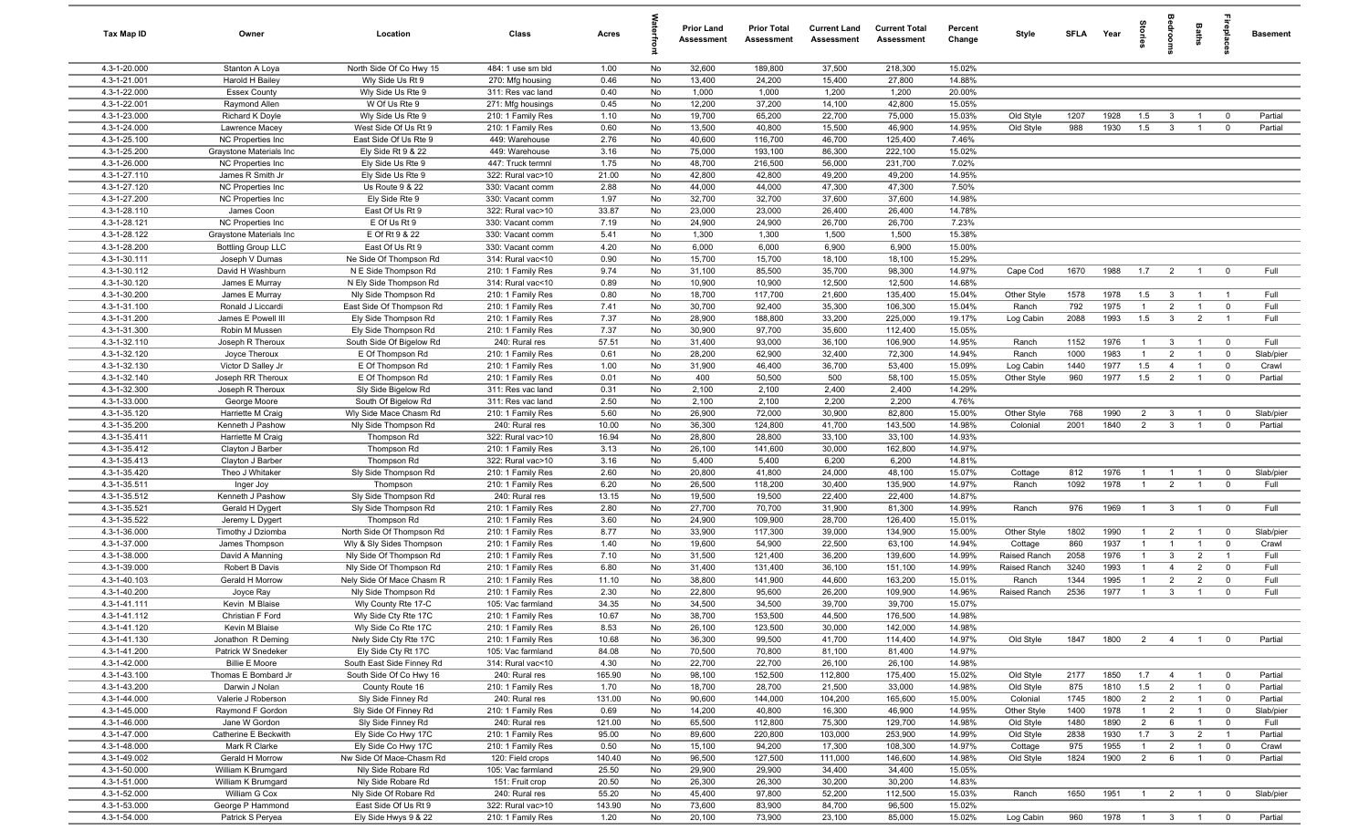| Tax Map ID | Owner | Location | Class | Acres | Waterfront | Prior Land Assessment | Prior Total Assessment | Current Land Assessment | Current Total Assessment | Percent Change | Style | SFLA | Year | Stories | Bedrooms | Baths | Fireplaces | Basement |
|---|---|---|---|---|---|---|---|---|---|---|---|---|---|---|---|---|---|---|
| 4.3-1-20.000 | Stanton A Loya | North Side Of Co Hwy 15 | 484: 1 use sm bld | 1.00 | No | 32,600 | 189,800 | 37,500 | 218,300 | 15.02% | | | | | | | | |
| 4.3-1-21.001 | Harold H Bailey | Wly Side Us Rt 9 | 270: Mfg housing | 0.46 | No | 13,400 | 24,200 | 15,400 | 27,800 | 14.88% | | | | | | | | |
| 4.3-1-22.000 | Essex County | Wly Side Us Rte 9 | 311: Res vac land | 0.40 | No | 1,000 | 1,000 | 1,200 | 1,200 | 20.00% | | | | | | | | |
| 4.3-1-22.001 | Raymond Allen | W Of Us Rte 9 | 271: Mfg housings | 0.45 | No | 12,200 | 37,200 | 14,100 | 42,800 | 15.05% | | | | | | | | |
| 4.3-1-23.000 | Richard K Doyle | Wly Side Us Rte 9 | 210: 1 Family Res | 1.10 | No | 19,700 | 65,200 | 22,700 | 75,000 | 15.03% | Old Style | 1207 | 1928 | 1.5 | 3 | 1 | 0 | Partial |
| 4.3-1-24.000 | Lawrence Macey | West Side Of Us Rt 9 | 210: 1 Family Res | 0.60 | No | 13,500 | 40,800 | 15,500 | 46,900 | 14.95% | Old Style | 988 | 1930 | 1.5 | 3 | 1 | 0 | Partial |
| 4.3-1-25.100 | NC Properties Inc | East Side Of Us Rte 9 | 449: Warehouse | 2.76 | No | 40,600 | 116,700 | 46,700 | 125,400 | 7.46% | | | | | | | | |
| 4.3-1-25.200 | Graystone Materials Inc | Ely Side Rt 9 & 22 | 449: Warehouse | 3.16 | No | 75,000 | 193,100 | 86,300 | 222,100 | 15.02% | | | | | | | | |
| 4.3-1-26.000 | NC Properties Inc | Ely Side Us Rte 9 | 447: Truck termnl | 1.75 | No | 48,700 | 216,500 | 56,000 | 231,700 | 7.02% | | | | | | | | |
| 4.3-1-27.110 | James R Smith Jr | Ely Side Us Rte 9 | 322: Rural vac>10 | 21.00 | No | 42,800 | 42,800 | 49,200 | 49,200 | 14.95% | | | | | | | | |
| 4.3-1-27.120 | NC Properties Inc | Us Route 9 & 22 | 330: Vacant comm | 2.88 | No | 44,000 | 44,000 | 47,300 | 47,300 | 7.50% | | | | | | | | |
| 4.3-1-27.200 | NC Properties Inc | Ely Side Rte 9 | 330: Vacant comm | 1.97 | No | 32,700 | 32,700 | 37,600 | 37,600 | 14.98% | | | | | | | | |
| 4.3-1-28.110 | James Coon | East Of Us Rt 9 | 322: Rural vac>10 | 33.87 | No | 23,000 | 23,000 | 26,400 | 26,400 | 14.78% | | | | | | | | |
| 4.3-1-28.121 | NC Properties Inc | E Of Us Rt 9 | 330: Vacant comm | 7.19 | No | 24,900 | 24,900 | 26,700 | 26,700 | 7.23% | | | | | | | | |
| 4.3-1-28.122 | Graystone Materials Inc | E Of Rt 9 & 22 | 330: Vacant comm | 5.41 | No | 1,300 | 1,300 | 1,500 | 1,500 | 15.38% | | | | | | | | |
| 4.3-1-28.200 | Bottling Group LLC | East Of Us Rt 9 | 330: Vacant comm | 4.20 | No | 6,000 | 6,000 | 6,900 | 6,900 | 15.00% | | | | | | | | |
| 4.3-1-30.111 | Joseph V Dumas | Ne Side Of Thompson Rd | 314: Rural vac<10 | 0.90 | No | 15,700 | 15,700 | 18,100 | 18,100 | 15.29% | | | | | | | | |
| 4.3-1-30.112 | David H Washburn | N E Side Thompson Rd | 210: 1 Family Res | 9.74 | No | 31,100 | 85,500 | 35,700 | 98,300 | 14.97% | Cape Cod | 1670 | 1988 | 1.7 | 2 | 1 | 0 | Full |
| 4.3-1-30.120 | James E Murray | N Ely Side Thompson Rd | 314: Rural vac<10 | 0.89 | No | 10,900 | 10,900 | 12,500 | 12,500 | 14.68% | | | | | | | | |
| 4.3-1-30.200 | James E Murray | Nly Side Thompson Rd | 210: 1 Family Res | 0.80 | No | 18,700 | 117,700 | 21,600 | 135,400 | 15.04% | Other Style | 1578 | 1978 | 1.5 | 3 | 1 | 1 | Full |
| 4.3-1-31.100 | Ronald J Liccardi | East Side Of Thompson Rd | 210: 1 Family Res | 7.41 | No | 30,700 | 92,400 | 35,300 | 106,300 | 15.04% | Ranch | 792 | 1975 | 1 | 2 | 1 | 0 | Full |
| 4.3-1-31.200 | James E Powell III | Ely Side Thompson Rd | 210: 1 Family Res | 7.37 | No | 28,900 | 188,800 | 33,200 | 225,000 | 19.17% | Log Cabin | 2088 | 1993 | 1.5 | 3 | 2 | 1 | Full |
| 4.3-1-31.300 | Robin M Mussen | Ely Side Thompson Rd | 210: 1 Family Res | 7.37 | No | 30,900 | 97,700 | 35,600 | 112,400 | 15.05% | | | | | | | | |
| 4.3-1-32.110 | Joseph R Theroux | South Side Of Bigelow Rd | 240: Rural res | 57.51 | No | 31,400 | 93,000 | 36,100 | 106,900 | 14.95% | Ranch | 1152 | 1976 | 1 | 3 | 1 | 0 | Full |
| 4.3-1-32.120 | Joyce Theroux | E Of Thompson Rd | 210: 1 Family Res | 0.61 | No | 28,200 | 62,900 | 32,400 | 72,300 | 14.94% | Ranch | 1000 | 1983 | 1 | 2 | 1 | 0 | Slab/pier |
| 4.3-1-32.130 | Victor D Salley Jr | E Of Thompson Rd | 210: 1 Family Res | 1.00 | No | 31,900 | 46,400 | 36,700 | 53,400 | 15.09% | Log Cabin | 1440 | 1977 | 1.5 | 4 | 1 | 0 | Crawl |
| 4.3-1-32.140 | Joseph RR Theroux | E Of Thompson Rd | 210: 1 Family Res | 0.01 | No | 400 | 50,500 | 500 | 58,100 | 15.05% | Other Style | 960 | 1977 | 1.5 | 2 | 1 | 0 | Partial |
| 4.3-1-32.300 | Joseph R Theroux | Sly Side Bigelow Rd | 311: Res vac land | 0.31 | No | 2,100 | 2,100 | 2,400 | 2,400 | 14.29% | | | | | | | | |
| 4.3-1-33.000 | George Moore | South Of Bigelow Rd | 311: Res vac land | 2.50 | No | 2,100 | 2,100 | 2,200 | 2,200 | 4.76% | | | | | | | | |
| 4.3-1-35.120 | Harriette M Craig | Wly Side Mace Chasm Rd | 210: 1 Family Res | 5.60 | No | 26,900 | 72,000 | 30,900 | 82,800 | 15.00% | Other Style | 768 | 1990 | 2 | 3 | 1 | 0 | Slab/pier |
| 4.3-1-35.200 | Kenneth J Pashow | Nly Side Thompson Rd | 240: Rural res | 10.00 | No | 36,300 | 124,800 | 41,700 | 143,500 | 14.98% | Colonial | 2001 | 1840 | 2 | 3 | 1 | 0 | Partial |
| 4.3-1-35.411 | Harriette M Craig | Thompson Rd | 322: Rural vac>10 | 16.94 | No | 28,800 | 28,800 | 33,100 | 33,100 | 14.93% | | | | | | | | |
| 4.3-1-35.412 | Clayton J Barber | Thompson Rd | 210: 1 Family Res | 3.13 | No | 26,100 | 141,600 | 30,000 | 162,800 | 14.97% | | | | | | | | |
| 4.3-1-35.413 | Clayton J Barber | Thompson Rd | 322: Rural vac>10 | 3.16 | No | 5,400 | 5,400 | 6,200 | 6,200 | 14.81% | | | | | | | | |
| 4.3-1-35.420 | Theo J Whitaker | Sly Side Thompson Rd | 210: 1 Family Res | 2.60 | No | 20,800 | 41,800 | 24,000 | 48,100 | 15.07% | Cottage | 812 | 1976 | 1 | 1 | 1 | 0 | Slab/pier |
| 4.3-1-35.511 | Inger Joy | Thompson | 210: 1 Family Res | 6.20 | No | 26,500 | 118,200 | 30,400 | 135,900 | 14.97% | Ranch | 1092 | 1978 | 1 | 2 | 1 | 0 | Full |
| 4.3-1-35.512 | Kenneth J Pashow | Sly Side Thompson Rd | 240: Rural res | 13.15 | No | 19,500 | 19,500 | 22,400 | 22,400 | 14.87% | | | | | | | | |
| 4.3-1-35.521 | Gerald H Dygert | Sly Side Thompson Rd | 210: 1 Family Res | 2.80 | No | 27,700 | 70,700 | 31,900 | 81,300 | 14.99% | Ranch | 976 | 1969 | 1 | 3 | 1 | 0 | Full |
| 4.3-1-35.522 | Jeremy L Dygert | Thompson Rd | 210: 1 Family Res | 3.60 | No | 24,900 | 109,900 | 28,700 | 126,400 | 15.01% | | | | | | | | |
| 4.3-1-36.000 | Timothy J Dziomba | North Side Of Thompson Rd | 210: 1 Family Res | 8.77 | No | 33,900 | 117,300 | 39,000 | 134,900 | 15.00% | Other Style | 1802 | 1990 | 1 | 2 | 1 | 0 | Slab/pier |
| 4.3-1-37.000 | James Thompson | Wly & Sly Sides Thompson | 210: 1 Family Res | 1.40 | No | 19,600 | 54,900 | 22,500 | 63,100 | 14.94% | Cottage | 860 | 1937 | 1 | 1 | 1 | 0 | Crawl |
| 4.3-1-38.000 | David A Manning | Nly Side Of Thompson Rd | 210: 1 Family Res | 7.10 | No | 31,500 | 121,400 | 36,200 | 139,600 | 14.99% | Raised Ranch | 2058 | 1976 | 1 | 3 | 2 | 1 | Full |
| 4.3-1-39.000 | Robert B Davis | Nly Side Of Thompson Rd | 210: 1 Family Res | 6.80 | No | 31,400 | 131,400 | 36,100 | 151,100 | 14.99% | Raised Ranch | 3240 | 1993 | 1 | 4 | 2 | 0 | Full |
| 4.3-1-40.103 | Gerald H Morrow | Nely Side Of Mace Chasm R | 210: 1 Family Res | 11.10 | No | 38,800 | 141,900 | 44,600 | 163,200 | 15.01% | Ranch | 1344 | 1995 | 1 | 2 | 2 | 0 | Full |
| 4.3-1-40.200 | Joyce Ray | Nly Side Thompson Rd | 210: 1 Family Res | 2.30 | No | 22,800 | 95,600 | 26,200 | 109,900 | 14.96% | Raised Ranch | 2536 | 1977 | 1 | 3 | 1 | 0 | Full |
| 4.3-1-41.111 | Kevin M Blaise | Wly County Rte 17-C | 105: Vac farmland | 34.35 | No | 34,500 | 34,500 | 39,700 | 39,700 | 15.07% | | | | | | | | |
| 4.3-1-41.112 | Christian F Ford | Wly Side Cty Rte 17C | 210: 1 Family Res | 10.67 | No | 38,700 | 153,500 | 44,500 | 176,500 | 14.98% | | | | | | | | |
| 4.3-1-41.120 | Kevin M Blaise | Wly Side Co Rte 17C | 210: 1 Family Res | 8.53 | No | 26,100 | 123,500 | 30,000 | 142,000 | 14.98% | | | | | | | | |
| 4.3-1-41.130 | Jonathon R Deming | Nwly Side Cty Rte 17C | 210: 1 Family Res | 10.68 | No | 36,300 | 99,500 | 41,700 | 114,400 | 14.97% | Old Style | 1847 | 1800 | 2 | 4 | 1 | 0 | Partial |
| 4.3-1-41.200 | Patrick W Snedeker | Ely Side Cty Rt 17C | 105: Vac farmland | 84.08 | No | 70,500 | 70,800 | 81,100 | 81,400 | 14.97% | | | | | | | | |
| 4.3-1-42.000 | Billie E Moore | South East Side Finney Rd | 314: Rural vac<10 | 4.30 | No | 22,700 | 22,700 | 26,100 | 26,100 | 14.98% | | | | | | | | |
| 4.3-1-43.100 | Thomas E Bombard Jr | South Side Of Co Hwy 16 | 240: Rural res | 165.90 | No | 98,100 | 152,500 | 112,800 | 175,400 | 15.02% | Old Style | 2177 | 1850 | 1.7 | 4 | 1 | 0 | Partial |
| 4.3-1-43.200 | Darwin J Nolan | County Route 16 | 210: 1 Family Res | 1.70 | No | 18,700 | 28,700 | 21,500 | 33,000 | 14.98% | Old Style | 875 | 1810 | 1.5 | 2 | 1 | 0 | Partial |
| 4.3-1-44.000 | Valerie J Roberson | Sly Side Finney Rd | 240: Rural res | 131.00 | No | 90,600 | 144,000 | 104,200 | 165,600 | 15.00% | Colonial | 1745 | 1800 | 2 | 2 | 1 | 0 | Partial |
| 4.3-1-45.000 | Raymond F Gordon | Sly Side Of Finney Rd | 210: 1 Family Res | 0.69 | No | 14,200 | 40,800 | 16,300 | 46,900 | 14.95% | Other Style | 1400 | 1978 | 1 | 2 | 1 | 0 | Slab/pier |
| 4.3-1-46.000 | Jane W Gordon | Sly Side Finney Rd | 240: Rural res | 121.00 | No | 65,500 | 112,800 | 75,300 | 129,700 | 14.98% | Old Style | 1480 | 1890 | 2 | 6 | 1 | 0 | Full |
| 4.3-1-47.000 | Catherine E Beckwith | Ely Side Co Hwy 17C | 210: 1 Family Res | 95.00 | No | 89,600 | 220,800 | 103,000 | 253,900 | 14.99% | Old Style | 2838 | 1930 | 1.7 | 3 | 2 | 1 | Partial |
| 4.3-1-48.000 | Mark R Clarke | Ely Side Co Hwy 17C | 210: 1 Family Res | 0.50 | No | 15,100 | 94,200 | 17,300 | 108,300 | 14.97% | Cottage | 975 | 1955 | 1 | 2 | 1 | 0 | Crawl |
| 4.3-1-49.002 | Gerald H Morrow | Nw Side Of Mace-Chasm Rd | 120: Field crops | 140.40 | No | 96,500 | 127,500 | 111,000 | 146,600 | 14.98% | Old Style | 1824 | 1900 | 2 | 6 | 1 | 0 | Partial |
| 4.3-1-50.000 | William K Brumgard | Nly Side Robare Rd | 105: Vac farmland | 25.50 | No | 29,900 | 29,900 | 34,400 | 34,400 | 15.05% | | | | | | | | |
| 4.3-1-51.000 | William K Brumgard | Nly Side Robare Rd | 151: Fruit crop | 20.50 | No | 26,300 | 26,300 | 30,200 | 30,200 | 14.83% | | | | | | | | |
| 4.3-1-52.000 | William G Cox | Nly Side Of Robare Rd | 240: Rural res | 55.20 | No | 45,400 | 97,800 | 52,200 | 112,500 | 15.03% | Ranch | 1650 | 1951 | 1 | 2 | 1 | 0 | Slab/pier |
| 4.3-1-53.000 | George P Hammond | East Side Of Us Rt 9 | 322: Rural vac>10 | 143.90 | No | 73,600 | 83,900 | 84,700 | 96,500 | 15.02% | | | | | | | | |
| 4.3-1-54.000 | Patrick S Peryea | Ely Side Hwys 9 & 22 | 210: 1 Family Res | 1.20 | No | 20,100 | 73,900 | 23,100 | 85,000 | 15.02% | Log Cabin | 960 | 1978 | 1 | 3 | 1 | 0 | Partial |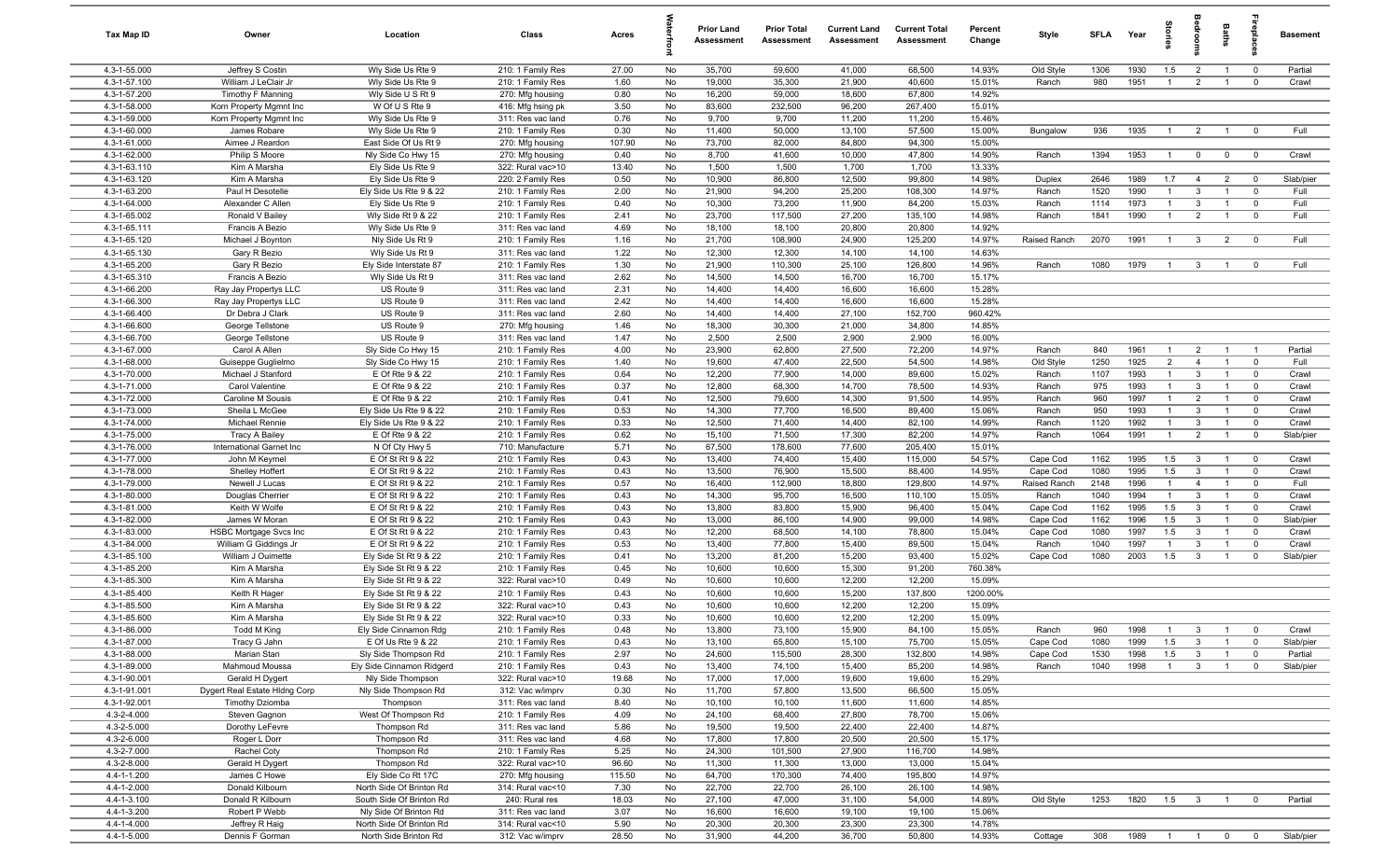| Tax Map ID | Owner | Location | Class | Acres | Waterfront | Prior Land Assessment | Prior Total Assessment | Current Land Assessment | Current Total Assessment | Percent Change | Style | SFLA | Year | Stories | Bedrooms | Baths | Fireplaces | Basement |
|---|---|---|---|---|---|---|---|---|---|---|---|---|---|---|---|---|---|---|
| 4.3-1-55.000 | Jeffrey S Costin | Wly Side Us Rte 9 | 210: 1 Family Res | 27.00 | No | 35,700 | 59,600 | 41,000 | 68,500 | 14.93% | Old Style | 1306 | 1930 | 1.5 | 2 | 1 | 0 | Partial |
| 4.3-1-57.100 | William J LeClair Jr | Wly Side Us Rte 9 | 210: 1 Family Res | 1.60 | No | 19,000 | 35,300 | 21,900 | 40,600 | 15.01% | Ranch | 980 | 1951 | 1 | 2 | 1 | 0 | Crawl |
| 4.3-1-57.200 | Timothy F Manning | Wly Side U S Rt 9 | 270: Mfg housing | 0.80 | No | 16,200 | 59,000 | 18,600 | 67,800 | 14.92% | | | | | | | | |
| 4.3-1-58.000 | Korn Property Mgmnt Inc | W Of U S Rte 9 | 416: Mfg hsing pk | 3.50 | No | 83,600 | 232,500 | 96,200 | 267,400 | 15.01% | | | | | | | | |
| 4.3-1-59.000 | Korn Property Mgmnt Inc | Wly Side Us Rte 9 | 311: Res vac land | 0.76 | No | 9,700 | 9,700 | 11,200 | 11,200 | 15.46% | | | | | | | | |
| 4.3-1-60.000 | James Robare | Wly Side Us Rte 9 | 210: 1 Family Res | 0.30 | No | 11,400 | 50,000 | 13,100 | 57,500 | 15.00% | Bungalow | 936 | 1935 | 1 | 2 | 1 | 0 | Full |
| 4.3-1-61.000 | Aimee J Reardon | East Side Of Us Rt 9 | 270: Mfg housing | 107.90 | No | 73,700 | 82,000 | 84,800 | 94,300 | 15.00% | | | | | | | | |
| 4.3-1-62.000 | Philip S Moore | Nly Side Co Hwy 15 | 270: Mfg housing | 0.40 | No | 8,700 | 41,600 | 10,000 | 47,800 | 14.90% | Ranch | 1394 | 1953 | 1 | 0 | 0 | 0 | Crawl |
| 4.3-1-63.110 | Kim A Marsha | Ely Side Us Rte 9 | 322: Rural vac>10 | 13.40 | No | 1,500 | 1,500 | 1,700 | 1,700 | 13.33% | | | | | | | | |
| 4.3-1-63.120 | Kim A Marsha | Ely Side Us Rte 9 | 220: 2 Family Res | 0.50 | No | 10,900 | 86,800 | 12,500 | 99,800 | 14.98% | Duplex | 2646 | 1989 | 1.7 | 4 | 2 | 0 | Slab/pier |
| 4.3-1-63.200 | Paul H Desotelle | Ely Side Us Rte 9 & 22 | 210: 1 Family Res | 2.00 | No | 21,900 | 94,200 | 25,200 | 108,300 | 14.97% | Ranch | 1520 | 1990 | 1 | 3 | 1 | 0 | Full |
| 4.3-1-64.000 | Alexander C Allen | Ely Side Us Rte 9 | 210: 1 Family Res | 0.40 | No | 10,300 | 73,200 | 11,900 | 84,200 | 15.03% | Ranch | 1114 | 1973 | 1 | 3 | 1 | 0 | Full |
| 4.3-1-65.002 | Ronald V Bailey | Wly Side Rt 9 & 22 | 210: 1 Family Res | 2.41 | No | 23,700 | 117,500 | 27,200 | 135,100 | 14.98% | Ranch | 1841 | 1990 | 1 | 2 | 1 | 0 | Full |
| 4.3-1-65.111 | Francis A Bezio | Wly Side Us Rte 9 | 311: Res vac land | 4.69 | No | 18,100 | 18,100 | 20,800 | 20,800 | 14.92% | | | | | | | | |
| 4.3-1-65.120 | Michael J Boynton | Nly Side Us Rt 9 | 210: 1 Family Res | 1.16 | No | 21,700 | 108,900 | 24,900 | 125,200 | 14.97% | Raised Ranch | 2070 | 1991 | 1 | 3 | 2 | 0 | Full |
| 4.3-1-65.130 | Gary R Bezio | Wly Side Us Rt 9 | 311: Res vac land | 1.22 | No | 12,300 | 12,300 | 14,100 | 14,100 | 14.63% | | | | | | | | |
| 4.3-1-65.200 | Gary R Bezio | Ely Side Interstate 87 | 210: 1 Family Res | 1.30 | No | 21,900 | 110,300 | 25,100 | 126,800 | 14.96% | Ranch | 1080 | 1979 | 1 | 3 | 1 | 0 | Full |
| 4.3-1-65.310 | Francis A Bezio | Wly Side Us Rt 9 | 311: Res vac land | 2.62 | No | 14,500 | 14,500 | 16,700 | 16,700 | 15.17% | | | | | | | | |
| 4.3-1-66.200 | Ray Jay Propertys LLC | US Route 9 | 311: Res vac land | 2.31 | No | 14,400 | 14,400 | 16,600 | 16,600 | 15.28% | | | | | | | | |
| 4.3-1-66.300 | Ray Jay Propertys LLC | US Route 9 | 311: Res vac land | 2.42 | No | 14,400 | 14,400 | 16,600 | 16,600 | 15.28% | | | | | | | | |
| 4.3-1-66.400 | Dr Debra J Clark | US Route 9 | 311: Res vac land | 2.60 | No | 14,400 | 14,400 | 27,100 | 152,700 | 960.42% | | | | | | | | |
| 4.3-1-66.600 | George Tellstone | US Route 9 | 270: Mfg housing | 1.46 | No | 18,300 | 30,300 | 21,000 | 34,800 | 14.85% | | | | | | | | |
| 4.3-1-66.700 | George Tellstone | US Route 9 | 311: Res vac land | 1.47 | No | 2,500 | 2,500 | 2,900 | 2,900 | 16.00% | | | | | | | | |
| 4.3-1-67.000 | Carol A Allen | Sly Side Co Hwy 15 | 210: 1 Family Res | 4.00 | No | 23,900 | 62,800 | 27,500 | 72,200 | 14.97% | Ranch | 840 | 1961 | 1 | 2 | 1 | 1 | Partial |
| 4.3-1-68.000 | Guiseppe Guglielmo | Sly Side Co Hwy 15 | 210: 1 Family Res | 1.40 | No | 19,600 | 47,400 | 22,500 | 54,500 | 14.98% | Old Style | 1250 | 1925 | 2 | 4 | 1 | 0 | Full |
| 4.3-1-70.000 | Michael J Stanford | E Of Rte 9 & 22 | 210: 1 Family Res | 0.64 | No | 12,200 | 77,900 | 14,000 | 89,600 | 15.02% | Ranch | 1107 | 1993 | 1 | 3 | 1 | 0 | Crawl |
| 4.3-1-71.000 | Carol Valentine | E Of Rte 9 & 22 | 210: 1 Family Res | 0.37 | No | 12,800 | 68,300 | 14,700 | 78,500 | 14.93% | Ranch | 975 | 1993 | 1 | 3 | 1 | 0 | Crawl |
| 4.3-1-72.000 | Caroline M Sousis | E Of Rte 9 & 22 | 210: 1 Family Res | 0.41 | No | 12,500 | 79,600 | 14,300 | 91,500 | 14.95% | Ranch | 960 | 1997 | 1 | 2 | 1 | 0 | Crawl |
| 4.3-1-73.000 | Sheila L McGee | Ely Side Us Rte 9 & 22 | 210: 1 Family Res | 0.53 | No | 14,300 | 77,700 | 16,500 | 89,400 | 15.06% | Ranch | 950 | 1993 | 1 | 3 | 1 | 0 | Crawl |
| 4.3-1-74.000 | Michael Rennie | Ely Side Us Rte 9 & 22 | 210: 1 Family Res | 0.33 | No | 12,500 | 71,400 | 14,400 | 82,100 | 14.99% | Ranch | 1120 | 1992 | 1 | 3 | 1 | 0 | Crawl |
| 4.3-1-75.000 | Tracy A Bailey | E Of Rte 9 & 22 | 210: 1 Family Res | 0.62 | No | 15,100 | 71,500 | 17,300 | 82,200 | 14.97% | Ranch | 1064 | 1991 | 1 | 2 | 1 | 0 | Slab/pier |
| 4.3-1-76.000 | International Garnet Inc | N Of Cty Hwy 5 | 710: Manufacture | 5.71 | No | 67,500 | 178,600 | 77,600 | 205,400 | 15.01% | | | | | | | | |
| 4.3-1-77.000 | John M Keymel | E Of St Rt 9 & 22 | 210: 1 Family Res | 0.43 | No | 13,400 | 74,400 | 15,400 | 115,000 | 54.57% | Cape Cod | 1162 | 1995 | 1.5 | 3 | 1 | 0 | Crawl |
| 4.3-1-78.000 | Shelley Hoffert | E Of St Rt 9 & 22 | 210: 1 Family Res | 0.43 | No | 13,500 | 76,900 | 15,500 | 88,400 | 14.95% | Cape Cod | 1080 | 1995 | 1.5 | 3 | 1 | 0 | Crawl |
| 4.3-1-79.000 | Newell J Lucas | E Of St Rt 9 & 22 | 210: 1 Family Res | 0.57 | No | 16,400 | 112,900 | 18,800 | 129,800 | 14.97% | Raised Ranch | 2148 | 1996 | 1 | 4 | 1 | 0 | Full |
| 4.3-1-80.000 | Douglas Cherrier | E Of St Rt 9 & 22 | 210: 1 Family Res | 0.43 | No | 14,300 | 95,700 | 16,500 | 110,100 | 15.05% | Ranch | 1040 | 1994 | 1 | 3 | 1 | 0 | Crawl |
| 4.3-1-81.000 | Keith W Wolfe | E Of St Rt 9 & 22 | 210: 1 Family Res | 0.43 | No | 13,800 | 83,800 | 15,900 | 96,400 | 15.04% | Cape Cod | 1162 | 1995 | 1.5 | 3 | 1 | 0 | Crawl |
| 4.3-1-82.000 | James W Moran | E Of St Rt 9 & 22 | 210: 1 Family Res | 0.43 | No | 13,000 | 86,100 | 14,900 | 99,000 | 14.98% | Cape Cod | 1162 | 1996 | 1.5 | 3 | 1 | 0 | Slab/pier |
| 4.3-1-83.000 | HSBC Mortgage Svcs Inc | E Of St Rt 9 & 22 | 210: 1 Family Res | 0.43 | No | 12,200 | 68,500 | 14,100 | 78,800 | 15.04% | Cape Cod | 1080 | 1997 | 1.5 | 3 | 1 | 0 | Crawl |
| 4.3-1-84.000 | William G Giddings Jr | E Of St Rt 9 & 22 | 210: 1 Family Res | 0.53 | No | 13,400 | 77,800 | 15,400 | 89,500 | 15.04% | Ranch | 1040 | 1997 | 1 | 3 | 1 | 0 | Crawl |
| 4.3-1-85.100 | William J Ouimette | Ely Side St Rt 9 & 22 | 210: 1 Family Res | 0.41 | No | 13,200 | 81,200 | 15,200 | 93,400 | 15.02% | Cape Cod | 1080 | 2003 | 1.5 | 3 | 1 | 0 | Slab/pier |
| 4.3-1-85.200 | Kim A Marsha | Ely Side St Rt 9 & 22 | 210: 1 Family Res | 0.45 | No | 10,600 | 10,600 | 15,300 | 91,200 | 760.38% | | | | | | | | |
| 4.3-1-85.300 | Kim A Marsha | Ely Side St Rt 9 & 22 | 322: Rural vac>10 | 0.49 | No | 10,600 | 10,600 | 12,200 | 12,200 | 15.09% | | | | | | | | |
| 4.3-1-85.400 | Keith R Hager | Ely Side St Rt 9 & 22 | 210: 1 Family Res | 0.43 | No | 10,600 | 10,600 | 15,200 | 137,800 | 1200.00% | | | | | | | | |
| 4.3-1-85.500 | Kim A Marsha | Ely Side St Rt 9 & 22 | 322: Rural vac>10 | 0.43 | No | 10,600 | 10,600 | 12,200 | 12,200 | 15.09% | | | | | | | | |
| 4.3-1-85.600 | Kim A Marsha | Ely Side St Rt 9 & 22 | 322: Rural vac>10 | 0.33 | No | 10,600 | 10,600 | 12,200 | 12,200 | 15.09% | | | | | | | | |
| 4.3-1-86.000 | Todd M King | Ely Side Cinnamon Rdg | 210: 1 Family Res | 0.48 | No | 13,800 | 73,100 | 15,900 | 84,100 | 15.05% | Ranch | 960 | 1998 | 1 | 3 | 1 | 0 | Crawl |
| 4.3-1-87.000 | Tracy G Jahn | E Of Us Rte 9 & 22 | 210: 1 Family Res | 0.43 | No | 13,100 | 65,800 | 15,100 | 75,700 | 15.05% | Cape Cod | 1080 | 1999 | 1.5 | 3 | 1 | 0 | Slab/pier |
| 4.3-1-88.000 | Marian Stan | Sly Side Thompson Rd | 210: 1 Family Res | 2.97 | No | 24,600 | 115,500 | 28,300 | 132,800 | 14.98% | Cape Cod | 1530 | 1998 | 1.5 | 3 | 1 | 0 | Partial |
| 4.3-1-89.000 | Mahmoud Moussa | Ely Side Cinnamon Ridgerd | 210: 1 Family Res | 0.43 | No | 13,400 | 74,100 | 15,400 | 85,200 | 14.98% | Ranch | 1040 | 1998 | 1 | 3 | 1 | 0 | Slab/pier |
| 4.3-1-90.001 | Gerald H Dygert | Nly Side Thompson | 322: Rural vac>10 | 19.68 | No | 17,000 | 17,000 | 19,600 | 19,600 | 15.29% | | | | | | | | |
| 4.3-1-91.001 | Dygert Real Estate Hldng Corp | Nly Side Thompson Rd | 312: Vac w/imprv | 0.30 | No | 11,700 | 57,800 | 13,500 | 66,500 | 15.05% | | | | | | | | |
| 4.3-1-92.001 | Timothy Dziomba | Thompson | 311: Res vac land | 8.40 | No | 10,100 | 10,100 | 11,600 | 11,600 | 14.85% | | | | | | | | |
| 4.3-2-4.000 | Steven Gagnon | West Of Thompson Rd | 210: 1 Family Res | 4.09 | No | 24,100 | 68,400 | 27,800 | 78,700 | 15.06% | | | | | | | | |
| 4.3-2-5.000 | Dorothy LeFevre | Thompson Rd | 311: Res vac land | 5.86 | No | 19,500 | 19,500 | 22,400 | 22,400 | 14.87% | | | | | | | | |
| 4.3-2-6.000 | Roger L Dorr | Thompson Rd | 311: Res vac land | 4.68 | No | 17,800 | 17,800 | 20,500 | 20,500 | 15.17% | | | | | | | | |
| 4.3-2-7.000 | Rachel Coty | Thompson Rd | 210: 1 Family Res | 5.25 | No | 24,300 | 101,500 | 27,900 | 116,700 | 14.98% | | | | | | | | |
| 4.3-2-8.000 | Gerald H Dygert | Thompson Rd | 322: Rural vac>10 | 96.60 | No | 11,300 | 11,300 | 13,000 | 13,000 | 15.04% | | | | | | | | |
| 4.4-1-1.200 | James C Howe | Ely Side Co Rt 17C | 270: Mfg housing | 115.50 | No | 64,700 | 170,300 | 74,400 | 195,800 | 14.97% | | | | | | | | |
| 4.4-1-2.000 | Donald Kilbourn | North Side Of Brinton Rd | 314: Rural vac<10 | 7.30 | No | 22,700 | 22,700 | 26,100 | 26,100 | 14.98% | | | | | | | | |
| 4.4-1-3.100 | Donald R Kilbourn | South Side Of Brinton Rd | 240: Rural res | 18.03 | No | 27,100 | 47,000 | 31,100 | 54,000 | 14.89% | Old Style | 1253 | 1820 | 1.5 | 3 | 1 | 0 | Partial |
| 4.4-1-3.200 | Robert P Webb | Nly Side Of Brinton Rd | 311: Res vac land | 3.07 | No | 16,600 | 16,600 | 19,100 | 19,100 | 15.06% | | | | | | | | |
| 4.4-1-4.000 | Jeffrey R Haig | North Side Of Brinton Rd | 314: Rural vac<10 | 5.90 | No | 20,300 | 20,300 | 23,300 | 23,300 | 14.78% | | | | | | | | |
| 4.4-1-5.000 | Dennis F Gorman | North Side Brinton Rd | 312: Vac w/imprv | 28.50 | No | 31,900 | 44,200 | 36,700 | 50,800 | 14.93% | Cottage | 308 | 1989 | 1 | 1 | 0 | 0 | Slab/pier |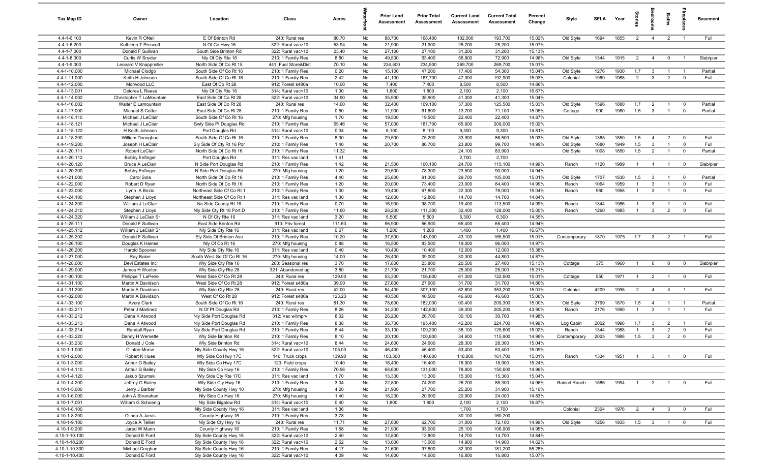| Tax Map ID | Owner | Location | Class | Acres | Waterfront | Prior Land Assessment | Prior Total Assessment | Current Land Assessment | Current Total Assessment | Percent Change | Style | SFLA | Year | Stories | Bedrooms | Baths | Fireplaces | Basement |
|---|---|---|---|---|---|---|---|---|---|---|---|---|---|---|---|---|---|---|
| 4.4-1-6.100 | Kevin R ONeil | E Of Brinton Rd | 240: Rural res | 80.70 | No | 88,700 | 168,400 | 102,000 | 193,700 | 15.02% | Old Style | 1694 | 1855 | 2 | 4 | 2 | 1 | Full |
| 4.4-1-6.200 | Kathleen T Prescott | N Of Co Hwy 16 | 322: Rural vac>10 | 53.94 | No | 21,900 | 21,900 | 25,200 | 25,200 | 15.07% | | | | | | | | |
| 4.4-1-7.000 | Donald F Sullivan | South Side Brinton Rd | 322: Rural vac>10 | 23.40 | No | 27,100 | 27,100 | 31,200 | 31,200 | 15.13% | | | | | | | | |
| 4.4-1-8.000 | Curtis W Snyder | Nly Of Cty Rte 16 | 210: 1 Family Res | 8.80 | No | 49,500 | 63,400 | 56,900 | 72,900 | 14.98% | Old Style | 1344 | 1915 | 2 | 4 | 0 | 1 | Slab/pier |
| 4.4-1-9.000 | Leonard V Knappmiller | North Side Of Co Rt 15 | 441: Fuel Store&Dist | 70.10 | No | 234,500 | 234,500 | 269,700 | 269,700 | 15.01% | | | | | | | | |
| 4.4-1-10.000 | Michael Clodgo | South Side Of Co Rt 16 | 210: 1 Family Res | 0.20 | No | 15,100 | 47,200 | 17,400 | 54,300 | 15.04% | Old Style | 1276 | 1930 | 1.7 | 3 | 1 | 1 | Partial |
| 4.4-1-11.000 | Keith H Johnson | South Side Of Co Rt 16 | 210: 1 Family Res | 2.42 | No | 41,100 | 167,700 | 47,300 | 192,900 | 15.03% | Colonial | 1960 | 1988 | 2 | 3 | 2 | 0 | Full |
| 4.4-1-12.000 | Morwood LLC | East Of Co Rt 28 | 912: Forest s480a | 10.00 | No | 7,400 | 7,400 | 8,500 | 8,500 | 14.86% | | | | | | | | |
| 4.4-1-13.001 | Delores L Reese | Nly Of Cty Rte 16 | 314: Rural vac<10 | 1.00 | No | 1,800 | 1,800 | 2,100 | 2,100 | 16.67% | | | | | | | | |
| 4.4-1-14.002 | Christopher T LaMountain | East Side Of Co Rt 28 | 322: Rural vac>10 | 34.90 | No | 35,900 | 35,900 | 41,300 | 41,300 | 15.04% | | | | | | | | |
| 4.4-1-16.002 | Walter E Lamountain | East Side Of Co Rt 28 | 240: Rural res | 14.60 | No | 32,400 | 109,100 | 37,300 | 125,500 | 15.03% | Old Style | 1596 | 1880 | 1.7 | 2 | 1 | 0 | Partial |
| 4.4-1-17.000 | Michael S Cotter | East Side Of Co Rt 28 | 210: 1 Family Res | 0.50 | No | 11,900 | 61,800 | 13,700 | 71,100 | 15.05% | Cottage | 900 | 1980 | 1.5 | 3 | 1 | 0 | Partial |
| 4.4-1-18.110 | Michael J LeClair | South Side Of Co Rt 16 | 270: Mfg housing | 1.70 | No | 19,500 | 19,500 | 22,400 | 22,400 | 14.87% | | | | | | | | |
| 4.4-1-18.121 | Michael J LeClair | Swly Side Pt Douglas Rd | 210: 1 Family Res | 55.46 | No | 57,000 | 181,700 | 65,600 | 209,000 | 15.02% | | | | | | | | |
| 4.4-1-18.122 | H Keith Johnson | Port Douglas Rd | 314: Rural vac<10 | 0.34 | No | 8,100 | 8,100 | 9,300 | 9,300 | 14.81% | | | | | | | | |
| 4.4-1-18.200 | William Donoghue | South Side Of Co Rt 16 | 210: 1 Family Res | 8.30 | No | 29,500 | 75,200 | 33,900 | 86,500 | 15.03% | Old Style | 1365 | 1850 | 1.5 | 4 | 2 | 0 | Full |
| 4.4-1-19.200 | Joseph H LeClair | Sly Side Of Cty Rt 16 Por | 210: 1 Family Res | 1.40 | No | 20,700 | 86,700 | 23,800 | 99,700 | 14.99% | Old Style | 1680 | 1949 | 1.5 | 3 | 1 | 0 | Full |
| 4.4-1-20.111 | Robert LeClair | North Side Of Co Rt 16 | 210: 1 Family Res | 11.32 | No | | | 24,100 | 83,900 | | Old Style | 1008 | 1850 | 1.5 | 2 | 1 | 0 | Partial |
| 4.4-1-20.112 | Bobby Enfinger | Port Douglas Rd | 311: Res vac land | 1.41 | No | | | 2,700 | 2,700 | | | | | | | | | |
| 4.4-1-20.120 | Bruce A LeClair | N Side Port Douglas Rd | 210: 1 Family Res | 1.42 | No | 21,500 | 100,100 | 24,700 | 115,100 | 14.99% | Ranch | 1120 | 1989 | 1 | 1 | 1 | 0 | Slab/pier |
| 4.4-1-20.200 | Bobby Enfinger | N Side Port Douglas Rd | 270: Mfg housing | 1.20 | No | 20,500 | 78,300 | 23,500 | 90,000 | 14.94% | | | | | | | | |
| 4.4-1-21.000 | Carol Sola | North Side Of Co Rt 16 | 210: 1 Family Res | 4.40 | No | 25,800 | 91,300 | 29,700 | 105,000 | 15.01% | Old Style | 1707 | 1830 | 1.5 | 3 | 1 | 0 | Partial |
| 4.4-1-22.000 | Robert D Ryan | North Side Of Co Rt 16 | 210: 1 Family Res | 1.20 | No | 20,000 | 73,400 | 23,000 | 84,400 | 14.99% | Ranch | 1064 | 1959 | 1 | 3 | 1 | 0 | Full |
| 4.4-1-23.000 | Lynn A Bezio | Northeast Side Of Co Rt 1 | 210: 1 Family Res | 1.00 | No | 19,400 | 67,800 | 22,300 | 78,000 | 15.04% | Ranch | 960 | 1958 | 1 | 3 | 1 | 0 | Full |
| 4.4-1-24.100 | Stephen J Lloyd | Northeast Side Of Co Rt 1 | 311: Res vac land | 1.30 | No | 12,800 | 12,800 | 14,700 | 14,700 | 14.84% | | | | | | | | |
| 4.4-1-24.200 | William J LeClair | Ne Side County Rt 16 | 210: 1 Family Res | 0.70 | No | 16,900 | 98,700 | 19,400 | 113,500 | 14.99% | Ranch | 1344 | 1986 | 1 | 3 | 1 | 0 | Full |
| 4.4-1-24.310 | Stephen J Lloyd | Nly Side Cty Rt 16 Port D | 210: 1 Family Res | 11.60 | No | 28,200 | 111,300 | 32,400 | 128,000 | 15.00% | Ranch | 1260 | 1985 | 1 | 3 | 2 | 0 | Full |
| 4.4-1-24.320 | William J LeClair Sr | N Of Cty Rte 16 | 311: Res vac land | 3.20 | No | 5,500 | 5,500 | 6,300 | 6,300 | 14.55% | | | | | | | | |
| 4.4-1-25.111 | Donald F Sullivan | East Side Brinton Rd | 910: Priv forest | 111.63 | No | 56,900 | 56,900 | 65,400 | 65,400 | 14.94% | | | | | | | | |
| 4.4-1-25.112 | William J LeClair Sr | Nly Side Cty Rte 16 | 311: Res vac land | 0.67 | No | 1,200 | 1,200 | 1,400 | 1,400 | 16.67% | | | | | | | | |
| 4.4-1-25.202 | Donald F Sullivan | Ely Side Of Brinton Ave | 210: 1 Family Res | 10.20 | No | 37,500 | 143,900 | 43,100 | 165,500 | 15.01% | Contemporary | 1870 | 1975 | 1.7 | 3 | 2 | 1 | Full |
| 4.4-1-26.100 | Douglas K Haines | Nly Of Co Rt 16 | 270: Mfg housing | 0.88 | No | 16,500 | 83,500 | 19,000 | 96,000 | 14.97% | | | | | | | | |
| 4.4-1-26.200 | Harold Spooner | Nly Side Cty Rte 16 | 311: Res vac land | 0.40 | No | 10,400 | 10,400 | 12,000 | 12,000 | 15.38% | | | | | | | | |
| 4.4-1-27.000 | Ray Baker | South West Sd Of Co Rt 16 | 270: Mfg housing | 14.00 | No | 26,400 | 39,000 | 30,300 | 44,800 | 14.87% | | | | | | | | |
| 4.4-1-28.000 | Devi Estates Inc | Wly Side Cty Rte 16 | 260: Seasonal res | 3.70 | No | 17,800 | 23,800 | 20,500 | 27,400 | 15.13% | Cottage | 375 | 1960 | 1 | 0 | 0 | 0 | Slab/pier |
| 4.4-1-29.000 | James H Wooten | Wly Side Cty Rte 28 | 321: Abandoned ag | 3.80 | No | 21,700 | 21,700 | 25,000 | 25,000 | 15.21% | | | | | | | | |
| 4.4-1-30.100 | Philippe T LaPerle | West Side Of Co Rt 28 | 240: Rural res | 129.00 | No | 53,300 | 106,600 | 61,300 | 122,600 | 15.01% | Cottage | 550 | 1971 | 1 | 2 | 1 | 0 | Full |
| 4.4-1-31.100 | Martin A Davidson | West Side Of Co Rt 28 | 912: Forest s480a | 39.00 | No | 27,600 | 27,600 | 31,700 | 31,700 | 14.86% | | | | | | | | |
| 4.4-1-31.200 | Martin A Davidson | Wly Side Cty Rte 28 | 240: Rural res | 42.00 | No | 54,400 | 307,100 | 62,600 | 353,200 | 15.01% | Colonial | 4209 | 1998 | 2 | 4 | 3 | 1 | Full |
| 4.4-1-32.000 | Martin A Davidson | West Of Co Rt 28 | 912: Forest s480a | 123.23 | No | 40,500 | 40,500 | 46,600 | 46,600 | 15.06% | | | | | | | | |
| 4.4-1-33.100 | Avery Clark | South Side Of Co Rt 16 | 240: Rural res | 81.30 | No | 78,600 | 182,000 | 90,400 | 209,300 | 15.00% | Old Style | 2799 | 1870 | 1.5 | 4 | 1 | 1 | Partial |
| 4.4-1-33.211 | Peter J Martinez | N Of Pt Douglas Rd | 210: 1 Family Res | 8.26 | No | 34,200 | 142,600 | 39,300 | 205,200 | 43.90% | Ranch | 2176 | 1990 | 1 | 3 | 1 | 1 | Full |
| 4.4-1-33.212 | Dana K Atwood | Nly Side Port Douglas Rd | 312: Vac w/imprv | 8.02 | No | 26,200 | 26,700 | 30,100 | 30,700 | 14.98% | | | | | | | | |
| 4.4-1-33.213 | Dana K Atwood | Nly Side Port Douglas Rd | 210: 1 Family Res | 8.38 | No | 36,700 | 195,400 | 42,200 | 224,700 | 14.99% | Log Cabin | 2002 | 1996 | 1.7 | 3 | 2 | 1 | Full |
| 4.4-1-33.214 | Randall Ryan | Nly Side Port Douglas Rd | 210: 1 Family Res | 8.44 | No | 33,100 | 109,200 | 38,100 | 125,600 | 15.02% | Ranch | 1344 | 1988 | 1 | 3 | 2 | 0 | Full |
| 4.4-1-33.220 | Danny H Wemette | Wly Side Brinton Rd | 210: 1 Family Res | 8.10 | No | 30,100 | 100,800 | 34,600 | 115,900 | 14.98% | Contemporary | 2025 | 1988 | 1.5 | 3 | 2 | 0 | Full |
| 4.4-1-33.230 | Donald J Cole | Wly Side Brinton Rd | 314: Rural vac<10 | 8.44 | No | 24,600 | 24,600 | 28,300 | 28,300 | 15.04% | | | | | | | | |
| 4.10-1-1.000 | Clinton Morse | Nly Side County Hwy 16 | 322: Rural vac>10 | 105.00 | No | 46,400 | 46,400 | 53,400 | 53,400 | 15.09% | | | | | | | | |
| 4.10-1-2.000 | Robert K Hues | Wly Side Co Hwy 17C | 140: Truck crops | 139.90 | No | 103,300 | 140,600 | 118,800 | 161,700 | 15.01% | Ranch | 1334 | 1951 | 1 | 3 | 1 | 0 | Full |
| 4.10-1-3.000 | Arthur G Bailey | Wly Side Co Hwy 17C | 120: Field crops | 10.40 | No | 16,400 | 16,400 | 18,900 | 18,900 | 15.24% | | | | | | | | |
| 4.10-1-4.110 | Arthur G Bailey | Nly Side Co Hwy 16 | 210: 1 Family Res | 70.56 | No | 68,600 | 131,000 | 78,800 | 150,600 | 14.96% | | | | | | | | |
| 4.10-1-4.120 | Jakub Szumski | Wly Side Cty Rte 17C | 311: Res vac land | 1.70 | No | 13,300 | 13,300 | 15,300 | 15,300 | 15.04% | | | | | | | | |
| 4.10-1-4.200 | Jeffrey G Bailey | Wly Side Cty Hwy 16 | 210: 1 Family Res | 3.04 | No | 22,800 | 74,200 | 26,200 | 85,300 | 14.96% | Raised Ranch | 1586 | 1994 | 1 | 2 | 1 | 0 | Full |
| 4.10-1-5.000 | Jerry J Barber | Nly Side County Hwy 10 | 270: Mfg housing | 4.20 | No | 21,900 | 27,700 | 25,200 | 31,900 | 15.16% | | | | | | | | |
| 4.10-1-6.000 | John A Stranahan | Nly Side Co Hwy 16 | 270: Mfg housing | 1.40 | No | 18,200 | 20,900 | 20,900 | 24,000 | 14.83% | | | | | | | | |
| 4.10-1-7.001 | William G Schoenig | Nly Side Bigalow Rd | 314: Rural vac<10 | 0.40 | No | 1,800 | 1,800 | 2,100 | 2,100 | 16.67% | | | | | | | | |
| 4.10-1-8.100 | | Nly Side County Hwy 16 | 311: Res vac land | 1.36 | No | | | 1,700 | 1,700 | | Colonial | 2304 | 1976 | 2 | 4 | 3 | 0 | Full |
| 4.10-1-8.200 | Olinda A Jarvis | County Highway 16 | 210: 1 Family Res | 3.78 | No | | | 30,100 | 160,200 | | | | | | | | | |
| 4.10-1-9.100 | Joyce A Tellier | Nly Side Cty Hwy 16 | 240: Rural res | 11.71 | No | 27,000 | 62,700 | 31,000 | 72,100 | 14.99% | Old Style | 1256 | 1935 | 1.5 | 3 | 1 | 0 | Full |
| 4.10-1-9.200 | Jared W Mann | County Highway 16 | 210: 1 Family Res | 1.58 | No | 21,900 | 93,000 | 25,100 | 106,900 | 14.95% | | | | | | | | |
| 4.10-1-10.100 | Donald E Ford | Sly Side County Hwy 16 | 322: Rural vac>10 | 2.40 | No | 12,800 | 12,800 | 14,700 | 14,700 | 14.84% | | | | | | | | |
| 4.10-1-10.200 | Donald E Ford | Sly Side County Hwy 16 | 322: Rural vac>10 | 2.62 | No | 13,000 | 13,000 | 14,900 | 14,900 | 14.62% | | | | | | | | |
| 4.10-1-10.300 | Michael Croghan | Sly Side County Hwy 16 | 210: 1 Family Res | 4.17 | No | 21,600 | 97,800 | 32,300 | 181,200 | 85.28% | | | | | | | | |
| 4.10-1-10.400 | Donald E Ford | Sly Side County Hwy 16 | 322: Rural vac>10 | 4.09 | No | 14,600 | 14,600 | 16,800 | 16,800 | 15.07% | | | | | | | | |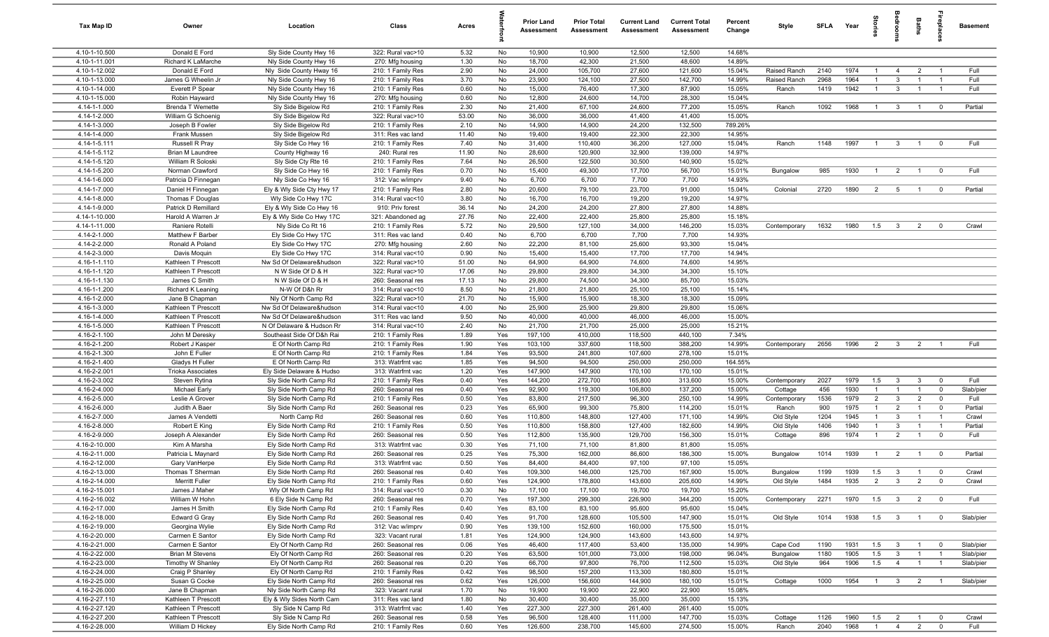| Tax Map ID | Owner | Location | Class | Acres | Waterfront | Prior Land Assessment | Prior Total Assessment | Current Land Assessment | Current Total Assessment | Percent Change | Style | SFLA | Year | Stories | Bedrooms | Baths | Fireplaces | Basement |
|---|---|---|---|---|---|---|---|---|---|---|---|---|---|---|---|---|---|---|
| 4.10-1-10.500 | Donald E Ford | Sly Side County Hwy 16 | 322: Rural vac>10 | 5.32 | No | 10,900 | 10,900 | 12,500 | 12,500 | 14.68% | | | | | | | | |
| 4.10-1-11.001 | Richard K LaMarche | Nly Side County Hwy 16 | 270: Mfg housing | 1.30 | No | 18,700 | 42,300 | 21,500 | 48,600 | 14.89% | | | | | | | | |
| 4.10-1-12.002 | Donald E Ford | Nly Side County Hway 16 | 210: 1 Family Res | 2.90 | No | 24,000 | 105,700 | 27,600 | 121,600 | 15.04% | Raised Ranch | 2140 | 1974 | 1 | 4 | 2 | 1 | Full |
| 4.10-1-13.000 | James G Wheelin Jr | Nly Side County Hwy 16 | 210: 1 Family Res | 3.70 | No | 23,900 | 124,100 | 27,500 | 142,700 | 14.99% | Raised Ranch | 2968 | 1964 | 1 | 3 | 1 | 1 | Full |
| 4.10-1-14.000 | Everett P Spear | Nly Side County Hwy 16 | 210: 1 Family Res | 0.60 | No | 15,000 | 76,400 | 17,300 | 87,900 | 15.05% | Ranch | 1419 | 1942 | 1 | 3 | 1 | 1 | Full |
| 4.10-1-15.000 | Robin Hayward | Nly Side County Hwy 16 | 270: Mfg housing | 0.60 | No | 12,800 | 24,600 | 14,700 | 28,300 | 15.04% | | | | | | | | |
| 4.14-1-1.000 | Brenda T Wemette | Sly Side Bigelow Rd | 210: 1 Family Res | 2.30 | No | 21,400 | 67,100 | 24,600 | 77,200 | 15.05% | Ranch | 1092 | 1968 | 1 | 3 | 1 | 0 | Partial |
| 4.14-1-2.000 | William G Schoenig | Sly Side Bigelow Rd | 322: Rural vac>10 | 53.00 | No | 36,000 | 36,000 | 41,400 | 41,400 | 15.00% | | | | | | | | |
| 4.14-1-3.000 | Joseph B Fowler | Sly Side Bigelow Rd | 210: 1 Family Res | 2.10 | No | 14,900 | 14,900 | 24,200 | 132,500 | 789.26% | | | | | | | | |
| 4.14-1-4.000 | Frank Mussen | Sly Side Bigelow Rd | 311: Res vac land | 11.40 | No | 19,400 | 19,400 | 22,300 | 22,300 | 14.95% | | | | | | | | |
| 4.14-1-5.111 | Russell R Pray | Sly Side Co Hwy 16 | 210: 1 Family Res | 7.40 | No | 31,400 | 110,400 | 36,200 | 127,000 | 15.04% | Ranch | 1148 | 1997 | 1 | 3 | 1 | 0 | Full |
| 4.14-1-5.112 | Brian M Laundree | County Highway 16 | 240: Rural res | 11.90 | No | 28,600 | 120,900 | 32,900 | 139,000 | 14.97% | | | | | | | | |
| 4.14-1-5.120 | William R Soloski | Sly Side Cty Rte 16 | 210: 1 Family Res | 7.64 | No | 26,500 | 122,500 | 30,500 | 140,900 | 15.02% | | | | | | | | |
| 4.14-1-5.200 | Norman Crawford | Sly Side Co Hwy 16 | 210: 1 Family Res | 0.70 | No | 15,400 | 49,300 | 17,700 | 56,700 | 15.01% | Bungalow | 985 | 1930 | 1 | 2 | 1 | 0 | Full |
| 4.14-1-6.000 | Patricia D Finnegan | Nly Side Co Hwy 16 | 312: Vac w/imprv | 9.40 | No | 6,700 | 6,700 | 7,700 | 7,700 | 14.93% | | | | | | | | |
| 4.14-1-7.000 | Daniel H Finnegan | Ely & Wly Side Cty Hwy 17 | 210: 1 Family Res | 2.80 | No | 20,600 | 79,100 | 23,700 | 91,000 | 15.04% | Colonial | 2720 | 1890 | 2 | 5 | 1 | 0 | Partial |
| 4.14-1-8.000 | Thomas F Douglas | Wly Side Co Hwy 17C | 314: Rural vac<10 | 3.80 | No | 16,700 | 16,700 | 19,200 | 19,200 | 14.97% | | | | | | | | |
| 4.14-1-9.000 | Patrick D Remillard | Ely & Wly Side Co Hwy 16 | 910: Priv forest | 36.14 | No | 24,200 | 24,200 | 27,800 | 27,800 | 14.88% | | | | | | | | |
| 4.14-1-10.000 | Harold A Warren Jr | Ely & Wly Side Co Hwy 17C | 321: Abandoned ag | 27.76 | No | 22,400 | 22,400 | 25,800 | 25,800 | 15.18% | | | | | | | | |
| 4.14-1-11.000 | Raniere Rotelli | Nly Side Co Rt 16 | 210: 1 Family Res | 5.72 | No | 29,500 | 127,100 | 34,000 | 146,200 | 15.03% | Contemporary | 1632 | 1980 | 1.5 | 3 | 2 | 0 | Crawl |
| 4.14-2-1.000 | Matthew F Barber | Ely Side Co Hwy 17C | 311: Res vac land | 0.40 | No | 6,700 | 6,700 | 7,700 | 7,700 | 14.93% | | | | | | | | |
| 4.14-2-2.000 | Ronald A Poland | Ely Side Co Hwy 17C | 270: Mfg housing | 2.60 | No | 22,200 | 81,100 | 25,600 | 93,300 | 15.04% | | | | | | | | |
| 4.14-2-3.000 | Davis Moquin | Ely Side Co Hwy 17C | 314: Rural vac<10 | 0.90 | No | 15,400 | 15,400 | 17,700 | 17,700 | 14.94% | | | | | | | | |
| 4.16-1-1.110 | Kathleen T Prescott | Nw Sd Of Delaware&hudson | 322: Rural vac>10 | 51.00 | No | 64,900 | 64,900 | 74,600 | 74,600 | 14.95% | | | | | | | | |
| 4.16-1-1.120 | Kathleen T Prescott | N W Side Of D & H | 322: Rural vac>10 | 17.06 | No | 29,800 | 29,800 | 34,300 | 34,300 | 15.10% | | | | | | | | |
| 4.16-1-1.130 | James C Smith | N W Side Of D & H | 260: Seasonal res | 17.13 | No | 29,800 | 74,500 | 34,300 | 85,700 | 15.03% | | | | | | | | |
| 4.16-1-1.200 | Richard K Leaning | N-W Of D&h Rr | 314: Rural vac<10 | 8.50 | No | 21,800 | 21,800 | 25,100 | 25,100 | 15.14% | | | | | | | | |
| 4.16-1-2.000 | Jane B Chapman | Nly Of North Camp Rd | 322: Rural vac>10 | 21.70 | No | 15,900 | 15,900 | 18,300 | 18,300 | 15.09% | | | | | | | | |
| 4.16-1-3.000 | Kathleen T Prescott | Nw Sd Of Delaware&hudson | 314: Rural vac<10 | 4.00 | No | 25,900 | 25,900 | 29,800 | 29,800 | 15.06% | | | | | | | | |
| 4.16-1-4.000 | Kathleen T Prescott | Nw Sd Of Delaware&hudson | 311: Res vac land | 9.50 | No | 40,000 | 40,000 | 46,000 | 46,000 | 15.00% | | | | | | | | |
| 4.16-1-5.000 | Kathleen T Prescott | N Of Delaware & Hudson Rr | 314: Rural vac<10 | 2.40 | No | 21,700 | 21,700 | 25,000 | 25,000 | 15.21% | | | | | | | | |
| 4.16-2-1.100 | John M Deresky | Southeast Side Of D&h Rai | 210: 1 Family Res | 1.89 | Yes | 197,100 | 410,000 | 118,500 | 440,100 | 7.34% | | | | | | | | |
| 4.16-2-1.200 | Robert J Kasper | E Of North Camp Rd | 210: 1 Family Res | 1.90 | Yes | 103,100 | 337,600 | 118,500 | 388,200 | 14.99% | Contemporary | 2656 | 1996 | 2 | 3 | 2 | 1 | Full |
| 4.16-2-1.300 | John E Fuller | E Of North Camp Rd | 210: 1 Family Res | 1.84 | Yes | 93,500 | 241,800 | 107,600 | 278,100 | 15.01% | | | | | | | | |
| 4.16-2-1.400 | Gladys H Fuller | E Of North Camp Rd | 313: Watrfrnt vac | 1.85 | Yes | 94,500 | 94,500 | 250,000 | 250,000 | 164.55% | | | | | | | | |
| 4.16-2-2.001 | Trioka Associates | Ely Side Delaware & Hudso | 313: Watrfrnt vac | 1.20 | Yes | 147,900 | 147,900 | 170,100 | 170,100 | 15.01% | | | | | | | | |
| 4.16-2-3.002 | Steven Rytina | Sly Side North Camp Rd | 210: 1 Family Res | 0.40 | Yes | 144,200 | 272,700 | 165,800 | 313,600 | 15.00% | Contemporary | 2027 | 1979 | 1.5 | 3 | 3 | 0 | Full |
| 4.16-2-4.000 | Michael Early | Sly Side North Camp Rd | 260: Seasonal res | 0.40 | Yes | 92,900 | 119,300 | 106,800 | 137,200 | 15.00% | Cottage | 456 | 1930 | 1 | 1 | 1 | 0 | Slab/pier |
| 4.16-2-5.000 | Leslie A Grover | Sly Side North Camp Rd | 210: 1 Family Res | 0.50 | Yes | 83,800 | 217,500 | 96,300 | 250,100 | 14.99% | Contemporary | 1536 | 1979 | 2 | 3 | 2 | 0 | Full |
| 4.16-2-6.000 | Judith A Baer | Sly Side North Camp Rd | 260: Seasonal res | 0.23 | Yes | 65,900 | 99,300 | 75,800 | 114,200 | 15.01% | Ranch | 900 | 1975 | 1 | 2 | 1 | 0 | Partial |
| 4.16-2-7.000 | James A Vendetti | North Camp Rd | 260: Seasonal res | 0.60 | Yes | 110,800 | 148,800 | 127,400 | 171,100 | 14.99% | Old Style | 1204 | 1945 | 1 | 3 | 1 | 1 | Crawl |
| 4.16-2-8.000 | Robert E King | Ely Side North Camp Rd | 210: 1 Family Res | 0.50 | Yes | 110,800 | 158,800 | 127,400 | 182,600 | 14.99% | Old Style | 1406 | 1940 | 1 | 3 | 1 | 1 | Partial |
| 4.16-2-9.000 | Joseph A Alexander | Ely Side North Camp Rd | 260: Seasonal res | 0.50 | Yes | 112,800 | 135,900 | 129,700 | 156,300 | 15.01% | Cottage | 896 | 1974 | 1 | 2 | 1 | 0 | Full |
| 4.16-2-10.000 | Kim A Marsha | Ely Side North Camp Rd | 313: Watrfrnt vac | 0.30 | Yes | 71,100 | 71,100 | 81,800 | 81,800 | 15.05% | | | | | | | | |
| 4.16-2-11.000 | Patricia L Maynard | Ely Side North Camp Rd | 260: Seasonal res | 0.25 | Yes | 75,300 | 162,000 | 86,600 | 186,300 | 15.00% | Bungalow | 1014 | 1939 | 1 | 2 | 1 | 0 | Partial |
| 4.16-2-12.000 | Gary VanHerpe | Ely Side North Camp Rd | 313: Watrfrnt vac | 0.50 | Yes | 84,400 | 84,400 | 97,100 | 97,100 | 15.05% | | | | | | | | |
| 4.16-2-13.000 | Thomas T Sherman | Ely Side North Camp Rd | 260: Seasonal res | 0.40 | Yes | 109,300 | 146,000 | 125,700 | 167,900 | 15.00% | Bungalow | 1199 | 1939 | 1.5 | 3 | 1 | 0 | Crawl |
| 4.16-2-14.000 | Merritt Fuller | Ely Side North Camp Rd | 210: 1 Family Res | 0.60 | Yes | 124,900 | 178,800 | 143,600 | 205,600 | 14.99% | Old Style | 1484 | 1935 | 2 | 3 | 2 | 0 | Crawl |
| 4.16-2-15.001 | James J Maher | Wly Of North Camp Rd | 314: Rural vac<10 | 0.30 | No | 17,100 | 17,100 | 19,700 | 19,700 | 15.20% | | | | | | | | |
| 4.16-2-16.002 | William W Hohn | 6 Ely Side N Camp Rd | 260: Seasonal res | 0.70 | Yes | 197,300 | 299,300 | 226,900 | 344,200 | 15.00% | Contemporary | 2271 | 1970 | 1.5 | 3 | 2 | 0 | Full |
| 4.16-2-17.000 | James H Smith | Ely Side North Camp Rd | 210: 1 Family Res | 0.40 | Yes | 83,100 | 83,100 | 95,600 | 95,600 | 15.04% | | | | | | | | |
| 4.16-2-18.000 | Edward G Gray | Ely Side North Camp Rd | 260: Seasonal res | 0.40 | Yes | 91,700 | 128,600 | 105,500 | 147,900 | 15.01% | Old Style | 1014 | 1938 | 1.5 | 3 | 1 | 0 | Slab/pier |
| 4.16-2-19.000 | Georgina Wylie | Ely Side North Camp Rd | 312: Vac w/imprv | 0.90 | Yes | 139,100 | 152,600 | 160,000 | 175,500 | 15.01% | | | | | | | | |
| 4.16-2-20.000 | Carmen E Santor | Ely Side North Camp Rd | 323: Vacant rural | 1.81 | Yes | 124,900 | 124,900 | 143,600 | 143,600 | 14.97% | | | | | | | | |
| 4.16-2-21.000 | Carmen E Santor | Ely Of North Camp Rd | 260: Seasonal res | 0.06 | Yes | 46,400 | 117,400 | 53,400 | 135,000 | 14.99% | Cape Cod | 1190 | 1931 | 1.5 | 3 | 1 | 0 | Slab/pier |
| 4.16-2-22.000 | Brian M Stevens | Ely Of North Camp Rd | 260: Seasonal res | 0.20 | Yes | 63,500 | 101,000 | 73,000 | 198,000 | 96.04% | Bungalow | 1180 | 1905 | 1.5 | 3 | 1 | 1 | Slab/pier |
| 4.16-2-23.000 | Timothy W Shanley | Ely Of North Camp Rd | 260: Seasonal res | 0.20 | Yes | 66,700 | 97,800 | 76,700 | 112,500 | 15.03% | Old Style | 964 | 1906 | 1.5 | 4 | 1 | 1 | Slab/pier |
| 4.16-2-24.000 | Craig P Shanley | Ely Of North Camp Rd | 210: 1 Family Res | 0.42 | Yes | 98,500 | 157,200 | 113,300 | 180,800 | 15.01% | | | | | | | | |
| 4.16-2-25.000 | Susan G Cocke | Ely Side North Camp Rd | 260: Seasonal res | 0.62 | Yes | 126,000 | 156,600 | 144,900 | 180,100 | 15.01% | Cottage | 1000 | 1954 | 1 | 3 | 2 | 1 | Slab/pier |
| 4.16-2-26.000 | Jane B Chapman | Nly Side North Camp Rd | 323: Vacant rural | 1.70 | No | 19,900 | 19,900 | 22,900 | 22,900 | 15.08% | | | | | | | | |
| 4.16-2-27.110 | Kathleen T Prescott | Ely & Wly Sides North Cam | 311: Res vac land | 1.80 | No | 30,400 | 30,400 | 35,000 | 35,000 | 15.13% | | | | | | | | |
| 4.16-2-27.120 | Kathleen T Prescott | Sly Side N Camp Rd | 313: Watrfrnt vac | 1.40 | Yes | 227,300 | 227,300 | 261,400 | 261,400 | 15.00% | | | | | | | | |
| 4.16-2-27.200 | Kathleen T Prescott | Sly Side N Camp Rd | 260: Seasonal res | 0.58 | Yes | 96,500 | 128,400 | 111,000 | 147,700 | 15.03% | Cottage | 1126 | 1960 | 1.5 | 2 | 1 | 0 | Crawl |
| 4.16-2-28.000 | William D Hickey | Ely Side North Camp Rd | 210: 1 Family Res | 0.60 | Yes | 126,600 | 238,700 | 145,600 | 274,500 | 15.00% | Ranch | 2040 | 1968 | 1 | 4 | 2 | 0 | Full |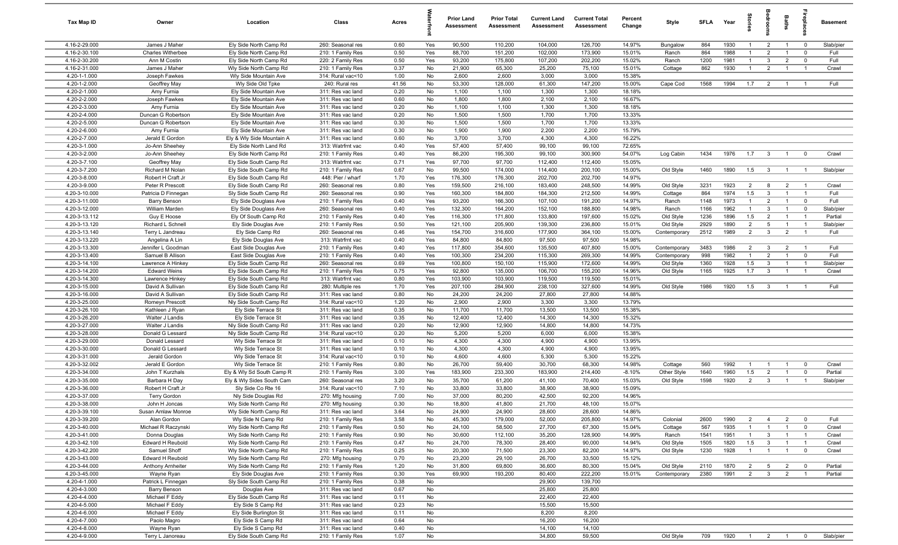| Tax Map ID | Owner | Location | Class | Acres | Waterfront | Prior Land Assessment | Prior Total Assessment | Current Land Assessment | Current Total Assessment | Percent Change | Style | SFLA | Year | Stories | Bedrooms | Baths | Fireplaces | Basement |
|---|---|---|---|---|---|---|---|---|---|---|---|---|---|---|---|---|---|---|
| 4.16-2-29.000 | James J Maher | Ely Side North Camp Rd | 260: Seasonal res | 0.60 | Yes | 90,500 | 110,200 | 104,000 | 126,700 | 14.97% | Bungalow | 864 | 1930 | 1 | 2 | 1 | 0 | Slab/pier |
| 4.16-2-30.100 | Charles Witherbee | Ely Side North Camp Rd | 210: 1 Family Res | 0.50 | Yes | 88,700 | 151,200 | 102,000 | 173,900 | 15.01% | Ranch | 864 | 1988 | 1 | 2 | 1 | 0 | Full |
| 4.16-2-30.200 | Ann M Costin | Ely Side North Camp Rd | 220: 2 Family Res | 0.50 | Yes | 93,200 | 175,800 | 107,200 | 202,200 | 15.02% | Ranch | 1200 | 1981 | 1 | 3 | 2 | 0 | Full |
| 4.16-2-31.000 | James J Maher | Wly Side North Camp Rd | 210: 1 Family Res | 0.37 | No | 21,900 | 65,300 | 25,200 | 75,100 | 15.01% | Cottage | 862 | 1930 | 1 | 2 | 1 | 1 | Crawl |
| 4.20-1-1.000 | Joseph Fawkes | Wly Side Mountain Ave | 314: Rural vac<10 | 1.00 | No | 2,600 | 2,600 | 3,000 | 3,000 | 15.38% | | | | | | | | |
| 4.20-1-2.000 | Geoffrey May | Wly Side Old Tpke | 240: Rural res | 41.56 | No | 53,300 | 128,000 | 61,300 | 147,200 | 15.00% | Cape Cod | 1568 | 1994 | 1.7 | 2 | 1 | 1 | Full |
| 4.20-2-1.000 | Amy Furnia | Ely Side Mountain Ave | 311: Res vac land | 0.20 | No | 1,100 | 1,100 | 1,300 | 1,300 | 18.18% | | | | | | | | |
| 4.20-2-2.000 | Joseph Fawkes | Ely Side Mountain Ave | 311: Res vac land | 0.60 | No | 1,800 | 1,800 | 2,100 | 2,100 | 16.67% | | | | | | | | |
| 4.20-2-3.000 | Amy Furnia | Ely Side Mountain Ave | 311: Res vac land | 0.20 | No | 1,100 | 1,100 | 1,300 | 1,300 | 18.18% | | | | | | | | |
| 4.20-2-4.000 | Duncan G Robertson | Ely Side Mountain Ave | 311: Res vac land | 0.20 | No | 1,500 | 1,500 | 1,700 | 1,700 | 13.33% | | | | | | | | |
| 4.20-2-5.000 | Duncan G Robertson | Ely Side Mountain Ave | 311: Res vac land | 0.30 | No | 1,500 | 1,500 | 1,700 | 1,700 | 13.33% | | | | | | | | |
| 4.20-2-6.000 | Amy Furnia | Ely Side Mountain Ave | 311: Res vac land | 0.30 | No | 1,900 | 1,900 | 2,200 | 2,200 | 15.79% | | | | | | | | |
| 4.20-2-7.000 | Jerald E Gordon | Ely & Wly Side Mountain A | 311: Res vac land | 0.60 | No | 3,700 | 3,700 | 4,300 | 4,300 | 16.22% | | | | | | | | |
| 4.20-3-1.000 | Jo-Ann Sheehey | Ely Side North Land Rd | 313: Watrfrnt vac | 0.40 | Yes | 57,400 | 57,400 | 99,100 | 99,100 | 72.65% | | | | | | | | |
| 4.20-3-2.000 | Jo-Ann Sheehey | Ely Side North Camp Rd | 210: 1 Family Res | 0.40 | Yes | 86,200 | 195,300 | 99,100 | 300,900 | 54.07% | Log Cabin | 1434 | 1976 | 1.7 | 3 | 1 | 0 | Crawl |
| 4.20-3-7.100 | Geoffrey May | Ely Side South Camp Rd | 313: Watrfrnt vac | 0.71 | Yes | 97,700 | 97,700 | 112,400 | 112,400 | 15.05% | | | | | | | | |
| 4.20-3-7.200 | Richard M Nolan | Ely Side South Camp Rd | 210: 1 Family Res | 0.67 | No | 99,500 | 174,000 | 114,400 | 200,100 | 15.00% | Old Style | 1460 | 1890 | 1.5 | 3 | 1 | 1 | Slab/pier |
| 4.20-3-8.000 | Robert H Craft Jr | Ely Side South Camp Rd | 448: Pier / wharf | 1.70 | Yes | 176,300 | 176,300 | 202,700 | 202,700 | 14.97% | | | | | | | | |
| 4.20-3-9.000 | Peter R Prescott | Ely Side South Camp Rd | 260: Seasonal res | 0.80 | Yes | 159,500 | 216,100 | 183,400 | 248,500 | 14.99% | Old Style | 3231 | 1923 | 2 | 8 | 2 | 1 | Crawl |
| 4.20-3-10.000 | Patricia D Finnegan | Sly Side South Camp Rd | 260: Seasonal res | 0.90 | Yes | 160,300 | 184,800 | 184,300 | 212,500 | 14.99% | Cottage | 864 | 1974 | 1.5 | 3 | 1 | 1 | Full |
| 4.20-3-11.000 | Barry Benson | Ely Side Douglass Ave | 210: 1 Family Res | 0.40 | Yes | 93,200 | 166,300 | 107,100 | 191,200 | 14.97% | Ranch | 1148 | 1973 | 1 | 2 | 1 | 0 | Full |
| 4.20-3-12.000 | William Marden | Ely Side Douglas Ave | 260: Seasonal res | 0.40 | Yes | 132,300 | 164,200 | 152,100 | 188,800 | 14.98% | Ranch | 1166 | 1962 | 1 | 3 | 1 | 0 | Slab/pier |
| 4.20-3-13.112 | Guy E Hoose | Ely Of South Camp Rd | 210: 1 Family Res | 0.40 | Yes | 116,300 | 171,800 | 133,800 | 197,600 | 15.02% | Old Style | 1236 | 1896 | 1.5 | 2 | 1 | 1 | Partial |
| 4.20-3-13.120 | Richard L Schnell | Ely Side Douglas Ave | 210: 1 Family Res | 0.50 | Yes | 121,100 | 205,900 | 139,300 | 236,800 | 15.01% | Old Style | 2929 | 1890 | 2 | 5 | 1 | 1 | Slab/pier |
| 4.20-3-13.140 | Terry L Jandreau | Ely Side Camp Rd | 260: Seasonal res | 0.46 | Yes | 154,700 | 316,600 | 177,900 | 364,100 | 15.00% | Contemporary | 2512 | 1989 | 2 | 3 | 2 | 1 | Full |
| 4.20-3-13.220 | Angelina A Lin | Ely Side Douglas Ave | 313: Watrfrnt vac | 0.40 | Yes | 84,800 | 84,800 | 97,500 | 97,500 | 14.98% | | | | | | | | |
| 4.20-3-13.300 | Jennifer L Goodman | East Side Douglas Ave | 210: 1 Family Res | 0.40 | Yes | 117,800 | 354,600 | 135,500 | 407,800 | 15.00% | Contemporary | 3483 | 1986 | 2 | 3 | 2 | 1 | Full |
| 4.20-3-13.400 | Samuel B Allison | East Side Douglas Ave | 210: 1 Family Res | 0.40 | Yes | 100,300 | 234,200 | 115,300 | 269,300 | 14.99% | Contemporary | 998 | 1982 | 1 | 2 | 1 | 0 | Full |
| 4.20-3-14.100 | Lawrence A Hinkey | Ely Side South Camp Rd | 260: Seasonal res | 0.69 | Yes | 100,800 | 150,100 | 115,900 | 172,600 | 14.99% | Old Style | 1360 | 1928 | 1.5 | 3 | 1 | 1 | Slab/pier |
| 4.20-3-14.200 | Edward Weins | Ely Side South Camp Rd | 210: 1 Family Res | 0.75 | Yes | 92,800 | 135,000 | 106,700 | 155,200 | 14.96% | Old Style | 1165 | 1925 | 1.7 | 3 | 1 | 1 | Crawl |
| 4.20-3-14.300 | Lawrence Hinkey | Ely Side South Camp Rd | 313: Watrfrnt vac | 0.80 | Yes | 103,900 | 103,900 | 119,500 | 119,500 | 15.01% | | | | | | | | |
| 4.20-3-15.000 | David A Sullivan | Ely Side South Camp Rd | 280: Multiple res | 1.70 | Yes | 207,100 | 284,900 | 238,100 | 327,600 | 14.99% | Old Style | 1986 | 1920 | 1.5 | 3 | 1 | 1 | Full |
| 4.20-3-16.000 | David A Sullivan | Ely Side South Camp Rd | 311: Res vac land | 0.80 | No | 24,200 | 24,200 | 27,800 | 27,800 | 14.88% | | | | | | | | |
| 4.20-3-25.000 | Romeyn Prescott | Nly Side South Camp Rd | 314: Rural vac<10 | 1.20 | No | 2,900 | 2,900 | 3,300 | 3,300 | 13.79% | | | | | | | | |
| 4.20-3-26.100 | Kathleen J Ryan | Ely Side Terrace St | 311: Res vac land | 0.35 | No | 11,700 | 11,700 | 13,500 | 13,500 | 15.38% | | | | | | | | |
| 4.20-3-26.200 | Walter J Landis | Ely Side Terrace St | 311: Res vac land | 0.35 | No | 12,400 | 12,400 | 14,300 | 14,300 | 15.32% | | | | | | | | |
| 4.20-3-27.000 | Walter J Landis | Nly Side South Camp Rd | 311: Res vac land | 0.20 | No | 12,900 | 12,900 | 14,800 | 14,800 | 14.73% | | | | | | | | |
| 4.20-3-28.000 | Donald G Lessard | Nly Side South Camp Rd | 314: Rural vac<10 | 0.20 | No | 5,200 | 5,200 | 6,000 | 6,000 | 15.38% | | | | | | | | |
| 4.20-3-29.000 | Donald Lessard | Wly Side Terrace St | 311: Res vac land | 0.10 | No | 4,300 | 4,300 | 4,900 | 4,900 | 13.95% | | | | | | | | |
| 4.20-3-30.000 | Donald G Lessard | Wly Side Terrace St | 311: Res vac land | 0.10 | No | 4,300 | 4,300 | 4,900 | 4,900 | 13.95% | | | | | | | | |
| 4.20-3-31.000 | Jerald Gordon | Wly Side Terrace St | 314: Rural vac<10 | 0.10 | No | 4,600 | 4,600 | 5,300 | 5,300 | 15.22% | | | | | | | | |
| 4.20-3-32.002 | Jerald E Gordon | Wly Side Terrace St | 210: 1 Family Res | 0.80 | No | 26,700 | 59,400 | 30,700 | 68,300 | 14.98% | Cottage | 560 | 1992 | 1 | 1 | 1 | 0 | Crawl |
| 4.20-3-34.000 | John T Kurzhals | Ely & Wly Sd South Camp R | 210: 1 Family Res | 3.00 | Yes | 183,900 | 233,300 | 183,900 | 214,400 | -8.10% | Other Style | 1640 | 1960 | 1.5 | 2 | 1 | 0 | Partial |
| 4.20-3-35.000 | Barbara H Day | Ely & Wly Sides South Cam | 260: Seasonal res | 3.20 | No | 35,700 | 61,200 | 41,100 | 70,400 | 15.03% | Old Style | 1598 | 1920 | 2 | 3 | 1 | 1 | Slab/pier |
| 4.20-3-36.000 | Robert H Craft Jr | Sly Side Co Rte 16 | 314: Rural vac<10 | 7.10 | No | 33,800 | 33,800 | 38,900 | 38,900 | 15.09% | | | | | | | | |
| 4.20-3-37.000 | Terry Gordon | Nly Side Douglas Rd | 270: Mfg housing | 7.00 | No | 37,000 | 80,200 | 42,500 | 92,200 | 14.96% | | | | | | | | |
| 4.20-3-38.000 | John H Joncas | Wly Side North Camp Rd | 270: Mfg housing | 0.30 | No | 18,800 | 41,800 | 21,700 | 48,100 | 15.07% | | | | | | | | |
| 4.20-3-39.100 | Susan Amlaw Monroe | Wly Side North Camp Rd | 311: Res vac land | 3.64 | No | 24,900 | 24,900 | 28,600 | 28,600 | 14.86% | | | | | | | | |
| 4.20-3-39.200 | Alan Gordon | Wly Side N Camp Rd | 210: 1 Family Res | 3.58 | No | 45,300 | 179,000 | 52,000 | 205,800 | 14.97% | Colonial | 2600 | 1990 | 2 | 4 | 2 | 0 | Full |
| 4.20-3-40.000 | Michael R Raczynski | Wly Side North Camp Rd | 210: 1 Family Res | 0.50 | No | 24,100 | 58,500 | 27,700 | 67,300 | 15.04% | Cottage | 567 | 1935 | 1 | 1 | 1 | 0 | Crawl |
| 4.20-3-41.000 | Donna Douglas | Wly Side North Camp Rd | 210: 1 Family Res | 0.90 | No | 30,600 | 112,100 | 35,200 | 128,900 | 14.99% | Ranch | 1541 | 1951 | 1 | 3 | 1 | 1 | Crawl |
| 4.20-3-42.100 | Edward H Reubold | Wly Side North Camp Rd | 210: 1 Family Res | 0.47 | No | 24,700 | 78,300 | 28,400 | 90,000 | 14.94% | Old Style | 1505 | 1820 | 1.5 | 3 | 1 | 1 | Crawl |
| 4.20-3-42.200 | Samuel Shoff | Wly Side North Camp Rd | 210: 1 Family Res | 0.25 | No | 20,300 | 71,500 | 23,300 | 82,200 | 14.97% | Old Style | 1230 | 1928 | 1 | 1 | 1 | 0 | Crawl |
| 4.20-3-43.000 | Edward H Reubold | Wly Side North Camp Rd | 270: Mfg housing | 0.70 | No | 23,200 | 29,100 | 26,700 | 33,500 | 15.12% | | | | | | | | |
| 4.20-3-44.000 | Anthony Arnheiter | Wly Side North Camp Rd | 210: 1 Family Res | 1.20 | No | 31,800 | 69,800 | 36,600 | 80,300 | 15.04% | Old Style | 2110 | 1870 | 2 | 5 | 2 | 0 | Partial |
| 4.20-3-45.000 | Wayne Ryan | Ely Side Douglas Ave | 210: 1 Family Res | 0.30 | Yes | 69,900 | 193,200 | 80,400 | 222,200 | 15.01% | Contemporary | 2380 | 1991 | 2 | 3 | 2 | 1 | Partial |
| 4.20-4-1.000 | Patrick L Finnegan | Sly Side South Camp Rd | 210: 1 Family Res | 0.38 | No | | | 29,900 | 139,700 | | | | | | | | | |
| 4.20-4-3.000 | Barry Benson | Douglas Ave | 311: Res vac land | 0.67 | No | | | 25,800 | 25,800 | | | | | | | | | |
| 4.20-4-4.000 | Michael F Eddy | Ely Side South Camp Rd | 311: Res vac land | 0.11 | No | | | 22,400 | 22,400 | | | | | | | | | |
| 4.20-4-5.000 | Michael F Eddy | Ely Side S Camp Rd | 311: Res vac land | 0.23 | No | | | 15,500 | 15,500 | | | | | | | | | |
| 4.20-4-6.000 | Michael F Eddy | Ely Side Burlington St | 311: Res vac land | 0.11 | No | | | 8,200 | 8,200 | | | | | | | | | |
| 4.20-4-7.000 | Paolo Magro | Ely Side S Camp Rd | 311: Res vac land | 0.64 | No | | | 16,200 | 16,200 | | | | | | | | | |
| 4.20-4-8.000 | Wayne Ryan | Ely Side S Camp Rd | 311: Res vac land | 0.40 | No | | | 14,100 | 14,100 | | | | | | | | | |
| 4.20-4-9.000 | Terry L Janoreau | Ely Side South Camp Rd | 210: 1 Family Res | 1.07 | No | | | 34,800 | 59,500 | | Old Style | 709 | 1920 | 1 | 2 | 1 | 0 | Slab/pier |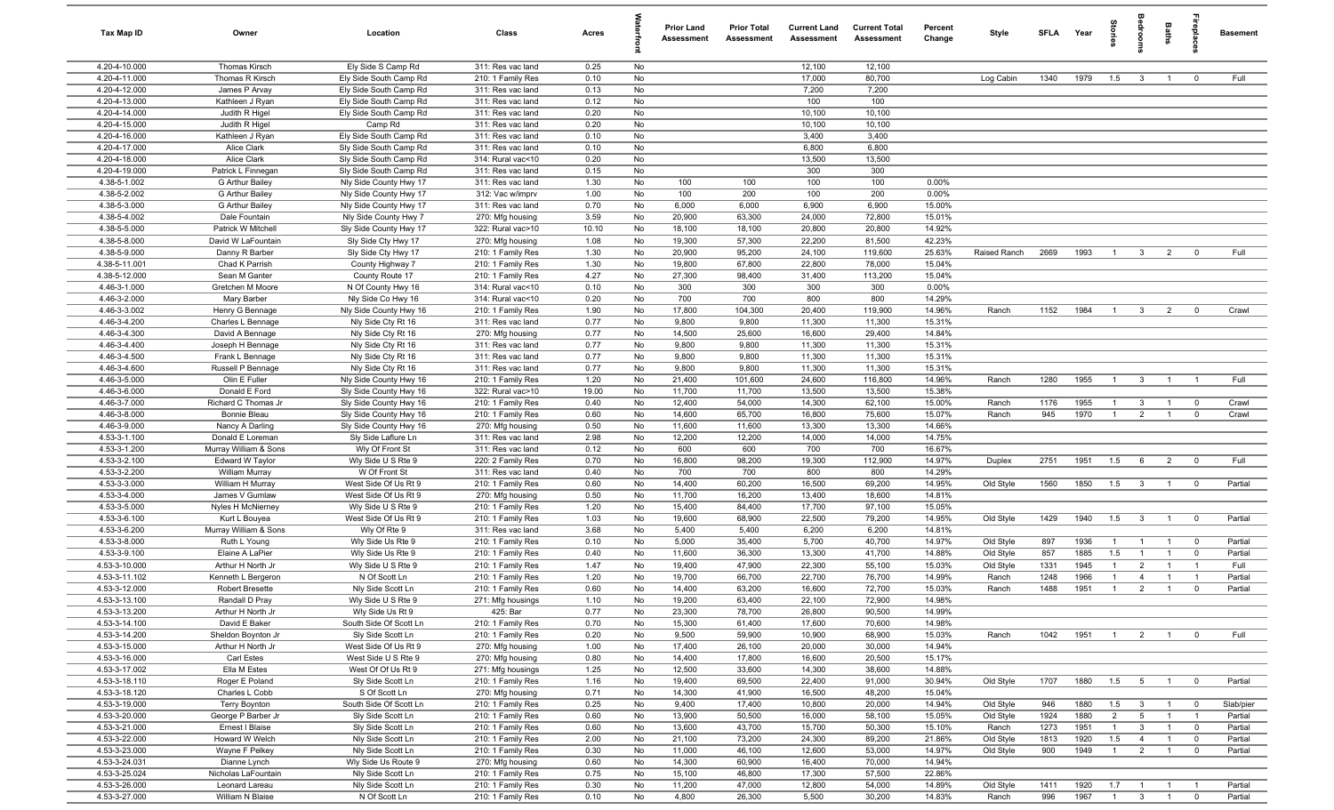| Tax Map ID | Owner | Location | Class | Acres | Waterfront | Prior Land Assessment | Prior Total Assessment | Current Land Assessment | Current Total Assessment | Percent Change | Style | SFLA | Year | Stories | Bedrooms | Baths | Fireplaces | Basement |
|---|---|---|---|---|---|---|---|---|---|---|---|---|---|---|---|---|---|---|
| 4.20-4-10.000 | Thomas Kirsch | Ely Side S Camp Rd | 311: Res vac land | 0.25 | No | | | 12,100 | 12,100 | | | | | | | | | |
| 4.20-4-11.000 | Thomas R Kirsch | Ely Side South Camp Rd | 210: 1 Family Res | 0.10 | No | | | 17,000 | 80,700 | | Log Cabin | 1340 | 1979 | 1.5 | 3 | 1 | 0 | Full |
| 4.20-4-12.000 | James P Arvay | Ely Side South Camp Rd | 311: Res vac land | 0.13 | No | | | 7,200 | 7,200 | | | | | | | | | |
| 4.20-4-13.000 | Kathleen J Ryan | Ely Side South Camp Rd | 311: Res vac land | 0.12 | No | | | 100 | 100 | | | | | | | | | |
| 4.20-4-14.000 | Judith R Higel | Ely Side South Camp Rd | 311: Res vac land | 0.20 | No | | | 10,100 | 10,100 | | | | | | | | | |
| 4.20-4-15.000 | Judith R Higel | Camp Rd | 311: Res vac land | 0.20 | No | | | 10,100 | 10,100 | | | | | | | | | |
| 4.20-4-16.000 | Kathleen J Ryan | Ely Side South Camp Rd | 311: Res vac land | 0.10 | No | | | 3,400 | 3,400 | | | | | | | | | |
| 4.20-4-17.000 | Alice Clark | Sly Side South Camp Rd | 311: Res vac land | 0.10 | No | | | 6,800 | 6,800 | | | | | | | | | |
| 4.20-4-18.000 | Alice Clark | Sly Side South Camp Rd | 314: Rural vac<10 | 0.20 | No | | | 13,500 | 13,500 | | | | | | | | | |
| 4.20-4-19.000 | Patrick L Finnegan | Sly Side South Camp Rd | 311: Res vac land | 0.15 | No | | | 300 | 300 | | | | | | | | | |
| 4.38-5-1.002 | G Arthur Bailey | Nly Side County Hwy 17 | 311: Res vac land | 1.30 | No | 100 | 100 | 100 | 100 | 0.00% | | | | | | | | |
| 4.38-5-2.002 | G Arthur Bailey | Nly Side County Hwy 17 | 312: Vac w/imprv | 1.00 | No | 100 | 200 | 100 | 200 | 0.00% | | | | | | | | |
| 4.38-5-3.000 | G Arthur Bailey | Nly Side County Hwy 17 | 311: Res vac land | 0.70 | No | 6,000 | 6,000 | 6,900 | 6,900 | 15.00% | | | | | | | | |
| 4.38-5-4.002 | Dale Fountain | Nly Side County Hwy 7 | 270: Mfg housing | 3.59 | No | 20,900 | 63,300 | 24,000 | 72,800 | 15.01% | | | | | | | | |
| 4.38-5-5.000 | Patrick W Mitchell | Sly Side County Hwy 17 | 322: Rural vac>10 | 10.10 | No | 18,100 | 18,100 | 20,800 | 20,800 | 14.92% | | | | | | | | |
| 4.38-5-8.000 | David W LaFountain | Sly Side Cty Hwy 17 | 270: Mfg housing | 1.08 | No | 19,300 | 57,300 | 22,200 | 81,500 | 42.23% | | | | | | | | |
| 4.38-5-9.000 | Danny R Barber | Sly Side Cty Hwy 17 | 210: 1 Family Res | 1.30 | No | 20,900 | 95,200 | 24,100 | 119,600 | 25.63% | Raised Ranch | 2669 | 1993 | 1 | 3 | 2 | 0 | Full |
| 4.38-5-11.001 | Chad K Parrish | County Highway 7 | 210: 1 Family Res | 1.30 | No | 19,800 | 67,800 | 22,800 | 78,000 | 15.04% | | | | | | | | |
| 4.38-5-12.000 | Sean M Ganter | County Route 17 | 210: 1 Family Res | 4.27 | No | 27,300 | 98,400 | 31,400 | 113,200 | 15.04% | | | | | | | | |
| 4.46-3-1.000 | Gretchen M Moore | N Of County Hwy 16 | 314: Rural vac<10 | 0.10 | No | 300 | 300 | 300 | 300 | 0.00% | | | | | | | | |
| 4.46-3-2.000 | Mary Barber | Nly Side Co Hwy 16 | 314: Rural vac<10 | 0.20 | No | 700 | 700 | 800 | 800 | 14.29% | | | | | | | | |
| 4.46-3-3.002 | Henry G Bennage | Nly Side County Hwy 16 | 210: 1 Family Res | 1.90 | No | 17,800 | 104,300 | 20,400 | 119,900 | 14.96% | Ranch | 1152 | 1984 | 1 | 3 | 2 | 0 | Crawl |
| 4.46-3-4.200 | Charles L Bennage | Nly Side Cty Rt 16 | 311: Res vac land | 0.77 | No | 9,800 | 9,800 | 11,300 | 11,300 | 15.31% | | | | | | | | |
| 4.46-3-4.300 | David A Bennage | Nly Side Cty Rt 16 | 270: Mfg housing | 0.77 | No | 14,500 | 25,600 | 16,600 | 29,400 | 14.84% | | | | | | | | |
| 4.46-3-4.400 | Joseph H Bennage | Nly Side Cty Rt 16 | 311: Res vac land | 0.77 | No | 9,800 | 9,800 | 11,300 | 11,300 | 15.31% | | | | | | | | |
| 4.46-3-4.500 | Frank L Bennage | Nly Side Cty Rt 16 | 311: Res vac land | 0.77 | No | 9,800 | 9,800 | 11,300 | 11,300 | 15.31% | | | | | | | | |
| 4.46-3-4.600 | Russell P Bennage | Nly Side Cty Rt 16 | 311: Res vac land | 0.77 | No | 9,800 | 9,800 | 11,300 | 11,300 | 15.31% | | | | | | | | |
| 4.46-3-5.000 | Olin E Fuller | Nly Side County Hwy 16 | 210: 1 Family Res | 1.20 | No | 21,400 | 101,600 | 24,600 | 116,800 | 14.96% | Ranch | 1280 | 1955 | 1 | 3 | 1 | 1 | Full |
| 4.46-3-6.000 | Donald E Ford | Sly Side County Hwy 16 | 322: Rural vac>10 | 19.00 | No | 11,700 | 11,700 | 13,500 | 13,500 | 15.38% | | | | | | | | |
| 4.46-3-7.000 | Richard C Thomas Jr | Sly Side County Hwy 16 | 210: 1 Family Res | 0.40 | No | 12,400 | 54,000 | 14,300 | 62,100 | 15.00% | Ranch | 1176 | 1955 | 1 | 3 | 1 | 0 | Crawl |
| 4.46-3-8.000 | Bonnie Bleau | Sly Side County Hwy 16 | 210: 1 Family Res | 0.60 | No | 14,600 | 65,700 | 16,800 | 75,600 | 15.07% | Ranch | 945 | 1970 | 1 | 2 | 1 | 0 | Crawl |
| 4.46-3-9.000 | Nancy A Darling | Sly Side County Hwy 16 | 270: Mfg housing | 0.50 | No | 11,600 | 11,600 | 13,300 | 13,300 | 14.66% | | | | | | | | |
| 4.53-3-1.100 | Donald E Loreman | Sly Side Laflure Ln | 311: Res vac land | 2.98 | No | 12,200 | 12,200 | 14,000 | 14,000 | 14.75% | | | | | | | | |
| 4.53-3-1.200 | Murray William & Sons | Wly Of Front St | 311: Res vac land | 0.12 | No | 600 | 600 | 700 | 700 | 16.67% | | | | | | | | |
| 4.53-3-2.100 | Edward W Taylor | Wly Side U S Rte 9 | 220: 2 Family Res | 0.70 | No | 16,800 | 98,200 | 19,300 | 112,900 | 14.97% | Duplex | 2751 | 1951 | 1.5 | 6 | 2 | 0 | Full |
| 4.53-3-2.200 | William Murray | W Of Front St | 311: Res vac land | 0.40 | No | 700 | 700 | 800 | 800 | 14.29% | | | | | | | | |
| 4.53-3-3.000 | William H Murray | West Side Of Us Rt 9 | 210: 1 Family Res | 0.60 | No | 14,400 | 60,200 | 16,500 | 69,200 | 14.95% | Old Style | 1560 | 1850 | 1.5 | 3 | 1 | 0 | Partial |
| 4.53-3-4.000 | James V Gumlaw | West Side Of Us Rt 9 | 270: Mfg housing | 0.50 | No | 11,700 | 16,200 | 13,400 | 18,600 | 14.81% | | | | | | | | |
| 4.53-3-5.000 | Nyles H McNierney | Wly Side U S Rte 9 | 210: 1 Family Res | 1.20 | No | 15,400 | 84,400 | 17,700 | 97,100 | 15.05% | | | | | | | | |
| 4.53-3-6.100 | Kurt L Bouyea | West Side Of Us Rt 9 | 210: 1 Family Res | 1.03 | No | 19,600 | 68,900 | 22,500 | 79,200 | 14.95% | Old Style | 1429 | 1940 | 1.5 | 3 | 1 | 0 | Partial |
| 4.53-3-6.200 | Murray William & Sons | Wly Of Rte 9 | 311: Res vac land | 3.68 | No | 5,400 | 5,400 | 6,200 | 6,200 | 14.81% | | | | | | | | |
| 4.53-3-8.000 | Ruth L Young | Wly Side Us Rte 9 | 210: 1 Family Res | 0.10 | No | 5,000 | 35,400 | 5,700 | 40,700 | 14.97% | Old Style | 897 | 1936 | 1 | 1 | 1 | 0 | Partial |
| 4.53-3-9.100 | Elaine A LaPier | Wly Side Us Rte 9 | 210: 1 Family Res | 0.40 | No | 11,600 | 36,300 | 13,300 | 41,700 | 14.88% | Old Style | 857 | 1885 | 1.5 | 1 | 1 | 0 | Partial |
| 4.53-3-10.000 | Arthur H North Jr | Wly Side U S Rte 9 | 210: 1 Family Res | 1.47 | No | 19,400 | 47,900 | 22,300 | 55,100 | 15.03% | Old Style | 1331 | 1945 | 1 | 2 | 1 | 1 | Full |
| 4.53-3-11.102 | Kenneth L Bergeron | N Of Scott Ln | 210: 1 Family Res | 1.20 | No | 19,700 | 66,700 | 22,700 | 76,700 | 14.99% | Ranch | 1248 | 1966 | 1 | 4 | 1 | 1 | Partial |
| 4.53-3-12.000 | Robert Bresette | Nly Side Scott Ln | 210: 1 Family Res | 0.60 | No | 14,400 | 63,200 | 16,600 | 72,700 | 15.03% | Ranch | 1488 | 1951 | 1 | 2 | 1 | 0 | Partial |
| 4.53-3-13.100 | Randall D Pray | Wly Side U S Rte 9 | 271: Mfg housings | 1.10 | No | 19,200 | 63,400 | 22,100 | 72,900 | 14.98% | | | | | | | | |
| 4.53-3-13.200 | Arthur H North Jr | Wly Side Us Rt 9 | 425: Bar | 0.77 | No | 23,300 | 78,700 | 26,800 | 90,500 | 14.99% | | | | | | | | |
| 4.53-3-14.100 | David E Baker | South Side Of Scott Ln | 210: 1 Family Res | 0.70 | No | 15,300 | 61,400 | 17,600 | 70,600 | 14.98% | | | | | | | | |
| 4.53-3-14.200 | Sheldon Boynton Jr | Sly Side Scott Ln | 210: 1 Family Res | 0.20 | No | 9,500 | 59,900 | 10,900 | 68,900 | 15.03% | Ranch | 1042 | 1951 | 1 | 2 | 1 | 0 | Full |
| 4.53-3-15.000 | Arthur H North Jr | West Side Of Us Rt 9 | 270: Mfg housing | 1.00 | No | 17,400 | 26,100 | 20,000 | 30,000 | 14.94% | | | | | | | | |
| 4.53-3-16.000 | Carl Estes | West Side U S Rte 9 | 270: Mfg housing | 0.80 | No | 14,400 | 17,800 | 16,600 | 20,500 | 15.17% | | | | | | | | |
| 4.53-3-17.002 | Ella M Estes | West Of Of Us Rt 9 | 271: Mfg housings | 1.25 | No | 12,500 | 33,600 | 14,300 | 38,600 | 14.88% | | | | | | | | |
| 4.53-3-18.110 | Roger E Poland | Sly Side Scott Ln | 210: 1 Family Res | 1.16 | No | 19,400 | 69,500 | 22,400 | 91,000 | 30.94% | Old Style | 1707 | 1880 | 1.5 | 5 | 1 | 0 | Partial |
| 4.53-3-18.120 | Charles L Cobb | S Of Scott Ln | 270: Mfg housing | 0.71 | No | 14,300 | 41,900 | 16,500 | 48,200 | 15.04% | | | | | | | | |
| 4.53-3-19.000 | Terry Boynton | South Side Of Scott Ln | 210: 1 Family Res | 0.25 | No | 9,400 | 17,400 | 10,800 | 20,000 | 14.94% | Old Style | 946 | 1880 | 1.5 | 3 | 1 | 0 | Slab/pier |
| 4.53-3-20.000 | George P Barber Jr | Sly Side Scott Ln | 210: 1 Family Res | 0.60 | No | 13,900 | 50,500 | 16,000 | 58,100 | 15.05% | Old Style | 1924 | 1880 | 2 | 5 | 1 | 1 | Partial |
| 4.53-3-21.000 | Ernest I Blaise | Sly Side Scott Ln | 210: 1 Family Res | 0.60 | No | 13,600 | 43,700 | 15,700 | 50,300 | 15.10% | Ranch | 1273 | 1951 | 1 | 3 | 1 | 0 | Partial |
| 4.53-3-22.000 | Howard W Welch | Nly Side Scott Ln | 210: 1 Family Res | 2.00 | No | 21,100 | 73,200 | 24,300 | 89,200 | 21.86% | Old Style | 1813 | 1920 | 1.5 | 4 | 1 | 0 | Partial |
| 4.53-3-23.000 | Wayne F Pelkey | Nly Side Scott Ln | 210: 1 Family Res | 0.30 | No | 11,000 | 46,100 | 12,600 | 53,000 | 14.97% | Old Style | 900 | 1949 | 1 | 2 | 1 | 0 | Partial |
| 4.53-3-24.031 | Dianne Lynch | Wly Side Us Route 9 | 270: Mfg housing | 0.60 | No | 14,300 | 60,900 | 16,400 | 70,000 | 14.94% | | | | | | | | |
| 4.53-3-25.024 | Nicholas LaFountain | Nly Side Scott Ln | 210: 1 Family Res | 0.75 | No | 15,100 | 46,800 | 17,300 | 57,500 | 22.86% | | | | | | | | |
| 4.53-3-26.000 | Leonard Lareau | Nly Side Scott Ln | 210: 1 Family Res | 0.30 | No | 11,200 | 47,000 | 12,800 | 54,000 | 14.89% | Old Style | 1411 | 1920 | 1.7 | 1 | 1 | 1 | Partial |
| 4.53-3-27.000 | William N Blaise | N Of Scott Ln | 210: 1 Family Res | 0.10 | No | 4,800 | 26,300 | 5,500 | 30,200 | 14.83% | Ranch | 996 | 1967 | 1 | 3 | 1 | 0 | Partial |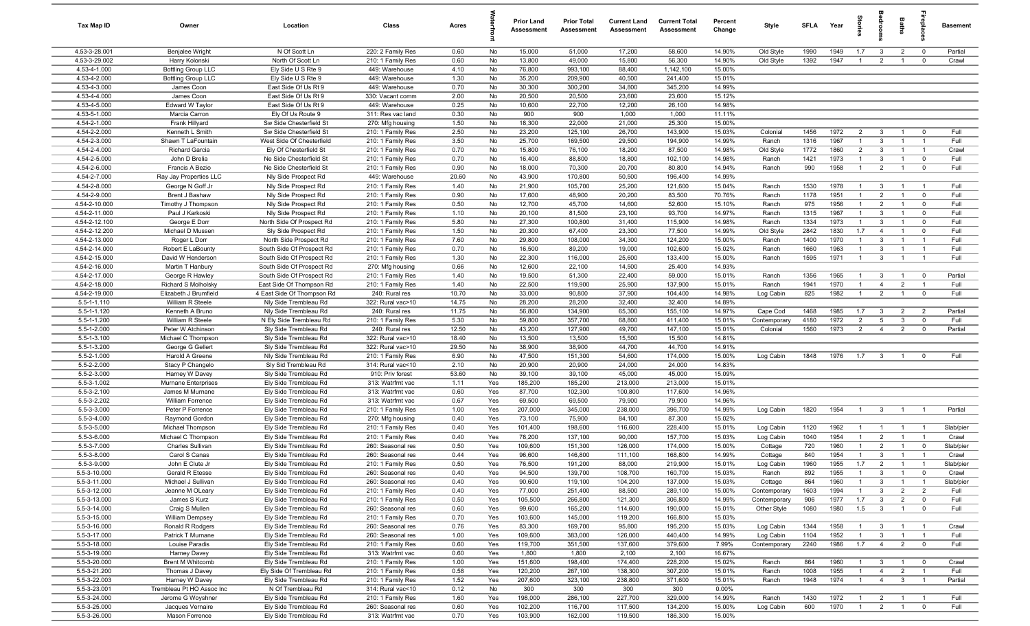| Tax Map ID | Owner | Location | Class | Acres | Waterfront | Prior Land Assessment | Prior Total Assessment | Current Land Assessment | Current Total Assessment | Percent Change | Style | SFLA | Year | Stories | Bedrooms | Baths | Fireplaces | Basement |
|---|---|---|---|---|---|---|---|---|---|---|---|---|---|---|---|---|---|---|
| 4.53-3-28.001 | Benjalee Wright | N Of Scott Ln | 220: 2 Family Res | 0.60 | No | 15,000 | 51,000 | 17,200 | 58,600 | 14.90% | Old Style | 1990 | 1949 | 1.7 | 3 | 2 | 0 | Partial |
| 4.53-3-29.002 | Harry Kolonski | North Of Scott Ln | 210: 1 Family Res | 0.60 | No | 13,800 | 49,000 | 15,800 | 56,300 | 14.90% | Old Style | 1392 | 1947 | 1 | 2 | 1 | 0 | Crawl |
| 4.53-4-1.000 | Bottling Group LLC | Ely Side U S Rte 9 | 449: Warehouse | 4.10 | No | 76,800 | 993,100 | 88,400 | 1,142,100 | 15.00% | | | | | | | | |
| 4.53-4-2.000 | Bottling Group LLC | Ely Side U S Rte 9 | 449: Warehouse | 1.30 | No | 35,200 | 209,900 | 40,500 | 241,400 | 15.01% | | | | | | | | |
| 4.53-4-3.000 | James Coon | East Side Of Us Rt 9 | 449: Warehouse | 0.70 | No | 30,300 | 300,200 | 34,800 | 345,200 | 14.99% | | | | | | | | |
| 4.53-4-4.000 | James Coon | East Side Of Us Rt 9 | 330: Vacant comm | 2.00 | No | 20,500 | 20,500 | 23,600 | 23,600 | 15.12% | | | | | | | | |
| 4.53-4-5.000 | Edward W Taylor | East Side Of Us Rt 9 | 449: Warehouse | 0.25 | No | 10,600 | 22,700 | 12,200 | 26,100 | 14.98% | | | | | | | | |
| 4.53-5-1.000 | Marcia Carron | Ely Of Us Route 9 | 311: Res vac land | 0.30 | No | 900 | 900 | 1,000 | 1,000 | 11.11% | | | | | | | | |
| 4.54-2-1.000 | Frank Hillyard | Sw Side Chesterfield St | 270: Mfg housing | 1.50 | No | 18,300 | 22,000 | 21,000 | 25,300 | 15.00% | | | | | | | | |
| 4.54-2-2.000 | Kenneth L Smith | Sw Side Chesterfield St | 210: 1 Family Res | 2.50 | No | 23,200 | 125,100 | 26,700 | 143,900 | 15.03% | Colonial | 1456 | 1972 | 2 | 3 | 1 | 0 | Full |
| 4.54-2-3.000 | Shawn T LaFountain | West Side Of Chesterfield | 210: 1 Family Res | 3.50 | No | 25,700 | 169,500 | 29,500 | 194,900 | 14.99% | Ranch | 1316 | 1967 | 1 | 3 | 1 | 1 | Full |
| 4.54-2-4.000 | Richard Garcia | Ely Of Chesterfield St | 210: 1 Family Res | 0.70 | No | 15,800 | 76,100 | 18,200 | 87,500 | 14.98% | Old Style | 1772 | 1860 | 2 | 3 | 1 | 1 | Crawl |
| 4.54-2-5.000 | John D Brelia | Ne Side Chesterfield St | 210: 1 Family Res | 0.70 | No | 16,400 | 88,800 | 18,800 | 102,100 | 14.98% | Ranch | 1421 | 1973 | 1 | 3 | 1 | 0 | Full |
| 4.54-2-6.000 | Francis A Bezio | Ne Side Chesterfield St | 210: 1 Family Res | 0.90 | No | 18,000 | 70,300 | 20,700 | 80,800 | 14.94% | Ranch | 990 | 1958 | 1 | 2 | 1 | 0 | Full |
| 4.54-2-7.000 | Ray Jay Properties LLC | Nly Side Prospect Rd | 449: Warehouse | 20.60 | No | 43,900 | 170,800 | 50,500 | 196,400 | 14.99% | | | | | | | | |
| 4.54-2-8.000 | George N Goff Jr | Nly Side Prospect Rd | 210: 1 Family Res | 1.40 | No | 21,900 | 105,700 | 25,200 | 121,600 | 15.04% | Ranch | 1530 | 1978 | 1 | 3 | 1 | 1 | Full |
| 4.54-2-9.000 | Brent J Bashaw | Nly Side Prospect Rd | 210: 1 Family Res | 0.90 | No | 17,600 | 48,900 | 20,200 | 83,500 | 70.76% | Ranch | 1178 | 1951 | 1 | 2 | 1 | 0 | Full |
| 4.54-2-10.000 | Timothy J Thompson | Nly Side Prospect Rd | 210: 1 Family Res | 0.50 | No | 12,700 | 45,700 | 14,600 | 52,600 | 15.10% | Ranch | 975 | 1956 | 1 | 2 | 1 | 0 | Full |
| 4.54-2-11.000 | Paul J Karkoski | Nly Side Prospect Rd | 210: 1 Family Res | 1.10 | No | 20,100 | 81,500 | 23,100 | 93,700 | 14.97% | Ranch | 1315 | 1967 | 1 | 3 | 1 | 0 | Full |
| 4.54-2-12.100 | George E Dorr | North Side Of Prospect Rd | 210: 1 Family Res | 5.80 | No | 27,300 | 100,800 | 31,400 | 115,900 | 14.98% | Ranch | 1334 | 1973 | 1 | 3 | 1 | 0 | Full |
| 4.54-2-12.200 | Michael D Mussen | Sly Side Prospect Rd | 210: 1 Family Res | 1.50 | No | 20,300 | 67,400 | 23,300 | 77,500 | 14.99% | Old Style | 2842 | 1830 | 1.7 | 4 | 1 | 0 | Full |
| 4.54-2-13.000 | Roger L Dorr | North Side Prospect Rd | 210: 1 Family Res | 7.60 | No | 29,800 | 108,000 | 34,300 | 124,200 | 15.00% | Ranch | 1400 | 1970 | 1 | 3 | 1 | 1 | Full |
| 4.54-2-14.000 | Robert E LaBounty | South Side Of Prospect Rd | 210: 1 Family Res | 0.70 | No | 16,500 | 89,200 | 19,000 | 102,600 | 15.02% | Ranch | 1660 | 1963 | 1 | 3 | 1 | 1 | Full |
| 4.54-2-15.000 | David W Henderson | South Side Of Prospect Rd | 210: 1 Family Res | 1.30 | No | 22,300 | 116,000 | 25,600 | 133,400 | 15.00% | Ranch | 1595 | 1971 | 1 | 3 | 1 | 1 | Full |
| 4.54-2-16.000 | Martin T Hanbury | South Side Of Prospect Rd | 270: Mfg housing | 0.66 | No | 12,600 | 22,100 | 14,500 | 25,400 | 14.93% | | | | | | | | |
| 4.54-2-17.000 | George R Hawley | South Side Of Prospect Rd | 210: 1 Family Res | 1.40 | No | 19,500 | 51,300 | 22,400 | 59,000 | 15.01% | Ranch | 1356 | 1965 | 1 | 3 | 1 | 0 | Partial |
| 4.54-2-18.000 | Richard S Molholsky | East Side Of Thompson Rd | 210: 1 Family Res | 1.40 | No | 22,500 | 119,900 | 25,900 | 137,900 | 15.01% | Ranch | 1941 | 1970 | 1 | 4 | 2 | 1 | Full |
| 4.54-2-19.000 | Elizabeth J Brumfield | 4 East Side Of Thompson Rd | 240: Rural res | 10.70 | No | 33,000 | 90,800 | 37,900 | 104,400 | 14.98% | Log Cabin | 825 | 1982 | 1 | 2 | 1 | 0 | Full |
| 5.5-1-1.110 | William R Steele | Nly Side Trembleau Rd | 322: Rural vac>10 | 14.75 | No | 28,200 | 28,200 | 32,400 | 32,400 | 14.89% | | | | | | | | |
| 5.5-1-1.120 | Kenneth A Bruno | Nly Side Trembleau Rd | 240: Rural res | 11.75 | No | 56,800 | 134,900 | 65,300 | 155,100 | 14.97% | Cape Cod | 1468 | 1985 | 1.7 | 3 | 2 | 2 | Partial |
| 5.5-1-1.200 | William R Steele | N Ely Side Trembleau Rd | 210: 1 Family Res | 5.30 | No | 59,800 | 357,700 | 68,800 | 411,400 | 15.01% | Contemporary | 4180 | 1972 | 2 | 5 | 3 | 0 | Full |
| 5.5-1-2.000 | Peter W Atchinson | Sly Side Trembleau Rd | 240: Rural res | 12.50 | No | 43,200 | 127,900 | 49,700 | 147,100 | 15.01% | Colonial | 1560 | 1973 | 2 | 4 | 2 | 0 | Partial |
| 5.5-1-3.100 | Michael C Thompson | Sly Side Trembleau Rd | 322: Rural vac>10 | 18.40 | No | 13,500 | 13,500 | 15,500 | 15,500 | 14.81% | | | | | | | | |
| 5.5-1-3.200 | George G Gellert | Sly Side Trembleau Rd | 322: Rural vac>10 | 29.50 | No | 38,900 | 38,900 | 44,700 | 44,700 | 14.91% | | | | | | | | |
| 5.5-2-1.000 | Harold A Greene | Nly Side Trembleau Rd | 210: 1 Family Res | 6.90 | No | 47,500 | 151,300 | 54,600 | 174,000 | 15.00% | Log Cabin | 1848 | 1976 | 1.7 | 3 | 1 | 0 | Full |
| 5.5-2-2.000 | Stacy P Changelo | Sly Sid Trembleau Rd | 314: Rural vac<10 | 2.10 | No | 20,900 | 20,900 | 24,000 | 24,000 | 14.83% | | | | | | | | |
| 5.5-2-3.000 | Harney W Davey | Sly Side Trembleau Rd | 910: Priv forest | 53.60 | No | 39,100 | 39,100 | 45,000 | 45,000 | 15.09% | | | | | | | | |
| 5.5-3-1.002 | Murnane Enterprises | Ely Side Trembleau Rd | 313: Watrfrnt vac | 1.11 | Yes | 185,200 | 185,200 | 213,000 | 213,000 | 15.01% | | | | | | | | |
| 5.5-3-2.100 | James M Murnane | Ely Side Trembleau Rd | 313: Watrfrnt vac | 0.60 | Yes | 87,700 | 102,300 | 100,800 | 117,600 | 14.96% | | | | | | | | |
| 5.5-3-2.202 | William Forrence | Ely Side Trembleau Rd | 313: Watrfrnt vac | 0.67 | Yes | 69,500 | 69,500 | 79,900 | 79,900 | 14.96% | | | | | | | | |
| 5.5-3-3.000 | Peter P Forrence | Ely Side Trembleau Rd | 210: 1 Family Res | 1.00 | Yes | 207,000 | 345,000 | 238,000 | 396,700 | 14.99% | Log Cabin | 1820 | 1954 | 1 | 3 | 1 | 1 | Partial |
| 5.5-3-4.000 | Raymond Gordon | Ely Side Trembleau Rd | 270: Mfg housing | 0.40 | Yes | 73,100 | 75,900 | 84,100 | 87,300 | 15.02% | | | | | | | | |
| 5.5-3-5.000 | Michael Thompson | Ely Side Trembleau Rd | 210: 1 Family Res | 0.40 | Yes | 101,400 | 198,600 | 116,600 | 228,400 | 15.01% | Log Cabin | 1120 | 1962 | 1 | 1 | 1 | 1 | Slab/pier |
| 5.5-3-6.000 | Michael C Thompson | Ely Side Trembleau Rd | 210: 1 Family Res | 0.40 | Yes | 78,200 | 137,100 | 90,000 | 157,700 | 15.03% | Log Cabin | 1040 | 1954 | 1 | 2 | 1 | 1 | Crawl |
| 5.5-3-7.000 | Charles Sullivan | Ely Side Trembleau Rd | 260: Seasonal res | 0.50 | Yes | 109,600 | 151,300 | 126,000 | 174,000 | 15.00% | Cottage | 720 | 1960 | 1 | 2 | 1 | 0 | Slab/pier |
| 5.5-3-8.000 | Carol S Canas | Ely Side Trembleau Rd | 260: Seasonal res | 0.44 | Yes | 96,600 | 146,800 | 111,100 | 168,800 | 14.99% | Cottage | 840 | 1954 | 1 | 3 | 1 | 1 | Crawl |
| 5.5-3-9.000 | John E Clute Jr | Ely Side Trembleau Rd | 210: 1 Family Res | 0.50 | Yes | 76,500 | 191,200 | 88,000 | 219,900 | 15.01% | Log Cabin | 1960 | 1955 | 1.7 | 2 | 1 | 1 | Slab/pier |
| 5.5-3-10.000 | Gerald R Etesse | Ely Side Trembleau Rd | 260: Seasonal res | 0.40 | Yes | 94,500 | 139,700 | 108,700 | 160,700 | 15.03% | Ranch | 892 | 1955 | 1 | 3 | 1 | 0 | Crawl |
| 5.5-3-11.000 | Michael J Sullivan | Ely Side Trembleau Rd | 260: Seasonal res | 0.40 | Yes | 90,600 | 119,100 | 104,200 | 137,000 | 15.03% | Cottage | 864 | 1960 | 1 | 3 | 1 | 1 | Slab/pier |
| 5.5-3-12.000 | Jeanne M OLeary | Ely Side Trembleau Rd | 210: 1 Family Res | 0.40 | Yes | 77,000 | 251,400 | 88,500 | 289,100 | 15.00% | Contemporary | 1603 | 1994 | 1 | 3 | 2 | 2 | Full |
| 5.5-3-13.000 | James S Kurz | Ely Side Trembleau Rd | 210: 1 Family Res | 0.50 | Yes | 105,500 | 266,800 | 121,300 | 306,800 | 14.99% | Contemporary | 906 | 1977 | 1.7 | 3 | 2 | 0 | Full |
| 5.5-3-14.000 | Craig S Mullen | Ely Side Trembleau Rd | 260: Seasonal res | 0.60 | Yes | 99,600 | 165,200 | 114,600 | 190,000 | 15.01% | Other Style | 1080 | 1980 | 1.5 | 3 | 1 | 0 | Full |
| 5.5-3-15.000 | William Dempsey | Ely Side Trembleau Rd | 210: 1 Family Res | 0.70 | Yes | 103,600 | 145,000 | 119,200 | 166,800 | 15.03% | | | | | | | | |
| 5.5-3-16.000 | Ronald R Rodgers | Ely Side Trembleau Rd | 260: Seasonal res | 0.76 | Yes | 83,300 | 169,700 | 95,800 | 195,200 | 15.03% | Log Cabin | 1344 | 1958 | 1 | 3 | 1 | 1 | Crawl |
| 5.5-3-17.000 | Patrick T Murnane | Ely Side Trembleau Rd | 260: Seasonal res | 1.00 | Yes | 109,600 | 383,000 | 126,000 | 440,400 | 14.99% | Log Cabin | 1104 | 1952 | 1 | 3 | 1 | 1 | Full |
| 5.5-3-18.000 | Louise Paradis | Ely Side Trembleau Rd | 210: 1 Family Res | 0.60 | Yes | 119,700 | 351,500 | 137,600 | 379,600 | 7.99% | Contemporary | 2240 | 1986 | 1.7 | 4 | 2 | 0 | Full |
| 5.5-3-19.000 | Harney Davey | Ely Side Trembleau Rd | 313: Watrfrnt vac | 0.60 | Yes | 1,800 | 1,800 | 2,100 | 2,100 | 16.67% | | | | | | | | |
| 5.5-3-20.000 | Brent M Whitcomb | Ely Side Trembleau Rd | 210: 1 Family Res | 1.00 | Yes | 151,600 | 198,400 | 174,400 | 228,200 | 15.02% | Ranch | 864 | 1960 | 1 | 3 | 1 | 0 | Crawl |
| 5.5-3-21.200 | Thomas J Davey | Ely Side Of Trembleau Rd | 210: 1 Family Res | 0.58 | Yes | 120,200 | 267,100 | 138,300 | 307,200 | 15.01% | Ranch | 1008 | 1955 | 1 | 4 | 2 | 1 | Full |
| 5.5-3-22.003 | Harney W Davey | Ely Side Trembleau Rd | 210: 1 Family Res | 1.52 | Yes | 207,600 | 323,100 | 238,800 | 371,600 | 15.01% | Ranch | 1948 | 1974 | 1 | 4 | 3 | 1 | Partial |
| 5.5-3-23.001 | Trembleau Pt HO Assoc Inc | N Of Trembleau Rd | 314: Rural vac<10 | 0.12 | No | 300 | 300 | 300 | 300 | 0.00% | | | | | | | | |
| 5.5-3-24.000 | Jerome G Woyshner | Ely Side Trembleau Rd | 210: 1 Family Res | 1.60 | Yes | 198,000 | 286,100 | 227,700 | 329,000 | 14.99% | Ranch | 1430 | 1972 | 1 | 2 | 1 | 1 | Full |
| 5.5-3-25.000 | Jacques Vernaire | Ely Side Trembleau Rd | 260: Seasonal res | 0.60 | Yes | 102,200 | 116,700 | 117,500 | 134,200 | 15.00% | Log Cabin | 600 | 1970 | 1 | 2 | 1 | 0 | Full |
| 5.5-3-26.000 | Mason Forrence | Ely Side Trembleau Rd | 313: Watrfrnt vac | 0.70 | Yes | 103,900 | 162,000 | 119,500 | 186,300 | 15.00% | | | | | | | | |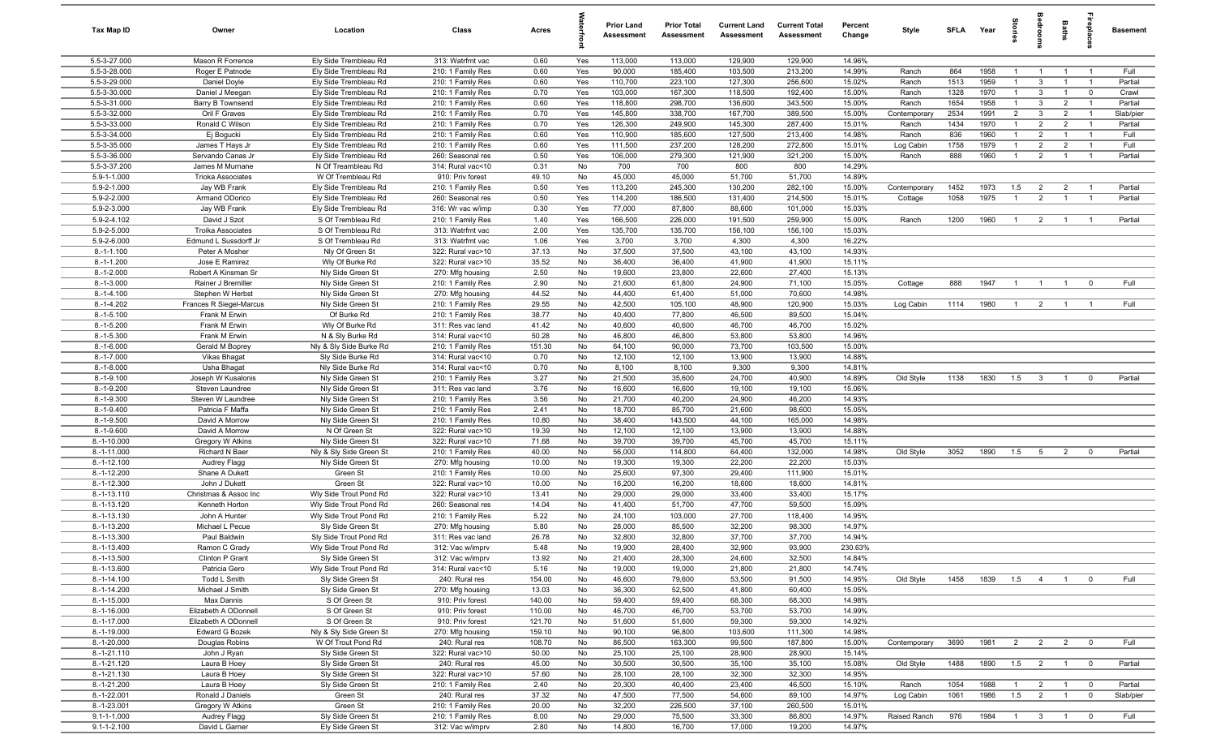| Tax Map ID | Owner | Location | Class | Acres | Waterfront | Prior Land Assessment | Prior Total Assessment | Current Land Assessment | Current Total Assessment | Percent Change | Style | SFLA | Year | Stories | Bedrooms | Baths | Fireplaces | Basement |
|---|---|---|---|---|---|---|---|---|---|---|---|---|---|---|---|---|---|---|
| 5.5-3-27.000 | Mason R Forrence | Ely Side Trembleau Rd | 313: Watrfrnt vac | 0.60 | Yes | 113,000 | 113,000 | 129,900 | 129,900 | 14.96% | | | | | | | | |
| 5.5-3-28.000 | Roger E Patnode | Ely Side Trembleau Rd | 210: 1 Family Res | 0.60 | Yes | 90,000 | 185,400 | 103,500 | 213,200 | 14.99% | Ranch | 864 | 1958 | 1 | 1 | 1 | 1 | Full |
| 5.5-3-29.000 | Daniel Doyle | Ely Side Trembleau Rd | 210: 1 Family Res | 0.60 | Yes | 110,700 | 223,100 | 127,300 | 256,600 | 15.02% | Ranch | 1513 | 1959 | 1 | 3 | 1 | 1 | Partial |
| 5.5-3-30.000 | Daniel J Meegan | Ely Side Trembleau Rd | 210: 1 Family Res | 0.70 | Yes | 103,000 | 167,300 | 118,500 | 192,400 | 15.00% | Ranch | 1328 | 1970 | 1 | 3 | 1 | 0 | Crawl |
| 5.5-3-31.000 | Barry B Townsend | Ely Side Trembleau Rd | 210: 1 Family Res | 0.60 | Yes | 118,800 | 298,700 | 136,600 | 343,500 | 15.00% | Ranch | 1654 | 1958 | 1 | 3 | 2 | 1 | Partial |
| 5.5-3-32.000 | Oril F Graves | Ely Side Trembleau Rd | 210: 1 Family Res | 0.70 | Yes | 145,800 | 338,700 | 167,700 | 389,500 | 15.00% | Contemporary | 2534 | 1991 | 2 | 3 | 2 | 1 | Slab/pier |
| 5.5-3-33.000 | Ronald C Wilson | Ely Side Trembleau Rd | 210: 1 Family Res | 0.70 | Yes | 126,300 | 249,900 | 145,300 | 287,400 | 15.01% | Ranch | 1434 | 1970 | 1 | 2 | 2 | 1 | Partial |
| 5.5-3-34.000 | Ej Bogucki | Ely Side Trembleau Rd | 210: 1 Family Res | 0.60 | Yes | 110,900 | 185,600 | 127,500 | 213,400 | 14.98% | Ranch | 836 | 1960 | 1 | 2 | 1 | 1 | Full |
| 5.5-3-35.000 | James T Hays Jr | Ely Side Trembleau Rd | 210: 1 Family Res | 0.60 | Yes | 111,500 | 237,200 | 128,200 | 272,800 | 15.01% | Log Cabin | 1758 | 1979 | 1 | 2 | 2 | 1 | Full |
| 5.5-3-36.000 | Servando Canas Jr | Ely Side Trembleau Rd | 260: Seasonal res | 0.50 | Yes | 106,000 | 279,300 | 121,900 | 321,200 | 15.00% | Ranch | 888 | 1960 | 1 | 2 | 1 | 1 | Partial |
| 5.5-3-37.200 | James M Mumane | N Of Treambleau Rd | 314: Rural vac<10 | 0.31 | No | 700 | 700 | 800 | 800 | 14.29% | | | | | | | | |
| 5.9-1-1.000 | Trioka Associates | W Of Trembleau Rd | 910: Priv forest | 49.10 | No | 45,000 | 45,000 | 51,700 | 51,700 | 14.89% | | | | | | | | |
| 5.9-2-1.000 | Jay WB Frank | Ely Side Trembleau Rd | 210: 1 Family Res | 0.50 | Yes | 113,200 | 245,300 | 130,200 | 282,100 | 15.00% | Contemporary | 1452 | 1973 | 1.5 | 2 | 2 | 1 | Partial |
| 5.9-2-2.000 | Armand ODorico | Ely Side Trembleau Rd | 260: Seasonal res | 0.50 | Yes | 114,200 | 186,500 | 131,400 | 214,500 | 15.01% | Cottage | 1058 | 1975 | 1 | 2 | 1 | 1 | Partial |
| 5.9-2-3.000 | Jay WB Frank | Ely Side Trembleau Rd | 316: Wr vac w/imp | 0.30 | Yes | 77,000 | 87,800 | 88,600 | 101,000 | 15.03% | | | | | | | | |
| 5.9-2-4.102 | David J Szot | S Of Trembleau Rd | 210: 1 Family Res | 1.40 | Yes | 166,500 | 226,000 | 191,500 | 259,900 | 15.00% | Ranch | 1200 | 1960 | 1 | 2 | 1 | 1 | Partial |
| 5.9-2-5.000 | Troika Associates | S Of Trembleau Rd | 313: Watrfrnt vac | 2.00 | Yes | 135,700 | 135,700 | 156,100 | 156,100 | 15.03% | | | | | | | | |
| 5.9-2-6.000 | Edmund L Sussdorff Jr | S Of Trembleau Rd | 313: Watrfrnt vac | 1.06 | Yes | 3,700 | 3,700 | 4,300 | 4,300 | 16.22% | | | | | | | | |
| 8.-1-1.100 | Peter A Mosher | Nly Of Green St | 322: Rural vac>10 | 37.13 | No | 37,500 | 37,500 | 43,100 | 43,100 | 14.93% | | | | | | | | |
| 8.-1-1.200 | Jose E Ramirez | Wly Of Burke Rd | 322: Rural vac>10 | 35.52 | No | 36,400 | 36,400 | 41,900 | 41,900 | 15.11% | | | | | | | | |
| 8.-1-2.000 | Robert A Kinsman Sr | Nly Side Green St | 270: Mfg housing | 2.50 | No | 19,600 | 23,800 | 22,600 | 27,400 | 15.13% | | | | | | | | |
| 8.-1-3.000 | Rainer J Bremiller | Nly Side Green St | 210: 1 Family Res | 2.90 | No | 21,600 | 61,800 | 24,900 | 71,100 | 15.05% | Cottage | 888 | 1947 | 1 | 1 | 1 | 0 | Full |
| 8.-1-4.100 | Stephen W Herbst | Nly Side Green St | 270: Mfg housing | 44.52 | No | 44,400 | 61,400 | 51,000 | 70,600 | 14.98% | | | | | | | | |
| 8.-1-4.202 | Frances R Siegel-Marcus | Nly Side Green St | 210: 1 Family Res | 29.55 | No | 42,500 | 105,100 | 48,900 | 120,900 | 15.03% | Log Cabin | 1114 | 1980 | 1 | 2 | 1 | 1 | Full |
| 8.-1-5.100 | Frank M Erwin | Of Burke Rd | 210: 1 Family Res | 38.77 | No | 40,400 | 77,800 | 46,500 | 89,500 | 15.04% | | | | | | | | |
| 8.-1-5.200 | Frank M Erwin | Wly Of Burke Rd | 311: Res vac land | 41.42 | No | 40,600 | 40,600 | 46,700 | 46,700 | 15.02% | | | | | | | | |
| 8.-1-5.300 | Frank M Erwin | N & Sly Burke Rd | 314: Rural vac<10 | 50.28 | No | 46,800 | 46,800 | 53,800 | 53,800 | 14.96% | | | | | | | | |
| 8.-1-6.000 | Gerald M Boprey | Nly & Sly Side Burke Rd | 210: 1 Family Res | 151.30 | No | 64,100 | 90,000 | 73,700 | 103,500 | 15.00% | | | | | | | | |
| 8.-1-7.000 | Vikas Bhagat | Sly Side Burke Rd | 314: Rural vac<10 | 0.70 | No | 12,100 | 12,100 | 13,900 | 13,900 | 14.88% | | | | | | | | |
| 8.-1-8.000 | Usha Bhagat | Nly Side Burke Rd | 314: Rural vac<10 | 0.70 | No | 8,100 | 8,100 | 9,300 | 9,300 | 14.81% | | | | | | | | |
| 8.-1-9.100 | Joseph W Kusalonis | Nly Side Green St | 210: 1 Family Res | 3.27 | No | 21,500 | 35,600 | 24,700 | 40,900 | 14.89% | Old Style | 1138 | 1830 | 1.5 | 3 | 1 | 0 | Partial |
| 8.-1-9.200 | Steven Laundree | Nly Side Green St | 311: Res vac land | 3.76 | No | 16,600 | 16,600 | 19,100 | 19,100 | 15.06% | | | | | | | | |
| 8.-1-9.300 | Steven W Laundree | Nly Side Green St | 210: 1 Family Res | 3.56 | No | 21,700 | 40,200 | 24,900 | 46,200 | 14.93% | | | | | | | | |
| 8.-1-9.400 | Patricia F Maffa | Nly Side Green St | 210: 1 Family Res | 2.41 | No | 18,700 | 85,700 | 21,600 | 98,600 | 15.05% | | | | | | | | |
| 8.-1-9.500 | David A Morrow | Nly Side Green St | 210: 1 Family Res | 10.80 | No | 38,400 | 143,500 | 44,100 | 165,000 | 14.98% | | | | | | | | |
| 8.-1-9.600 | David A Morrow | N Of Green St | 322: Rural vac>10 | 19.39 | No | 12,100 | 12,100 | 13,900 | 13,900 | 14.88% | | | | | | | | |
| 8.-1-10.000 | Gregory W Atkins | Nly Side Green St | 322: Rural vac>10 | 71.68 | No | 39,700 | 39,700 | 45,700 | 45,700 | 15.11% | | | | | | | | |
| 8.-1-11.000 | Richard N Baer | Nly & Sly Side Green St | 210: 1 Family Res | 40.00 | No | 56,000 | 114,800 | 64,400 | 132,000 | 14.98% | Old Style | 3052 | 1890 | 1.5 | 5 | 2 | 0 | Partial |
| 8.-1-12.100 | Audrey Flagg | Nly Side Green St | 270: Mfg housing | 10.00 | No | 19,300 | 19,300 | 22,200 | 22,200 | 15.03% | | | | | | | | |
| 8.-1-12.200 | Shane A Dukett | Green St | 210: 1 Family Res | 10.00 | No | 25,600 | 97,300 | 29,400 | 111,900 | 15.01% | | | | | | | | |
| 8.-1-12.300 | John J Dukett | Green St | 322: Rural vac>10 | 10.00 | No | 16,200 | 16,200 | 18,600 | 18,600 | 14.81% | | | | | | | | |
| 8.-1-13.110 | Christmas & Assoc Inc | Wly Side Trout Pond Rd | 322: Rural vac>10 | 13.41 | No | 29,000 | 29,000 | 33,400 | 33,400 | 15.17% | | | | | | | | |
| 8.-1-13.120 | Kenneth Horton | Wly Side Trout Pond Rd | 260: Seasonal res | 14.04 | No | 41,400 | 51,700 | 47,700 | 59,500 | 15.09% | | | | | | | | |
| 8.-1-13.130 | John A Hunter | Wly Side Trout Pond Rd | 210: 1 Family Res | 5.22 | No | 24,100 | 103,000 | 27,700 | 118,400 | 14.95% | | | | | | | | |
| 8.-1-13.200 | Michael L Pecue | Sly Side Green St | 270: Mfg housing | 5.80 | No | 28,000 | 85,500 | 32,200 | 98,300 | 14.97% | | | | | | | | |
| 8.-1-13.300 | Paul Baldwin | Sly Side Trout Pond Rd | 311: Res vac land | 26.78 | No | 32,800 | 32,800 | 37,700 | 37,700 | 14.94% | | | | | | | | |
| 8.-1-13.400 | Ramon C Grady | Wly Side Trout Pond Rd | 312: Vac w/imprv | 5.48 | No | 19,900 | 28,400 | 32,900 | 93,900 | 230.63% | | | | | | | | |
| 8.-1-13.500 | Clinton P Grant | Sly Side Green St | 312: Vac w/imprv | 13.92 | No | 21,400 | 28,300 | 24,600 | 32,500 | 14.84% | | | | | | | | |
| 8.-1-13.600 | Patricia Gero | Wly Side Trout Pond Rd | 314: Rural vac<10 | 5.16 | No | 19,000 | 19,000 | 21,800 | 21,800 | 14.74% | | | | | | | | |
| 8.-1-14.100 | Todd L Smith | Sly Side Green St | 240: Rural res | 154.00 | No | 46,600 | 79,600 | 53,500 | 91,500 | 14.95% | Old Style | 1458 | 1839 | 1.5 | 4 | 1 | 0 | Full |
| 8.-1-14.200 | Michael J Smith | Sly Side Green St | 270: Mfg housing | 13.03 | No | 36,300 | 52,500 | 41,800 | 60,400 | 15.05% | | | | | | | | |
| 8.-1-15.000 | Max Dannis | S Of Green St | 910: Priv forest | 140.00 | No | 59,400 | 59,400 | 68,300 | 68,300 | 14.98% | | | | | | | | |
| 8.-1-16.000 | Elizabeth A ODonnell | S Of Green St | 910: Priv forest | 110.00 | No | 46,700 | 46,700 | 53,700 | 53,700 | 14.99% | | | | | | | | |
| 8.-1-17.000 | Elizabeth A ODonnell | S Of Green St | 910: Priv forest | 121.70 | No | 51,600 | 51,600 | 59,300 | 59,300 | 14.92% | | | | | | | | |
| 8.-1-19.000 | Edward G Bozek | Nly & Sly Side Green St | 270: Mfg housing | 159.10 | No | 90,100 | 96,800 | 103,600 | 111,300 | 14.98% | | | | | | | | |
| 8.-1-20.000 | Douglas Robins | W Of Trout Pond Rd | 240: Rural res | 108.70 | No | 86,500 | 163,300 | 99,500 | 187,800 | 15.00% | Contemporary | 3690 | 1981 | 2 | 2 | 2 | 0 | Full |
| 8.-1-21.110 | John J Ryan | Sly Side Green St | 322: Rural vac>10 | 50.00 | No | 25,100 | 25,100 | 28,900 | 28,900 | 15.14% | | | | | | | | |
| 8.-1-21.120 | Laura B Hoey | Sly Side Green St | 240: Rural res | 45.00 | No | 30,500 | 30,500 | 35,100 | 35,100 | 15.08% | Old Style | 1488 | 1890 | 1.5 | 2 | 1 | 0 | Partial |
| 8.-1-21.130 | Laura B Hoey | Sly Side Green St | 322: Rural vac>10 | 57.60 | No | 28,100 | 28,100 | 32,300 | 32,300 | 14.95% | | | | | | | | |
| 8.-1-21.200 | Laura B Hoey | Sly Side Green St | 210: 1 Family Res | 2.40 | No | 20,300 | 40,400 | 23,400 | 46,500 | 15.10% | Ranch | 1054 | 1988 | 1 | 2 | 1 | 0 | Partial |
| 8.-1-22.001 | Ronald J Daniels | Green St | 240: Rural res | 37.32 | No | 47,500 | 77,500 | 54,600 | 89,100 | 14.97% | Log Cabin | 1061 | 1986 | 1.5 | 2 | 1 | 0 | Slab/pier |
| 8.-1-23.001 | Gregory W Atkins | Green St | 210: 1 Family Res | 20.00 | No | 32,200 | 226,500 | 37,100 | 260,500 | 15.01% | | | | | | | | |
| 9.1-1-1.000 | Audrey Flagg | Sly Side Green St | 210: 1 Family Res | 8.00 | No | 29,000 | 75,500 | 33,300 | 86,800 | 14.97% | Raised Ranch | 976 | 1984 | 1 | 3 | 1 | 0 | Full |
| 9.1-1-2.100 | David L Garner | Ely Side Green St | 312: Vac w/imprv | 2.80 | No | 14,800 | 16,700 | 17,000 | 19,200 | 14.97% | | | | | | | | |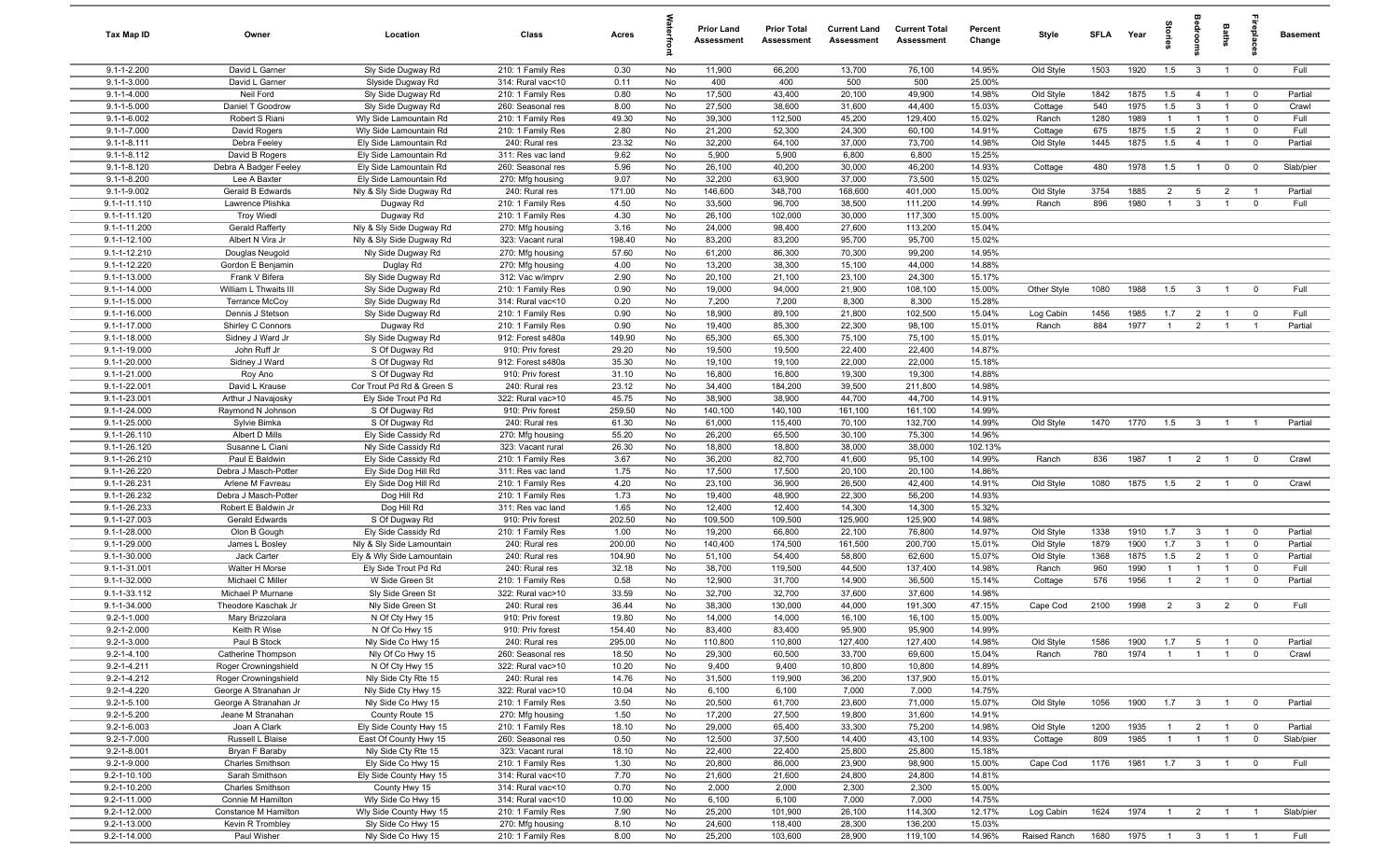| Tax Map ID | Owner | Location | Class | Acres | Waterfront | Prior Land Assessment | Prior Total Assessment | Current Land Assessment | Current Total Assessment | Percent Change | Style | SFLA | Year | Stories | Bedrooms | Baths | Fireplaces | Basement |
|---|---|---|---|---|---|---|---|---|---|---|---|---|---|---|---|---|---|---|
| 9.1-1-2.200 | David L Garner | Sly Side Dugway Rd | 210: 1 Family Res | 0.30 | No | 11,900 | 66,200 | 13,700 | 76,100 | 14.95% | Old Style | 1503 | 1920 | 1.5 | 3 | 1 | 0 | Full |
| 9.1-1-3.000 | David L Garner | Slyside Dugway Rd | 314: Rural vac<10 | 0.11 | No | 400 | 400 | 500 | 500 | 25.00% | | | | | | | | |
| 9.1-1-4.000 | Neil Ford | Sly Side Dugway Rd | 210: 1 Family Res | 0.80 | No | 17,500 | 43,400 | 20,100 | 49,900 | 14.98% | Old Style | 1842 | 1875 | 1.5 | 4 | 1 | 0 | Partial |
| 9.1-1-5.000 | Daniel T Goodrow | Sly Side Dugway Rd | 260: Seasonal res | 8.00 | No | 27,500 | 38,600 | 31,600 | 44,400 | 15.03% | Cottage | 540 | 1975 | 1.5 | 3 | 1 | 0 | Crawl |
| 9.1-1-6.002 | Robert S Riani | Wly Side Lamountain Rd | 210: 1 Family Res | 49.30 | No | 39,300 | 112,500 | 45,200 | 129,400 | 15.02% | Ranch | 1280 | 1989 | 1 | 1 | 1 | 0 | Full |
| 9.1-1-7.000 | David Rogers | Wly Side Lamountain Rd | 210: 1 Family Res | 2.80 | No | 21,200 | 52,300 | 24,300 | 60,100 | 14.91% | Cottage | 675 | 1875 | 1.5 | 2 | 1 | 0 | Full |
| 9.1-1-8.111 | Debra Feeley | Ely Side Lamountain Rd | 240: Rural res | 23.32 | No | 32,200 | 64,100 | 37,000 | 73,700 | 14.98% | Old Style | 1445 | 1875 | 1.5 | 4 | 1 | 0 | Partial |
| 9.1-1-8.112 | David B Rogers | Ely Side Lamountain Rd | 311: Res vac land | 9.62 | No | 5,900 | 5,900 | 6,800 | 6,800 | 15.25% | | | | | | | | |
| 9.1-1-8.120 | Debra A Badger Feeley | Ely Side Lamountain Rd | 260: Seasonal res | 5.96 | No | 26,100 | 40,200 | 30,000 | 46,200 | 14.93% | Cottage | 480 | 1978 | 1.5 | 1 | 0 | 0 | Slab/pier |
| 9.1-1-8.200 | Lee A Baxter | Ely Side Lamountain Rd | 270: Mfg housing | 9.07 | No | 32,200 | 63,900 | 37,000 | 73,500 | 15.02% | | | | | | | | |
| 9.1-1-9.002 | Gerald B Edwards | Nly & Sly Side Dugway Rd | 240: Rural res | 171.00 | No | 146,600 | 348,700 | 168,600 | 401,000 | 15.00% | Old Style | 3754 | 1885 | 2 | 5 | 2 | 1 | Partial |
| 9.1-1-11.110 | Lawrence Plishka | Dugway Rd | 210: 1 Family Res | 4.50 | No | 33,500 | 96,700 | 38,500 | 111,200 | 14.99% | Ranch | 896 | 1980 | 1 | 3 | 1 | 0 | Full |
| 9.1-1-11.120 | Troy Wiedl | Dugway Rd | 210: 1 Family Res | 4.30 | No | 26,100 | 102,000 | 30,000 | 117,300 | 15.00% | | | | | | | | |
| 9.1-1-11.200 | Gerald Rafferty | Nly & Sly Side Dugway Rd | 270: Mfg housing | 3.16 | No | 24,000 | 98,400 | 27,600 | 113,200 | 15.04% | | | | | | | | |
| 9.1-1-12.100 | Albert N Vira Jr | Nly & Sly Side Dugway Rd | 323: Vacant rural | 198.40 | No | 83,200 | 83,200 | 95,700 | 95,700 | 15.02% | | | | | | | | |
| 9.1-1-12.210 | Douglas Neugold | Nly Side Dugway Rd | 270: Mfg housing | 57.60 | No | 61,200 | 86,300 | 70,300 | 99,200 | 14.95% | | | | | | | | |
| 9.1-1-12.220 | Gordon E Benjamin | Duglay Rd | 270: Mfg housing | 4.00 | No | 13,200 | 38,300 | 15,100 | 44,000 | 14.88% | | | | | | | | |
| 9.1-1-13.000 | Frank V Bifera | Sly Side Dugway Rd | 312: Vac w/imprv | 2.90 | No | 20,100 | 21,100 | 23,100 | 24,300 | 15.17% | | | | | | | | |
| 9.1-1-14.000 | William L Thwaits III | Sly Side Dugway Rd | 210: 1 Family Res | 0.90 | No | 19,000 | 94,000 | 21,900 | 108,100 | 15.00% | Other Style | 1080 | 1988 | 1.5 | 3 | 1 | 0 | Full |
| 9.1-1-15.000 | Terrance McCoy | Sly Side Dugway Rd | 314: Rural vac<10 | 0.20 | No | 7,200 | 7,200 | 8,300 | 8,300 | 15.28% | | | | | | | | |
| 9.1-1-16.000 | Dennis J Stetson | Sly Side Dugway Rd | 210: 1 Family Res | 0.90 | No | 18,900 | 89,100 | 21,800 | 102,500 | 15.04% | Log Cabin | 1456 | 1985 | 1.7 | 2 | 1 | 0 | Full |
| 9.1-1-17.000 | Shirley C Connors | Dugway Rd | 210: 1 Family Res | 0.90 | No | 19,400 | 85,300 | 22,300 | 98,100 | 15.01% | Ranch | 884 | 1977 | 1 | 2 | 1 | 1 | Partial |
| 9.1-1-18.000 | Sidney J Ward Jr | Sly Side Dugway Rd | 912: Forest s480a | 149.90 | No | 65,300 | 65,300 | 75,100 | 75,100 | 15.01% | | | | | | | | |
| 9.1-1-19.000 | John Ruff Jr | S Of Dugway Rd | 910: Priv forest | 29.20 | No | 19,500 | 19,500 | 22,400 | 22,400 | 14.87% | | | | | | | | |
| 9.1-1-20.000 | Sidney J Ward | S Of Dugway Rd | 912: Forest s480a | 35.30 | No | 19,100 | 19,100 | 22,000 | 22,000 | 15.18% | | | | | | | | |
| 9.1-1-21.000 | Roy Ano | S Of Dugway Rd | 910: Priv forest | 31.10 | No | 16,800 | 16,800 | 19,300 | 19,300 | 14.88% | | | | | | | | |
| 9.1-1-22.001 | David L Krause | Cor Trout Pd Rd & Green S | 240: Rural res | 23.12 | No | 34,400 | 184,200 | 39,500 | 211,800 | 14.98% | | | | | | | | |
| 9.1-1-23.001 | Arthur J Navajosky | Ely Side Trout Pd Rd | 322: Rural vac>10 | 45.75 | No | 38,900 | 38,900 | 44,700 | 44,700 | 14.91% | | | | | | | | |
| 9.1-1-24.000 | Raymond N Johnson | S Of Dugway Rd | 910: Priv forest | 259.50 | No | 140,100 | 140,100 | 161,100 | 161,100 | 14.99% | | | | | | | | |
| 9.1-1-25.000 | Sylvie Bimka | S Of Dugway Rd | 240: Rural res | 61.30 | No | 61,000 | 115,400 | 70,100 | 132,700 | 14.99% | Old Style | 1470 | 1770 | 1.5 | 3 | 1 | 1 | Partial |
| 9.1-1-26.110 | Albert D Mills | Ely Side Cassidy Rd | 270: Mfg housing | 55.20 | No | 26,200 | 65,500 | 30,100 | 75,300 | 14.96% | | | | | | | | |
| 9.1-1-26.120 | Susanne L Ciani | Nly Side Cassidy Rd | 323: Vacant rural | 26.30 | No | 18,800 | 18,800 | 38,000 | 38,000 | 102.13% | | | | | | | | |
| 9.1-1-26.210 | Paul E Baldwin | Ely Side Cassidy Rd | 210: 1 Family Res | 3.67 | No | 36,200 | 82,700 | 41,600 | 95,100 | 14.99% | Ranch | 836 | 1987 | 1 | 2 | 1 | 0 | Crawl |
| 9.1-1-26.220 | Debra J Masch-Potter | Ely Side Dog Hill Rd | 311: Res vac land | 1.75 | No | 17,500 | 17,500 | 20,100 | 20,100 | 14.86% | | | | | | | | |
| 9.1-1-26.231 | Arlene M Favreau | Ely Side Dog Hill Rd | 210: 1 Family Res | 4.20 | No | 23,100 | 36,900 | 26,500 | 42,400 | 14.91% | Old Style | 1080 | 1875 | 1.5 | 2 | 1 | 0 | Crawl |
| 9.1-1-26.232 | Debra J Masch-Potter | Dog Hill Rd | 210: 1 Family Res | 1.73 | No | 19,400 | 48,900 | 22,300 | 56,200 | 14.93% | | | | | | | | |
| 9.1-1-26.233 | Robert E Baldwin Jr | Dog Hill Rd | 311: Res vac land | 1.65 | No | 12,400 | 12,400 | 14,300 | 14,300 | 15.32% | | | | | | | | |
| 9.1-1-27.003 | Gerald Edwards | S Of Dugway Rd | 910: Priv forest | 202.50 | No | 109,500 | 109,500 | 125,900 | 125,900 | 14.98% | | | | | | | | |
| 9.1-1-28.000 | Olon B Gough | Ely Side Cassidy Rd | 210: 1 Family Res | 1.00 | No | 19,200 | 66,800 | 22,100 | 76,800 | 14.97% | Old Style | 1338 | 1910 | 1.7 | 3 | 1 | 0 | Partial |
| 9.1-1-29.000 | James L Bosley | Nly & Sly Side Lamountain | 240: Rural res | 200.00 | No | 140,400 | 174,500 | 161,500 | 200,700 | 15.01% | Old Style | 1879 | 1900 | 1.7 | 3 | 1 | 0 | Partial |
| 9.1-1-30.000 | Jack Carter | Ely & Wly Side Lamountain | 240: Rural res | 104.90 | No | 51,100 | 54,400 | 58,800 | 62,600 | 15.07% | Old Style | 1368 | 1875 | 1.5 | 2 | 1 | 0 | Partial |
| 9.1-1-31.001 | Walter H Morse | Ely Side Trout Pd Rd | 240: Rural res | 32.18 | No | 38,700 | 119,500 | 44,500 | 137,400 | 14.98% | Ranch | 960 | 1990 | 1 | 1 | 1 | 0 | Full |
| 9.1-1-32.000 | Michael C Miller | W Side Green St | 210: 1 Family Res | 0.58 | No | 12,900 | 31,700 | 14,900 | 36,500 | 15.14% | Cottage | 576 | 1956 | 1 | 2 | 1 | 0 | Partial |
| 9.1-1-33.112 | Michael P Murnane | Sly Side Green St | 322: Rural vac>10 | 33.59 | No | 32,700 | 32,700 | 37,600 | 37,600 | 14.98% | | | | | | | | |
| 9.1-1-34.000 | Theodore Kaschak Jr | Nly Side Green St | 240: Rural res | 36.44 | No | 38,300 | 130,000 | 44,000 | 191,300 | 47.15% | Cape Cod | 2100 | 1998 | 2 | 3 | 2 | 0 | Full |
| 9.2-1-1.000 | Mary Brizzolara | N Of Cty Hwy 15 | 910: Priv forest | 19.80 | No | 14,000 | 14,000 | 16,100 | 16,100 | 15.00% | | | | | | | | |
| 9.2-1-2.000 | Keith R Wise | N Of Co Hwy 15 | 910: Priv forest | 154.40 | No | 83,400 | 83,400 | 95,900 | 95,900 | 14.99% | | | | | | | | |
| 9.2-1-3.000 | Paul B Stock | Nly Side Co Hwy 15 | 240: Rural res | 295.00 | No | 110,800 | 110,800 | 127,400 | 127,400 | 14.98% | Old Style | 1586 | 1900 | 1.7 | 5 | 1 | 0 | Partial |
| 9.2-1-4.100 | Catherine Thompson | Nly Of Co Hwy 15 | 260: Seasonal res | 18.50 | No | 29,300 | 60,500 | 33,700 | 69,600 | 15.04% | Ranch | 780 | 1974 | 1 | 1 | 1 | 0 | Crawl |
| 9.2-1-4.211 | Roger Crowningshield | N Of Cty Hwy 15 | 322: Rural vac>10 | 10.20 | No | 9,400 | 9,400 | 10,800 | 10,800 | 14.89% | | | | | | | | |
| 9.2-1-4.212 | Roger Crowningshield | Nly Side Cty Rte 15 | 240: Rural res | 14.76 | No | 31,500 | 119,900 | 36,200 | 137,900 | 15.01% | | | | | | | | |
| 9.2-1-4.220 | George A Stranahan Jr | Nly Side Cty Hwy 15 | 322: Rural vac>10 | 10.04 | No | 6,100 | 6,100 | 7,000 | 7,000 | 14.75% | | | | | | | | |
| 9.2-1-5.100 | George A Stranahan Jr | Nly Side Co Hwy 15 | 210: 1 Family Res | 3.50 | No | 20,500 | 61,700 | 23,600 | 71,000 | 15.07% | Old Style | 1056 | 1900 | 1.7 | 3 | 1 | 0 | Partial |
| 9.2-1-5.200 | Jeane M Stranahan | County Route 15 | 270: Mfg housing | 1.50 | No | 17,200 | 27,500 | 19,800 | 31,600 | 14.91% | | | | | | | | |
| 9.2-1-6.003 | Joan A Clark | Ely Side County Hwy 15 | 210: 1 Family Res | 18.10 | No | 29,000 | 65,400 | 33,300 | 75,200 | 14.98% | Old Style | 1200 | 1935 | 1 | 2 | 1 | 0 | Partial |
| 9.2-1-7.000 | Russell L Blaise | East Of County Hwy 15 | 260: Seasonal res | 0.50 | No | 12,500 | 37,500 | 14,400 | 43,100 | 14.93% | Cottage | 809 | 1985 | 1 | 1 | 1 | 0 | Slab/pier |
| 9.2-1-8.001 | Bryan F Baraby | Nly Side Cty Rte 15 | 323: Vacant rural | 18.10 | No | 22,400 | 22,400 | 25,800 | 25,800 | 15.18% | | | | | | | | |
| 9.2-1-9.000 | Charles Smithson | Ely Side Co Hwy 15 | 210: 1 Family Res | 1.30 | No | 20,800 | 86,000 | 23,900 | 98,900 | 15.00% | Cape Cod | 1176 | 1981 | 1.7 | 3 | 1 | 0 | Full |
| 9.2-1-10.100 | Sarah Smithson | Ely Side County Hwy 15 | 314: Rural vac<10 | 7.70 | No | 21,600 | 21,600 | 24,800 | 24,800 | 14.81% | | | | | | | | |
| 9.2-1-10.200 | Charles Smithson | County Hwy 15 | 314: Rural vac<10 | 0.70 | No | 2,000 | 2,000 | 2,300 | 2,300 | 15.00% | | | | | | | | |
| 9.2-1-11.000 | Connie M Hamilton | Wly Side Co Hwy 15 | 314: Rural vac<10 | 10.00 | No | 6,100 | 6,100 | 7,000 | 7,000 | 14.75% | | | | | | | | |
| 9.2-1-12.000 | Constance M Hamilton | Wly Side County Hwy 15 | 210: 1 Family Res | 7.90 | No | 25,200 | 101,900 | 26,100 | 114,300 | 12.17% | Log Cabin | 1624 | 1974 | 1 | 2 | 1 | 1 | Slab/pier |
| 9.2-1-13.000 | Kevin R Trombley | Sly Side Co Hwy 15 | 270: Mfg housing | 8.10 | No | 24,600 | 118,400 | 28,300 | 136,200 | 15.03% | | | | | | | | |
| 9.2-1-14.000 | Paul Wisher | Nly Side Co Hwy 15 | 210: 1 Family Res | 8.00 | No | 25,200 | 103,600 | 28,900 | 119,100 | 14.96% | Raised Ranch | 1680 | 1975 | 1 | 3 | 1 | 1 | Full |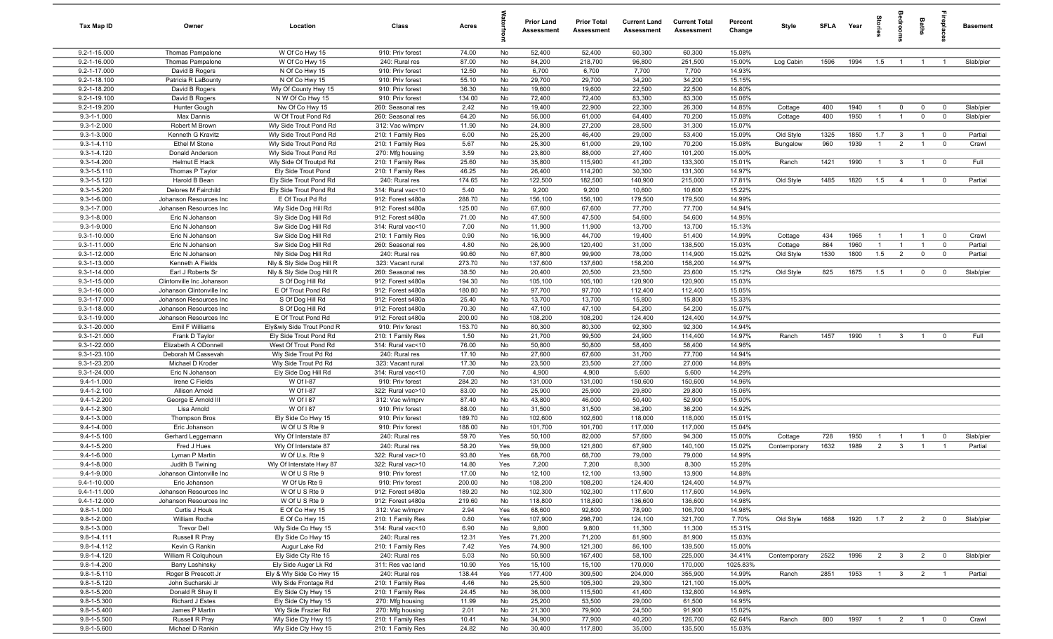| Tax Map ID | Owner | Location | Class | Acres | Waterfront | Prior Land Assessment | Prior Total Assessment | Current Land Assessment | Current Total Assessment | Percent Change | Style | SFLA | Year | Stories | Bedrooms | Baths | Fireplaces | Basement |
|---|---|---|---|---|---|---|---|---|---|---|---|---|---|---|---|---|---|---|
| 9.2-1-15.000 | Thomas Pampalone | W Of Co Hwy 15 | 910: Priv forest | 74.00 | No | 52,400 | 52,400 | 60,300 | 60,300 | 15.08% | | | | | | | | |
| 9.2-1-16.000 | Thomas Pampalone | W Of Co Hwy 15 | 240: Rural res | 87.00 | No | 84,200 | 218,700 | 96,800 | 251,500 | 15.00% | Log Cabin | 1596 | 1994 | 1.5 | 1 | 1 | 1 | Slab/pier |
| 9.2-1-17.000 | David B Rogers | N Of Co Hwy 15 | 910: Priv forest | 12.50 | No | 6,700 | 6,700 | 7,700 | 7,700 | 14.93% | | | | | | | | |
| 9.2-1-18.100 | Patricia R LaBounty | N Of Co Hwy 15 | 910: Priv forest | 55.10 | No | 29,700 | 29,700 | 34,200 | 34,200 | 15.15% | | | | | | | | |
| 9.2-1-18.200 | David B Rogers | Wly Of County Hwy 15 | 910: Priv forest | 36.30 | No | 19,600 | 19,600 | 22,500 | 22,500 | 14.80% | | | | | | | | |
| 9.2-1-19.100 | David B Rogers | N W Of Co Hwy 15 | 910: Priv forest | 134.00 | No | 72,400 | 72,400 | 83,300 | 83,300 | 15.06% | | | | | | | | |
| 9.2-1-19.200 | Hunter Gough | Nw Of Co Hwy 15 | 260: Seasonal res | 2.42 | No | 19,400 | 22,900 | 22,300 | 26,300 | 14.85% | Cottage | 400 | 1940 | 1 | 0 | 0 | 0 | Slab/pier |
| 9.3-1-1.000 | Max Dannis | W Of Trout Pond Rd | 260: Seasonal res | 64.20 | No | 56,000 | 61,000 | 64,400 | 70,200 | 15.08% | Cottage | 400 | 1950 | 1 | 1 | 0 | 0 | Slab/pier |
| 9.3-1-2.000 | Robert M Brown | Wly Side Trout Pond Rd | 312: Vac w/imprv | 11.90 | No | 24,800 | 27,200 | 28,500 | 31,300 | 15.07% | | | | | | | | |
| 9.3-1-3.000 | Kenneth G Kravitz | Wly Side Trout Pond Rd | 210: 1 Family Res | 6.00 | No | 25,200 | 46,400 | 29,000 | 53,400 | 15.09% | Old Style | 1325 | 1850 | 1.7 | 3 | 1 | 0 | Partial |
| 9.3-1-4.110 | Ethel M Stone | Wly Side Trout Pond Rd | 210: 1 Family Res | 5.67 | No | 25,300 | 61,000 | 29,100 | 70,200 | 15.08% | Bungalow | 960 | 1939 | 1 | 2 | 1 | 0 | Crawl |
| 9.3-1-4.120 | Donald Anderson | Wly Side Trout Pond Rd | 270: Mfg housing | 3.59 | No | 23,800 | 88,000 | 27,400 | 101,200 | 15.00% | | | | | | | | |
| 9.3-1-4.200 | Helmut E Hack | Wly Side Of Troutpd Rd | 210: 1 Family Res | 25.60 | No | 35,800 | 115,900 | 41,200 | 133,300 | 15.01% | Ranch | 1421 | 1990 | 1 | 3 | 1 | 0 | Full |
| 9.3-1-5.110 | Thomas P Taylor | Ely Side Trout Pond | 210: 1 Family Res | 46.25 | No | 26,400 | 114,200 | 30,300 | 131,300 | 14.97% | | | | | | | | |
| 9.3-1-5.120 | Harold B Bean | Ely Side Trout Pond Rd | 240: Rural res | 174.65 | No | 122,500 | 182,500 | 140,900 | 215,000 | 17.81% | Old Style | 1485 | 1820 | 1.5 | 4 | 1 | 0 | Partial |
| 9.3-1-5.200 | Delores M Fairchild | Ely Side Trout Pond Rd | 314: Rural vac<10 | 5.40 | No | 9,200 | 9,200 | 10,600 | 10,600 | 15.22% | | | | | | | | |
| 9.3-1-6.000 | Johanson Resources Inc | E Of Trout Pd Rd | 912: Forest s480a | 288.70 | No | 156,100 | 156,100 | 179,500 | 179,500 | 14.99% | | | | | | | | |
| 9.3-1-7.000 | Johansen Resources Inc | Wly Side Dog Hill Rd | 912: Forest s480a | 125.00 | No | 67,600 | 67,600 | 77,700 | 77,700 | 14.94% | | | | | | | | |
| 9.3-1-8.000 | Eric N Johanson | Sly Side Dog Hill Rd | 912: Forest s480a | 71.00 | No | 47,500 | 47,500 | 54,600 | 54,600 | 14.95% | | | | | | | | |
| 9.3-1-9.000 | Eric N Johanson | Sw Side Dog Hill Rd | 314: Rural vac<10 | 7.00 | No | 11,900 | 11,900 | 13,700 | 13,700 | 15.13% | | | | | | | | |
| 9.3-1-10.000 | Eric N Johanson | Sw Side Dog Hill Rd | 210: 1 Family Res | 0.90 | No | 16,900 | 44,700 | 19,400 | 51,400 | 14.99% | Cottage | 434 | 1965 | 1 | 1 | 1 | 0 | Crawl |
| 9.3-1-11.000 | Eric N Johanson | Sw Side Dog Hill Rd | 260: Seasonal res | 4.80 | No | 26,900 | 120,400 | 31,000 | 138,500 | 15.03% | Cottage | 864 | 1960 | 1 | 1 | 1 | 0 | Partial |
| 9.3-1-12.000 | Eric N Johanson | Nly Side Dog Hill Rd | 240: Rural res | 90.60 | No | 67,800 | 99,900 | 78,000 | 114,900 | 15.02% | Old Style | 1530 | 1800 | 1.5 | 2 | 0 | 0 | Partial |
| 9.3-1-13.000 | Kenneth A Fields | Nly & Sly Side Dog Hill R | 323: Vacant rural | 273.70 | No | 137,600 | 137,600 | 158,200 | 158,200 | 14.97% | | | | | | | | |
| 9.3-1-14.000 | Earl J Roberts Sr | Nly & Sly Side Dog Hill R | 260: Seasonal res | 38.50 | No | 20,400 | 20,500 | 23,500 | 23,600 | 15.12% | Old Style | 825 | 1875 | 1.5 | 1 | 0 | 0 | Slab/pier |
| 9.3-1-15.000 | Clintonville Inc Johanson | S Of Dog Hill Rd | 912: Forest s480a | 194.30 | No | 105,100 | 105,100 | 120,900 | 120,900 | 15.03% | | | | | | | | |
| 9.3-1-16.000 | Johanson Clintonville Inc | E Of Trout Pond Rd | 912: Forest s480a | 180.80 | No | 97,700 | 97,700 | 112,400 | 112,400 | 15.05% | | | | | | | | |
| 9.3-1-17.000 | Johanson Resources Inc | S Of Dog Hill Rd | 912: Forest s480a | 25.40 | No | 13,700 | 13,700 | 15,800 | 15,800 | 15.33% | | | | | | | | |
| 9.3-1-18.000 | Johanson Resources Inc | S Of Dog Hill Rd | 912: Forest s480a | 70.30 | No | 47,100 | 47,100 | 54,200 | 54,200 | 15.07% | | | | | | | | |
| 9.3-1-19.000 | Johanson Resources Inc | E Of Trout Pond Rd | 912: Forest s480a | 200.00 | No | 108,200 | 108,200 | 124,400 | 124,400 | 14.97% | | | | | | | | |
| 9.3-1-20.000 | Emil F Williams | Ely&wly Side Trout Pond R | 910: Priv forest | 153.70 | No | 80,300 | 80,300 | 92,300 | 92,300 | 14.94% | | | | | | | | |
| 9.3-1-21.000 | Frank D Taylor | Ely Side Trout Pond Rd | 210: 1 Family Res | 1.50 | No | 21,700 | 99,500 | 24,900 | 114,400 | 14.97% | Ranch | 1457 | 1990 | 1 | 3 | 1 | 0 | Full |
| 9.3-1-22.000 | Elizabeth A ODonnell | West Of Trout Pond Rd | 314: Rural vac<10 | 76.00 | No | 50,800 | 50,800 | 58,400 | 58,400 | 14.96% | | | | | | | | |
| 9.3-1-23.100 | Deborah M Cassevah | Wly Side Trout Pd Rd | 240: Rural res | 17.10 | No | 27,600 | 67,600 | 31,700 | 77,700 | 14.94% | | | | | | | | |
| 9.3-1-23.200 | Michael D Kroder | Wly Side Trout Pd Rd | 323: Vacant rural | 17.30 | No | 23,500 | 23,500 | 27,000 | 27,000 | 14.89% | | | | | | | | |
| 9.3-1-24.000 | Eric N Johanson | Ely Side Dog Hill Rd | 314: Rural vac<10 | 7.00 | No | 4,900 | 4,900 | 5,600 | 5,600 | 14.29% | | | | | | | | |
| 9.4-1-1.000 | Irene C Fields | W Of I-87 | 910: Priv forest | 284.20 | No | 131,000 | 131,000 | 150,600 | 150,600 | 14.96% | | | | | | | | |
| 9.4-1-2.100 | Allison Arnold | W Of I-87 | 322: Rural vac>10 | 83.00 | No | 25,900 | 25,900 | 29,800 | 29,800 | 15.06% | | | | | | | | |
| 9.4-1-2.200 | George E Arnold III | W Of I 87 | 312: Vac w/imprv | 87.40 | No | 43,800 | 46,000 | 50,400 | 52,900 | 15.00% | | | | | | | | |
| 9.4-1-2.300 | Lisa Arnold | W Of I 87 | 910: Priv forest | 88.00 | No | 31,500 | 31,500 | 36,200 | 36,200 | 14.92% | | | | | | | | |
| 9.4-1-3.000 | Thompson Bros | Ely Side Co Hwy 15 | 910: Priv forest | 189.70 | No | 102,600 | 102,600 | 118,000 | 118,000 | 15.01% | | | | | | | | |
| 9.4-1-4.000 | Eric Johanson | W Of U S Rte 9 | 910: Priv forest | 188.00 | No | 101,700 | 101,700 | 117,000 | 117,000 | 15.04% | | | | | | | | |
| 9.4-1-5.100 | Gerhard Leggemann | Wly Of Interstate 87 | 240: Rural res | 59.70 | Yes | 50,100 | 82,000 | 57,600 | 94,300 | 15.00% | Cottage | 728 | 1950 | 1 | 1 | 1 | 0 | Slab/pier |
| 9.4-1-5.200 | Fred J Hues | Wly Of Interstate 87 | 240: Rural res | 58.20 | Yes | 59,000 | 121,800 | 67,900 | 140,100 | 15.02% | Contemporary | 1632 | 1989 | 2 | 3 | 1 | 1 | Partial |
| 9.4-1-6.000 | Lyman P Martin | W Of U.s. Rte 9 | 322: Rural vac>10 | 93.80 | Yes | 68,700 | 68,700 | 79,000 | 79,000 | 14.99% | | | | | | | | |
| 9.4-1-8.000 | Judith B Twining | Wly Of Interstate Hwy 87 | 322: Rural vac>10 | 14.80 | Yes | 7,200 | 7,200 | 8,300 | 8,300 | 15.28% | | | | | | | | |
| 9.4-1-9.000 | Johanson Clintonville Inc | W Of U S Rte 9 | 910: Priv forest | 17.00 | No | 12,100 | 12,100 | 13,900 | 13,900 | 14.88% | | | | | | | | |
| 9.4-1-10.000 | Eric Johanson | W Of Us Rte 9 | 910: Priv forest | 200.00 | No | 108,200 | 108,200 | 124,400 | 124,400 | 14.97% | | | | | | | | |
| 9.4-1-11.000 | Johanson Resources Inc | W Of U S Rte 9 | 912: Forest s480a | 189.20 | No | 102,300 | 102,300 | 117,600 | 117,600 | 14.96% | | | | | | | | |
| 9.4-1-12.000 | Johanson Resources Inc | W Of U S Rte 9 | 912: Forest s480a | 219.60 | No | 118,800 | 118,800 | 136,600 | 136,600 | 14.98% | | | | | | | | |
| 9.8-1-1.000 | Curtis J Houk | E Of Co Hwy 15 | 312: Vac w/imprv | 2.94 | Yes | 68,600 | 92,800 | 78,900 | 106,700 | 14.98% | | | | | | | | |
| 9.8-1-2.000 | William Roche | E Of Co Hwy 15 | 210: 1 Family Res | 0.80 | Yes | 107,900 | 298,700 | 124,100 | 321,700 | 7.70% | Old Style | 1688 | 1920 | 1.7 | 2 | 2 | 0 | Slab/pier |
| 9.8-1-3.000 | Trevor Dell | Wly Side Co Hwy 15 | 314: Rural vac<10 | 6.90 | No | 9,800 | 9,800 | 11,300 | 11,300 | 15.31% | | | | | | | | |
| 9.8-1-4.111 | Russell R Pray | Ely Side Co Hwy 15 | 240: Rural res | 12.31 | Yes | 71,200 | 71,200 | 81,900 | 81,900 | 15.03% | | | | | | | | |
| 9.8-1-4.112 | Kevin G Rankin | Augur Lake Rd | 210: 1 Family Res | 7.42 | Yes | 74,900 | 121,300 | 86,100 | 139,500 | 15.00% | | | | | | | | |
| 9.8-1-4.120 | William R Colquhoun | Ely Side Cty Rte 15 | 240: Rural res | 5.03 | No | 50,500 | 167,400 | 58,100 | 225,000 | 34.41% | Contemporary | 2522 | 1996 | 2 | 3 | 2 | 0 | Slab/pier |
| 9.8-1-4.200 | Barry Lashinsky | Ely Side Auger Lk Rd | 311: Res vac land | 10.90 | Yes | 15,100 | 15,100 | 170,000 | 170,000 | 1025.83% | | | | | | | | |
| 9.8-1-5.110 | Roger B Prescott Jr | Ely & Wly Side Co Hwy 15 | 240: Rural res | 138.44 | Yes | 177,400 | 309,500 | 204,000 | 355,900 | 14.99% | Ranch | 2851 | 1953 | 1 | 3 | 2 | 1 | Partial |
| 9.8-1-5.120 | John Sucharski Jr | Wly Side Frontage Rd | 210: 1 Family Res | 4.46 | No | 25,500 | 105,300 | 29,300 | 121,100 | 15.00% | | | | | | | | |
| 9.8-1-5.200 | Donald R Shay II | Ely Side Cty Hwy 15 | 210: 1 Family Res | 24.45 | No | 36,000 | 115,500 | 41,400 | 132,800 | 14.98% | | | | | | | | |
| 9.8-1-5.300 | Richard J Estes | Ely Side Cty Hwy 15 | 270: Mfg housing | 11.99 | No | 25,200 | 53,500 | 29,000 | 61,500 | 14.95% | | | | | | | | |
| 9.8-1-5.400 | James P Martin | Wly Side Frazier Rd | 270: Mfg housing | 2.01 | No | 21,300 | 79,900 | 24,500 | 91,900 | 15.02% | | | | | | | | |
| 9.8-1-5.500 | Russell R Pray | Wly Side Cty Hwy 15 | 210: 1 Family Res | 10.41 | No | 34,900 | 77,900 | 40,200 | 126,700 | 62.64% | Ranch | 800 | 1997 | 1 | 2 | 1 | 0 | Crawl |
| 9.8-1-5.600 | Michael D Rankin | Wly Side Cty Hwy 15 | 210: 1 Family Res | 24.82 | No | 30,400 | 117,800 | 35,000 | 135,500 | 15.03% | | | | | | | | |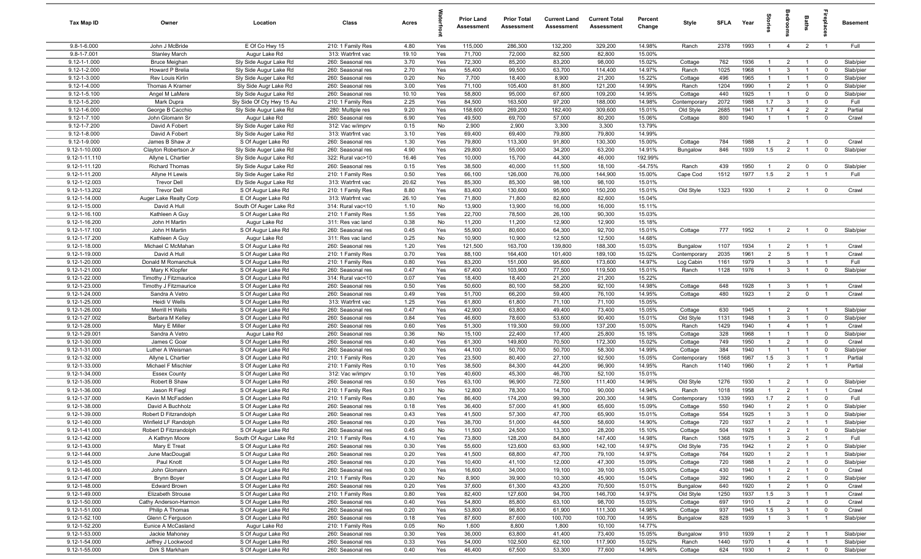| Tax Map ID | Owner | Location | Class | Acres | Waterfront | Prior Land Assessment | Prior Total Assessment | Current Land Assessment | Current Total Assessment | Percent Change | Style | SFLA | Year | Stories | Bedrooms | Baths | Fireplaces | Basement |
|---|---|---|---|---|---|---|---|---|---|---|---|---|---|---|---|---|---|---|
| 9.8-1-6.000 | John J McBride | E Of Co Hwy 15 | 210: 1 Family Res | 4.80 | Yes | 115,000 | 286,300 | 132,200 | 329,200 | 14.98% | Ranch | 2378 | 1993 | 1 | 4 | 2 | 1 | Full |
| 9.8-1-7.001 | Stanley March | Augur Lake Rd | 313: Watrfrnt vac | 19.10 | Yes | 71,700 | 72,000 | 82,500 | 82,800 | 15.00% | | | | | | | | |
| 9.12-1-1.000 | Bruce Meighan | Sly Side Augur Lake Rd | 260: Seasonal res | 3.70 | Yes | 72,300 | 85,200 | 83,200 | 98,000 | 15.02% | Cottage | 762 | 1936 | 1 | 2 | 1 | 0 | Slab/pier |
| 9.12-1-2.000 | Howard P Brelia | Sly Side Augur Lake Rd | 260: Seasonal res | 2.70 | Yes | 55,400 | 99,500 | 63,700 | 114,400 | 14.97% | Ranch | 1025 | 1968 | 1 | 3 | 1 | 0 | Slab/pier |
| 9.12-1-3.000 | Rev Louis Kirlin | Sly Side Augur Lake Rd | 260: Seasonal res | 0.20 | No | 7,700 | 18,400 | 8,900 | 21,200 | 15.22% | Cottage | 496 | 1965 | 1 | 1 | 1 | 0 | Slab/pier |
| 9.12-1-4.000 | Thomas A Kramer | Sly Side Augr Lake Rd | 260: Seasonal res | 3.00 | Yes | 71,100 | 105,400 | 81,800 | 121,200 | 14.99% | Ranch | 1204 | 1990 | 1 | 2 | 1 | 0 | Slab/pier |
| 9.12-1-5.100 | Angel M LaMere | Sly Side Augur Lake Rd | 260: Seasonal res | 10.10 | Yes | 58,800 | 95,000 | 67,600 | 109,200 | 14.95% | Cottage | 440 | 1925 | 1 | 1 | 0 | 0 | Slab/pier |
| 9.12-1-5.200 | Mark Dupra | Sly Side Of Cty Hwy 15 Au | 210: 1 Family Res | 2.25 | Yes | 84,500 | 163,500 | 97,200 | 188,000 | 14.98% | Contemporary | 2072 | 1988 | 1.7 | 3 | 1 | 0 | Full |
| 9.12-1-6.000 | George B Cacchio | Sly Side Augur Lake Rd | 280: Multiple res | 9.20 | Yes | 158,600 | 269,200 | 182,400 | 309,600 | 15.01% | Old Style | 2685 | 1941 | 1.7 | 4 | 2 | 2 | Partial |
| 9.12-1-7.100 | John Glomann Sr | Augur Lake Rd | 260: Seasonal res | 6.90 | Yes | 49,500 | 69,700 | 57,000 | 80,200 | 15.06% | Cottage | 800 | 1940 | 1 | 1 | 1 | 0 | Crawl |
| 9.12-1-7.200 | David A Fobert | Sly Side Auger Lake Rd | 312: Vac w/imprv | 0.15 | No | 2,900 | 2,900 | 3,300 | 3,300 | 13.79% | | | | | | | | |
| 9.12-1-8.000 | David A Fobert | Sly Side Auger Lake Rd | 313: Watrfrnt vac | 3.10 | Yes | 69,400 | 69,400 | 79,800 | 79,800 | 14.99% | | | | | | | | |
| 9.12-1-9.000 | James B Shaw Jr | S Of Auger Lake Rd | 260: Seasonal res | 1.30 | Yes | 79,800 | 113,300 | 91,800 | 130,300 | 15.00% | Cottage | 784 | 1988 | 1 | 2 | 1 | 0 | Crawl |
| 9.12-1-10.000 | Clayton Robertson Jr | Sly Side Augur Lake Rd | 260: Seasonal res | 4.90 | Yes | 29,800 | 55,000 | 34,200 | 63,200 | 14.91% | Bungalow | 846 | 1939 | 1.5 | 2 | 1 | 0 | Slab/pier |
| 9.12-1-11.110 | Allyne L Chartier | Sly Side Augur Lake Rd | 322: Rural vac>10 | 16.46 | Yes | 10,000 | 15,700 | 44,300 | 46,000 | 192.99% | | | | | | | | |
| 9.12-1-11.120 | Richard Thomas | Sly Side Augur Lake Rd | 260: Seasonal res | 0.15 | Yes | 38,500 | 40,000 | 11,500 | 18,100 | -54.75% | Ranch | 439 | 1950 | 1 | 2 | 0 | 0 | Slab/pier |
| 9.12-1-11.200 | Allyne H Lewis | Sly Side Auger Lake Rd | 210: 1 Family Res | 0.50 | Yes | 66,100 | 126,000 | 76,000 | 144,900 | 15.00% | Cape Cod | 1512 | 1977 | 1.5 | 2 | 1 | 1 | Full |
| 9.12-1-12.003 | Trevor Dell | Ely Side Augur Lake Rd | 313: Watrfrnt vac | 20.62 | Yes | 85,300 | 85,300 | 98,100 | 98,100 | 15.01% | | | | | | | | |
| 9.12-1-13.202 | Trevor Dell | S Of Augur Lake Rd | 210: 1 Family Res | 8.80 | Yes | 83,400 | 130,600 | 95,900 | 150,200 | 15.01% | Old Style | 1323 | 1930 | 1 | 2 | 1 | 0 | Crawl |
| 9.12-1-14.000 | Auger Lake Realty Corp | E Of Augur Lake Rd | 313: Watrfrnt vac | 26.10 | Yes | 71,800 | 71,800 | 82,600 | 82,600 | 15.04% | | | | | | | | |
| 9.12-1-15.000 | David A Hull | South Of Auger Lake Rd | 314: Rural vac<10 | 1.10 | No | 13,900 | 13,900 | 16,000 | 16,000 | 15.11% | | | | | | | | |
| 9.12-1-16.100 | Kathleen A Guy | S Of Auger Lake Rd | 210: 1 Family Res | 1.55 | Yes | 22,700 | 78,500 | 26,100 | 90,300 | 15.03% | | | | | | | | |
| 9.12-1-16.200 | John H Martin | Augur Lake Rd | 311: Res vac land | 0.38 | No | 11,200 | 11,200 | 12,900 | 12,900 | 15.18% | | | | | | | | |
| 9.12-1-17.100 | John H Martin | S Of Augur Lake Rd | 260: Seasonal res | 0.45 | Yes | 55,900 | 80,600 | 64,300 | 92,700 | 15.01% | Cottage | 777 | 1952 | 1 | 2 | 1 | 0 | Slab/pier |
| 9.12-1-17.200 | Kathleen A Guy | Augur Lake Rd | 311: Res vac land | 0.25 | No | 10,900 | 10,900 | 12,500 | 12,500 | 14.68% | | | | | | | | |
| 9.12-1-18.000 | Michael C McMahan | S Of Auger Lake Rd | 260: Seasonal res | 1.20 | Yes | 121,500 | 163,700 | 139,800 | 188,300 | 15.03% | Bungalow | 1107 | 1934 | 1 | 2 | 1 | 1 | Crawl |
| 9.12-1-19.000 | David A Hull | S Of Augur Lake Rd | 210: 1 Family Res | 0.70 | Yes | 88,100 | 164,400 | 101,400 | 189,100 | 15.02% | Contemporary | 2035 | 1961 | 2 | 5 | 1 | 1 | Crawl |
| 9.12-1-20.000 | Donald M Romanchuk | S Of Augur Lake Rd | 210: 1 Family Res | 0.80 | Yes | 83,200 | 151,000 | 95,600 | 173,600 | 14.97% | Log Cabin | 1161 | 1979 | 1 | 3 | 1 | 1 | Full |
| 9.12-1-21.000 | Mary K Klopfer | S Of Augur Lake Rd | 260: Seasonal res | 0.47 | Yes | 67,400 | 103,900 | 77,500 | 119,500 | 15.01% | Ranch | 1128 | 1976 | 1 | 3 | 1 | 0 | Slab/pier |
| 9.12-1-22.000 | Timothy J Fitzmaurice | S Of Augur Lake Rd | 314: Rural vac<10 | 0.07 | Yes | 18,400 | 18,400 | 21,200 | 21,200 | 15.22% | | | | | | | | |
| 9.12-1-23.000 | Timothy J Fitzmaurice | S Of Augur Lake Rd | 260: Seasonal res | 0.50 | Yes | 50,600 | 80,100 | 58,200 | 92,100 | 14.98% | Cottage | 648 | 1928 | 1 | 3 | 1 | 1 | Crawl |
| 9.12-1-24.000 | Sandra A Vetro | S Of Augur Lake Rd | 260: Seasonal res | 0.49 | Yes | 51,700 | 66,200 | 59,400 | 76,100 | 14.95% | Cottage | 480 | 1923 | 1 | 2 | 0 | 1 | Crawl |
| 9.12-1-25.000 | Heidi V Wells | S Of Auger Lake Rd | 313: Watrfrnt vac | 1.25 | Yes | 61,800 | 61,800 | 71,100 | 71,100 | 15.05% | | | | | | | | |
| 9.12-1-26.000 | Merrill H Wells | S Of Auger Lake Rd | 260: Seasonal res | 0.47 | Yes | 42,900 | 63,800 | 49,400 | 73,400 | 15.05% | Cottage | 630 | 1945 | 1 | 2 | 1 | 1 | Slab/pier |
| 9.12-1-27.002 | Barbara M Kelley | S Of Augur Lake Rd | 260: Seasonal res | 0.84 | Yes | 46,600 | 78,600 | 53,600 | 90,400 | 15.01% | Old Style | 1131 | 1948 | 1 | 3 | 1 | 0 | Slab/pier |
| 9.12-1-28.000 | Mary E Miller | S Of Auger Lake Rd | 260: Seasonal res | 0.60 | Yes | 51,300 | 119,300 | 59,000 | 137,200 | 15.00% | Ranch | 1429 | 1940 | 1 | 4 | 1 | 1 | Crawl |
| 9.12-1-29.001 | Sandra A Vetro | Augur Lake Rd | 260: Seasonal res | 0.36 | No | 15,100 | 22,400 | 17,400 | 25,800 | 15.18% | Cottage | 328 | 1968 | 1 | 1 | 1 | 0 | Slab/pier |
| 9.12-1-30.000 | James C Goar | S Of Auger Lake Rd | 260: Seasonal res | 0.40 | Yes | 61,300 | 149,800 | 70,500 | 172,300 | 15.02% | Cottage | 749 | 1950 | 1 | 2 | 1 | 0 | Crawl |
| 9.12-1-31.000 | Luther A Weisman | S Of Auger Lake Rd | 260: Seasonal res | 0.30 | Yes | 44,100 | 50,700 | 50,700 | 58,300 | 14.99% | Cottage | 384 | 1940 | 1 | 1 | 1 | 0 | Slab/pier |
| 9.12-1-32.000 | Allyne L Chartier | S Of Auger Lake Rd | 210: 1 Family Res | 0.20 | Yes | 23,500 | 80,400 | 27,100 | 92,500 | 15.05% | Contemporary | 1568 | 1967 | 1.5 | 3 | 1 | 1 | Partial |
| 9.12-1-33.000 | Michael F Mischler | S Of Auger Lake Rd | 210: 1 Family Res | 0.10 | Yes | 38,500 | 84,300 | 44,200 | 96,900 | 14.95% | Ranch | 1140 | 1960 | 1 | 2 | 1 | 1 | Partial |
| 9.12-1-34.000 | Essex County | S Of Auger Lake Rd | 312: Vac w/imprv | 0.10 | Yes | 40,600 | 45,300 | 46,700 | 52,100 | 15.01% | | | | | | | | |
| 9.12-1-35.000 | Robert B Shaw | S Of Auger Lake Rd | 260: Seasonal res | 0.50 | Yes | 63,100 | 96,900 | 72,500 | 111,400 | 14.96% | Old Style | 1276 | 1930 | 1 | 2 | 1 | 0 | Slab/pier |
| 9.12-1-36.000 | Jason R Fiegl | S Of Auger Lake Rd | 210: 1 Family Res | 0.31 | No | 12,800 | 78,300 | 14,700 | 90,000 | 14.94% | Ranch | 1018 | 1958 | 1 | 2 | 1 | 1 | Crawl |
| 9.12-1-37.000 | Kevin M McFadden | S Of Auger Lake Rd | 210: 1 Family Res | 0.80 | Yes | 86,400 | 174,200 | 99,300 | 200,300 | 14.98% | Contemporary | 1339 | 1993 | 1.7 | 2 | 1 | 0 | Full |
| 9.12-1-38.000 | David A Buchholz | S Of Auger Lake Rd | 260: Seasonal res | 0.18 | Yes | 36,400 | 57,000 | 41,900 | 65,600 | 15.09% | Cottage | 550 | 1940 | 1 | 2 | 1 | 0 | Slab/pier |
| 9.12-1-39.000 | Robert D Fitzrandolph | S Of Auger Lake Rd | 260: Seasonal res | 0.43 | Yes | 41,500 | 57,300 | 47,700 | 65,900 | 15.01% | Cottage | 554 | 1925 | 1 | 3 | 1 | 0 | Slab/pier |
| 9.12-1-40.000 | Winfield LF Randolph | S Of Auger Lake Rd | 260: Seasonal res | 0.20 | Yes | 38,700 | 51,000 | 44,500 | 58,600 | 14.90% | Cottage | 720 | 1937 | 1 | 2 | 1 | 1 | Slab/pier |
| 9.12-1-41.000 | Robert D Fitzrandolph | S Of Auger Lake Rd | 260: Seasonal res | 0.45 | No | 11,500 | 24,500 | 13,300 | 28,200 | 15.10% | Cottage | 504 | 1928 | 1 | 2 | 1 | 0 | Slab/pier |
| 9.12-1-42.000 | A Kathryn Moore | South Of Augur Lake Rd | 210: 1 Family Res | 4.10 | Yes | 73,800 | 128,200 | 84,800 | 147,400 | 14.98% | Ranch | 1368 | 1975 | 1 | 3 | 2 | 1 | Full |
| 9.12-1-43.000 | Mary E Treat | S Of Auger Lake Rd | 260: Seasonal res | 0.30 | Yes | 55,600 | 123,600 | 63,900 | 142,100 | 14.97% | Old Style | 735 | 1942 | 1 | 2 | 1 | 0 | Slab/pier |
| 9.12-1-44.000 | June MacDougall | S Of Auger Lake Rd | 260: Seasonal res | 0.20 | Yes | 41,500 | 68,800 | 47,700 | 79,100 | 14.97% | Cottage | 764 | 1920 | 1 | 2 | 1 | 1 | Slab/pier |
| 9.12-1-45.000 | Paul Knott | S Of Auger Lake Rd | 260: Seasonal res | 0.20 | Yes | 10,400 | 41,100 | 12,000 | 47,300 | 15.09% | Cottage | 720 | 1988 | 1 | 2 | 1 | 0 | Slab/pier |
| 9.12-1-46.000 | John Glomann | S Of Auger Lake Rd | 260: Seasonal res | 0.30 | Yes | 16,600 | 34,000 | 19,100 | 39,100 | 15.00% | Cottage | 430 | 1940 | 1 | 2 | 1 | 0 | Crawl |
| 9.12-1-47.000 | Brynn Boyer | S Of Auger Lake Rd | 210: 1 Family Res | 0.20 | No | 8,900 | 39,900 | 10,300 | 45,900 | 15.04% | Cottage | 392 | 1960 | 1 | 2 | 1 | 0 | Slab/pier |
| 9.12-1-48.000 | Edward Brown | S Of Auger Lake Rd | 260: Seasonal res | 0.20 | Yes | 37,600 | 61,300 | 43,200 | 70,500 | 15.01% | Bungalow | 640 | 1920 | 1 | 2 | 1 | 0 | Crawl |
| 9.12-1-49.000 | Elizabeth Strouse | S Of Auger Lake Rd | 210: 1 Family Res | 0.80 | Yes | 82,400 | 127,600 | 94,700 | 146,700 | 14.97% | Old Style | 1250 | 1937 | 1.5 | 3 | 1 | 1 | Crawl |
| 9.12-1-50.000 | Cathy Anderson-Harmon | S Of Auger Lake Rd | 260: Seasonal res | 0.40 | Yes | 54,800 | 85,800 | 63,100 | 98,700 | 15.03% | Cottage | 697 | 1910 | 1 | 2 | 1 | 0 | Crawl |
| 9.12-1-51.000 | Philip A Thomas | S Of Auger Lake Rd | 260: Seasonal res | 0.20 | Yes | 53,800 | 96,800 | 61,900 | 111,300 | 14.98% | Cottage | 937 | 1945 | 1.5 | 3 | 1 | 0 | Crawl |
| 9.12-1-52.100 | Glenn C Ferguson | S Of Auger Lake Rd | 260: Seasonal res | 0.18 | Yes | 87,600 | 87,600 | 100,700 | 100,700 | 14.95% | Bungalow | 828 | 1939 | 1 | 3 | 1 | 1 | Slab/pier |
| 9.12-1-52.200 | Eunice A McCasland | Augur Lake Rd | 210: 1 Family Res | 0.05 | No | 1,600 | 8,800 | 1,800 | 10,100 | 14.77% | | | | | | | | |
| 9.12-1-53.000 | Jackie Mahoney | S Of Auger Lake Rd | 260: Seasonal res | 0.30 | Yes | 36,000 | 63,800 | 41,400 | 73,400 | 15.05% | Bungalow | 910 | 1939 | 1 | 2 | 1 | 1 | Slab/pier |
| 9.12-1-54.000 | Jeffrey J Lockwood | S Of Auger Lake Rd | 260: Seasonal res | 0.33 | Yes | 54,000 | 102,500 | 62,100 | 117,900 | 15.02% | Ranch | 1440 | 1970 | 1 | 4 | 1 | 1 | Slab/pier |
| 9.12-1-55.000 | Dirk S Markham | S Of Auger Lake Rd | 260: Seasonal res | 0.40 | Yes | 46,400 | 67,500 | 53,300 | 77,600 | 14.96% | Cottage | 624 | 1930 | 1 | 2 | 1 | 0 | Slab/pier |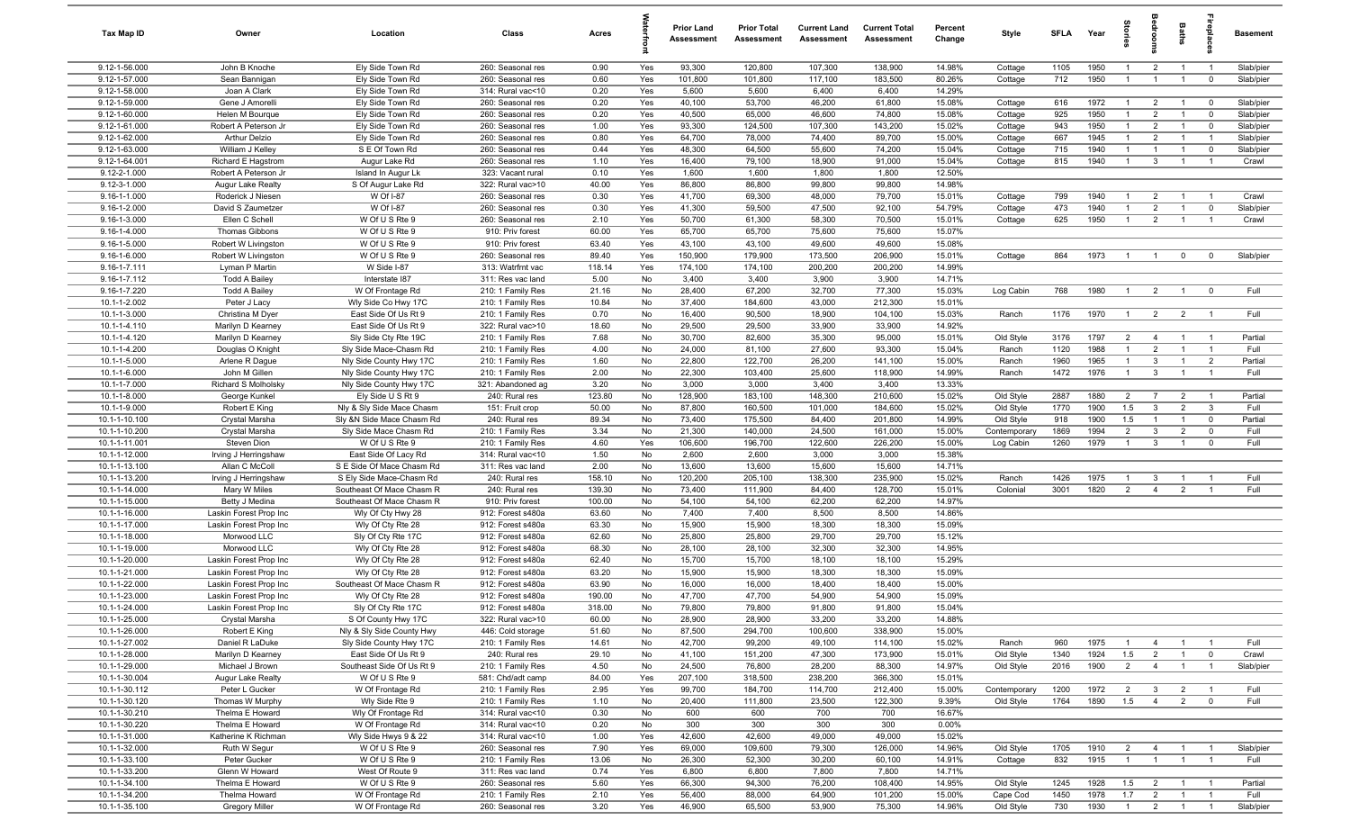| Tax Map ID | Owner | Location | Class | Acres | Waterfront | Prior Land Assessment | Prior Total Assessment | Current Land Assessment | Current Total Assessment | Percent Change | Style | SFLA | Year | Stories | Bedrooms | Baths | Fireplaces | Basement |
|---|---|---|---|---|---|---|---|---|---|---|---|---|---|---|---|---|---|---|
| 9.12-1-56.000 | John B Knoche | Ely Side Town Rd | 260: Seasonal res | 0.90 | Yes | 93,300 | 120,800 | 107,300 | 138,900 | 14.98% | Cottage | 1105 | 1950 | 1 | 2 | 1 | 1 | Slab/pier |
| 9.12-1-57.000 | Sean Bannigan | Ely Side Town Rd | 260: Seasonal res | 0.60 | Yes | 101,800 | 101,800 | 117,100 | 183,500 | 80.26% | Cottage | 712 | 1950 | 1 | 1 | 1 | 0 | Slab/pier |
| 9.12-1-58.000 | Joan A Clark | Ely Side Town Rd | 314: Rural vac<10 | 0.20 | Yes | 5,600 | 5,600 | 6,400 | 6,400 | 14.29% | | | | | | | | |
| 9.12-1-59.000 | Gene J Amorelli | Ely Side Town Rd | 260: Seasonal res | 0.20 | Yes | 40,100 | 53,700 | 46,200 | 61,800 | 15.08% | Cottage | 616 | 1972 | 1 | 2 | 1 | 0 | Slab/pier |
| 9.12-1-60.000 | Helen M Bourque | Ely Side Town Rd | 260: Seasonal res | 0.20 | Yes | 40,500 | 65,000 | 46,600 | 74,800 | 15.08% | Cottage | 925 | 1950 | 1 | 2 | 1 | 0 | Slab/pier |
| 9.12-1-61.000 | Robert A Peterson Jr | Ely Side Town Rd | 260: Seasonal res | 1.00 | Yes | 93,300 | 124,500 | 107,300 | 143,200 | 15.02% | Cottage | 943 | 1950 | 1 | 2 | 1 | 0 | Slab/pier |
| 9.12-1-62.000 | Arthur Delzio | Ely Side Town Rd | 260: Seasonal res | 0.80 | Yes | 64,700 | 78,000 | 74,400 | 89,700 | 15.00% | Cottage | 667 | 1945 | 1 | 2 | 1 | 1 | Slab/pier |
| 9.12-1-63.000 | William J Kelley | S E Of Town Rd | 260: Seasonal res | 0.44 | Yes | 48,300 | 64,500 | 55,600 | 74,200 | 15.04% | Cottage | 715 | 1940 | 1 | 1 | 1 | 0 | Slab/pier |
| 9.12-1-64.001 | Richard E Hagstrom | Augur Lake Rd | 260: Seasonal res | 1.10 | Yes | 16,400 | 79,100 | 18,900 | 91,000 | 15.04% | Cottage | 815 | 1940 | 1 | 3 | 1 | 1 | Crawl |
| 9.12-2-1.000 | Robert A Peterson Jr | Island In Augur Lk | 323: Vacant rural | 0.10 | Yes | 1,600 | 1,600 | 1,800 | 1,800 | 12.50% | | | | | | | | |
| 9.12-3-1.000 | Augur Lake Realty | S Of Augur Lake Rd | 322: Rural vac>10 | 40.00 | Yes | 86,800 | 86,800 | 99,800 | 99,800 | 14.98% | | | | | | | | |
| 9.16-1-1.000 | Roderick J Niesen | W Of I-87 | 260: Seasonal res | 0.30 | Yes | 41,700 | 69,300 | 48,000 | 79,700 | 15.01% | Cottage | 799 | 1940 | 1 | 2 | 1 | 1 | Crawl |
| 9.16-1-2.000 | David S Zaumetzer | W Of I-87 | 260: Seasonal res | 0.30 | Yes | 41,300 | 59,500 | 47,500 | 92,100 | 54.79% | Cottage | 473 | 1940 | 1 | 2 | 1 | 0 | Slab/pier |
| 9.16-1-3.000 | Ellen C Schell | W Of U S Rte 9 | 260: Seasonal res | 2.10 | Yes | 50,700 | 61,300 | 58,300 | 70,500 | 15.01% | Cottage | 625 | 1950 | 1 | 2 | 1 | 1 | Crawl |
| 9.16-1-4.000 | Thomas Gibbons | W Of U S Rte 9 | 910: Priv forest | 60.00 | Yes | 65,700 | 65,700 | 75,600 | 75,600 | 15.07% | | | | | | | | |
| 9.16-1-5.000 | Robert W Livingston | W Of U S Rte 9 | 910: Priv forest | 63.40 | Yes | 43,100 | 43,100 | 49,600 | 49,600 | 15.08% | | | | | | | | |
| 9.16-1-6.000 | Robert W Livingston | W Of U S Rte 9 | 260: Seasonal res | 89.40 | Yes | 150,900 | 179,900 | 173,500 | 206,900 | 15.01% | Cottage | 864 | 1973 | 1 | 1 | 0 | 0 | Slab/pier |
| 9.16-1-7.111 | Lyman P Martin | W Side I-87 | 313: Watrfrnt vac | 118.14 | Yes | 174,100 | 174,100 | 200,200 | 200,200 | 14.99% | | | | | | | | |
| 9.16-1-7.112 | Todd A Bailey | Interstate I87 | 311: Res vac land | 5.00 | No | 3,400 | 3,400 | 3,900 | 3,900 | 14.71% | | | | | | | | |
| 9.16-1-7.220 | Todd A Bailey | W Of Frontage Rd | 210: 1 Family Res | 21.16 | No | 28,400 | 67,200 | 32,700 | 77,300 | 15.03% | Log Cabin | 768 | 1980 | 1 | 2 | 1 | 0 | Full |
| 10.1-1-2.002 | Peter J Lacy | Wly Side Co Hwy 17C | 210: 1 Family Res | 10.84 | No | 37,400 | 184,600 | 43,000 | 212,300 | 15.01% | | | | | | | | |
| 10.1-1-3.000 | Christina M Dyer | East Side Of Us Rt 9 | 210: 1 Family Res | 0.70 | No | 16,400 | 90,500 | 18,900 | 104,100 | 15.03% | Ranch | 1176 | 1970 | 1 | 2 | 2 | 1 | Full |
| 10.1-1-4.110 | Marilyn D Kearney | East Side Of Us Rt 9 | 322: Rural vac>10 | 18.60 | No | 29,500 | 29,500 | 33,900 | 33,900 | 14.92% | | | | | | | | |
| 10.1-1-4.120 | Marilyn D Kearney | Sly Side Cty Rte 19C | 210: 1 Family Res | 7.68 | No | 30,700 | 82,600 | 35,300 | 95,000 | 15.01% | Old Style | 3176 | 1797 | 2 | 4 | 1 | 1 | Partial |
| 10.1-1-4.200 | Douglas O Knight | Sly Side Mace-Chasm Rd | 210: 1 Family Res | 4.00 | No | 24,000 | 81,100 | 27,600 | 93,300 | 15.04% | Ranch | 1120 | 1988 | 1 | 2 | 1 | 1 | Full |
| 10.1-1-5.000 | Arlene R Dague | Nly Side County Hwy 17C | 210: 1 Family Res | 1.60 | No | 22,800 | 122,700 | 26,200 | 141,100 | 15.00% | Ranch | 1960 | 1965 | 1 | 3 | 1 | 2 | Partial |
| 10.1-1-6.000 | John M Gillen | Nly Side County Hwy 17C | 210: 1 Family Res | 2.00 | No | 22,300 | 103,400 | 25,600 | 118,900 | 14.99% | Ranch | 1472 | 1976 | 1 | 3 | 1 | 1 | Full |
| 10.1-1-7.000 | Richard S Molholsky | Nly Side County Hwy 17C | 321: Abandoned ag | 3.20 | No | 3,000 | 3,000 | 3,400 | 3,400 | 13.33% | | | | | | | | |
| 10.1-1-8.000 | George Kunkel | Ely Side U S Rt 9 | 240: Rural res | 123.80 | No | 128,900 | 183,100 | 148,300 | 210,600 | 15.02% | Old Style | 2887 | 1880 | 2 | 7 | 2 | 1 | Partial |
| 10.1-1-9.000 | Robert E King | Nly & Sly Side Mace Chasm | 151: Fruit crop | 50.00 | No | 87,800 | 160,500 | 101,000 | 184,600 | 15.02% | Old Style | 1770 | 1900 | 1.5 | 3 | 2 | 3 | Full |
| 10.1-1-10.100 | Crystal Marsha | Sly &N Side Mace Chasm Rd | 240: Rural res | 89.34 | No | 73,400 | 175,500 | 84,400 | 201,800 | 14.99% | Old Style | 918 | 1900 | 1.5 | 1 | 1 | 0 | Partial |
| 10.1-1-10.200 | Crystal Marsha | Sly Side Mace Chasm Rd | 210: 1 Family Res | 3.34 | No | 21,300 | 140,000 | 24,500 | 161,000 | 15.00% | Contemporary | 1869 | 1994 | 2 | 3 | 2 | 0 | Full |
| 10.1-1-11.001 | Steven Dion | W Of U S Rte 9 | 210: 1 Family Res | 4.60 | Yes | 106,600 | 196,700 | 122,600 | 226,200 | 15.00% | Log Cabin | 1260 | 1979 | 1 | 3 | 1 | 0 | Full |
| 10.1-1-12.000 | Irving J Herringshaw | East Side Of Lacy Rd | 314: Rural vac<10 | 1.50 | No | 2,600 | 2,600 | 3,000 | 3,000 | 15.38% | | | | | | | | |
| 10.1-1-13.100 | Allan C McColl | S E Side Of Mace Chasm Rd | 311: Res vac land | 2.00 | No | 13,600 | 13,600 | 15,600 | 15,600 | 14.71% | | | | | | | | |
| 10.1-1-13.200 | Irving J Herringshaw | S Ely Side Mace-Chasm Rd | 240: Rural res | 158.10 | No | 120,200 | 205,100 | 138,300 | 235,900 | 15.02% | Ranch | 1426 | 1975 | 1 | 3 | 1 | 1 | Full |
| 10.1-1-14.000 | Mary W Miles | Southeast Of Mace Chasm R | 240: Rural res | 139.30 | No | 73,400 | 111,900 | 84,400 | 128,700 | 15.01% | Colonial | 3001 | 1820 | 2 | 4 | 2 | 1 | Full |
| 10.1-1-15.000 | Betty J Medina | Southeast Of Mace Chasm R | 910: Priv forest | 100.00 | No | 54,100 | 54,100 | 62,200 | 62,200 | 14.97% | | | | | | | | |
| 10.1-1-16.000 | Laskin Forest Prop Inc | Wly Of Cty Hwy 28 | 912: Forest s480a | 63.60 | No | 7,400 | 7,400 | 8,500 | 8,500 | 14.86% | | | | | | | | |
| 10.1-1-17.000 | Laskin Forest Prop Inc | Wly Of Cty Rte 28 | 912: Forest s480a | 63.30 | No | 15,900 | 15,900 | 18,300 | 18,300 | 15.09% | | | | | | | | |
| 10.1-1-18.000 | Morwood LLC | Sly Of Cty Rte 17C | 912: Forest s480a | 62.60 | No | 25,800 | 25,800 | 29,700 | 29,700 | 15.12% | | | | | | | | |
| 10.1-1-19.000 | Morwood LLC | Wly Of Cty Rte 28 | 912: Forest s480a | 68.30 | No | 28,100 | 28,100 | 32,300 | 32,300 | 14.95% | | | | | | | | |
| 10.1-1-20.000 | Laskin Forest Prop Inc | Wly Of Cty Rte 28 | 912: Forest s480a | 62.40 | No | 15,700 | 15,700 | 18,100 | 18,100 | 15.29% | | | | | | | | |
| 10.1-1-21.000 | Laskin Forest Prop Inc | Wly Of Cty Rte 28 | 912: Forest s480a | 63.20 | No | 15,900 | 15,900 | 18,300 | 18,300 | 15.09% | | | | | | | | |
| 10.1-1-22.000 | Laskin Forest Prop Inc | Southeast Of Mace Chasm R | 912: Forest s480a | 63.90 | No | 16,000 | 16,000 | 18,400 | 18,400 | 15.00% | | | | | | | | |
| 10.1-1-23.000 | Laskin Forest Prop Inc | Wly Of Cty Rte 28 | 912: Forest s480a | 190.00 | No | 47,700 | 47,700 | 54,900 | 54,900 | 15.09% | | | | | | | | |
| 10.1-1-24.000 | Laskin Forest Prop Inc | Sly Of Cty Rte 17C | 912: Forest s480a | 318.00 | No | 79,800 | 79,800 | 91,800 | 91,800 | 15.04% | | | | | | | | |
| 10.1-1-25.000 | Crystal Marsha | S Of County Hwy 17C | 322: Rural vac>10 | 60.00 | No | 28,900 | 28,900 | 33,200 | 33,200 | 14.88% | | | | | | | | |
| 10.1-1-26.000 | Robert E King | Nly & Sly Side County Hwy | 446: Cold storage | 51.60 | No | 87,500 | 294,700 | 100,600 | 338,900 | 15.00% | | | | | | | | |
| 10.1-1-27.002 | Daniel R LaDuke | Sly Side County Hwy 17C | 210: 1 Family Res | 14.61 | No | 42,700 | 99,200 | 49,100 | 114,100 | 15.02% | Ranch | 960 | 1975 | 1 | 4 | 1 | 1 | Full |
| 10.1-1-28.000 | Marilyn D Kearney | East Side Of Us Rt 9 | 240: Rural res | 29.10 | No | 41,100 | 151,200 | 47,300 | 173,900 | 15.01% | Old Style | 1340 | 1924 | 1.5 | 2 | 1 | 0 | Crawl |
| 10.1-1-29.000 | Michael J Brown | Southeast Side Of Us Rt 9 | 210: 1 Family Res | 4.50 | No | 24,500 | 76,800 | 28,200 | 88,300 | 14.97% | Old Style | 2016 | 1900 | 2 | 4 | 1 | 1 | Slab/pier |
| 10.1-1-30.004 | Augur Lake Realty | W Of U S Rte 9 | 581: Chd/adt camp | 84.00 | Yes | 207,100 | 318,500 | 238,200 | 366,300 | 15.01% | | | | | | | | |
| 10.1-1-30.112 | Peter L Gucker | W Of Frontage Rd | 210: 1 Family Res | 2.95 | Yes | 99,700 | 184,700 | 114,700 | 212,400 | 15.00% | Contemporary | 1200 | 1972 | 2 | 3 | 2 | 1 | Full |
| 10.1-1-30.120 | Thomas W Murphy | Wly Side Rte 9 | 210: 1 Family Res | 1.10 | No | 20,400 | 111,800 | 23,500 | 122,300 | 9.39% | Old Style | 1764 | 1890 | 1.5 | 4 | 2 | 0 | Full |
| 10.1-1-30.210 | Thelma E Howard | Wly Of Frontage Rd | 314: Rural vac<10 | 0.30 | No | 600 | 600 | 700 | 700 | 16.67% | | | | | | | | |
| 10.1-1-30.220 | Thelma E Howard | W Of Frontage Rd | 314: Rural vac<10 | 0.20 | No | 300 | 300 | 300 | 300 | 0.00% | | | | | | | | |
| 10.1-1-31.000 | Katherine K Richman | Wly Side Hwys 9 & 22 | 314: Rural vac<10 | 1.00 | Yes | 42,600 | 42,600 | 49,000 | 49,000 | 15.02% | | | | | | | | |
| 10.1-1-32.000 | Ruth W Segur | W Of U S Rte 9 | 260: Seasonal res | 7.90 | Yes | 69,000 | 109,600 | 79,300 | 126,000 | 14.96% | Old Style | 1705 | 1910 | 2 | 4 | 1 | 1 | Slab/pier |
| 10.1-1-33.100 | Peter Gucker | W Of U S Rte 9 | 210: 1 Family Res | 13.06 | No | 26,300 | 52,300 | 30,200 | 60,100 | 14.91% | Cottage | 832 | 1915 | 1 | 1 | 1 | 1 | Full |
| 10.1-1-33.200 | Glenn W Howard | West Of Route 9 | 311: Res vac land | 0.74 | Yes | 6,800 | 6,800 | 7,800 | 7,800 | 14.71% | | | | | | | | |
| 10.1-1-34.100 | Thelma E Howard | W Of U S Rte 9 | 260: Seasonal res | 5.60 | Yes | 66,300 | 94,300 | 76,200 | 108,400 | 14.95% | Old Style | 1245 | 1928 | 1.5 | 2 | 1 | 1 | Partial |
| 10.1-1-34.200 | Thelma Howard | W Of Frontage Rd | 210: 1 Family Res | 2.10 | Yes | 56,400 | 88,000 | 64,900 | 101,200 | 15.00% | Cape Cod | 1450 | 1978 | 1.7 | 2 | 1 | 1 | Full |
| 10.1-1-35.100 | Gregory Miller | W Of Frontage Rd | 260: Seasonal res | 3.20 | Yes | 46,900 | 65,500 | 53,900 | 75,300 | 14.96% | Old Style | 730 | 1930 | 1 | 2 | 1 | 1 | Slab/pier |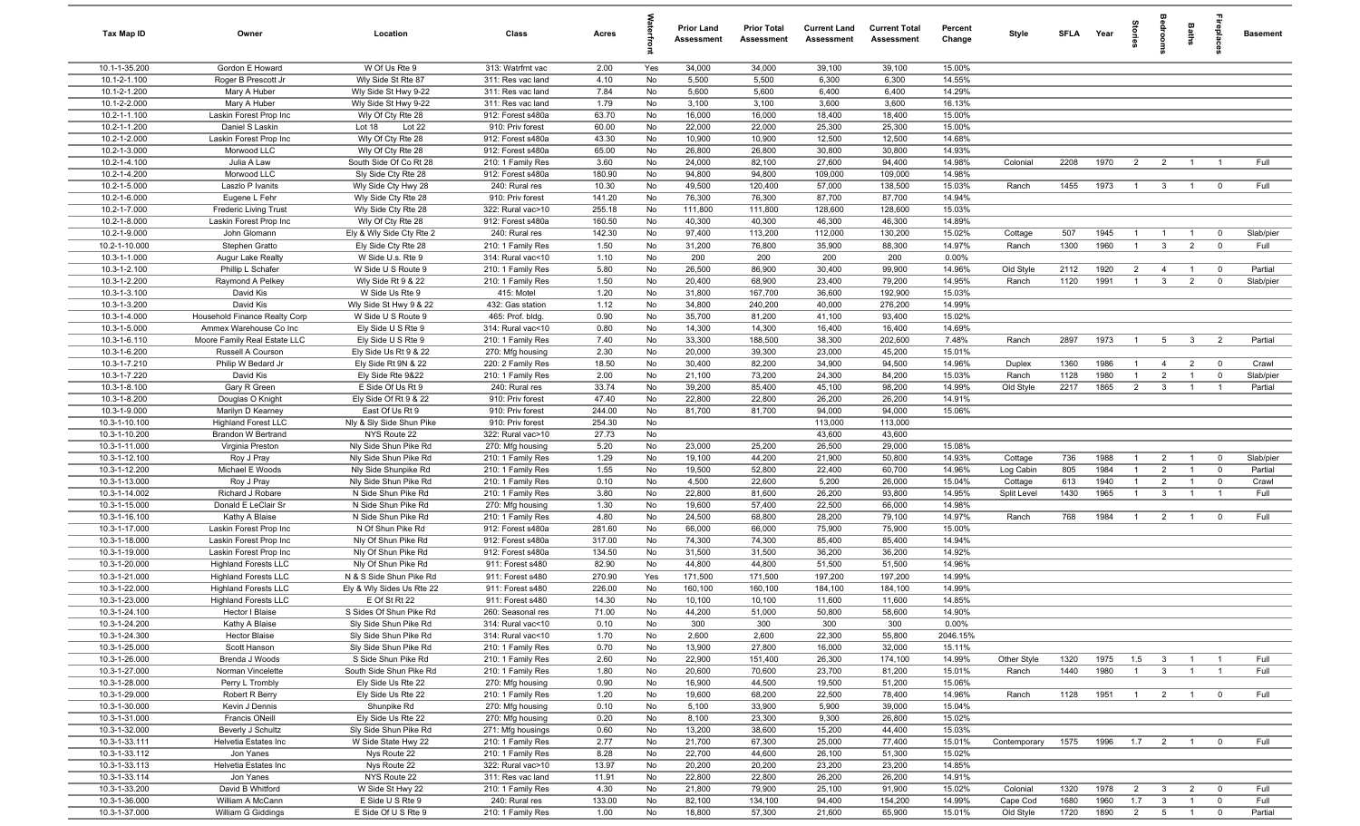| Tax Map ID | Owner | Location | Class | Acres | Waterfront | Prior Land Assessment | Prior Total Assessment | Current Land Assessment | Current Total Assessment | Percent Change | Style | SFLA | Year | Stories | Bedrooms | Baths | Fireplaces | Basement |
|---|---|---|---|---|---|---|---|---|---|---|---|---|---|---|---|---|---|---|
| 10.1-1-35.200 | Gordon E Howard | W Of Us Rte 9 | 313: Watrfrnt vac | 2.00 | Yes | 34,000 | 34,000 | 39,100 | 39,100 | 15.00% | | | | | | | | |
| 10.1-2-1.100 | Roger B Prescott Jr | Wly Side St Rte 87 | 311: Res vac land | 4.10 | No | 5,500 | 5,500 | 6,300 | 6,300 | 14.55% | | | | | | | | |
| 10.1-2-1.200 | Mary A Huber | Wly Side St Hwy 9-22 | 311: Res vac land | 7.84 | No | 5,600 | 5,600 | 6,400 | 6,400 | 14.29% | | | | | | | | |
| 10.1-2-2.000 | Mary A Huber | Wly Side St Hwy 9-22 | 311: Res vac land | 1.79 | No | 3,100 | 3,100 | 3,600 | 3,600 | 16.13% | | | | | | | | |
| 10.2-1-1.100 | Laskin Forest Prop Inc | Wly Of Cty Rte 28 | 912: Forest s480a | 63.70 | No | 16,000 | 16,000 | 18,400 | 18,400 | 15.00% | | | | | | | | |
| 10.2-1-1.200 | Daniel S Laskin | Lot 18 Lot 22 | 910: Priv forest | 60.00 | No | 22,000 | 22,000 | 25,300 | 25,300 | 15.00% | | | | | | | | |
| 10.2-1-2.000 | Laskin Forest Prop Inc | Wly Of Cty Rte 28 | 912: Forest s480a | 43.30 | No | 10,900 | 10,900 | 12,500 | 12,500 | 14.68% | | | | | | | | |
| 10.2-1-3.000 | Morwood LLC | Wly Of Cty Rte 28 | 912: Forest s480a | 65.00 | No | 26,800 | 26,800 | 30,800 | 30,800 | 14.93% | | | | | | | | |
| 10.2-1-4.100 | Julia A Law | South Side Of Co Rt 28 | 210: 1 Family Res | 3.60 | No | 24,000 | 82,100 | 27,600 | 94,400 | 14.98% | Colonial | 2208 | 1970 | 2 | 2 | 1 | 1 | Full |
| 10.2-1-4.200 | Morwood LLC | Sly Side Cty Rte 28 | 912: Forest s480a | 180.90 | No | 94,800 | 94,800 | 109,000 | 109,000 | 14.98% | | | | | | | | |
| 10.2-1-5.000 | Laszlo P Ivanits | Wly Side Cty Hwy 28 | 240: Rural res | 10.30 | No | 49,500 | 120,400 | 57,000 | 138,500 | 15.03% | Ranch | 1455 | 1973 | 1 | 3 | 1 | 0 | Full |
| 10.2-1-6.000 | Eugene L Fehr | Wly Side Cty Rte 28 | 910: Priv forest | 141.20 | No | 76,300 | 76,300 | 87,700 | 87,700 | 14.94% | | | | | | | | |
| 10.2-1-7.000 | Frederic Living Trust | Wly Side Cty Rte 28 | 322: Rural vac>10 | 255.18 | No | 111,800 | 111,800 | 128,600 | 128,600 | 15.03% | | | | | | | | |
| 10.2-1-8.000 | Laskin Forest Prop Inc | Wly Of Cty Rte 28 | 912: Forest s480a | 160.50 | No | 40,300 | 40,300 | 46,300 | 46,300 | 14.89% | | | | | | | | |
| 10.2-1-9.000 | John Glomann | Ely & Wly Side Cty Rte 2 | 240: Rural res | 142.30 | No | 97,400 | 113,200 | 112,000 | 130,200 | 15.02% | Cottage | 507 | 1945 | 1 | 1 | 1 | 0 | Slab/pier |
| 10.2-1-10.000 | Stephen Gratto | Ely Side Cty Rte 28 | 210: 1 Family Res | 1.50 | No | 31,200 | 76,800 | 35,900 | 88,300 | 14.97% | Ranch | 1300 | 1960 | 1 | 3 | 2 | 0 | Full |
| 10.3-1-1.000 | Augur Lake Realty | W Side U.s. Rte 9 | 314: Rural vac<10 | 1.10 | No | 200 | 200 | 200 | 200 | 0.00% | | | | | | | | |
| 10.3-1-2.100 | Phillip L Schafer | W Side U S Route 9 | 210: 1 Family Res | 5.80 | No | 26,500 | 86,900 | 30,400 | 99,900 | 14.96% | Old Style | 2112 | 1920 | 2 | 4 | 1 | 0 | Partial |
| 10.3-1-2.200 | Raymond A Pelkey | Wly Side Rt 9 & 22 | 210: 1 Family Res | 1.50 | No | 20,400 | 68,900 | 23,400 | 79,200 | 14.95% | Ranch | 1120 | 1991 | 1 | 3 | 2 | 0 | Slab/pier |
| 10.3-1-3.100 | David Kis | W Side Us Rte 9 | 415: Motel | 1.20 | No | 31,800 | 167,700 | 36,600 | 192,900 | 15.03% | | | | | | | | |
| 10.3-1-3.200 | David Kis | Wly Side St Hwy 9 & 22 | 432: Gas station | 1.12 | No | 34,800 | 240,200 | 40,000 | 276,200 | 14.99% | | | | | | | | |
| 10.3-1-4.000 | Household Finance Realty Corp | W Side U S Route 9 | 465: Prof. bldg. | 0.90 | No | 35,700 | 81,200 | 41,100 | 93,400 | 15.02% | | | | | | | | |
| 10.3-1-5.000 | Ammex Warehouse Co Inc | Ely Side U S Rte 9 | 314: Rural vac<10 | 0.80 | No | 14,300 | 14,300 | 16,400 | 16,400 | 14.69% | | | | | | | | |
| 10.3-1-6.110 | Moore Family Real Estate LLC | Ely Side U S Rte 9 | 210: 1 Family Res | 7.40 | No | 33,300 | 188,500 | 38,300 | 202,600 | 7.48% | Ranch | 2897 | 1973 | 1 | 5 | 3 | 2 | Partial |
| 10.3-1-6.200 | Russell A Courson | Ely Side Us Rt 9 & 22 | 270: Mfg housing | 2.30 | No | 20,000 | 39,300 | 23,000 | 45,200 | 15.01% | | | | | | | | |
| 10.3-1-7.210 | Philip W Bedard Jr | Ely Side Rt 9N & 22 | 220: 2 Family Res | 18.50 | No | 30,400 | 82,200 | 34,900 | 94,500 | 14.96% | Duplex | 1360 | 1986 | 1 | 4 | 2 | 0 | Crawl |
| 10.3-1-7.220 | David Kis | Ely Side Rte 9&22 | 210: 1 Family Res | 2.00 | No | 21,100 | 73,200 | 24,300 | 84,200 | 15.03% | Ranch | 1128 | 1980 | 1 | 2 | 1 | 0 | Slab/pier |
| 10.3-1-8.100 | Gary R Green | E Side Of Us Rt 9 | 240: Rural res | 33.74 | No | 39,200 | 85,400 | 45,100 | 98,200 | 14.99% | Old Style | 2217 | 1865 | 2 | 3 | 1 | 1 | Partial |
| 10.3-1-8.200 | Douglas O Knight | Ely Side Of Rt 9 & 22 | 910: Priv forest | 47.40 | No | 22,800 | 22,800 | 26,200 | 26,200 | 14.91% | | | | | | | | |
| 10.3-1-9.000 | Marilyn D Kearney | East Of Us Rt 9 | 910: Priv forest | 244.00 | No | 81,700 | 81,700 | 94,000 | 94,000 | 15.06% | | | | | | | | |
| 10.3-1-10.100 | Highland Forest LLC | Nly & Sly Side Shun Pike | 910: Priv forest | 254.30 | No | | | 113,000 | 113,000 | | | | | | | | | |
| 10.3-1-10.200 | Brandon W Bertrand | NYS Route 22 | 322: Rural vac>10 | 27.73 | No | | | 43,600 | 43,600 | | | | | | | | | |
| 10.3-1-11.000 | Virginia Preston | Nly Side Shun Pike Rd | 270: Mfg housing | 5.20 | No | 23,000 | 25,200 | 26,500 | 29,000 | 15.08% | | | | | | | | |
| 10.3-1-12.100 | Roy J Pray | Nly Side Shun Pike Rd | 210: 1 Family Res | 1.29 | No | 19,100 | 44,200 | 21,900 | 50,800 | 14.93% | Cottage | 736 | 1988 | 1 | 2 | 1 | 0 | Slab/pier |
| 10.3-1-12.200 | Michael E Woods | Nly Side Shunpike Rd | 210: 1 Family Res | 1.55 | No | 19,500 | 52,800 | 22,400 | 60,700 | 14.96% | Log Cabin | 805 | 1984 | 1 | 2 | 1 | 0 | Partial |
| 10.3-1-13.000 | Roy J Pray | Nly Side Shun Pike Rd | 210: 1 Family Res | 0.10 | No | 4,500 | 22,600 | 5,200 | 26,000 | 15.04% | Cottage | 613 | 1940 | 1 | 2 | 1 | 0 | Crawl |
| 10.3-1-14.002 | Richard J Robare | N Side Shun Pike Rd | 210: 1 Family Res | 3.80 | No | 22,800 | 81,600 | 26,200 | 93,800 | 14.95% | Split Level | 1430 | 1965 | 1 | 3 | 1 | 1 | Full |
| 10.3-1-15.000 | Donald E LeClair Sr | N Side Shun Pike Rd | 270: Mfg housing | 1.30 | No | 19,600 | 57,400 | 22,500 | 66,000 | 14.98% | | | | | | | | |
| 10.3-1-16.100 | Kathy A Blaise | N Side Shun Pike Rd | 210: 1 Family Res | 4.80 | No | 24,500 | 68,800 | 28,200 | 79,100 | 14.97% | Ranch | 768 | 1984 | 1 | 2 | 1 | 0 | Full |
| 10.3-1-17.000 | Laskin Forest Prop Inc | N Of Shun Pike Rd | 912: Forest s480a | 281.60 | No | 66,000 | 66,000 | 75,900 | 75,900 | 15.00% | | | | | | | | |
| 10.3-1-18.000 | Laskin Forest Prop Inc | Nly Of Shun Pike Rd | 912: Forest s480a | 317.00 | No | 74,300 | 74,300 | 85,400 | 85,400 | 14.94% | | | | | | | | |
| 10.3-1-19.000 | Laskin Forest Prop Inc | Nly Of Shun Pike Rd | 912: Forest s480a | 134.50 | No | 31,500 | 31,500 | 36,200 | 36,200 | 14.92% | | | | | | | | |
| 10.3-1-20.000 | Highland Forests LLC | Nly Of Shun Pike Rd | 911: Forest s480 | 82.90 | No | 44,800 | 44,800 | 51,500 | 51,500 | 14.96% | | | | | | | | |
| 10.3-1-21.000 | Highland Forests LLC | N & S Side Shun Pike Rd | 911: Forest s480 | 270.90 | Yes | 171,500 | 171,500 | 197,200 | 197,200 | 14.99% | | | | | | | | |
| 10.3-1-22.000 | Highland Forests LLC | Ely & Wly Sides Us Rte 22 | 911: Forest s480 | 226.00 | No | 160,100 | 160,100 | 184,100 | 184,100 | 14.99% | | | | | | | | |
| 10.3-1-23.000 | Highland Forests LLC | E Of St Rt 22 | 911: Forest s480 | 14.30 | No | 10,100 | 10,100 | 11,600 | 11,600 | 14.85% | | | | | | | | |
| 10.3-1-24.100 | Hector I Blaise | S Sides Of Shun Pike Rd | 260: Seasonal res | 71.00 | No | 44,200 | 51,000 | 50,800 | 58,600 | 14.90% | | | | | | | | |
| 10.3-1-24.200 | Kathy A Blaise | Sly Side Shun Pike Rd | 314: Rural vac<10 | 0.10 | No | 300 | 300 | 300 | 300 | 0.00% | | | | | | | | |
| 10.3-1-24.300 | Hector Blaise | Sly Side Shun Pike Rd | 314: Rural vac<10 | 1.70 | No | 2,600 | 2,600 | 22,300 | 55,800 | 2046.15% | | | | | | | | |
| 10.3-1-25.000 | Scott Hanson | Sly Side Shun Pike Rd | 210: 1 Family Res | 0.70 | No | 13,900 | 27,800 | 16,000 | 32,000 | 15.11% | | | | | | | | |
| 10.3-1-26.000 | Brenda J Woods | S Side Shun Pike Rd | 210: 1 Family Res | 2.60 | No | 22,900 | 151,400 | 26,300 | 174,100 | 14.99% | Other Style | 1320 | 1975 | 1.5 | 3 | 1 | 1 | Full |
| 10.3-1-27.000 | Norman Vincelette | South Side Shun Pike Rd | 210: 1 Family Res | 1.80 | No | 20,600 | 70,600 | 23,700 | 81,200 | 15.01% | Ranch | 1440 | 1980 | 1 | 3 | 1 | 1 | Full |
| 10.3-1-28.000 | Perry L Trombly | Ely Side Us Rte 22 | 270: Mfg housing | 0.90 | No | 16,900 | 44,500 | 19,500 | 51,200 | 15.06% | | | | | | | | |
| 10.3-1-29.000 | Robert R Berry | Ely Side Us Rte 22 | 210: 1 Family Res | 1.20 | No | 19,600 | 68,200 | 22,500 | 78,400 | 14.96% | Ranch | 1128 | 1951 | 1 | 2 | 1 | 0 | Full |
| 10.3-1-30.000 | Kevin J Dennis | Shunpike Rd | 270: Mfg housing | 0.10 | No | 5,100 | 33,900 | 5,900 | 39,000 | 15.04% | | | | | | | | |
| 10.3-1-31.000 | Francis ONeill | Ely Side Us Rte 22 | 270: Mfg housing | 0.20 | No | 8,100 | 23,300 | 9,300 | 26,800 | 15.02% | | | | | | | | |
| 10.3-1-32.000 | Beverly J Schultz | Sly Side Shun Pike Rd | 271: Mfg housings | 0.60 | No | 13,200 | 38,600 | 15,200 | 44,400 | 15.03% | | | | | | | | |
| 10.3-1-33.111 | Helvetia Estates Inc | W Side State Hwy 22 | 210: 1 Family Res | 2.77 | No | 21,700 | 67,300 | 25,000 | 77,400 | 15.01% | Contemporary | 1575 | 1996 | 1.7 | 2 | 1 | 0 | Full |
| 10.3-1-33.112 | Jon Yanes | Nys Route 22 | 210: 1 Family Res | 8.28 | No | 22,700 | 44,600 | 26,100 | 51,300 | 15.02% | | | | | | | | |
| 10.3-1-33.113 | Helvetia Estates Inc | Nys Route 22 | 322: Rural vac>10 | 13.97 | No | 20,200 | 20,200 | 23,200 | 23,200 | 14.85% | | | | | | | | |
| 10.3-1-33.114 | Jon Yanes | NYS Route 22 | 311: Res vac land | 11.91 | No | 22,800 | 22,800 | 26,200 | 26,200 | 14.91% | | | | | | | | |
| 10.3-1-33.200 | David B Whitford | W Side St Hwy 22 | 210: 1 Family Res | 4.30 | No | 21,800 | 79,900 | 25,100 | 91,900 | 15.02% | Colonial | 1320 | 1978 | 2 | 3 | 2 | 0 | Full |
| 10.3-1-36.000 | William A McCann | E Side U S Rte 9 | 240: Rural res | 133.00 | No | 82,100 | 134,100 | 94,400 | 154,200 | 14.99% | Cape Cod | 1680 | 1960 | 1.7 | 3 | 1 | 0 | Full |
| 10.3-1-37.000 | William G Giddings | E Side Of U S Rte 9 | 210: 1 Family Res | 1.00 | No | 18,800 | 57,300 | 21,600 | 65,900 | 15.01% | Old Style | 1720 | 1890 | 2 | 5 | 1 | 0 | Partial |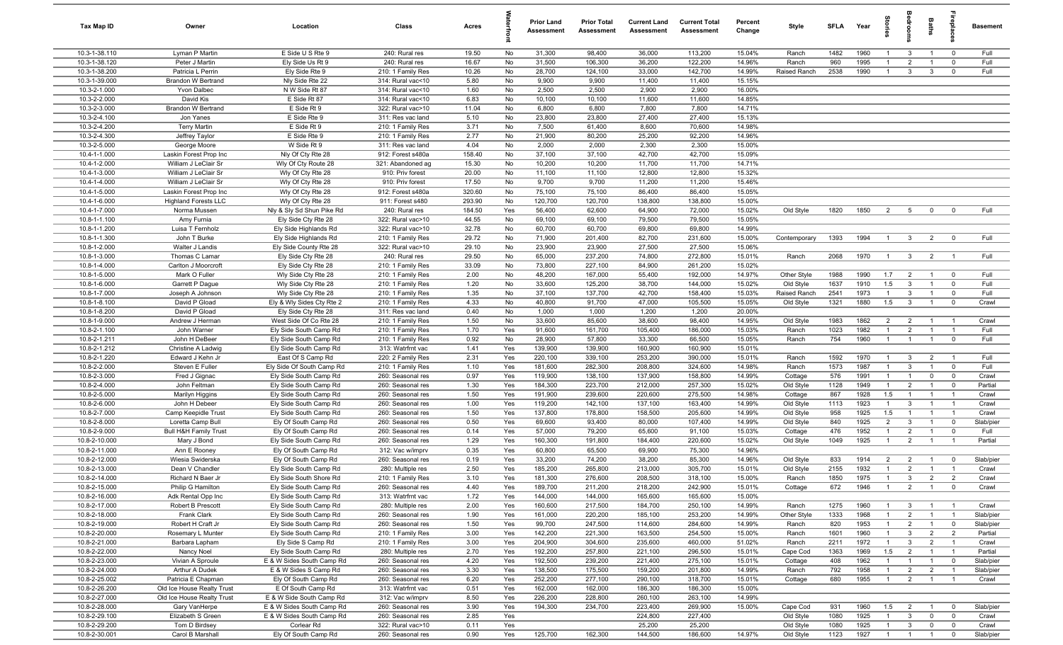| Tax Map ID | Owner | Location | Class | Acres | Waterfront | Prior Land Assessment | Prior Total Assessment | Current Land Assessment | Current Total Assessment | Percent Change | Style | SFLA | Year | Stories | Bedrooms | Baths | Fireplaces | Basement |
|---|---|---|---|---|---|---|---|---|---|---|---|---|---|---|---|---|---|---|
| 10.3-1-38.110 | Lyman P Martin | E Side U S Rte 9 | 240: Rural res | 19.50 | No | 31,300 | 98,400 | 36,000 | 113,200 | 15.04% | Ranch | 1482 | 1960 | 1 | 3 | 1 | 0 | Full |
| 10.3-1-38.120 | Peter J Martin | Ely Side Us Rt 9 | 240: Rural res | 16.67 | No | 31,500 | 106,300 | 36,200 | 122,200 | 14.96% | Ranch | 960 | 1995 | 1 | 2 | 1 | 0 | Full |
| 10.3-1-38.200 | Patricia L Perrin | Ely Side Rte 9 | 210: 1 Family Res | 10.26 | No | 28,700 | 124,100 | 33,000 | 142,700 | 14.99% | Raised Ranch | 2538 | 1990 | 1 | 3 | 3 | 0 | Full |
| 10.3-1-39.000 | Brandon W Bertrand | Nly Side Rte 22 | 314: Rural vac<10 | 5.80 | No | 9,900 | 9,900 | 11,400 | 11,400 | 15.15% | | | | | | | | |
| 10.3-2-1.000 | Yvon Dalbec | N W Side Rt 87 | 314: Rural vac<10 | 1.60 | No | 2,500 | 2,500 | 2,900 | 2,900 | 16.00% | | | | | | | | |
| 10.3-2-2.000 | David Kis | E Side Rt 87 | 314: Rural vac<10 | 6.83 | No | 10,100 | 10,100 | 11,600 | 11,600 | 14.85% | | | | | | | | |
| 10.3-2-3.000 | Brandon W Bertrand | E Side Rt 9 | 322: Rural vac>10 | 11.04 | No | 6,800 | 6,800 | 7,800 | 7,800 | 14.71% | | | | | | | | |
| 10.3-2-4.100 | Jon Yanes | E Side Rte 9 | 311: Res vac land | 5.10 | No | 23,800 | 23,800 | 27,400 | 27,400 | 15.13% | | | | | | | | |
| 10.3-2-4.200 | Terry Martin | E Side Rt 9 | 210: 1 Family Res | 3.71 | No | 7,500 | 61,400 | 8,600 | 70,600 | 14.98% | | | | | | | | |
| 10.3-2-4.300 | Jeffrey Taylor | E Side Rte 9 | 210: 1 Family Res | 2.77 | No | 21,900 | 80,200 | 25,200 | 92,200 | 14.96% | | | | | | | | |
| 10.3-2-5.000 | George Moore | W Side Rt 9 | 311: Res vac land | 4.04 | No | 2,000 | 2,000 | 2,300 | 2,300 | 15.00% | | | | | | | | |
| 10.4-1-1.000 | Laskin Forest Prop Inc | Nly Of Cty Rte 28 | 912: Forest s480a | 158.40 | No | 37,100 | 37,100 | 42,700 | 42,700 | 15.09% | | | | | | | | |
| 10.4-1-2.000 | William J LeClair Sr | Wly Of Cty Route 28 | 321: Abandoned ag | 15.30 | No | 10,200 | 10,200 | 11,700 | 11,700 | 14.71% | | | | | | | | |
| 10.4-1-3.000 | William J LeClair Sr | Wly Of Cty Rte 28 | 910: Priv forest | 20.00 | No | 11,100 | 11,100 | 12,800 | 12,800 | 15.32% | | | | | | | | |
| 10.4-1-4.000 | William J LeClair Sr | Wly Of Cty Rte 28 | 910: Priv forest | 17.50 | No | 9,700 | 9,700 | 11,200 | 11,200 | 15.46% | | | | | | | | |
| 10.4-1-5.000 | Laskin Forest Prop Inc | Wly Of Cty Rte 28 | 912: Forest s480a | 320.60 | No | 75,100 | 75,100 | 86,400 | 86,400 | 15.05% | | | | | | | | |
| 10.4-1-6.000 | Highland Forests LLC | Wly Of Cty Rte 28 | 911: Forest s480 | 293.90 | No | 120,700 | 120,700 | 138,800 | 138,800 | 15.00% | | | | | | | | |
| 10.4-1-7.000 | Norma Mussen | Nly & Sly Sd Shun Pike Rd | 240: Rural res | 184.50 | Yes | 56,400 | 62,600 | 64,900 | 72,000 | 15.02% | Old Style | 1820 | 1850 | 2 | 5 | 0 | 0 | Full |
| 10.8-1-1.100 | Amy Furnia | Ely Side Cty Rte 28 | 322: Rural vac>10 | 44.55 | No | 69,100 | 69,100 | 79,500 | 79,500 | 15.05% | | | | | | | | |
| 10.8-1-1.200 | Luisa T Fernholz | Ely Side Highlands Rd | 322: Rural vac>10 | 32.78 | No | 60,700 | 60,700 | 69,800 | 69,800 | 14.99% | | | | | | | | |
| 10.8-1-1.300 | John T Burke | Ely Side Highlands Rd | 210: 1 Family Res | 29.72 | No | 71,900 | 201,400 | 82,700 | 231,600 | 15.00% | Contemporary | 1393 | 1994 | 1 | 3 | 2 | 0 | Full |
| 10.8-1-2.000 | Walter J Landis | Ely Side County Rte 28 | 322: Rural vac>10 | 29.10 | No | 23,900 | 23,900 | 27,500 | 27,500 | 15.06% | | | | | | | | |
| 10.8-1-3.000 | Thomas C Lamar | Ely Side Cty Rte 28 | 240: Rural res | 29.50 | No | 65,000 | 237,200 | 74,800 | 272,800 | 15.01% | Ranch | 2068 | 1970 | 1 | 3 | 2 | 1 | Full |
| 10.8-1-4.000 | Carlton J Moorcroft | Ely Side Cty Rte 28 | 210: 1 Family Res | 33.09 | No | 73,800 | 227,100 | 84,900 | 261,200 | 15.02% | | | | | | | | |
| 10.8-1-5.000 | Mark O Fuller | Wly Side Cty Rte 28 | 210: 1 Family Res | 2.00 | No | 48,200 | 167,000 | 55,400 | 192,000 | 14.97% | Other Style | 1988 | 1990 | 1.7 | 2 | 1 | 0 | Full |
| 10.8-1-6.000 | Garrett P Dague | Wly Side Cty Rte 28 | 210: 1 Family Res | 1.20 | No | 33,600 | 125,200 | 38,700 | 144,000 | 15.02% | Old Style | 1637 | 1910 | 1.5 | 3 | 1 | 0 | Full |
| 10.8-1-7.000 | Joseph A Johnson | Wly Side Cty Rte 28 | 210: 1 Family Res | 1.35 | No | 37,100 | 137,700 | 42,700 | 158,400 | 15.03% | Raised Ranch | 2541 | 1973 | 1 | 3 | 1 | 0 | Full |
| 10.8-1-8.100 | David P Gload | Ely & Wly Sides Cty Rte 2 | 210: 1 Family Res | 4.33 | No | 40,800 | 91,700 | 47,000 | 105,500 | 15.05% | Old Style | 1321 | 1880 | 1.5 | 3 | 1 | 0 | Crawl |
| 10.8-1-8.200 | David P Gload | Ely Side Cty Rte 28 | 311: Res vac land | 0.40 | No | 1,000 | 1,000 | 1,200 | 1,200 | 20.00% | | | | | | | | |
| 10.8-1-9.000 | Andrew J Herman | West Side Of Co Rte 28 | 210: 1 Family Res | 1.50 | No | 33,600 | 85,600 | 38,600 | 98,400 | 14.95% | Old Style | 1983 | 1862 | 2 | 2 | 1 | 1 | Crawl |
| 10.8-2-1.100 | John Warner | Ely Side South Camp Rd | 210: 1 Family Res | 1.70 | Yes | 91,600 | 161,700 | 105,400 | 186,000 | 15.03% | Ranch | 1023 | 1982 | 1 | 2 | 1 | 1 | Full |
| 10.8-2-1.211 | John H DeBeer | Ely Side South Camp Rd | 210: 1 Family Res | 0.92 | No | 28,900 | 57,800 | 33,300 | 66,500 | 15.05% | Ranch | 754 | 1960 | 1 | 1 | 1 | 0 | Full |
| 10.8-2-1.212 | Christine A Ladwig | Ely Side South Camp Rd | 313: Watrfrnt vac | 1.41 | Yes | 139,900 | 139,900 | 160,900 | 160,900 | 15.01% | | | | | | | | |
| 10.8-2-1.220 | Edward J Kehn Jr | East Of S Camp Rd | 220: 2 Family Res | 2.31 | Yes | 220,100 | 339,100 | 253,200 | 390,000 | 15.01% | Ranch | 1592 | 1970 | 1 | 3 | 2 | 1 | Full |
| 10.8-2-2.000 | Steven E Fuller | Ely Side Of South Camp Rd | 210: 1 Family Res | 1.10 | Yes | 181,600 | 282,300 | 208,800 | 324,600 | 14.98% | Ranch | 1573 | 1987 | 1 | 3 | 1 | 0 | Full |
| 10.8-2-3.000 | Fred J Gignac | Ely Side South Camp Rd | 260: Seasonal res | 0.97 | Yes | 119,900 | 138,100 | 137,900 | 158,800 | 14.99% | Cottage | 576 | 1991 | 1 | 1 | 0 | 0 | Crawl |
| 10.8-2-4.000 | John Feltman | Ely Side South Camp Rd | 260: Seasonal res | 1.30 | Yes | 184,300 | 223,700 | 212,000 | 257,300 | 15.02% | Old Style | 1128 | 1949 | 1 | 2 | 1 | 0 | Partial |
| 10.8-2-5.000 | Marilyn Higgins | Ely Side South Camp Rd | 260: Seasonal res | 1.50 | Yes | 191,900 | 239,600 | 220,600 | 275,500 | 14.98% | Cottage | 867 | 1928 | 1.5 | 1 | 1 | 1 | Crawl |
| 10.8-2-6.000 | John H Debeer | Ely Side South Camp Rd | 260: Seasonal res | 1.00 | Yes | 119,200 | 142,100 | 137,100 | 163,400 | 14.99% | Old Style | 1113 | 1923 | 1 | 3 | 1 | 1 | Crawl |
| 10.8-2-7.000 | Camp Keepidle Trust | Ely Side South Camp Rd | 260: Seasonal res | 1.50 | Yes | 137,800 | 178,800 | 158,500 | 205,600 | 14.99% | Old Style | 958 | 1925 | 1.5 | 1 | 1 | 1 | Crawl |
| 10.8-2-8.000 | Loretta Camp Bull | Ely Of South Camp Rd | 260: Seasonal res | 0.50 | Yes | 69,600 | 93,400 | 80,000 | 107,400 | 14.99% | Old Style | 840 | 1925 | 2 | 3 | 1 | 0 | Slab/pier |
| 10.8-2-9.000 | Bull H&H Family Trust | Ely Of South Camp Rd | 260: Seasonal res | 0.14 | Yes | 57,000 | 79,200 | 65,600 | 91,100 | 15.03% | Cottage | 476 | 1952 | 1 | 2 | 1 | 0 | Full |
| 10.8-2-10.000 | Mary J Bond | Ely Side South Camp Rd | 260: Seasonal res | 1.29 | Yes | 160,300 | 191,800 | 184,400 | 220,600 | 15.02% | Old Style | 1049 | 1925 | 1 | 2 | 1 | 1 | Partial |
| 10.8-2-11.000 | Ann E Rooney | Ely Of South Camp Rd | 312: Vac w/imprv | 0.35 | Yes | 60,800 | 65,500 | 69,900 | 75,300 | 14.96% | | | | | | | | |
| 10.8-2-12.000 | Wiesia Swiderska | Ely Of South Camp Rd | 260: Seasonal res | 0.19 | Yes | 33,200 | 74,200 | 38,200 | 85,300 | 14.96% | Old Style | 833 | 1914 | 2 | 2 | 1 | 0 | Slab/pier |
| 10.8-2-13.000 | Dean V Chandler | Ely Side South Camp Rd | 280: Multiple res | 2.50 | Yes | 185,200 | 265,800 | 213,000 | 305,700 | 15.01% | Old Style | 2155 | 1932 | 1 | 2 | 1 | 1 | Crawl |
| 10.8-2-14.000 | Richard N Baer Jr | Ely Side South Shore Rd | 210: 1 Family Res | 3.10 | Yes | 181,300 | 276,600 | 208,500 | 318,100 | 15.00% | Ranch | 1850 | 1975 | 1 | 3 | 2 | 2 | Crawl |
| 10.8-2-15.000 | Philip G Hamilton | Ely Side South Camp Rd | 260: Seasonal res | 4.40 | Yes | 189,700 | 211,200 | 218,200 | 242,900 | 15.01% | Cottage | 672 | 1946 | 1 | 2 | 1 | 0 | Crawl |
| 10.8-2-16.000 | Adk Rental Opp Inc | Ely Side South Camp Rd | 313: Watrfrnt vac | 1.72 | Yes | 144,000 | 144,000 | 165,600 | 165,600 | 15.00% | | | | | | | | |
| 10.8-2-17.000 | Robert B Prescott | Ely Side South Camp Rd | 280: Multiple res | 2.00 | Yes | 160,600 | 217,500 | 184,700 | 250,100 | 14.99% | Ranch | 1275 | 1960 | 1 | 3 | 1 | 1 | Crawl |
| 10.8-2-18.000 | Frank Clark | Ely Side South Camp Rd | 260: Seasonal res | 1.90 | Yes | 161,000 | 220,200 | 185,100 | 253,200 | 14.99% | Other Style | 1333 | 1968 | 1 | 2 | 1 | 1 | Slab/pier |
| 10.8-2-19.000 | Robert H Craft Jr | Ely Side South Camp Rd | 260: Seasonal res | 1.50 | Yes | 99,700 | 247,500 | 114,600 | 284,600 | 14.99% | Ranch | 820 | 1953 | 1 | 2 | 1 | 0 | Slab/pier |
| 10.8-2-20.000 | Rosemary L Munter | Ely Side South Camp Rd | 210: 1 Family Res | 3.00 | Yes | 142,200 | 221,300 | 163,500 | 254,500 | 15.00% | Ranch | 1601 | 1960 | 1 | 3 | 2 | 2 | Partial |
| 10.8-2-21.000 | Barbara Lapham | Ely Side S Camp Rd | 210: 1 Family Res | 3.00 | Yes | 204,900 | 304,600 | 235,600 | 460,000 | 51.02% | Ranch | 2211 | 1972 | 1 | 3 | 2 | 1 | Crawl |
| 10.8-2-22.000 | Nancy Noel | Ely Side South Camp Rd | 280: Multiple res | 2.70 | Yes | 192,200 | 257,800 | 221,100 | 296,500 | 15.01% | Cape Cod | 1363 | 1969 | 1.5 | 2 | 1 | 1 | Partial |
| 10.8-2-23.000 | Vivian A Sproule | E & W Sides South Camp Rd | 260: Seasonal res | 4.20 | Yes | 192,500 | 239,200 | 221,400 | 275,100 | 15.01% | Cottage | 408 | 1962 | 1 | 1 | 1 | 0 | Slab/pier |
| 10.8-2-24.000 | Arthur A Dudek | E & W Sides S Camp Rd | 260: Seasonal res | 3.30 | Yes | 138,500 | 175,500 | 159,200 | 201,800 | 14.99% | Ranch | 792 | 1958 | 1 | 2 | 2 | 1 | Slab/pier |
| 10.8-2-25.002 | Patricia E Chapman | Ely Of South Camp Rd | 260: Seasonal res | 6.20 | Yes | 252,200 | 277,100 | 290,100 | 318,700 | 15.01% | Cottage | 680 | 1955 | 1 | 2 | 1 | 1 | Crawl |
| 10.8-2-26.200 | Old Ice House Realty Trust | E Of South Camp Rd | 313: Watrfrnt vac | 0.51 | Yes | 162,000 | 162,000 | 186,300 | 186,300 | 15.00% | | | | | | | | |
| 10.8-2-27.000 | Old Ice House Realty Trust | E & W Side South Camp Rd | 312: Vac w/imprv | 8.50 | Yes | 226,200 | 228,800 | 260,100 | 263,100 | 14.99% | | | | | | | | |
| 10.8-2-28.000 | Gary VanHerpe | E & W Sides South Camp Rd | 260: Seasonal res | 3.90 | Yes | 194,300 | 234,700 | 223,400 | 269,900 | 15.00% | Cape Cod | 931 | 1960 | 1.5 | 2 | 1 | 0 | Slab/pier |
| 10.8-2-29.100 | Elizabeth S Green | E & W Sides South Camp Rd | 260: Seasonal res | 2.85 | Yes | | | 224,800 | 227,400 | | Old Style | 1080 | 1925 | 1 | 3 | 0 | 0 | Crawl |
| 10.8-2-29.200 | Tom D Birdsey | Corlear Rd | 322: Rural vac>10 | 0.11 | Yes | | | 25,200 | 25,200 | | Old Style | 1080 | 1925 | 1 | 3 | 0 | 0 | Crawl |
| 10.8-2-30.001 | Carol B Marshall | Ely Of South Camp Rd | 260: Seasonal res | 0.90 | Yes | 125,700 | 162,300 | 144,500 | 186,600 | 14.97% | Old Style | 1123 | 1927 | 1 | 1 | 1 | 0 | Slab/pier |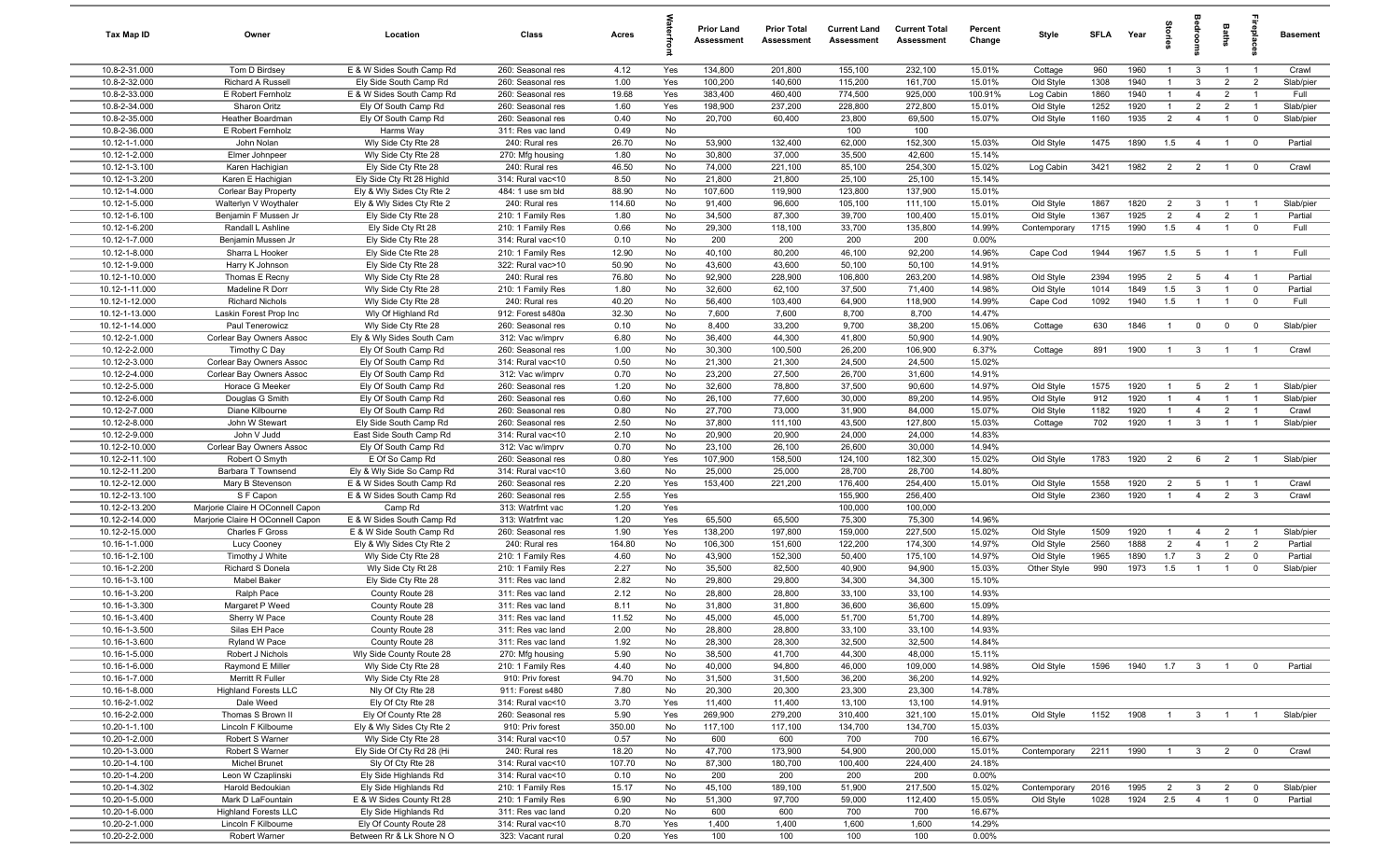| Tax Map ID | Owner | Location | Class | Acres | Waterfront | Prior Land Assessment | Prior Total Assessment | Current Land Assessment | Current Total Assessment | Percent Change | Style | SFLA | Year | Stories | Bedrooms | Baths | Fireplaces | Basement |
|---|---|---|---|---|---|---|---|---|---|---|---|---|---|---|---|---|---|---|
| 10.8-2-31.000 | Tom D Birdsey | E & W Sides South Camp Rd | 260: Seasonal res | 4.12 | Yes | 134,800 | 201,800 | 155,100 | 232,100 | 15.01% | Cottage | 960 | 1960 | 1 | 3 | 1 | 1 | Crawl |
| 10.8-2-32.000 | Richard A Russell | Ely Side South Camp Rd | 260: Seasonal res | 1.00 | Yes | 100,200 | 140,600 | 115,200 | 161,700 | 15.01% | Old Style | 1308 | 1940 | 1 | 3 | 2 | 2 | Slab/pier |
| 10.8-2-33.000 | E Robert Fernholz | E & W Sides South Camp Rd | 260: Seasonal res | 19.68 | Yes | 383,400 | 460,400 | 774,500 | 925,000 | 100.91% | Log Cabin | 1860 | 1940 | 1 | 4 | 2 | 1 | Full |
| 10.8-2-34.000 | Sharon Oritz | Ely Of South Camp Rd | 260: Seasonal res | 1.60 | Yes | 198,900 | 237,200 | 228,800 | 272,800 | 15.01% | Old Style | 1252 | 1920 | 1 | 2 | 2 | 1 | Slab/pier |
| 10.8-2-35.000 | Heather Boardman | Ely Of South Camp Rd | 260: Seasonal res | 0.40 | No | 20,700 | 60,400 | 23,800 | 69,500 | 15.07% | Old Style | 1160 | 1935 | 2 | 4 | 1 | 0 | Slab/pier |
| 10.8-2-36.000 | E Robert Fernholz | Harms Way | 311: Res vac land | 0.49 | No | | | 100 | 100 | | | | | | | | | |
| 10.12-1-1.000 | John Nolan | Wly Side Cty Rte 28 | 240: Rural res | 26.70 | No | 53,900 | 132,400 | 62,000 | 152,300 | 15.03% | Old Style | 1475 | 1890 | 1.5 | 4 | 1 | 0 | Partial |
| 10.12-1-2.000 | Elmer Johnpeer | Wly Side Cty Rte 28 | 270: Mfg housing | 1.80 | No | 30,800 | 37,000 | 35,500 | 42,600 | 15.14% | | | | | | | | |
| 10.12-1-3.100 | Karen Hachigian | Ely Side Cty Rte 28 | 240: Rural res | 46.50 | No | 74,000 | 221,100 | 85,100 | 254,300 | 15.02% | Log Cabin | 3421 | 1982 | 2 | 2 | 1 | 0 | Crawl |
| 10.12-1-3.200 | Karen E Hachigian | Ely Side Cty Rt 28 Highld | 314: Rural vac<10 | 8.50 | No | 21,800 | 21,800 | 25,100 | 25,100 | 15.14% | | | | | | | | |
| 10.12-1-4.000 | Corlear Bay Property | Ely & Wly Sides Cty Rte 2 | 484: 1 use sm bld | 88.90 | No | 107,600 | 119,900 | 123,800 | 137,900 | 15.01% | | | | | | | | |
| 10.12-1-5.000 | Walterlyn V Woythaler | Ely & Wly Sides Cty Rte 2 | 240: Rural res | 114.60 | No | 91,400 | 96,600 | 105,100 | 111,100 | 15.01% | Old Style | 1867 | 1820 | 2 | 3 | 1 | 1 | Slab/pier |
| 10.12-1-6.100 | Benjamin F Mussen Jr | Ely Side Cty Rte 28 | 210: 1 Family Res | 1.80 | No | 34,500 | 87,300 | 39,700 | 100,400 | 15.01% | Old Style | 1367 | 1925 | 2 | 4 | 2 | 1 | Partial |
| 10.12-1-6.200 | Randall L Ashline | Ely Side Cty Rt 28 | 210: 1 Family Res | 0.66 | No | 29,300 | 118,100 | 33,700 | 135,800 | 14.99% | Contemporary | 1715 | 1990 | 1.5 | 4 | 1 | 0 | Full |
| 10.12-1-7.000 | Benjamin Mussen Jr | Ely Side Cty Rte 28 | 314: Rural vac<10 | 0.10 | No | 200 | 200 | 200 | 200 | 0.00% | | | | | | | | |
| 10.12-1-8.000 | Sharra L Hooker | Ely Side Cte Rte 28 | 210: 1 Family Res | 12.90 | No | 40,100 | 80,200 | 46,100 | 92,200 | 14.96% | Cape Cod | 1944 | 1967 | 1.5 | 5 | 1 | 1 | Full |
| 10.12-1-9.000 | Harry K Johnson | Ely Side Cty Rte 28 | 322: Rural vac>10 | 50.90 | No | 43,600 | 43,600 | 50,100 | 50,100 | 14.91% | | | | | | | | |
| 10.12-1-10.000 | Thomas E Recny | Wly Side Cty Rte 28 | 240: Rural res | 76.80 | No | 92,900 | 228,900 | 106,800 | 263,200 | 14.98% | Old Style | 2394 | 1995 | 2 | 5 | 4 | 1 | Partial |
| 10.12-1-11.000 | Madeline R Dorr | Wly Side Cty Rte 28 | 210: 1 Family Res | 1.80 | No | 32,600 | 62,100 | 37,500 | 71,400 | 14.98% | Old Style | 1014 | 1849 | 1.5 | 3 | 1 | 0 | Partial |
| 10.12-1-12.000 | Richard Nichols | Wly Side Cty Rte 28 | 240: Rural res | 40.20 | No | 56,400 | 103,400 | 64,900 | 118,900 | 14.99% | Cape Cod | 1092 | 1940 | 1.5 | 1 | 1 | 0 | Full |
| 10.12-1-13.000 | Laskin Forest Prop Inc | Wly Of Highland Rd | 912: Forest s480a | 32.30 | No | 7,600 | 7,600 | 8,700 | 8,700 | 14.47% | | | | | | | | |
| 10.12-1-14.000 | Paul Tenerowicz | Wly Side Cty Rte 28 | 260: Seasonal res | 0.10 | No | 8,400 | 33,200 | 9,700 | 38,200 | 15.06% | Cottage | 630 | 1846 | 1 | 0 | 0 | 0 | Slab/pier |
| 10.12-2-1.000 | Corlear Bay Owners Assoc | Ely & Wly Sides South Cam | 312: Vac w/imprv | 6.80 | No | 36,400 | 44,300 | 41,800 | 50,900 | 14.90% | | | | | | | | |
| 10.12-2-2.000 | Timothy C Day | Ely Of South Camp Rd | 260: Seasonal res | 1.00 | No | 30,300 | 100,500 | 26,200 | 106,900 | 6.37% | Cottage | 891 | 1900 | 1 | 3 | 1 | 1 | Crawl |
| 10.12-2-3.000 | Corlear Bay Owners Assoc | Ely Of South Camp Rd | 314: Rural vac<10 | 0.50 | No | 21,300 | 21,300 | 24,500 | 24,500 | 15.02% | | | | | | | | |
| 10.12-2-4.000 | Corlear Bay Owners Assoc | Ely Of South Camp Rd | 312: Vac w/imprv | 0.70 | No | 23,200 | 27,500 | 26,700 | 31,600 | 14.91% | | | | | | | | |
| 10.12-2-5.000 | Horace G Meeker | Ely Of South Camp Rd | 260: Seasonal res | 1.20 | No | 32,600 | 78,800 | 37,500 | 90,600 | 14.97% | Old Style | 1575 | 1920 | 1 | 5 | 2 | 1 | Slab/pier |
| 10.12-2-6.000 | Douglas G Smith | Ely Of South Camp Rd | 260: Seasonal res | 0.60 | No | 26,100 | 77,600 | 30,000 | 89,200 | 14.95% | Old Style | 912 | 1920 | 1 | 4 | 1 | 1 | Slab/pier |
| 10.12-2-7.000 | Diane Kilbourne | Ely Of South Camp Rd | 260: Seasonal res | 0.80 | No | 27,700 | 73,000 | 31,900 | 84,000 | 15.07% | Old Style | 1182 | 1920 | 1 | 4 | 2 | 1 | Crawl |
| 10.12-2-8.000 | John W Stewart | Ely Side South Camp Rd | 260: Seasonal res | 2.50 | No | 37,800 | 111,100 | 43,500 | 127,800 | 15.03% | Cottage | 702 | 1920 | 1 | 3 | 1 | 1 | Slab/pier |
| 10.12-2-9.000 | John V Judd | East Side South Camp Rd | 314: Rural vac<10 | 2.10 | No | 20,900 | 20,900 | 24,000 | 24,000 | 14.83% | | | | | | | | |
| 10.12-2-10.000 | Corlear Bay Owners Assoc | Ely Of South Camp Rd | 312: Vac w/imprv | 0.70 | No | 23,100 | 26,100 | 26,600 | 30,000 | 14.94% | | | | | | | | |
| 10.12-2-11.100 | Robert O Smyth | E Of So Camp Rd | 260: Seasonal res | 0.80 | Yes | 107,900 | 158,500 | 124,100 | 182,300 | 15.02% | Old Style | 1783 | 1920 | 2 | 6 | 2 | 1 | Slab/pier |
| 10.12-2-11.200 | Barbara T Townsend | Ely & Wly Side So Camp Rd | 314: Rural vac<10 | 3.60 | No | 25,000 | 25,000 | 28,700 | 28,700 | 14.80% | | | | | | | | |
| 10.12-2-12.000 | Mary B Stevenson | E & W Sides South Camp Rd | 260: Seasonal res | 2.20 | Yes | 153,400 | 221,200 | 176,400 | 254,400 | 15.01% | Old Style | 1558 | 1920 | 2 | 5 | 1 | 1 | Crawl |
| 10.12-2-13.100 | S F Capon | E & W Sides South Camp Rd | 260: Seasonal res | 2.55 | Yes | | | 155,900 | 256,400 | | Old Style | 2360 | 1920 | 1 | 4 | 2 | 3 | Crawl |
| 10.12-2-13.200 | Marjorie Claire H OConnell Capon | Camp Rd | 313: Watrfrnt vac | 1.20 | Yes | | | 100,000 | 100,000 | | | | | | | | | |
| 10.12-2-14.000 | Marjorie Claire H OConnell Capon | E & W Sides South Camp Rd | 313: Watrfrnt vac | 1.20 | Yes | 65,500 | 65,500 | 75,300 | 75,300 | 14.96% | | | | | | | | |
| 10.12-2-15.000 | Charles F Gross | E & W Side South Camp Rd | 260: Seasonal res | 1.90 | Yes | 138,200 | 197,800 | 159,000 | 227,500 | 15.02% | Old Style | 1509 | 1920 | 1 | 4 | 2 | 1 | Slab/pier |
| 10.16-1-1.000 | Lucy Cooney | Ely & Wly Sides Cty Rte 2 | 240: Rural res | 164.80 | No | 106,300 | 151,600 | 122,200 | 174,300 | 14.97% | Old Style | 2560 | 1888 | 2 | 4 | 1 | 2 | Partial |
| 10.16-1-2.100 | Timothy J White | Wly Side Cty Rte 28 | 210: 1 Family Res | 4.60 | No | 43,900 | 152,300 | 50,400 | 175,100 | 14.97% | Old Style | 1965 | 1890 | 1.7 | 3 | 2 | 0 | Partial |
| 10.16-1-2.200 | Richard S Donela | Wly Side Cty Rt 28 | 210: 1 Family Res | 2.27 | No | 35,500 | 82,500 | 40,900 | 94,900 | 15.03% | Other Style | 990 | 1973 | 1.5 | 1 | 1 | 0 | Slab/pier |
| 10.16-1-3.100 | Mabel Baker | Ely Side Cty Rte 28 | 311: Res vac land | 2.82 | No | 29,800 | 29,800 | 34,300 | 34,300 | 15.10% | | | | | | | | |
| 10.16-1-3.200 | Ralph Pace | County Route 28 | 311: Res vac land | 2.12 | No | 28,800 | 28,800 | 33,100 | 33,100 | 14.93% | | | | | | | | |
| 10.16-1-3.300 | Margaret P Weed | County Route 28 | 311: Res vac land | 8.11 | No | 31,800 | 31,800 | 36,600 | 36,600 | 15.09% | | | | | | | | |
| 10.16-1-3.400 | Sherry W Pace | County Route 28 | 311: Res vac land | 11.52 | No | 45,000 | 45,000 | 51,700 | 51,700 | 14.89% | | | | | | | | |
| 10.16-1-3.500 | Silas EH Pace | County Route 28 | 311: Res vac land | 2.00 | No | 28,800 | 28,800 | 33,100 | 33,100 | 14.93% | | | | | | | | |
| 10.16-1-3.600 | Ryland W Pace | County Route 28 | 311: Res vac land | 1.92 | No | 28,300 | 28,300 | 32,500 | 32,500 | 14.84% | | | | | | | | |
| 10.16-1-5.000 | Robert J Nichols | Wly Side County Route 28 | 270: Mfg housing | 5.90 | No | 38,500 | 41,700 | 44,300 | 48,000 | 15.11% | | | | | | | | |
| 10.16-1-6.000 | Raymond E Miller | Wly Side Cty Rte 28 | 210: 1 Family Res | 4.40 | No | 40,000 | 94,800 | 46,000 | 109,000 | 14.98% | Old Style | 1596 | 1940 | 1.7 | 3 | 1 | 0 | Partial |
| 10.16-1-7.000 | Merritt R Fuller | Wly Side Cty Rte 28 | 910: Priv forest | 94.70 | No | 31,500 | 31,500 | 36,200 | 36,200 | 14.92% | | | | | | | | |
| 10.16-1-8.000 | Highland Forests LLC | Nly Of Cty Rte 28 | 911: Forest s480 | 7.80 | No | 20,300 | 20,300 | 23,300 | 23,300 | 14.78% | | | | | | | | |
| 10.16-2-1.002 | Dale Weed | Ely Of Cty Rte 28 | 314: Rural vac<10 | 3.70 | Yes | 11,400 | 11,400 | 13,100 | 13,100 | 14.91% | | | | | | | | |
| 10.16-2-2.000 | Thomas S Brown II | Ely Of County Rte 28 | 260: Seasonal res | 5.90 | Yes | 269,900 | 279,200 | 310,400 | 321,100 | 15.01% | Old Style | 1152 | 1908 | 1 | 3 | 1 | 1 | Slab/pier |
| 10.20-1-1.100 | Lincoln F Kilbourne | Ely & Wly Sides Cty Rte 2 | 910: Priv forest | 350.00 | No | 117,100 | 117,100 | 134,700 | 134,700 | 15.03% | | | | | | | | |
| 10.20-1-2.000 | Robert S Warner | Wly Side Cty Rte 28 | 314: Rural vac<10 | 0.57 | No | 600 | 600 | 700 | 700 | 16.67% | | | | | | | | |
| 10.20-1-3.000 | Robert S Warner | Ely Side Of Cty Rd 28 (Hi | 240: Rural res | 18.20 | No | 47,700 | 173,900 | 54,900 | 200,000 | 15.01% | Contemporary | 2211 | 1990 | 1 | 3 | 2 | 0 | Crawl |
| 10.20-1-4.100 | Michel Brunet | Sly Of Cty Rte 28 | 314: Rural vac<10 | 107.70 | No | 87,300 | 180,700 | 100,400 | 224,400 | 24.18% | | | | | | | | |
| 10.20-1-4.200 | Leon W Czaplinski | Ely Side Highlands Rd | 314: Rural vac<10 | 0.10 | No | 200 | 200 | 200 | 200 | 0.00% | | | | | | | | |
| 10.20-1-4.302 | Harold Bedoukian | Ely Side Highlands Rd | 210: 1 Family Res | 15.17 | No | 45,100 | 189,100 | 51,900 | 217,500 | 15.02% | Contemporary | 2016 | 1995 | 2 | 3 | 2 | 0 | Slab/pier |
| 10.20-1-5.000 | Mark D LaFountain | E & W Sides County Rt 28 | 210: 1 Family Res | 6.90 | No | 51,300 | 97,700 | 59,000 | 112,400 | 15.05% | Old Style | 1028 | 1924 | 2.5 | 4 | 1 | 0 | Partial |
| 10.20-1-6.000 | Highland Forests LLC | Ely Side Highlands Rd | 311: Res vac land | 0.20 | No | 600 | 600 | 700 | 700 | 16.67% | | | | | | | | |
| 10.20-2-1.000 | Lincoln F Kilbourne | Ely Of County Route 28 | 314: Rural vac<10 | 8.70 | Yes | 1,400 | 1,400 | 1,600 | 1,600 | 14.29% | | | | | | | | |
| 10.20-2-2.000 | Robert Warner | Between Rr & Lk Shore N O | 323: Vacant rural | 0.20 | Yes | 100 | 100 | 100 | 100 | 0.00% | | | | | | | | |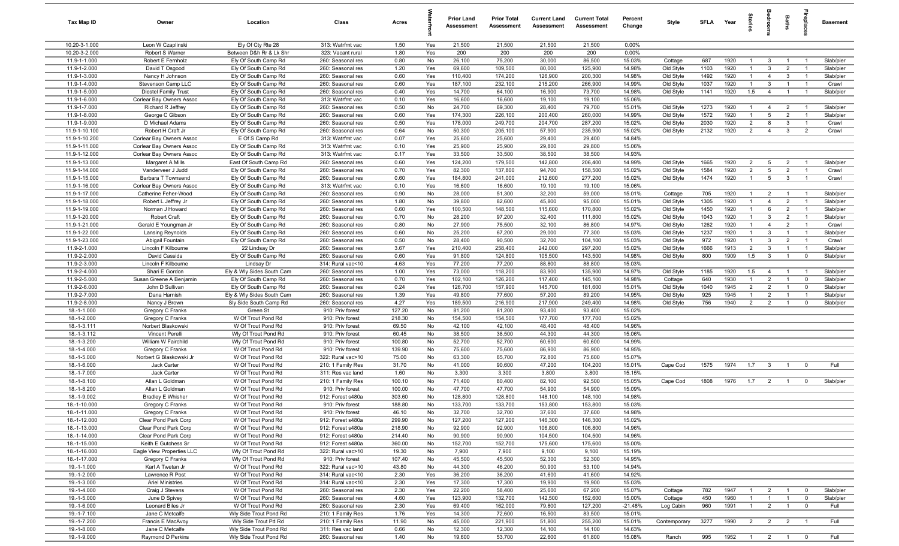| Tax Map ID | Owner | Location | Class | Acres | Waterfront | Prior Land Assessment | Prior Total Assessment | Current Land Assessment | Current Total Assessment | Percent Change | Style | SFLA | Year | Stories | Bedrooms | Baths | Fireplaces | Basement |
|---|---|---|---|---|---|---|---|---|---|---|---|---|---|---|---|---|---|---|
| 10.20-3-1.000 | Leon W Czaplinski | Ely Of Cty Rte 28 | 313: Watrfrnt vac | 1.50 | Yes | 21,500 | 21,500 | 21,500 | 21,500 | 0.00% | | | | | | | | |
| 10.20-3-2.000 | Robert S Warner | Between D&h Rr & Lk Shr | 323: Vacant rural | 1.80 | Yes | 200 | 200 | 200 | 200 | 0.00% | | | | | | | | |
| 11.9-1-1.000 | Robert E Fernholz | Ely Of South Camp Rd | 260: Seasonal res | 0.80 | No | 26,100 | 75,200 | 30,000 | 86,500 | 15.03% | Cottage | 687 | 1920 | 1 | 3 | 1 | 1 | Slab/pier |
| 11.9-1-2.000 | David T Osgood | Ely Of South Camp Rd | 260: Seasonal res | 1.20 | Yes | 69,600 | 109,500 | 80,000 | 125,900 | 14.98% | Old Style | 1103 | 1920 | 1 | 3 | 2 | 1 | Slab/pier |
| 11.9-1-3.000 | Nancy H Johnson | Ely Of South Camp Rd | 260: Seasonal res | 0.60 | Yes | 110,400 | 174,200 | 126,900 | 200,300 | 14.98% | Old Style | 1492 | 1920 | 1 | 4 | 3 | 1 | Slab/pier |
| 11.9-1-4.000 | Stevenson Camp LLC | Ely Of South Camp Rd | 260: Seasonal res | 0.60 | Yes | 187,100 | 232,100 | 215,200 | 266,900 | 14.99% | Old Style | 1037 | 1920 | 1 | 3 | 1 | 1 | Crawl |
| 11.9-1-5.000 | Diestel Family Trust | Ely Of South Camp Rd | 260: Seasonal res | 0.40 | Yes | 14,700 | 64,100 | 16,900 | 73,700 | 14.98% | Old Style | 1141 | 1920 | 1.5 | 4 | 1 | 1 | Slab/pier |
| 11.9-1-6.000 | Corlear Bay Owners Assoc | Ely Of South Camp Rd | 313: Watrfrnt vac | 0.10 | Yes | 16,600 | 16,600 | 19,100 | 19,100 | 15.06% | | | | | | | | |
| 11.9-1-7.000 | Richard R Jeffrey | Ely Of South Camp Rd | 260: Seasonal res | 0.50 | No | 24,700 | 69,300 | 28,400 | 79,700 | 15.01% | Old Style | 1273 | 1920 | 1 | 4 | 2 | 1 | Slab/pier |
| 11.9-1-8.000 | George C Gibson | Ely Of South Camp Rd | 260: Seasonal res | 0.60 | Yes | 174,300 | 226,100 | 200,400 | 260,000 | 14.99% | Old Style | 1572 | 1920 | 1 | 5 | 2 | 1 | Slab/pier |
| 11.9-1-9.000 | D Michael Adams | Ely Of South Camp Rd | 260: Seasonal res | 0.50 | Yes | 178,000 | 249,700 | 204,700 | 287,200 | 15.02% | Old Style | 2030 | 1920 | 2 | 8 | 3 | 1 | Crawl |
| 11.9-1-10.100 | Robert H Craft Jr | Ely Of South Camp Rd | 260: Seasonal res | 0.64 | No | 50,300 | 205,100 | 57,900 | 235,900 | 15.02% | Old Style | 2132 | 1920 | 2 | 4 | 3 | 2 | Crawl |
| 11.9-1-10.200 | Corlear Bay Owners Assoc | E Of S Camp Rd | 313: Watrfrnt vac | 0.07 | Yes | 25,600 | 25,600 | 29,400 | 29,400 | 14.84% | | | | | | | | |
| 11.9-1-11.000 | Corlear Bay Owners Assoc | Ely Of South Camp Rd | 313: Watrfrnt vac | 0.10 | Yes | 25,900 | 25,900 | 29,800 | 29,800 | 15.06% | | | | | | | | |
| 11.9-1-12.000 | Corlear Bay Owners Assoc | Ely Of South Camp Rd | 313: Watrfrnt vac | 0.17 | Yes | 33,500 | 33,500 | 38,500 | 38,500 | 14.93% | | | | | | | | |
| 11.9-1-13.000 | Margaret A Mills | East Of South Camp Rd | 260: Seasonal res | 0.60 | Yes | 124,200 | 179,500 | 142,800 | 206,400 | 14.99% | Old Style | 1665 | 1920 | 2 | 5 | 2 | 1 | Slab/pier |
| 11.9-1-14.000 | Vanderveer J Judd | Ely Of South Camp Rd | 260: Seasonal res | 0.70 | Yes | 82,300 | 137,800 | 94,700 | 158,500 | 15.02% | Old Style | 1584 | 1920 | 2 | 5 | 2 | 1 | Crawl |
| 11.9-1-15.000 | Barbara T Townsend | Ely Of South Camp Rd | 260: Seasonal res | 0.60 | Yes | 184,800 | 241,000 | 212,600 | 277,200 | 15.02% | Old Style | 1474 | 1920 | 1 | 5 | 3 | 1 | Crawl |
| 11.9-1-16.000 | Corlear Bay Owners Assoc | Ely Of South Camp Rd | 313: Watrfrnt vac | 0.10 | Yes | 16,600 | 16,600 | 19,100 | 19,100 | 15.06% | | | | | | | | |
| 11.9-1-17.000 | Catherine Feher-Wood | Ely Of South Camp Rd | 260: Seasonal res | 0.90 | No | 28,000 | 51,300 | 32,200 | 59,000 | 15.01% | Cottage | 705 | 1920 | 1 | 2 | 1 | 1 | Slab/pier |
| 11.9-1-18.000 | Robert L Jeffrey Jr | Ely Of South Camp Rd | 260: Seasonal res | 1.80 | No | 39,800 | 82,600 | 45,800 | 95,000 | 15.01% | Old Style | 1305 | 1920 | 1 | 4 | 2 | 1 | Slab/pier |
| 11.9-1-19.000 | Norman J Howard | Ely Of South Camp Rd | 260: Seasonal res | 0.60 | Yes | 100,500 | 148,500 | 115,600 | 170,800 | 15.02% | Old Style | 1450 | 1920 | 1 | 6 | 2 | 1 | Slab/pier |
| 11.9-1-20.000 | Robert Craft | Ely Of South Camp Rd | 260: Seasonal res | 0.70 | No | 28,200 | 97,200 | 32,400 | 111,800 | 15.02% | Old Style | 1043 | 1920 | 1 | 3 | 2 | 1 | Slab/pier |
| 11.9-1-21.000 | Gerald E Youngman Jr | Ely Of South Camp Rd | 260: Seasonal res | 0.80 | No | 27,900 | 75,500 | 32,100 | 86,800 | 14.97% | Old Style | 1262 | 1920 | 1 | 4 | 2 | 1 | Crawl |
| 11.9-1-22.000 | Lansing Reynolds | Ely Of South Camp Rd | 260: Seasonal res | 0.60 | No | 25,200 | 67,200 | 29,000 | 77,300 | 15.03% | Old Style | 1237 | 1920 | 1 | 3 | 1 | 1 | Slab/pier |
| 11.9-1-23.000 | Abigail Fountain | Ely Of South Camp Rd | 260: Seasonal res | 0.50 | No | 28,400 | 90,500 | 32,700 | 104,100 | 15.03% | Old Style | 972 | 1920 | 1 | 3 | 2 | 1 | Crawl |
| 11.9-2-1.000 | Lincoln F Kilbourne | 22 Lindsay Dr | 260: Seasonal res | 3.67 | Yes | 210,400 | 258,400 | 242,000 | 297,200 | 15.02% | Old Style | 1666 | 1913 | 2 | 3 | 1 | 1 | Slab/pier |
| 11.9-2-2.000 | David Cassida | Ely Of South Camp Rd | 260: Seasonal res | 0.60 | Yes | 91,800 | 124,800 | 105,500 | 143,500 | 14.98% | Old Style | 800 | 1909 | 1.5 | 3 | 1 | 0 | Slab/pier |
| 11.9-2-3.000 | Lincoln F Kilbourne | Lindsay Dr | 314: Rural vac<10 | 4.63 | Yes | 77,200 | 77,200 | 88,800 | 88,800 | 15.03% | | | | | | | | |
| 11.9-2-4.000 | Shari E Gordon | Ely & Wly Sides South Cam | 260: Seasonal res | 1.00 | Yes | 73,000 | 118,200 | 83,900 | 135,900 | 14.97% | Old Style | 1185 | 1920 | 1.5 | 4 | 1 | 1 | Slab/pier |
| 11.9-2-5.000 | Susan Greene A Benjamin | Ely Of South Camp Rd | 260: Seasonal res | 0.70 | Yes | 102,100 | 126,200 | 117,400 | 145,100 | 14.98% | Cottage | 640 | 1930 | 1 | 2 | 1 | 0 | Slab/pier |
| 11.9-2-6.000 | John D Sullivan | Ely Of South Camp Rd | 260: Seasonal res | 0.24 | Yes | 126,700 | 157,900 | 145,700 | 181,600 | 15.01% | Old Style | 1040 | 1945 | 2 | 2 | 1 | 0 | Slab/pier |
| 11.9-2-7.000 | Dana Harnish | Ely & Wly Sides South Cam | 260: Seasonal res | 1.39 | Yes | 49,800 | 77,600 | 57,200 | 89,200 | 14.95% | Old Style | 925 | 1945 | 1 | 2 | 1 | 1 | Slab/pier |
| 11.9-2-8.000 | Nancy J Brown | Sly Side South Camp Rd | 260: Seasonal res | 4.27 | Yes | 189,500 | 216,900 | 217,900 | 249,400 | 14.98% | Old Style | 756 | 1940 | 2 | 2 | 1 | 0 | Slab/pier |
| 18.-1-1.000 | Gregory C Franks | Green St | 910: Priv forest | 127.20 | No | 81,200 | 81,200 | 93,400 | 93,400 | 15.02% | | | | | | | | |
| 18.-1-2.000 | Gregory C Franks | W Of Trout Pond Rd | 910: Priv forest | 218.30 | No | 154,500 | 154,500 | 177,700 | 177,700 | 15.02% | | | | | | | | |
| 18.-1-3.111 | Norbert Blaskowski | W Of Trout Pond Rd | 910: Priv forest | 69.50 | No | 42,100 | 42,100 | 48,400 | 48,400 | 14.96% | | | | | | | | |
| 18.-1-3.112 | Vincent Perelli | Wly Of Trout Pond Rd | 910: Priv forest | 60.45 | No | 38,500 | 38,500 | 44,300 | 44,300 | 15.06% | | | | | | | | |
| 18.-1-3.200 | William W Fairchild | Wly Of Trout Pond Rd | 910: Priv forest | 100.80 | No | 52,700 | 52,700 | 60,600 | 60,600 | 14.99% | | | | | | | | |
| 18.-1-4.000 | Gregory C Franks | W Of Trout Pond Rd | 910: Priv forest | 139.90 | No | 75,600 | 75,600 | 86,900 | 86,900 | 14.95% | | | | | | | | |
| 18.-1-5.000 | Norbert G Blaskowski Jr | W Of Trout Pond Rd | 322: Rural vac>10 | 75.00 | No | 63,300 | 65,700 | 72,800 | 75,600 | 15.07% | | | | | | | | |
| 18.-1-6.000 | Jack Carter | W Of Trout Pond Rd | 210: 1 Family Res | 31.70 | No | 41,000 | 90,600 | 47,200 | 104,200 | 15.01% | Cape Cod | 1575 | 1974 | 1.7 | 3 | 1 | 0 | Full |
| 18.-1-7.000 | Jack Carter | W Of Trout Pond Rd | 311: Res vac land | 1.60 | No | 3,300 | 3,300 | 3,800 | 3,800 | 15.15% | | | | | | | | |
| 18.-1-8.100 | Allan L Goldman | W Of Trout Pond Rd | 210: 1 Family Res | 100.10 | No | 71,400 | 80,400 | 82,100 | 92,500 | 15.05% | Cape Cod | 1808 | 1976 | 1.7 | 2 | 1 | 0 | Slab/pier |
| 18.-1-8.200 | Allan L Goldman | W Of Trout Pond Rd | 910: Priv forest | 100.00 | No | 47,700 | 47,700 | 54,900 | 54,900 | 15.09% | | | | | | | | |
| 18.-1-9.002 | Bradley E Whisher | W Of Trout Pond Rd | 912: Forest s480a | 303.60 | No | 128,800 | 128,800 | 148,100 | 148,100 | 14.98% | | | | | | | | |
| 18.-1-10.000 | Gregory C Franks | W Of Trout Pond Rd | 910: Priv forest | 188.80 | No | 133,700 | 133,700 | 153,800 | 153,800 | 15.03% | | | | | | | | |
| 18.-1-11.000 | Gregory C Franks | W Of Trout Pond Rd | 910: Priv forest | 46.10 | No | 32,700 | 32,700 | 37,600 | 37,600 | 14.98% | | | | | | | | |
| 18.-1-12.000 | Clear Pond Park Corp | W Of Trout Pond Rd | 912: Forest s480a | 299.90 | No | 127,200 | 127,200 | 146,300 | 146,300 | 15.02% | | | | | | | | |
| 18.-1-13.000 | Clear Pond Park Corp | W Of Trout Pond Rd | 912: Forest s480a | 218.90 | No | 92,900 | 92,900 | 106,800 | 106,800 | 14.96% | | | | | | | | |
| 18.-1-14.000 | Clear Pond Park Corp | W Of Trout Pond Rd | 912: Forest s480a | 214.40 | No | 90,900 | 90,900 | 104,500 | 104,500 | 14.96% | | | | | | | | |
| 18.-1-15.000 | Keith E Gutchess Sr | W Of Trout Pond Rd | 912: Forest s480a | 360.00 | No | 152,700 | 152,700 | 175,600 | 175,600 | 15.00% | | | | | | | | |
| 18.-1-16.000 | Eagle View Properties LLC | Wly Of Trout Pond Rd | 322: Rural vac>10 | 19.30 | No | 7,900 | 7,900 | 9,100 | 9,100 | 15.19% | | | | | | | | |
| 18.-1-17.000 | Gregory C Franks | Wly Of Trout Pond Rd | 910: Priv forest | 107.40 | No | 45,500 | 45,500 | 52,300 | 52,300 | 14.95% | | | | | | | | |
| 19.-1-1.000 | Karl A Twetan Jr | W Of Trout Pond Rd | 322: Rural vac>10 | 43.80 | No | 44,300 | 46,200 | 50,900 | 53,100 | 14.94% | | | | | | | | |
| 19.-1-2.000 | Lawrence R Post | W Of Trout Pond Rd | 314: Rural vac<10 | 2.30 | Yes | 36,200 | 36,200 | 41,600 | 41,600 | 14.92% | | | | | | | | |
| 19.-1-3.000 | Ariel Ministries | W Of Trout Pond Rd | 314: Rural vac<10 | 2.30 | Yes | 17,300 | 17,300 | 19,900 | 19,900 | 15.03% | | | | | | | | |
| 19.-1-4.000 | Craig J Stevens | W Of Trout Pond Rd | 260: Seasonal res | 2.30 | Yes | 22,200 | 58,400 | 25,600 | 67,200 | 15.07% | Cottage | 782 | 1947 | 1 | 2 | 1 | 0 | Slab/pier |
| 19.-1-5.000 | June D Spivey | W Of Trout Pond Rd | 260: Seasonal res | 4.60 | Yes | 123,900 | 132,700 | 142,500 | 152,600 | 15.00% | Cottage | 450 | 1960 | 1 | 1 | 1 | 0 | Slab/pier |
| 19.-1-6.000 | Leonard Biles Jr | W Of Trout Pond Rd | 260: Seasonal res | 2.30 | Yes | 69,400 | 162,000 | 79,800 | 127,200 | -21.48% | Log Cabin | 960 | 1991 | 1 | 2 | 1 | 0 | Full |
| 19.-1-7.100 | Jane C Metcalfe | Wly Side Trout Pond Rd | 210: 1 Family Res | 1.76 | Yes | 14,300 | 72,600 | 16,500 | 83,500 | 15.01% | | | | | | | | |
| 19.-1-7.200 | Francis E MacAvoy | Wly Side Trout Pd Rd | 210: 1 Family Res | 11.90 | No | 45,000 | 221,900 | 51,800 | 255,200 | 15.01% | Contemporary | 3277 | 1990 | 2 | 2 | 2 | 1 | Full |
| 19.-1-8.000 | Jane C Metcalfe | Wly Side Trout Pond Rd | 311: Res vac land | 0.66 | No | 12,300 | 12,300 | 14,100 | 14,100 | 14.63% | | | | | | | | |
| 19.-1-9.000 | Raymond D Perkins | Wly Side Trout Pond Rd | 260: Seasonal res | 1.40 | No | 19,600 | 53,700 | 22,600 | 61,800 | 15.08% | Ranch | 995 | 1952 | 1 | 2 | 1 | 0 | Full |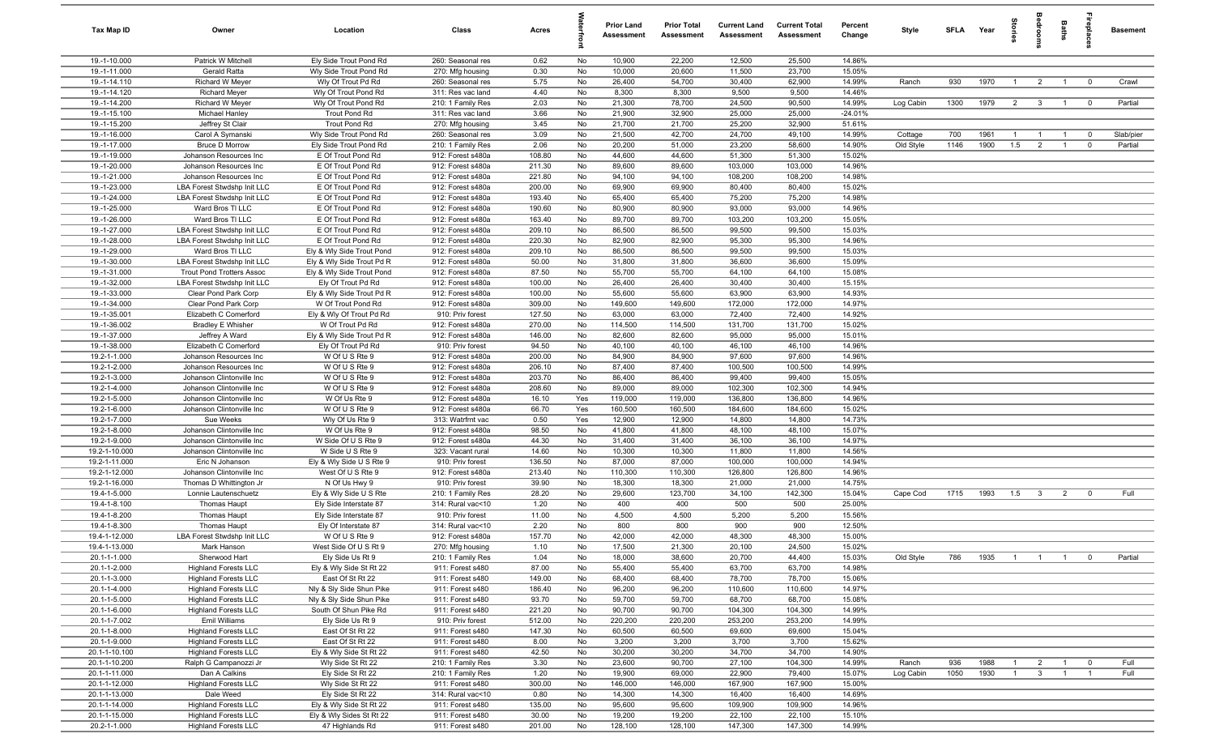| Tax Map ID | Owner | Location | Class | Acres | Waterfront | Prior Land Assessment | Prior Total Assessment | Current Land Assessment | Current Total Assessment | Percent Change | Style | SFLA | Year | Stories | Bedrooms | Baths | Fireplaces | Basement |
|---|---|---|---|---|---|---|---|---|---|---|---|---|---|---|---|---|---|---|
| 19.-1-10.000 | Patrick W Mitchell | Ely Side Trout Pond Rd | 260: Seasonal res | 0.62 | No | 10,900 | 22,200 | 12,500 | 25,500 | 14.86% | | | | | | | | |
| 19.-1-11.000 | Gerald Ratta | Wly Side Trout Pond Rd | 270: Mfg housing | 0.30 | No | 10,000 | 20,600 | 11,500 | 23,700 | 15.05% | | | | | | | | |
| 19.-1-14.110 | Richard W Meyer | Wly Of Trout Pd Rd | 260: Seasonal res | 5.75 | No | 26,400 | 54,700 | 30,400 | 62,900 | 14.99% | Ranch | 930 | 1970 | 1 | 2 | 1 | 0 | Crawl |
| 19.-1-14.120 | Richard Meyer | Wly Of Trout Pond Rd | 311: Res vac land | 4.40 | No | 8,300 | 8,300 | 9,500 | 9,500 | 14.46% | | | | | | | | |
| 19.-1-14.200 | Richard W Meyer | Wly Of Trout Pond Rd | 210: 1 Family Res | 2.03 | No | 21,300 | 78,700 | 24,500 | 90,500 | 14.99% | Log Cabin | 1300 | 1979 | 2 | 3 | 1 | 0 | Partial |
| 19.-1-15.100 | Michael Hanley | Trout Pond Rd | 311: Res vac land | 3.66 | No | 21,900 | 32,900 | 25,000 | 25,000 | -24.01% | | | | | | | | |
| 19.-1-15.200 | Jeffrey St Clair | Trout Pond Rd | 270: Mfg housing | 3.45 | No | 21,700 | 21,700 | 25,200 | 32,900 | 51.61% | | | | | | | | |
| 19.-1-16.000 | Carol A Symanski | Wly Side Trout Pond Rd | 260: Seasonal res | 3.09 | No | 21,500 | 42,700 | 24,700 | 49,100 | 14.99% | Cottage | 700 | 1961 | 1 | 1 | 1 | 0 | Slab/pier |
| 19.-1-17.000 | Bruce D Morrow | Ely Side Trout Pond Rd | 210: 1 Family Res | 2.06 | No | 20,200 | 51,000 | 23,200 | 58,600 | 14.90% | Old Style | 1146 | 1900 | 1.5 | 2 | 1 | 0 | Partial |
| 19.-1-19.000 | Johanson Resources Inc | E Of Trout Pond Rd | 912: Forest s480a | 108.80 | No | 44,600 | 44,600 | 51,300 | 51,300 | 15.02% | | | | | | | | |
| 19.-1-20.000 | Johanson Resources Inc | E Of Trout Pond Rd | 912: Forest s480a | 211.30 | No | 89,600 | 89,600 | 103,000 | 103,000 | 14.96% | | | | | | | | |
| 19.-1-21.000 | Johanson Resources Inc | E Of Trout Pond Rd | 912: Forest s480a | 221.80 | No | 94,100 | 94,100 | 108,200 | 108,200 | 14.98% | | | | | | | | |
| 19.-1-23.000 | LBA Forest Stwdshp Intl LLC | E Of Trout Pond Rd | 912: Forest s480a | 200.00 | No | 69,900 | 69,900 | 80,400 | 80,400 | 15.02% | | | | | | | | |
| 19.-1-24.000 | LBA Forest Stwdshp Intl LLC | E Of Trout Pond Rd | 912: Forest s480a | 193.40 | No | 65,400 | 65,400 | 75,200 | 75,200 | 14.98% | | | | | | | | |
| 19.-1-25.000 | Ward Bros Tl LLC | E Of Trout Pond Rd | 912: Forest s480a | 190.60 | No | 80,900 | 80,900 | 93,000 | 93,000 | 14.96% | | | | | | | | |
| 19.-1-26.000 | Ward Bros Tl LLC | E Of Trout Pond Rd | 912: Forest s480a | 163.40 | No | 89,700 | 89,700 | 103,200 | 103,200 | 15.05% | | | | | | | | |
| 19.-1-27.000 | LBA Forest Stwdshp Intl LLC | E Of Trout Pond Rd | 912: Forest s480a | 209.10 | No | 86,500 | 86,500 | 99,500 | 99,500 | 15.03% | | | | | | | | |
| 19.-1-28.000 | LBA Forest Stwdshp Intl LLC | E Of Trout Pond Rd | 912: Forest s480a | 220.30 | No | 82,900 | 82,900 | 95,300 | 95,300 | 14.96% | | | | | | | | |
| 19.-1-29.000 | Ward Bros Tl LLC | Ely & Wly Side Trout Pond | 912: Forest s480a | 209.10 | No | 86,500 | 86,500 | 99,500 | 99,500 | 15.03% | | | | | | | | |
| 19.-1-30.000 | LBA Forest Stwdshp Intl LLC | Ely & Wly Side Trout Pd R | 912: Forest s480a | 50.00 | No | 31,800 | 31,800 | 36,600 | 36,600 | 15.09% | | | | | | | | |
| 19.-1-31.000 | Trout Pond Trotters Assoc | Ely & Wly Side Trout Pond | 912: Forest s480a | 87.50 | No | 55,700 | 55,700 | 64,100 | 64,100 | 15.08% | | | | | | | | |
| 19.-1-32.000 | LBA Forest Stwdshp Intl LLC | Ely Of Trout Pd Rd | 912: Forest s480a | 100.00 | No | 26,400 | 26,400 | 30,400 | 30,400 | 15.15% | | | | | | | | |
| 19.-1-33.000 | Clear Pond Park Corp | Ely & Wly Side Trout Pd R | 912: Forest s480a | 100.00 | No | 55,600 | 55,600 | 63,900 | 63,900 | 14.93% | | | | | | | | |
| 19.-1-34.000 | Clear Pond Park Corp | W Of Trout Pond Rd | 912: Forest s480a | 309.00 | No | 149,600 | 149,600 | 172,000 | 172,000 | 14.97% | | | | | | | | |
| 19.-1-35.001 | Elizabeth C Comerford | Ely & Wly Of Trout Pd Rd | 910: Priv forest | 127.50 | No | 63,000 | 63,000 | 72,400 | 72,400 | 14.92% | | | | | | | | |
| 19.-1-36.002 | Bradley E Whisher | W Of Trout Pd Rd | 912: Forest s480a | 270.00 | No | 114,500 | 114,500 | 131,700 | 131,700 | 15.02% | | | | | | | | |
| 19.-1-37.000 | Jeffrey A Ward | Ely & Wly Side Trout Pd R | 912: Forest s480a | 146.00 | No | 82,600 | 82,600 | 95,000 | 95,000 | 15.01% | | | | | | | | |
| 19.-1-38.000 | Elizabeth C Comerford | Ely Of Trout Pd Rd | 910: Priv forest | 94.50 | No | 40,100 | 40,100 | 46,100 | 46,100 | 14.96% | | | | | | | | |
| 19.2-1-1.000 | Johanson Resources Inc | W Of U S Rte 9 | 912: Forest s480a | 200.00 | No | 84,900 | 84,900 | 97,600 | 97,600 | 14.96% | | | | | | | | |
| 19.2-1-2.000 | Johanson Resources Inc | W Of U S Rte 9 | 912: Forest s480a | 206.10 | No | 87,400 | 87,400 | 100,500 | 100,500 | 14.99% | | | | | | | | |
| 19.2-1-3.000 | Johanson Clintonville Inc | W Of U S Rte 9 | 912: Forest s480a | 203.70 | No | 86,400 | 86,400 | 99,400 | 99,400 | 15.05% | | | | | | | | |
| 19.2-1-4.000 | Johanson Clintonville Inc | W Of U S Rte 9 | 912: Forest s480a | 208.60 | No | 89,000 | 89,000 | 102,300 | 102,300 | 14.94% | | | | | | | | |
| 19.2-1-5.000 | Johanson Clintonville Inc | W Of Us Rte 9 | 912: Forest s480a | 16.10 | Yes | 119,000 | 119,000 | 136,800 | 136,800 | 14.96% | | | | | | | | |
| 19.2-1-6.000 | Johanson Clintonville Inc | W Of U S Rte 9 | 912: Forest s480a | 66.70 | Yes | 160,500 | 160,500 | 184,600 | 184,600 | 15.02% | | | | | | | | |
| 19.2-1-7.000 | Sue Weeks | Wly Of Us Rte 9 | 313: Watrfrnt vac | 0.50 | Yes | 12,900 | 12,900 | 14,800 | 14,800 | 14.73% | | | | | | | | |
| 19.2-1-8.000 | Johanson Clintonville Inc | W Of Us Rte 9 | 912: Forest s480a | 98.50 | No | 41,800 | 41,800 | 48,100 | 48,100 | 15.07% | | | | | | | | |
| 19.2-1-9.000 | Johanson Clintonville Inc | W Side Of U S Rte 9 | 912: Forest s480a | 44.30 | No | 31,400 | 31,400 | 36,100 | 36,100 | 14.97% | | | | | | | | |
| 19.2-1-10.000 | Johanson Clintonville Inc | W Side U S Rte 9 | 323: Vacant rural | 14.60 | No | 10,300 | 10,300 | 11,800 | 11,800 | 14.56% | | | | | | | | |
| 19.2-1-11.000 | Eric N Johanson | Ely & Wly Side U S Rte 9 | 910: Priv forest | 136.50 | No | 87,000 | 87,000 | 100,000 | 100,000 | 14.94% | | | | | | | | |
| 19.2-1-12.000 | Johanson Clintonville Inc | West Of U S Rte 9 | 912: Forest s480a | 213.40 | No | 110,300 | 110,300 | 126,800 | 126,800 | 14.96% | | | | | | | | |
| 19.2-1-16.000 | Thomas D Whittington Jr | N Of Us Hwy 9 | 910: Priv forest | 39.90 | No | 18,300 | 18,300 | 21,000 | 21,000 | 14.75% | | | | | | | | |
| 19.4-1-5.000 | Lonnie Lautenschuetz | Ely & Wly Side U S Rte | 210: 1 Family Res | 28.20 | No | 29,600 | 123,700 | 34,100 | 142,300 | 15.04% | Cape Cod | 1715 | 1993 | 1.5 | 3 | 2 | 0 | Full |
| 19.4-1-8.100 | Thomas Haupt | Ely Side Interstate 87 | 314: Rural vac<10 | 1.20 | No | 400 | 400 | 500 | 500 | 25.00% | | | | | | | | |
| 19.4-1-8.200 | Thomas Haupt | Ely Side Interstate 87 | 910: Priv forest | 11.00 | No | 4,500 | 4,500 | 5,200 | 5,200 | 15.56% | | | | | | | | |
| 19.4-1-8.300 | Thomas Haupt | Ely Of Interstate 87 | 314: Rural vac<10 | 2.20 | No | 800 | 800 | 900 | 900 | 12.50% | | | | | | | | |
| 19.4-1-12.000 | LBA Forest Stwdshp Intl LLC | W Of U S Rte 9 | 912: Forest s480a | 157.70 | No | 42,000 | 42,000 | 48,300 | 48,300 | 15.00% | | | | | | | | |
| 19.4-1-13.000 | Mark Hanson | West Side Of U S Rt 9 | 270: Mfg housing | 1.10 | No | 17,500 | 21,300 | 20,100 | 24,500 | 15.02% | | | | | | | | |
| 20.1-1-1.000 | Sherwood Hart | Ely Side Us Rt 9 | 210: 1 Family Res | 1.04 | No | 18,000 | 38,600 | 20,700 | 44,400 | 15.03% | Old Style | 786 | 1935 | 1 | 1 | 1 | 0 | Partial |
| 20.1-1-2.000 | Highland Forests LLC | Ely & Wly Side St Rt 22 | 911: Forest s480 | 87.00 | No | 55,400 | 55,400 | 63,700 | 63,700 | 14.98% | | | | | | | | |
| 20.1-1-3.000 | Highland Forests LLC | East Of St Rt 22 | 911: Forest s480 | 149.00 | No | 68,400 | 68,400 | 78,700 | 78,700 | 15.06% | | | | | | | | |
| 20.1-1-4.000 | Highland Forests LLC | Nly & Sly Side Shun Pike | 911: Forest s480 | 186.40 | No | 96,200 | 96,200 | 110,600 | 110,600 | 14.97% | | | | | | | | |
| 20.1-1-5.000 | Highland Forests LLC | Nly & Sly Side Shun Pike | 911: Forest s480 | 93.70 | No | 59,700 | 59,700 | 68,700 | 68,700 | 15.08% | | | | | | | | |
| 20.1-1-6.000 | Highland Forests LLC | South Of Shun Pike Rd | 911: Forest s480 | 221.20 | No | 90,700 | 90,700 | 104,300 | 104,300 | 14.99% | | | | | | | | |
| 20.1-1-7.002 | Emil Williams | Ely Side Us Rt 9 | 910: Priv forest | 512.00 | No | 220,200 | 220,200 | 253,200 | 253,200 | 14.99% | | | | | | | | |
| 20.1-1-8.000 | Highland Forests LLC | East Of St Rt 22 | 911: Forest s480 | 147.30 | No | 60,500 | 60,500 | 69,600 | 69,600 | 15.04% | | | | | | | | |
| 20.1-1-9.000 | Highland Forests LLC | East Of St Rt 22 | 911: Forest s480 | 8.00 | No | 3,200 | 3,200 | 3,700 | 3,700 | 15.62% | | | | | | | | |
| 20.1-1-10.100 | Highland Forests LLC | Ely & Wly Side St Rt 22 | 911: Forest s480 | 42.50 | No | 30,200 | 30,200 | 34,700 | 34,700 | 14.90% | | | | | | | | |
| 20.1-1-10.200 | Ralph G Campanozzi Jr | Wly Side St Rt 22 | 210: 1 Family Res | 3.30 | No | 23,600 | 90,700 | 27,100 | 104,300 | 14.99% | Ranch | 936 | 1988 | 1 | 2 | 1 | 0 | Full |
| 20.1-1-11.000 | Dan A Calkins | Ely Side St Rt 22 | 210: 1 Family Res | 1.20 | No | 19,900 | 69,000 | 22,900 | 79,400 | 15.07% | Log Cabin | 1050 | 1930 | 1 | 3 | 1 | 1 | Full |
| 20.1-1-12.000 | Highland Forests LLC | Wly Side St Rt 22 | 911: Forest s480 | 300.00 | No | 146,000 | 146,000 | 167,900 | 167,900 | 15.00% | | | | | | | | |
| 20.1-1-13.000 | Dale Weed | Ely Side St Rt 22 | 314: Rural vac<10 | 0.80 | No | 14,300 | 14,300 | 16,400 | 16,400 | 14.69% | | | | | | | | |
| 20.1-1-14.000 | Highland Forests LLC | Ely & Wly Side St Rt 22 | 911: Forest s480 | 135.00 | No | 95,600 | 95,600 | 109,900 | 109,900 | 14.96% | | | | | | | | |
| 20.1-1-15.000 | Highland Forests LLC | Ely & Wly Sides St Rt 22 | 911: Forest s480 | 30.00 | No | 19,200 | 19,200 | 22,100 | 22,100 | 15.10% | | | | | | | | |
| 20.2-1-1.000 | Highland Forests LLC | 47 Highlands Rd | 911: Forest s480 | 201.00 | No | 128,100 | 128,100 | 147,300 | 147,300 | 14.99% | | | | | | | | |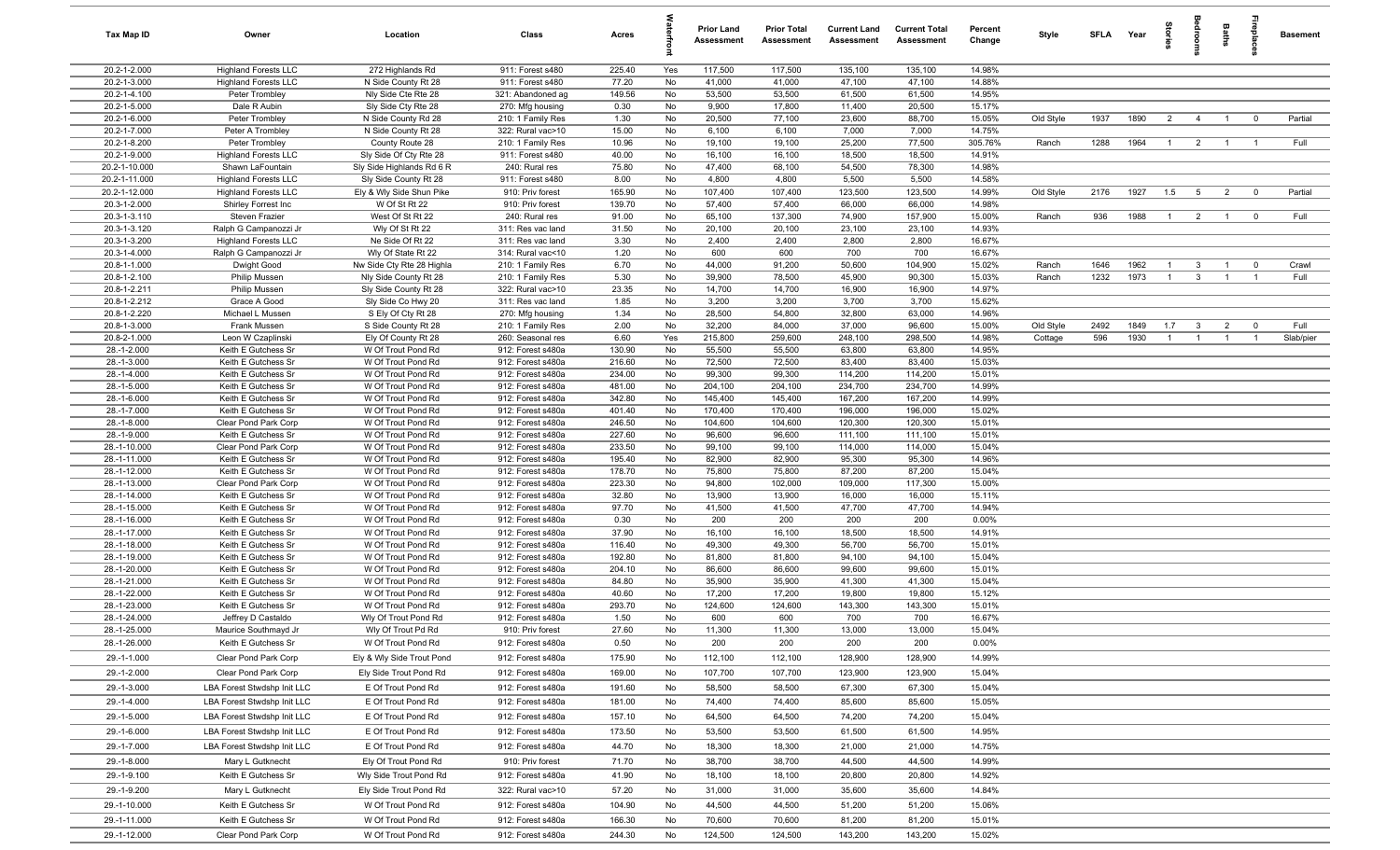| Tax Map ID | Owner | Location | Class | Acres | Waterfront | Prior Land Assessment | Prior Total Assessment | Current Land Assessment | Current Total Assessment | Percent Change | Style | SFLA | Year | Stories | Bedrooms | Baths | Fireplaces | Basement |
|---|---|---|---|---|---|---|---|---|---|---|---|---|---|---|---|---|---|---|
| 20.2-1-2.000 | Highland Forests LLC | 272 Highlands Rd | 911: Forest s480 | 225.40 | Yes | 117,500 | 117,500 | 135,100 | 135,100 | 14.98% | | | | | | | | |
| 20.2-1-3.000 | Highland Forests LLC | N Side County Rt 28 | 911: Forest s480 | 77.20 | No | 41,000 | 41,000 | 47,100 | 47,100 | 14.88% | | | | | | | | |
| 20.2-1-4.100 | Peter Trombley | Nly Side Cte Rte 28 | 321: Abandoned ag | 149.56 | No | 53,500 | 53,500 | 61,500 | 61,500 | 14.95% | | | | | | | | |
| 20.2-1-5.000 | Dale R Aubin | Sly Side Cty Rte 28 | 270: Mfg housing | 0.30 | No | 9,900 | 17,800 | 11,400 | 20,500 | 15.17% | | | | | | | | |
| 20.2-1-6.000 | Peter Trombley | N Side County Rd 28 | 210: 1 Family Res | 1.30 | No | 20,500 | 77,100 | 23,600 | 88,700 | 15.05% | Old Style | 1937 | 1890 | 2 | 4 | 1 | 0 | Partial |
| 20.2-1-7.000 | Peter A Trombley | N Side County Rt 28 | 322: Rural vac>10 | 15.00 | No | 6,100 | 6,100 | 7,000 | 7,000 | 14.75% | | | | | | | | |
| 20.2-1-8.200 | Peter Trombley | County Route 28 | 210: 1 Family Res | 10.96 | No | 19,100 | 19,100 | 25,200 | 77,500 | 305.76% | Ranch | 1288 | 1964 | 1 | 2 | 1 | 1 | Full |
| 20.2-1-9.000 | Highland Forests LLC | Sly Side Of Cty Rte 28 | 911: Forest s480 | 40.00 | No | 16,100 | 16,100 | 18,500 | 18,500 | 14.91% | | | | | | | | |
| 20.2-1-10.000 | Shawn LaFountain | Sly Side Highlands Rd 6 R | 240: Rural res | 75.80 | No | 47,400 | 68,100 | 54,500 | 78,300 | 14.98% | | | | | | | | |
| 20.2-1-11.000 | Highland Forests LLC | Sly Side County Rt 28 | 911: Forest s480 | 8.00 | No | 4,800 | 4,800 | 5,500 | 5,500 | 14.58% | | | | | | | | |
| 20.2-1-12.000 | Highland Forests LLC | Ely & Wly Side Shun Pike | 910: Priv forest | 165.90 | No | 107,400 | 107,400 | 123,500 | 123,500 | 14.99% | Old Style | 2176 | 1927 | 1.5 | 5 | 2 | 0 | Partial |
| 20.3-1-2.000 | Shirley Forrest Inc | W Of St Rt 22 | 910: Priv forest | 139.70 | No | 57,400 | 57,400 | 66,000 | 66,000 | 14.98% | | | | | | | | |
| 20.3-1-3.110 | Steven Frazier | West Of St Rt 22 | 240: Rural res | 91.00 | No | 65,100 | 137,300 | 74,900 | 157,900 | 15.00% | Ranch | 936 | 1988 | 1 | 2 | 1 | 0 | Full |
| 20.3-1-3.120 | Ralph G Campanozzi Jr | Wly Of St Rt 22 | 311: Res vac land | 31.50 | No | 20,100 | 20,100 | 23,100 | 23,100 | 14.93% | | | | | | | | |
| 20.3-1-3.200 | Highland Forests LLC | Ne Side Of Rt 22 | 311: Res vac land | 3.30 | No | 2,400 | 2,400 | 2,800 | 2,800 | 16.67% | | | | | | | | |
| 20.3-1-4.000 | Ralph G Campanozzi Jr | Wly Of State Rt 22 | 314: Rural vac<10 | 1.20 | No | 600 | 600 | 700 | 700 | 16.67% | | | | | | | | |
| 20.8-1-1.000 | Dwight Good | Nw Side Cty Rte 28 Highla | 210: 1 Family Res | 6.70 | No | 44,000 | 91,200 | 50,600 | 104,900 | 15.02% | Ranch | 1646 | 1962 | 1 | 3 | 1 | 0 | Crawl |
| 20.8-1-2.100 | Philip Mussen | Nly Side County Rt 28 | 210: 1 Family Res | 5.30 | No | 39,900 | 78,500 | 45,900 | 90,300 | 15.03% | Ranch | 1232 | 1973 | 1 | 3 | 1 | 1 | Full |
| 20.8-1-2.211 | Philip Mussen | Sly Side County Rt 28 | 322: Rural vac>10 | 23.35 | No | 14,700 | 14,700 | 16,900 | 16,900 | 14.97% | | | | | | | | |
| 20.8-1-2.212 | Grace A Good | Sly Side Co Hwy 20 | 311: Res vac land | 1.85 | No | 3,200 | 3,200 | 3,700 | 3,700 | 15.62% | | | | | | | | |
| 20.8-1-2.220 | Michael L Mussen | S Ely Of Cty Rt 28 | 270: Mfg housing | 1.34 | No | 28,500 | 54,800 | 32,800 | 63,000 | 14.96% | | | | | | | | |
| 20.8-1-3.000 | Frank Mussen | S Side County Rt 28 | 210: 1 Family Res | 2.00 | No | 32,200 | 84,000 | 37,000 | 96,600 | 15.00% | Old Style | 2492 | 1849 | 1.7 | 3 | 2 | 0 | Full |
| 20.8-2-1.000 | Leon W Czaplinski | Ely Of County Rt 28 | 260: Seasonal res | 6.60 | Yes | 215,800 | 259,600 | 248,100 | 298,500 | 14.98% | Cottage | 596 | 1930 | 1 | 1 | 1 | 1 | Slab/pier |
| 28.-1-2.000 | Keith E Gutchess Sr | W Of Trout Pond Rd | 912: Forest s480a | 130.90 | No | 55,500 | 55,500 | 63,800 | 63,800 | 14.95% | | | | | | | | |
| 28.-1-3.000 | Keith E Gutchess Sr | W Of Trout Pond Rd | 912: Forest s480a | 216.60 | No | 72,500 | 72,500 | 83,400 | 83,400 | 15.03% | | | | | | | | |
| 28.-1-4.000 | Keith E Gutchess Sr | W Of Trout Pond Rd | 912: Forest s480a | 234.00 | No | 99,300 | 99,300 | 114,200 | 114,200 | 15.01% | | | | | | | | |
| 28.-1-5.000 | Keith E Gutchess Sr | W Of Trout Pond Rd | 912: Forest s480a | 481.00 | No | 204,100 | 204,100 | 234,700 | 234,700 | 14.99% | | | | | | | | |
| 28.-1-6.000 | Keith E Gutchess Sr | W Of Trout Pond Rd | 912: Forest s480a | 342.80 | No | 145,400 | 145,400 | 167,200 | 167,200 | 14.99% | | | | | | | | |
| 28.-1-7.000 | Keith E Gutchess Sr | W Of Trout Pond Rd | 912: Forest s480a | 401.40 | No | 170,400 | 170,400 | 196,000 | 196,000 | 15.02% | | | | | | | | |
| 28.-1-8.000 | Clear Pond Park Corp | W Of Trout Pond Rd | 912: Forest s480a | 246.50 | No | 104,600 | 104,600 | 120,300 | 120,300 | 15.01% | | | | | | | | |
| 28.-1-9.000 | Keith E Gutchess Sr | W Of Trout Pond Rd | 912: Forest s480a | 227.60 | No | 96,600 | 96,600 | 111,100 | 111,100 | 15.01% | | | | | | | | |
| 28.-1-10.000 | Clear Pond Park Corp | W Of Trout Pond Rd | 912: Forest s480a | 233.50 | No | 99,100 | 99,100 | 114,000 | 114,000 | 15.04% | | | | | | | | |
| 28.-1-11.000 | Keith E Gutchess Sr | W Of Trout Pond Rd | 912: Forest s480a | 195.40 | No | 82,900 | 82,900 | 95,300 | 95,300 | 14.96% | | | | | | | | |
| 28.-1-12.000 | Keith E Gutchess Sr | W Of Trout Pond Rd | 912: Forest s480a | 178.70 | No | 75,800 | 75,800 | 87,200 | 87,200 | 15.04% | | | | | | | | |
| 28.-1-13.000 | Clear Pond Park Corp | W Of Trout Pond Rd | 912: Forest s480a | 223.30 | No | 94,800 | 102,000 | 109,000 | 117,300 | 15.00% | | | | | | | | |
| 28.-1-14.000 | Keith E Gutchess Sr | W Of Trout Pond Rd | 912: Forest s480a | 32.80 | No | 13,900 | 13,900 | 16,000 | 16,000 | 15.11% | | | | | | | | |
| 28.-1-15.000 | Keith E Gutchess Sr | W Of Trout Pond Rd | 912: Forest s480a | 97.70 | No | 41,500 | 41,500 | 47,700 | 47,700 | 14.94% | | | | | | | | |
| 28.-1-16.000 | Keith E Gutchess Sr | W Of Trout Pond Rd | 912: Forest s480a | 0.30 | No | 200 | 200 | 200 | 200 | 0.00% | | | | | | | | |
| 28.-1-17.000 | Keith E Gutchess Sr | W Of Trout Pond Rd | 912: Forest s480a | 37.90 | No | 16,100 | 16,100 | 18,500 | 18,500 | 14.91% | | | | | | | | |
| 28.-1-18.000 | Keith E Gutchess Sr | W Of Trout Pond Rd | 912: Forest s480a | 116.40 | No | 49,300 | 49,300 | 56,700 | 56,700 | 15.01% | | | | | | | | |
| 28.-1-19.000 | Keith E Gutchess Sr | W Of Trout Pond Rd | 912: Forest s480a | 192.80 | No | 81,800 | 81,800 | 94,100 | 94,100 | 15.04% | | | | | | | | |
| 28.-1-20.000 | Keith E Gutchess Sr | W Of Trout Pond Rd | 912: Forest s480a | 204.10 | No | 86,600 | 86,600 | 99,600 | 99,600 | 15.01% | | | | | | | | |
| 28.-1-21.000 | Keith E Gutchess Sr | W Of Trout Pond Rd | 912: Forest s480a | 84.80 | No | 35,900 | 35,900 | 41,300 | 41,300 | 15.04% | | | | | | | | |
| 28.-1-22.000 | Keith E Gutchess Sr | W Of Trout Pond Rd | 912: Forest s480a | 40.60 | No | 17,200 | 17,200 | 19,800 | 19,800 | 15.12% | | | | | | | | |
| 28.-1-23.000 | Keith E Gutchess Sr | W Of Trout Pond Rd | 912: Forest s480a | 293.70 | No | 124,600 | 124,600 | 143,300 | 143,300 | 15.01% | | | | | | | | |
| 28.-1-24.000 | Jeffrey D Castaldo | Wly Of Trout Pond Rd | 912: Forest s480a | 1.50 | No | 600 | 600 | 700 | 700 | 16.67% | | | | | | | | |
| 28.-1-25.000 | Maurice Southmayd Jr | Wly Of Trout Pd Rd | 910: Priv forest | 27.60 | No | 11,300 | 11,300 | 13,000 | 13,000 | 15.04% | | | | | | | | |
| 28.-1-26.000 | Keith E Gutchess Sr | W Of Trout Pond Rd | 912: Forest s480a | 0.50 | No | 200 | 200 | 200 | 200 | 0.00% | | | | | | | | |
| 29.-1-1.000 | Clear Pond Park Corp | Ely & Wly Side Trout Pond | 912: Forest s480a | 175.90 | No | 112,100 | 112,100 | 128,900 | 128,900 | 14.99% | | | | | | | | |
| 29.-1-2.000 | Clear Pond Park Corp | Ely Side Trout Pond Rd | 912: Forest s480a | 169.00 | No | 107,700 | 107,700 | 123,900 | 123,900 | 15.04% | | | | | | | | |
| 29.-1-3.000 | LBA Forest Stwdshp Init LLC | E Of Trout Pond Rd | 912: Forest s480a | 191.60 | No | 58,500 | 58,500 | 67,300 | 67,300 | 15.04% | | | | | | | | |
| 29.-1-4.000 | LBA Forest Stwdshp Init LLC | E Of Trout Pond Rd | 912: Forest s480a | 181.00 | No | 74,400 | 74,400 | 85,600 | 85,600 | 15.05% | | | | | | | | |
| 29.-1-5.000 | LBA Forest Stwdshp Init LLC | E Of Trout Pond Rd | 912: Forest s480a | 157.10 | No | 64,500 | 64,500 | 74,200 | 74,200 | 15.04% | | | | | | | | |
| 29.-1-6.000 | LBA Forest Stwdshp Init LLC | E Of Trout Pond Rd | 912: Forest s480a | 173.50 | No | 53,500 | 53,500 | 61,500 | 61,500 | 14.95% | | | | | | | | |
| 29.-1-7.000 | LBA Forest Stwdshp Init LLC | E Of Trout Pond Rd | 912: Forest s480a | 44.70 | No | 18,300 | 18,300 | 21,000 | 21,000 | 14.75% | | | | | | | | |
| 29.-1-8.000 | Mary L Gutknecht | Ely Of Trout Pond Rd | 910: Priv forest | 71.70 | No | 38,700 | 38,700 | 44,500 | 44,500 | 14.99% | | | | | | | | |
| 29.-1-9.100 | Keith E Gutchess Sr | Wly Side Trout Pond Rd | 912: Forest s480a | 41.90 | No | 18,100 | 18,100 | 20,800 | 20,800 | 14.92% | | | | | | | | |
| 29.-1-9.200 | Mary L Gutknecht | Ely Side Trout Pond Rd | 322: Rural vac>10 | 57.20 | No | 31,000 | 31,000 | 35,600 | 35,600 | 14.84% | | | | | | | | |
| 29.-1-10.000 | Keith E Gutchess Sr | W Of Trout Pond Rd | 912: Forest s480a | 104.90 | No | 44,500 | 44,500 | 51,200 | 51,200 | 15.06% | | | | | | | | |
| 29.-1-11.000 | Keith E Gutchess Sr | W Of Trout Pond Rd | 912: Forest s480a | 166.30 | No | 70,600 | 70,600 | 81,200 | 81,200 | 15.01% | | | | | | | | |
| 29.-1-12.000 | Clear Pond Park Corp | W Of Trout Pond Rd | 912: Forest s480a | 244.30 | No | 124,500 | 124,500 | 143,200 | 143,200 | 15.02% | | | | | | | | |